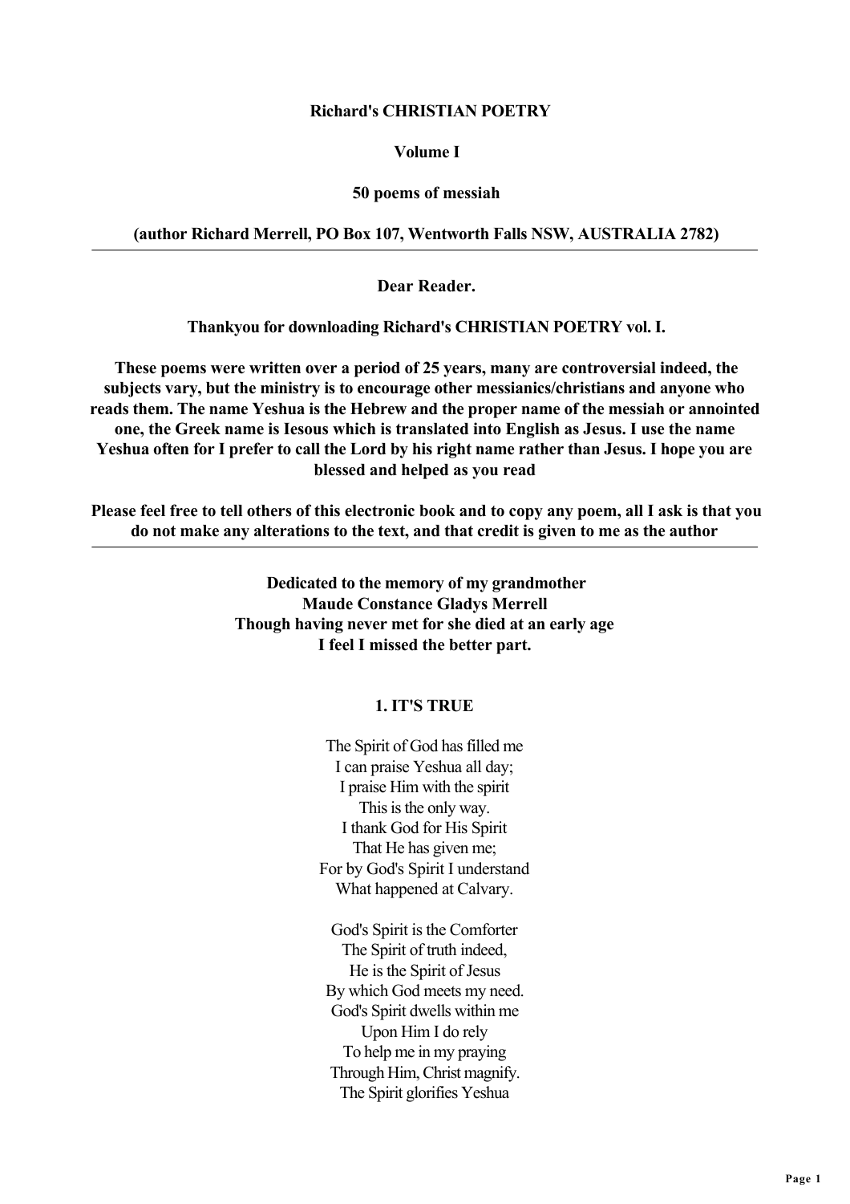**Richard's CHRISTIAN POETRY**

**Volume I**

**50 poems of messiah**

**(author Richard Merrell, PO Box 107, Wentworth Falls NSW, AUSTRALIA 2782)**

---

**Dear Reader.**

**Thankyou for downloading Richard's CHRISTIAN POETRY vol. I.**

**These poems were written over a period of 25 years, many are controversial indeed, the subjects vary, but the ministry is to encourage other messianics/christians and anyone who reads them. The name Yeshua is the Hebrew and the proper name of the messiah or annointed one, the Greek name is Iesous which is translated into English as Jesus. I use the name Yeshua often for I prefer to call the Lord by his right name rather than Jesus. I hope you are blessed and helped as you read**

**Please feel free to tell others of this electronic book and to copy any poem, all I ask is that you do not make any alterations to the text, and that credit is given to me as the author**

---

**Dedicated to the memory of my grandmother**
**Maude Constance Gladys Merrell**
**Though having never met for she died at an early age**
**I feel I missed the better part.**

## 1. IT'S TRUE

The Spirit of God has filled me
I can praise Yeshua all day;
I praise Him with the spirit
This is the only way.
I thank God for His Spirit
That He has given me;
For by God's Spirit I understand
What happened at Calvary.

God's Spirit is the Comforter
The Spirit of truth indeed,
He is the Spirit of Jesus
By which God meets my need.
God's Spirit dwells within me
Upon Him I do rely
To help me in my praying
Through Him, Christ magnify.
The Spirit glorifies Yeshua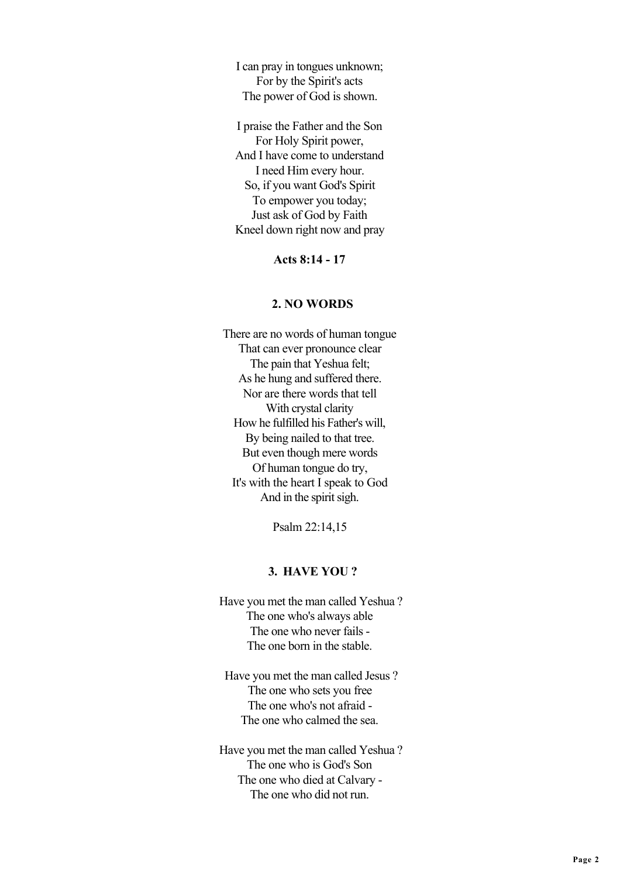I can pray in tongues unknown;
For by the Spirit's acts
The power of God is shown.

I praise the Father and the Son
For Holy Spirit power,
And I have come to understand
I need Him every hour.
So, if you want God's Spirit
To empower you today;
Just ask of God by Faith
Kneel down right now and pray

**Acts 8:14 - 17**

## 2. NO WORDS

There are no words of human tongue
That can ever pronounce clear
The pain that Yeshua felt;
As he hung and suffered there.
Nor are there words that tell
With crystal clarity
How he fulfilled his Father's will,
By being nailed to that tree.
But even though mere words
Of human tongue do try,
It's with the heart I speak to God
And in the spirit sigh.

Psalm 22:14,15

## 3. HAVE YOU ?

Have you met the man called Yeshua ?
The one who's always able
The one who never fails -
The one born in the stable.

Have you met the man called Jesus ?
The one who sets you free
The one who's not afraid -
The one who calmed the sea.

Have you met the man called Yeshua ?
The one who is God's Son
The one who died at Calvary -
The one who did not run.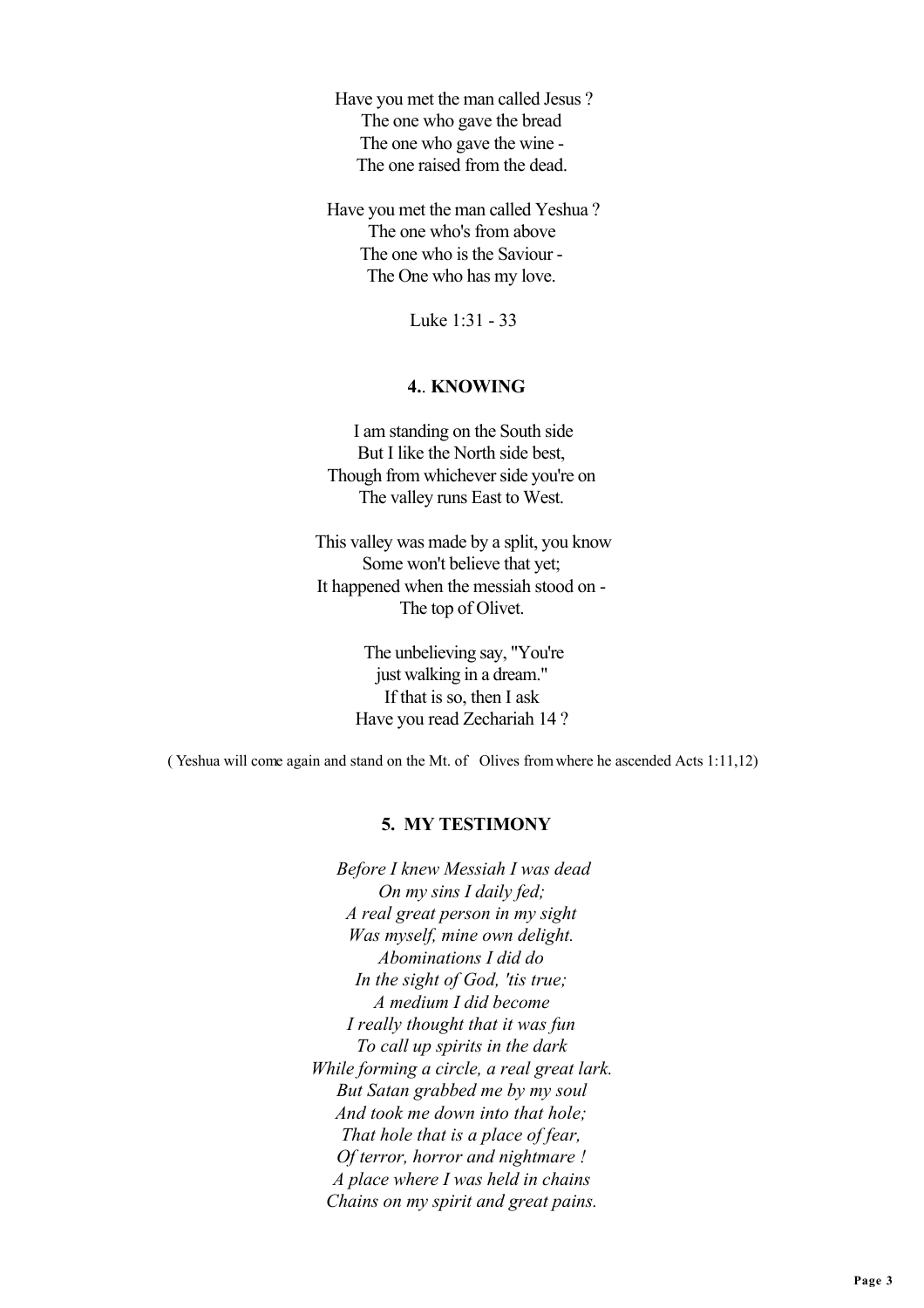Have you met the man called Jesus ?  
The one who gave the bread  
The one who gave the wine -  
The one raised from the dead.

Have you met the man called Yeshua ?  
The one who's from above  
The one who is the Saviour -  
The One who has my love.

Luke 1:31 - 33

### 4.. KNOWING

I am standing on the South side  
But I like the North side best,  
Though from whichever side you're on  
The valley runs East to West.

This valley was made by a split, you know  
Some won't believe that yet;  
It happened when the messiah stood on -  
The top of Olivet.

The unbelieving say, "You're  
just walking in a dream."  
If that is so, then I ask  
Have you read Zechariah 14 ?

( Yeshua will come again and stand on the Mt. of Olives from where he ascended Acts 1:11,12)

### 5. MY TESTIMONY

*Before I knew Messiah I was dead*  
*On my sins I daily fed;*  
*A real great person in my sight*  
*Was myself, mine own delight.*  
*Abominations I did do*  
*In the sight of God, 'tis true;*  
*A medium I did become*  
*I really thought that it was fun*  
*To call up spirits in the dark*  
*While forming a circle, a real great lark.*  
*But Satan grabbed me by my soul*  
*And took me down into that hole;*  
*That hole that is a place of fear,*  
*Of terror, horror and nightmare !*  
*A place where I was held in chains*  
*Chains on my spirit and great pains.*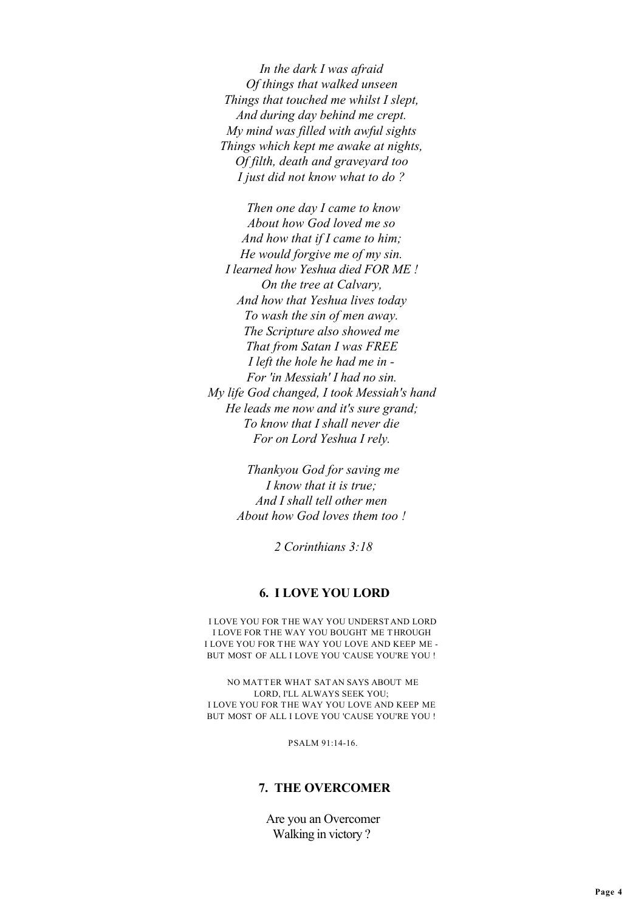*In the dark I was afraid*
*Of things that walked unseen*
*Things that touched me whilst I slept,*
*And during day behind me crept.*
*My mind was filled with awful sights*
*Things which kept me awake at nights,*
*Of filth, death and graveyard too*
*I just did not know what to do ?*

*Then one day I came to know*
*About how God loved me so*
*And how that if I came to him;*
*He would forgive me of my sin.*
*I learned how Yeshua died FOR ME !*
*On the tree at Calvary,*
*And how that Yeshua lives today*
*To wash the sin of men away.*
*The Scripture also showed me*
*That from Satan I was FREE*
*I left the hole he had me in -*
*For 'in Messiah' I had no sin.*
*My life God changed, I took Messiah's hand*
*He leads me now and it's sure grand;*
*To know that I shall never die*
*For on Lord Yeshua I rely.*

*Thankyou God for saving me*
*I know that it is true;*
*And I shall tell other men*
*About how God loves them too !*

*2 Corinthians 3:18*

## 6. I LOVE YOU LORD

I LOVE YOU FOR THE WAY YOU UNDERSTAND LORD
I LOVE FOR THE WAY YOU BOUGHT ME THROUGH
I LOVE YOU FOR THE WAY YOU LOVE AND KEEP ME -
BUT MOST OF ALL I LOVE YOU 'CAUSE YOU'RE YOU !

NO MATTER WHAT SATAN SAYS ABOUT ME
LORD, I'LL ALWAYS SEEK YOU;
I LOVE YOU FOR THE WAY YOU LOVE AND KEEP ME
BUT MOST OF ALL I LOVE YOU 'CAUSE YOU'RE YOU !

PSALM 91:14-16.

## 7. THE OVERCOMER

Are you an Overcomer
Walking in victory ?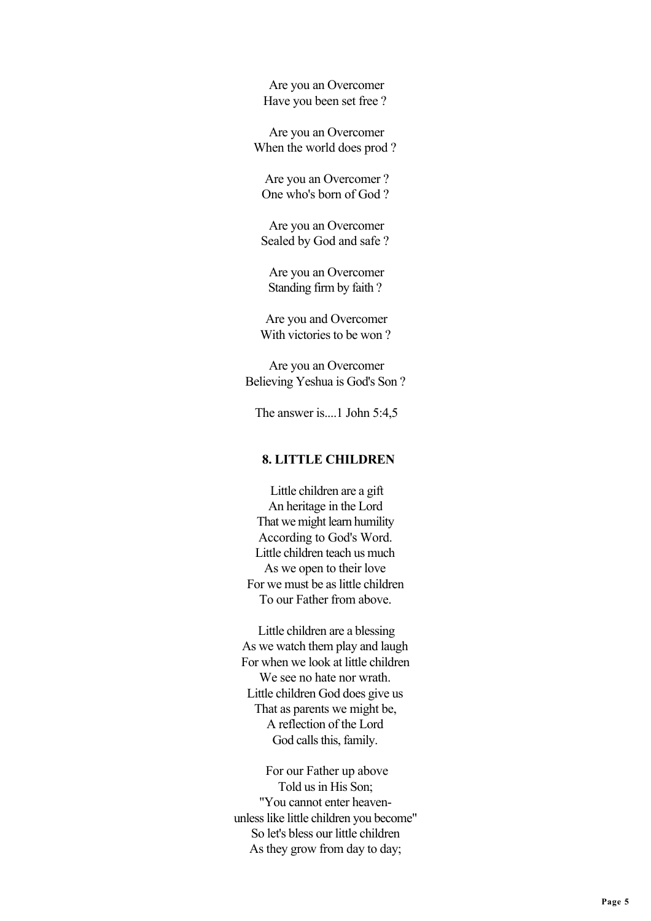Are you an Overcomer
Have you been set free ?

Are you an Overcomer
When the world does prod ?

Are you an Overcomer ?
One who's born of God ?

Are you an Overcomer
Sealed by God and safe ?

Are you an Overcomer
Standing firm by faith ?

Are you and Overcomer
With victories to be won ?

Are you an Overcomer
Believing Yeshua is God's Son ?

The answer is....1 John 5:4,5

## 8. LITTLE CHILDREN

Little children are a gift
An heritage in the Lord
That we might learn humility
According to God's Word.
Little children teach us much
As we open to their love
For we must be as little children
To our Father from above.

Little children are a blessing
As we watch them play and laugh
For when we look at little children
We see no hate nor wrath.
Little children God does give us
That as parents we might be,
A reflection of the Lord
God calls this, family.

For our Father up above
Told us in His Son;
"You cannot enter heaven-
unless like little children you become"
So let's bless our little children
As they grow from day to day;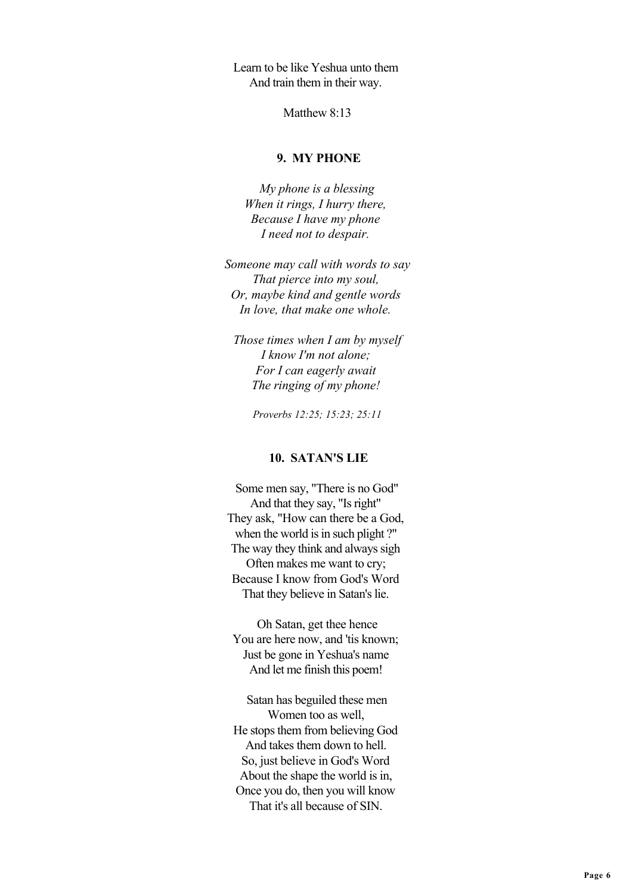Learn to be like Yeshua unto them  
And train them in their way.

Matthew 8:13

### 9. MY PHONE

*My phone is a blessing*  
*When it rings, I hurry there,*  
*Because I have my phone*  
*I need not to despair.*

*Someone may call with words to say*  
*That pierce into my soul,*  
*Or, maybe kind and gentle words*  
*In love, that make one whole.*

*Those times when I am by myself*  
*I know I'm not alone;*  
*For I can eagerly await*  
*The ringing of my phone!*

*Proverbs 12:25; 15:23; 25:11*

### 10. SATAN'S LIE

Some men say, "There is no God"  
And that they say, "Is right"  
They ask, "How can there be a God,  
when the world is in such plight ?"  
The way they think and always sigh  
Often makes me want to cry;  
Because I know from God's Word  
That they believe in Satan's lie.

Oh Satan, get thee hence  
You are here now, and 'tis known;  
Just be gone in Yeshua's name  
And let me finish this poem!

Satan has beguiled these men  
Women too as well,  
He stops them from believing God  
And takes them down to hell.  
So, just believe in God's Word  
About the shape the world is in,  
Once you do, then you will know  
That it's all because of SIN.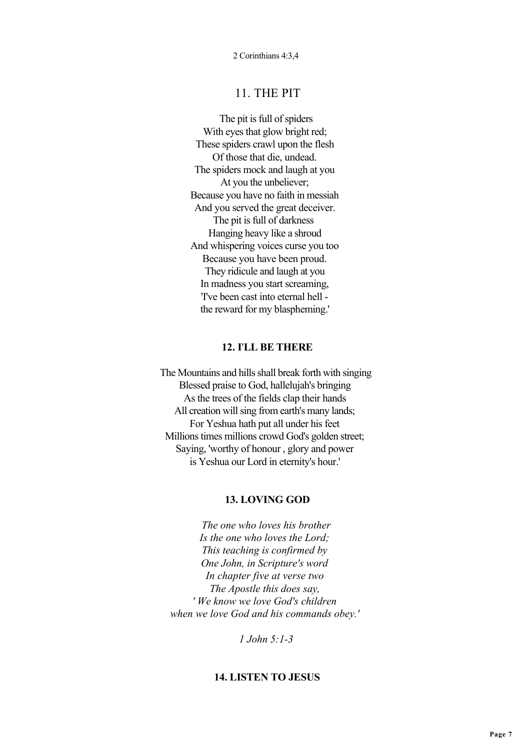2 Corinthians 4:3,4

## 11. THE PIT

The pit is full of spiders
With eyes that glow bright red;
These spiders crawl upon the flesh
Of those that die, undead.
The spiders mock and laugh at you
At you the unbeliever;
Because you have no faith in messiah
And you served the great deceiver.
The pit is full of darkness
Hanging heavy like a shroud
And whispering voices curse you too
Because you have been proud.
They ridicule and laugh at you
In madness you start screaming,
'I've been cast into eternal hell -
the reward for my blaspheming.'

## 12. I'LL BE THERE

The Mountains and hills shall break forth with singing
Blessed praise to God, hallelujah's bringing
As the trees of the fields clap their hands
All creation will sing from earth's many lands;
For Yeshua hath put all under his feet
Millions times millions crowd God's golden street;
Saying, 'worthy of honour , glory and power
is Yeshua our Lord in eternity's hour.'

## 13. LOVING GOD

*The one who loves his brother*
*Is the one who loves the Lord;*
*This teaching is confirmed by*
*One John, in Scripture's word*
*In chapter five at verse two*
*The Apostle this does say,*
*' We know we love God's children*
*when we love God and his commands obey.'*

*1 John 5:1-3*

## 14. LISTEN TO JESUS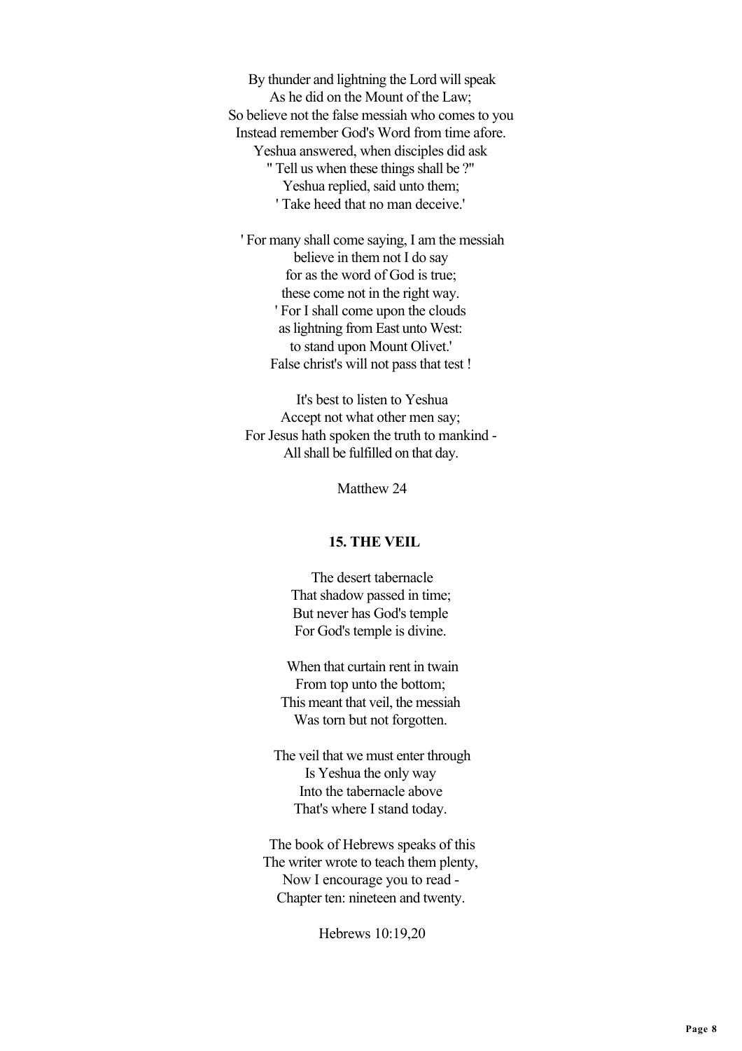By thunder and lightning the Lord will speak
As he did on the Mount of the Law;
So believe not the false messiah who comes to you
Instead remember God's Word from time afore.
Yeshua answered, when disciples did ask
" Tell us when these things shall be ?"
Yeshua replied, said unto them;
' Take heed that no man deceive.'

' For many shall come saying, I am the messiah
believe in them not I do say
for as the word of God is true;
these come not in the right way.
' For I shall come upon the clouds
as lightning from East unto West:
to stand upon Mount Olivet.'
False christ's will not pass that test !

It's best to listen to Yeshua
Accept not what other men say;
For Jesus hath spoken the truth to mankind -
All shall be fulfilled on that day.

Matthew 24

## 15. THE VEIL

The desert tabernacle
That shadow passed in time;
But never has God's temple
For God's temple is divine.

When that curtain rent in twain
From top unto the bottom;
This meant that veil, the messiah
Was torn but not forgotten.

The veil that we must enter through
Is Yeshua the only way
Into the tabernacle above
That's where I stand today.

The book of Hebrews speaks of this
The writer wrote to teach them plenty,
Now I encourage you to read -
Chapter ten: nineteen and twenty.

Hebrews 10:19,20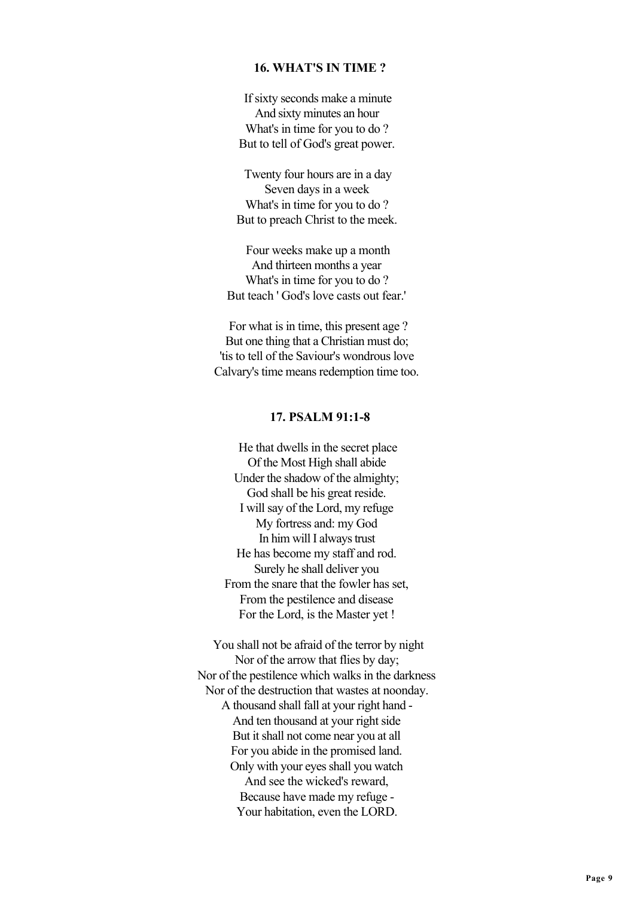### 16. WHAT'S IN TIME ?

If sixty seconds make a minute  
And sixty minutes an hour  
What's in time for you to do ?  
But to tell of God's great power.

Twenty four hours are in a day  
Seven days in a week  
What's in time for you to do ?  
But to preach Christ to the meek.

Four weeks make up a month  
And thirteen months a year  
What's in time for you to do ?  
But teach ' God's love casts out fear.'

For what is in time, this present age ?  
But one thing that a Christian must do;  
'tis to tell of the Saviour's wondrous love  
Calvary's time means redemption time too.

### 17. PSALM 91:1-8

He that dwells in the secret place  
Of the Most High shall abide  
Under the shadow of the almighty;  
God shall be his great reside.  
I will say of the Lord, my refuge  
My fortress and: my God  
In him will I always trust  
He has become my staff and rod.  
Surely he shall deliver you  
From the snare that the fowler has set,  
From the pestilence and disease  
For the Lord, is the Master yet !

You shall not be afraid of the terror by night  
Nor of the arrow that flies by day;  
Nor of the pestilence which walks in the darkness  
Nor of the destruction that wastes at noonday.  
A thousand shall fall at your right hand -  
And ten thousand at your right side  
But it shall not come near you at all  
For you abide in the promised land.  
Only with your eyes shall you watch  
And see the wicked's reward,  
Because have made my refuge -  
Your habitation, even the LORD.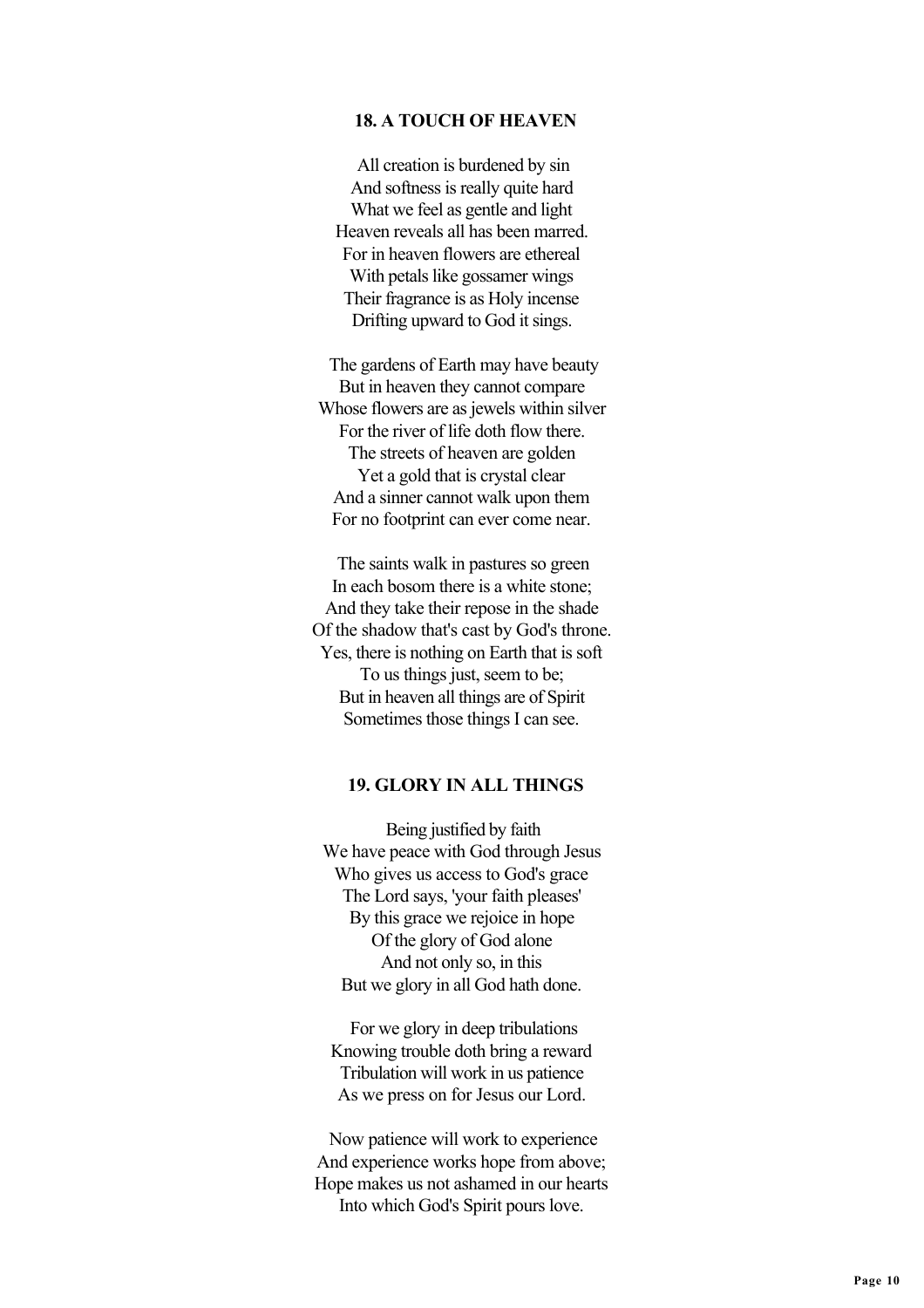### 18. A TOUCH OF HEAVEN

All creation is burdened by sin  
And softness is really quite hard  
What we feel as gentle and light  
Heaven reveals all has been marred.  
For in heaven flowers are ethereal  
With petals like gossamer wings  
Their fragrance is as Holy incense  
Drifting upward to God it sings.

The gardens of Earth may have beauty  
But in heaven they cannot compare  
Whose flowers are as jewels within silver  
For the river of life doth flow there.  
The streets of heaven are golden  
Yet a gold that is crystal clear  
And a sinner cannot walk upon them  
For no footprint can ever come near.

The saints walk in pastures so green  
In each bosom there is a white stone;  
And they take their repose in the shade  
Of the shadow that's cast by God's throne.  
Yes, there is nothing on Earth that is soft  
To us things just, seem to be;  
But in heaven all things are of Spirit  
Sometimes those things I can see.

### 19. GLORY IN ALL THINGS

Being justified by faith  
We have peace with God through Jesus  
Who gives us access to God's grace  
The Lord says, 'your faith pleases'  
By this grace we rejoice in hope  
Of the glory of God alone  
And not only so, in this  
But we glory in all God hath done.

For we glory in deep tribulations  
Knowing trouble doth bring a reward  
Tribulation will work in us patience  
As we press on for Jesus our Lord.

Now patience will work to experience  
And experience works hope from above;  
Hope makes us not ashamed in our hearts  
Into which God's Spirit pours love.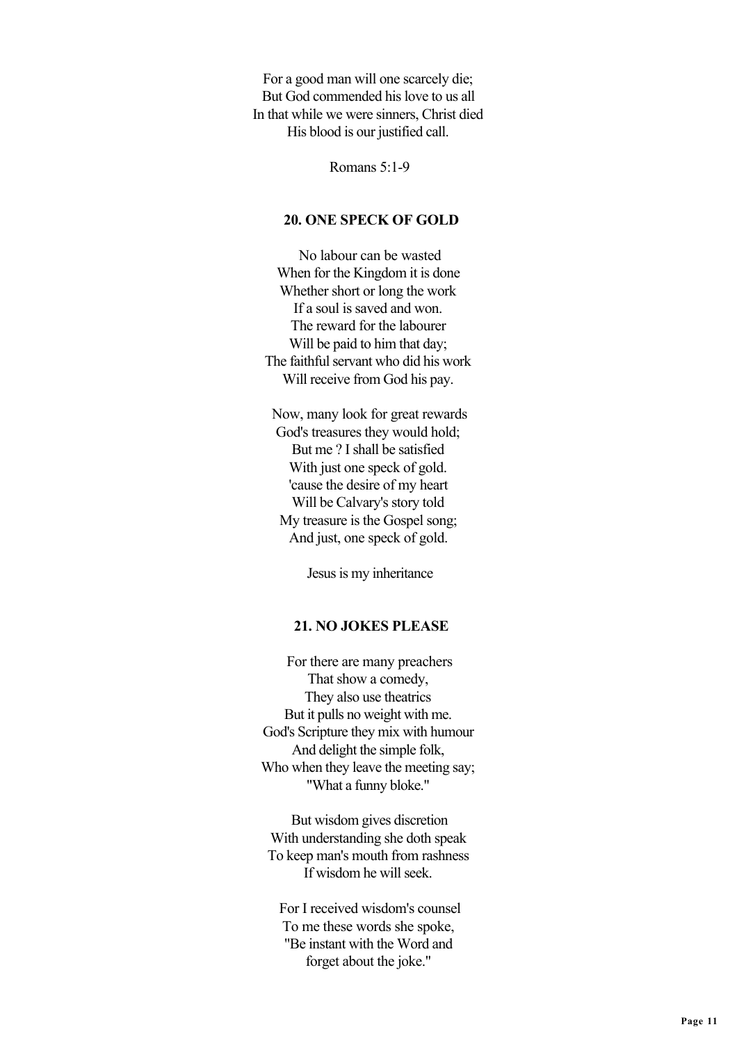For a good man will one scarcely die;
But God commended his love to us all
In that while we were sinners, Christ died
His blood is our justified call.

Romans 5:1-9

## 20. ONE SPECK OF GOLD

No labour can be wasted
When for the Kingdom it is done
Whether short or long the work
If a soul is saved and won.
The reward for the labourer
Will be paid to him that day;
The faithful servant who did his work
Will receive from God his pay.

Now, many look for great rewards
God's treasures they would hold;
But me ? I shall be satisfied
With just one speck of gold.
'cause the desire of my heart
Will be Calvary's story told
My treasure is the Gospel song;
And just, one speck of gold.

Jesus is my inheritance

## 21. NO JOKES PLEASE

For there are many preachers
That show a comedy,
They also use theatrics
But it pulls no weight with me.
God's Scripture they mix with humour
And delight the simple folk,
Who when they leave the meeting say;
"What a funny bloke."

But wisdom gives discretion
With understanding she doth speak
To keep man's mouth from rashness
If wisdom he will seek.

For I received wisdom's counsel
To me these words she spoke,
"Be instant with the Word and
forget about the joke."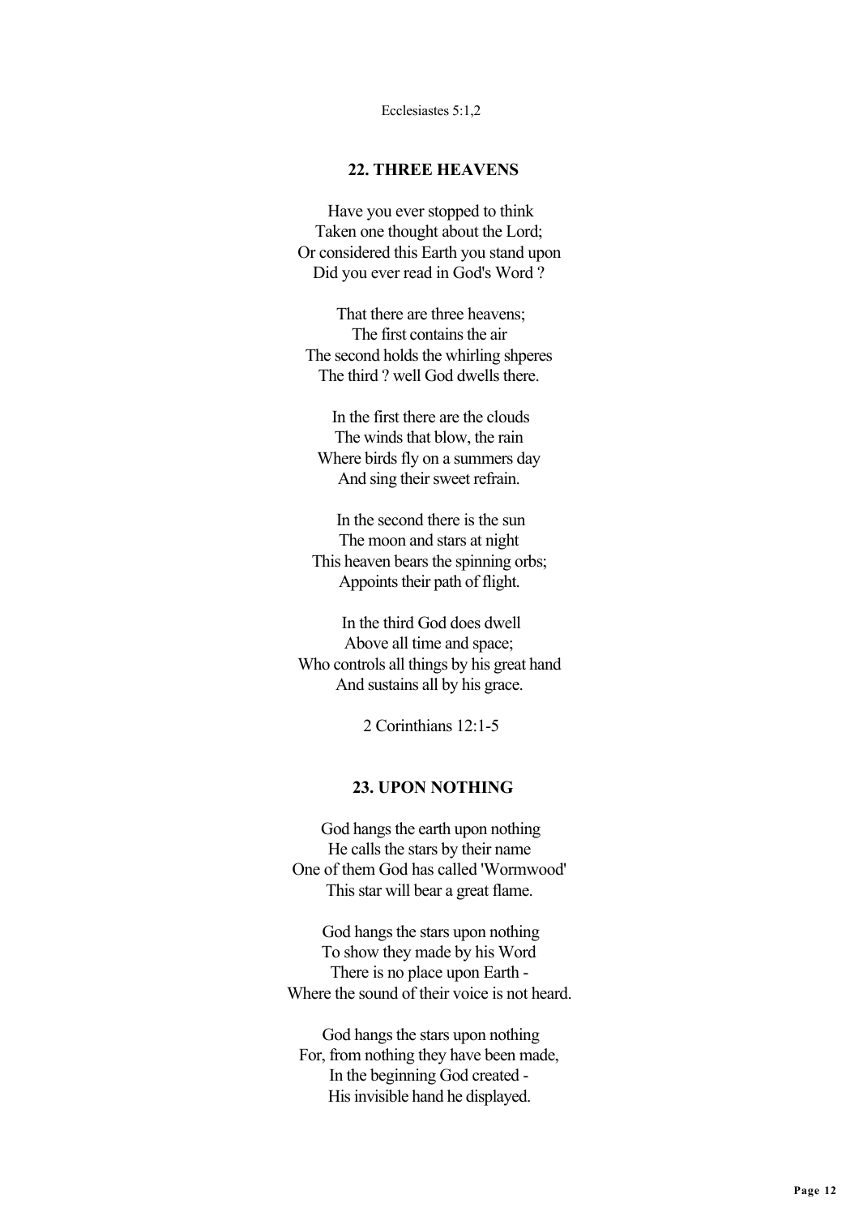Ecclesiastes 5:1,2

## 22. THREE HEAVENS

Have you ever stopped to think
Taken one thought about the Lord;
Or considered this Earth you stand upon
Did you ever read in God's Word ?

That there are three heavens;
The first contains the air
The second holds the whirling shperes
The third ? well God dwells there.

In the first there are the clouds
The winds that blow, the rain
Where birds fly on a summers day
And sing their sweet refrain.

In the second there is the sun
The moon and stars at night
This heaven bears the spinning orbs;
Appoints their path of flight.

In the third God does dwell
Above all time and space;
Who controls all things by his great hand
And sustains all by his grace.

2 Corinthians 12:1-5

## 23. UPON NOTHING

God hangs the earth upon nothing
He calls the stars by their name
One of them God has called 'Wormwood'
This star will bear a great flame.

God hangs the stars upon nothing
To show they made by his Word
There is no place upon Earth -
Where the sound of their voice is not heard.

God hangs the stars upon nothing
For, from nothing they have been made,
In the beginning God created -
His invisible hand he displayed.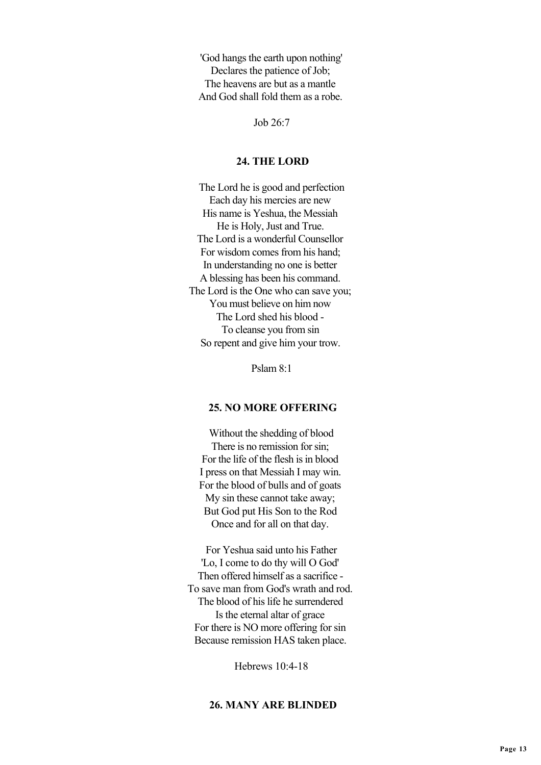'God hangs the earth upon nothing'
Declares the patience of Job;
The heavens are but as a mantle
And God shall fold them as a robe.

Job 26:7

### 24. THE LORD

The Lord he is good and perfection
Each day his mercies are new
His name is Yeshua, the Messiah
He is Holy, Just and True.
The Lord is a wonderful Counsellor
For wisdom comes from his hand;
In understanding no one is better
A blessing has been his command.
The Lord is the One who can save you;
You must believe on him now
The Lord shed his blood -
To cleanse you from sin
So repent and give him your trow.

Pslam 8:1

### 25. NO MORE OFFERING

Without the shedding of blood
There is no remission for sin;
For the life of the flesh is in blood
I press on that Messiah I may win.
For the blood of bulls and of goats
My sin these cannot take away;
But God put His Son to the Rod
Once and for all on that day.

For Yeshua said unto his Father
'Lo, I come to do thy will O God'
Then offered himself as a sacrifice -
To save man from God's wrath and rod.
The blood of his life he surrendered
Is the eternal altar of grace
For there is NO more offering for sin
Because remission HAS taken place.

Hebrews 10:4-18

### 26. MANY ARE BLINDED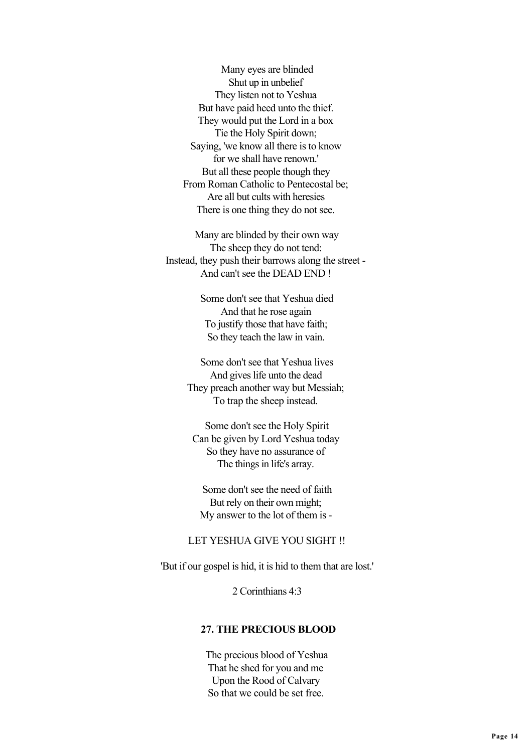Many eyes are blinded
Shut up in unbelief
They listen not to Yeshua
But have paid heed unto the thief.
They would put the Lord in a box
Tie the Holy Spirit down;
Saying, 'we know all there is to know
for we shall have renown.'
But all these people though they
From Roman Catholic to Pentecostal be;
Are all but cults with heresies
There is one thing they do not see.

Many are blinded by their own way
The sheep they do not tend:
Instead, they push their barrows along the street -
And can't see the DEAD END !

Some don't see that Yeshua died
And that he rose again
To justify those that have faith;
So they teach the law in vain.

Some don't see that Yeshua lives
And gives life unto the dead
They preach another way but Messiah;
To trap the sheep instead.

Some don't see the Holy Spirit
Can be given by Lord Yeshua today
So they have no assurance of
The things in life's array.

Some don't see the need of faith
But rely on their own might;
My answer to the lot of them is -

LET YESHUA GIVE YOU SIGHT !!

'But if our gospel is hid, it is hid to them that are lost.'

2 Corinthians 4:3

## 27. THE PRECIOUS BLOOD

The precious blood of Yeshua
That he shed for you and me
Upon the Rood of Calvary
So that we could be set free.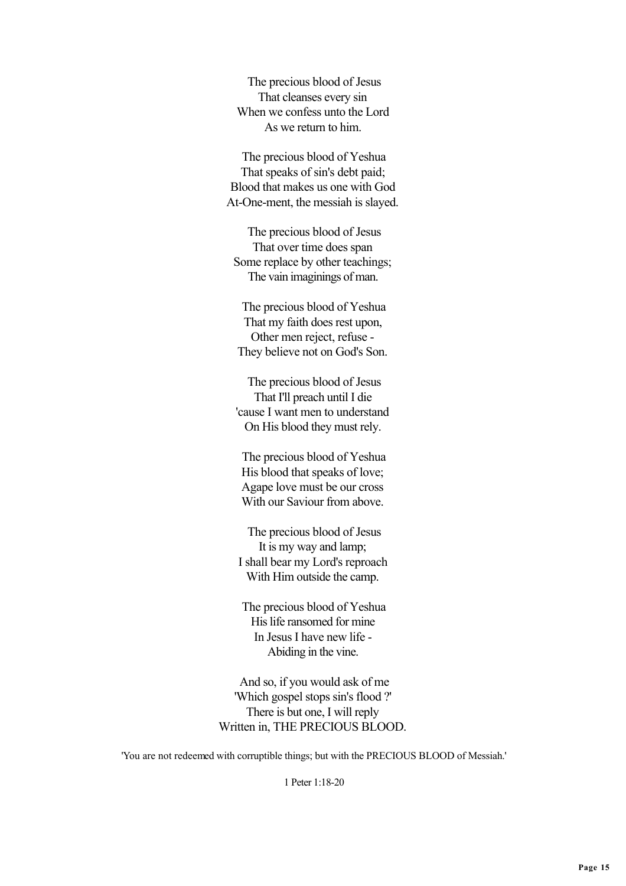The precious blood of Jesus
That cleanses every sin
When we confess unto the Lord
As we return to him.

The precious blood of Yeshua
That speaks of sin's debt paid;
Blood that makes us one with God
At-One-ment, the messiah is slayed.

The precious blood of Jesus
That over time does span
Some replace by other teachings;
The vain imaginings of man.

The precious blood of Yeshua
That my faith does rest upon,
Other men reject, refuse -
They believe not on God's Son.

The precious blood of Jesus
That I'll preach until I die
'cause I want men to understand
On His blood they must rely.

The precious blood of Yeshua
His blood that speaks of love;
Agape love must be our cross
With our Saviour from above.

The precious blood of Jesus
It is my way and lamp;
I shall bear my Lord's reproach
With Him outside the camp.

The precious blood of Yeshua
His life ransomed for mine
In Jesus I have new life -
Abiding in the vine.

And so, if you would ask of me
'Which gospel stops sin's flood ?'
There is but one, I will reply
Written in, THE PRECIOUS BLOOD.

'You are not redeemed with corruptible things; but with the PRECIOUS BLOOD of Messiah.'

1 Peter 1:18-20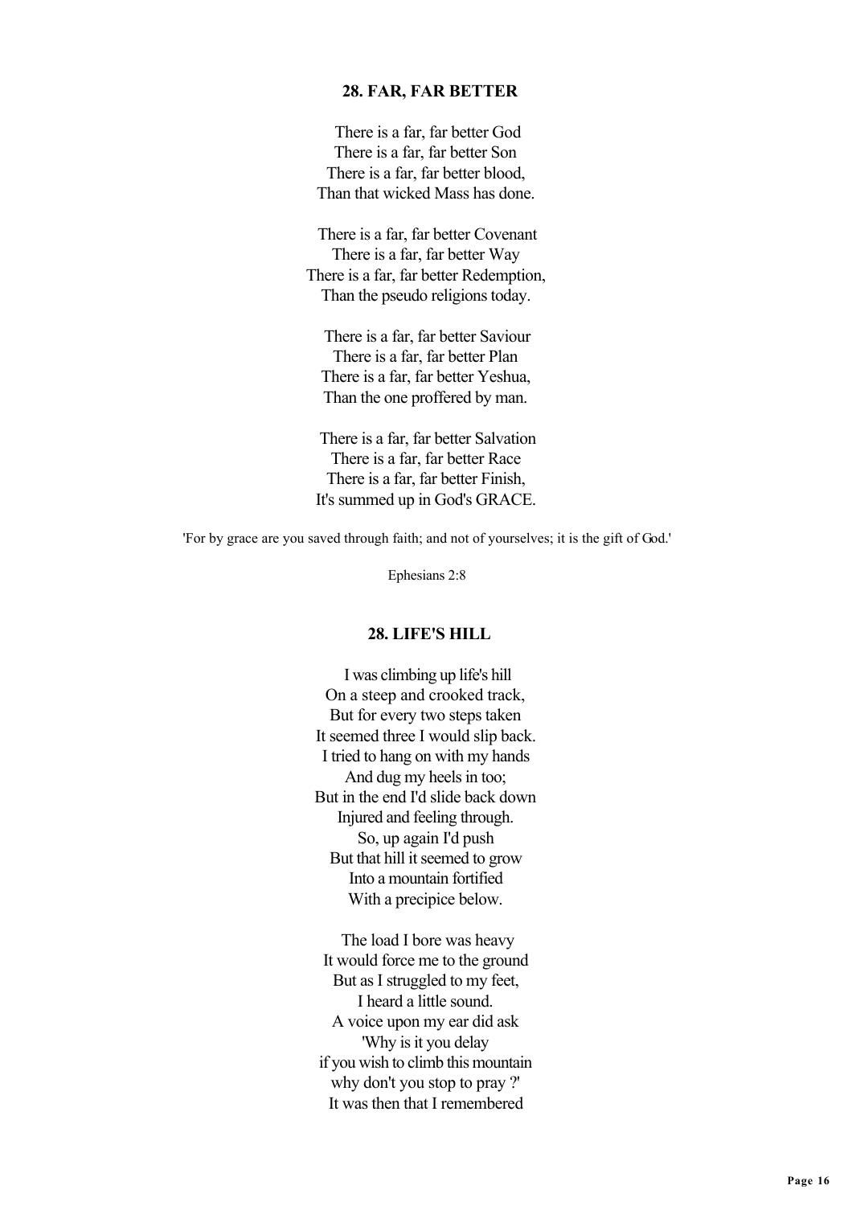## 28. FAR, FAR BETTER

There is a far, far better God  
There is a far, far better Son  
There is a far, far better blood,  
Than that wicked Mass has done.

There is a far, far better Covenant  
There is a far, far better Way  
There is a far, far better Redemption,  
Than the pseudo religions today.

There is a far, far better Saviour  
There is a far, far better Plan  
There is a far, far better Yeshua,  
Than the one proffered by man.

There is a far, far better Salvation  
There is a far, far better Race  
There is a far, far better Finish,  
It's summed up in God's GRACE.

'For by grace are you saved through faith; and not of yourselves; it is the gift of God.'

Ephesians 2:8

## 28. LIFE'S HILL

I was climbing up life's hill  
On a steep and crooked track,  
But for every two steps taken  
It seemed three I would slip back.  
I tried to hang on with my hands  
And dug my heels in too;  
But in the end I'd slide back down  
Injured and feeling through.  
So, up again I'd push  
But that hill it seemed to grow  
Into a mountain fortified  
With a precipice below.

The load I bore was heavy  
It would force me to the ground  
But as I struggled to my feet,  
I heard a little sound.  
A voice upon my ear did ask  
'Why is it you delay  
if you wish to climb this mountain  
why don't you stop to pray ?'  
It was then that I remembered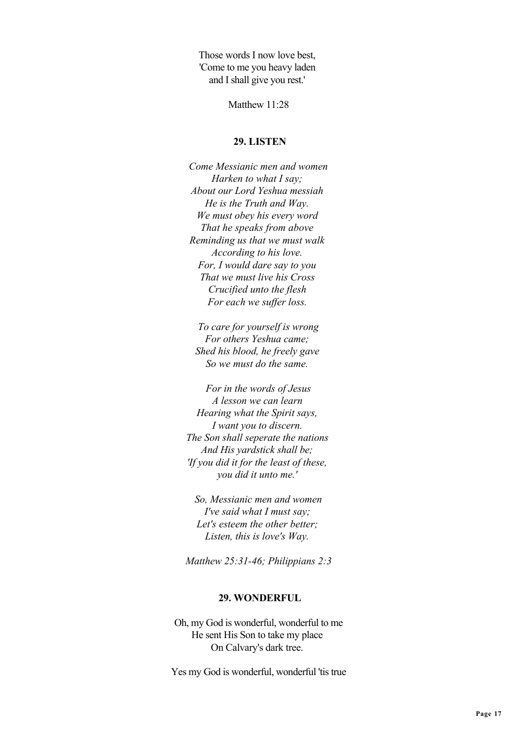Those words I now love best,
'Come to me you heavy laden
and I shall give you rest.'

Matthew 11:28

## 29. LISTEN

*Come Messianic men and women*
*Harken to what I say;*
*About our Lord Yeshua messiah*
*He is the Truth and Way.*
*We must obey his every word*
*That he speaks from above*
*Reminding us that we must walk*
*According to his love.*
*For, I would dare say to you*
*That we must live his Cross*
*Crucified unto the flesh*
*For each we suffer loss.*

*To care for yourself is wrong*
*For others Yeshua came;*
*Shed his blood, he freely gave*
*So we must do the same.*

*For in the words of Jesus*
*A lesson we can learn*
*Hearing what the Spirit says,*
*I want you to discern.*
*The Son shall seperate the nations*
*And His yardstick shall be;*
*'If you did it for the least of these,*
*you did it unto me.'*

*So, Messianic men and women*
*I've said what I must say;*
*Let's esteem the other better;*
*Listen, this is love's Way.*

*Matthew 25:31-46; Philippians 2:3*

## 29. WONDERFUL

Oh, my God is wonderful, wonderful to me
He sent His Son to take my place
On Calvary's dark tree.

Yes my God is wonderful, wonderful 'tis true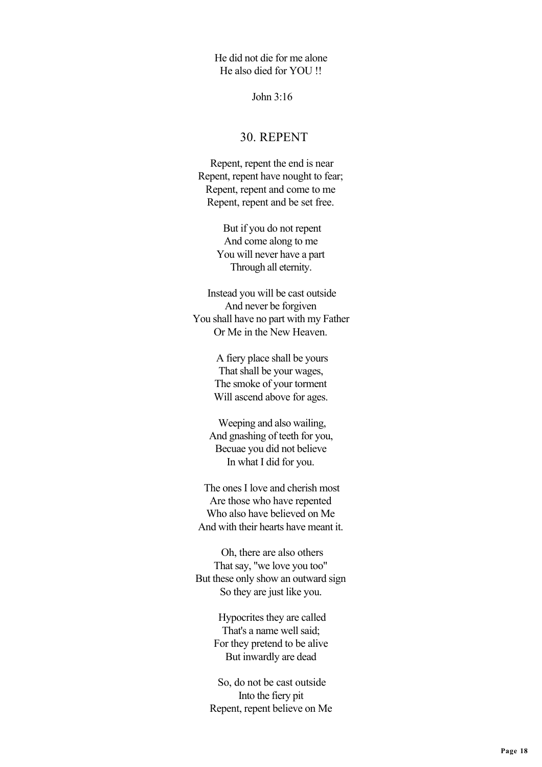He did not die for me alone
He also died for YOU !!

John 3:16

## 30. REPENT

Repent, repent the end is near
Repent, repent have nought to fear;
Repent, repent and come to me
Repent, repent and be set free.

But if you do not repent
And come along to me
You will never have a part
Through all eternity.

Instead you will be cast outside
And never be forgiven
You shall have no part with my Father
Or Me in the New Heaven.

A fiery place shall be yours
That shall be your wages,
The smoke of your torment
Will ascend above for ages.

Weeping and also wailing,
And gnashing of teeth for you,
Becuae you did not believe
In what I did for you.

The ones I love and cherish most
Are those who have repented
Who also have believed on Me
And with their hearts have meant it.

Oh, there are also others
That say, "we love you too"
But these only show an outward sign
So they are just like you.

Hypocrites they are called
That's a name well said;
For they pretend to be alive
But inwardly are dead

So, do not be cast outside
Into the fiery pit
Repent, repent believe on Me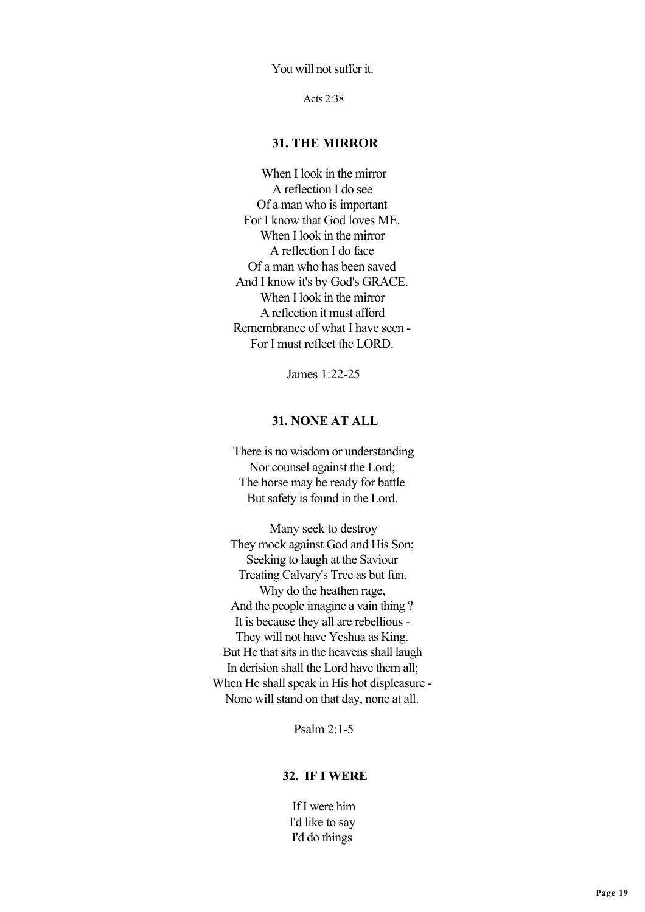You will not suffer it.

Acts 2:38

### 31. THE MIRROR

When I look in the mirror
A reflection I do see
Of a man who is important
For I know that God loves ME.
When I look in the mirror
A reflection I do face
Of a man who has been saved
And I know it's by God's GRACE.
When I look in the mirror
A reflection it must afford
Remembrance of what I have seen -
For I must reflect the LORD.

James 1:22-25

### 31. NONE AT ALL

There is no wisdom or understanding
Nor counsel against the Lord;
The horse may be ready for battle
But safety is found in the Lord.

Many seek to destroy
They mock against God and His Son;
Seeking to laugh at the Saviour
Treating Calvary's Tree as but fun.
Why do the heathen rage,
And the people imagine a vain thing ?
It is because they all are rebellious -
They will not have Yeshua as King.
But He that sits in the heavens shall laugh
In derision shall the Lord have them all;
When He shall speak in His hot displeasure -
None will stand on that day, none at all.

Psalm 2:1-5

### 32. IF I WERE

If I were him
I'd like to say
I'd do things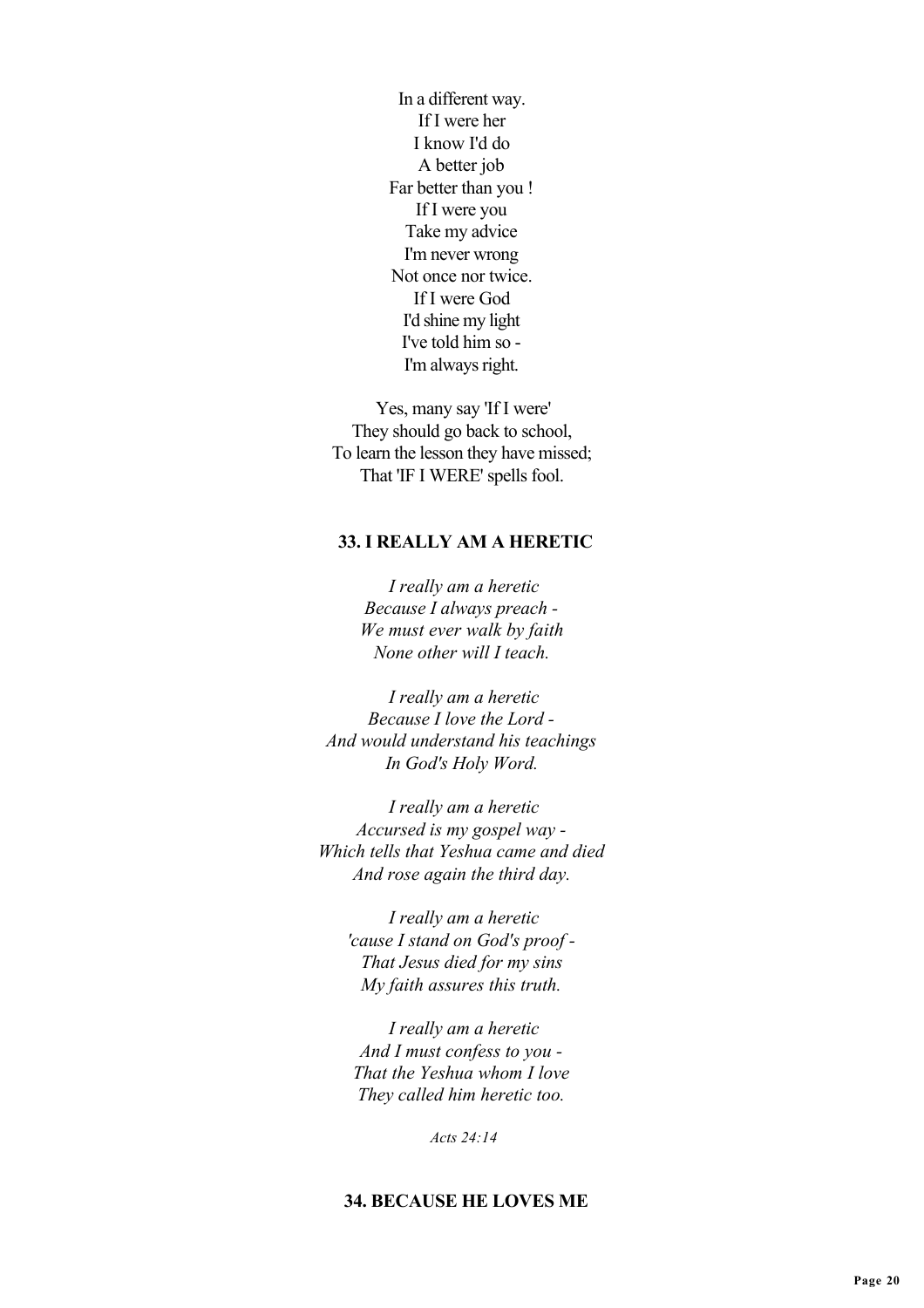In a different way.  
If I were her  
I know I'd do  
A better job  
Far better than you !  
If I were you  
Take my advice  
I'm never wrong  
Not once nor twice.  
If I were God  
I'd shine my light  
I've told him so -  
I'm always right.

Yes, many say 'If I were'  
They should go back to school,  
To learn the lesson they have missed;  
That 'IF I WERE' spells fool.

### 33. I REALLY AM A HERETIC

*I really am a heretic*  
*Because I always preach -*  
*We must ever walk by faith*  
*None other will I teach.*

*I really am a heretic*  
*Because I love the Lord -*  
*And would understand his teachings*  
*In God's Holy Word.*

*I really am a heretic*  
*Accursed is my gospel way -*  
*Which tells that Yeshua came and died*  
*And rose again the third day.*

*I really am a heretic*  
*'cause I stand on God's proof -*  
*That Jesus died for my sins*  
*My faith assures this truth.*

*I really am a heretic*  
*And I must confess to you -*  
*That the Yeshua whom I love*  
*They called him heretic too.*

*Acts 24:14*

### 34. BECAUSE HE LOVES ME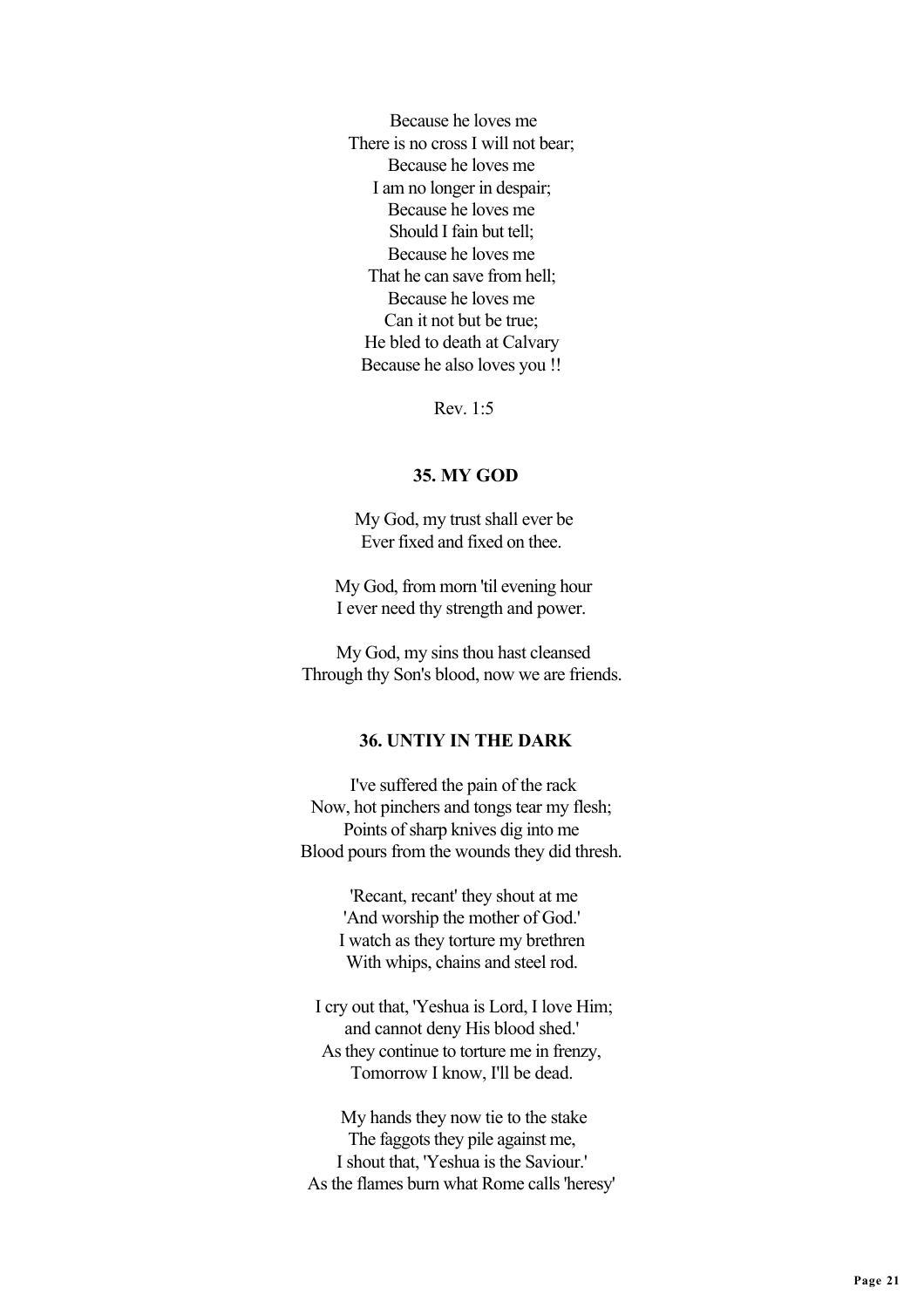Because he loves me  
There is no cross I will not bear;  
Because he loves me  
I am no longer in despair;  
Because he loves me  
Should I fain but tell;  
Because he loves me  
That he can save from hell;  
Because he loves me  
Can it not but be true;  
He bled to death at Calvary  
Because he also loves you !!

Rev. 1:5

### 35. MY GOD

My God, my trust shall ever be  
Ever fixed and fixed on thee.

My God, from morn 'til evening hour  
I ever need thy strength and power.

My God, my sins thou hast cleansed  
Through thy Son's blood, now we are friends.

### 36. UNTIY IN THE DARK

I've suffered the pain of the rack  
Now, hot pinchers and tongs tear my flesh;  
Points of sharp knives dig into me  
Blood pours from the wounds they did thresh.

'Recant, recant' they shout at me  
'And worship the mother of God.'  
I watch as they torture my brethren  
With whips, chains and steel rod.

I cry out that, 'Yeshua is Lord, I love Him;  
and cannot deny His blood shed.'  
As they continue to torture me in frenzy,  
Tomorrow I know, I'll be dead.

My hands they now tie to the stake  
The faggots they pile against me,  
I shout that, 'Yeshua is the Saviour.'  
As the flames burn what Rome calls 'heresy'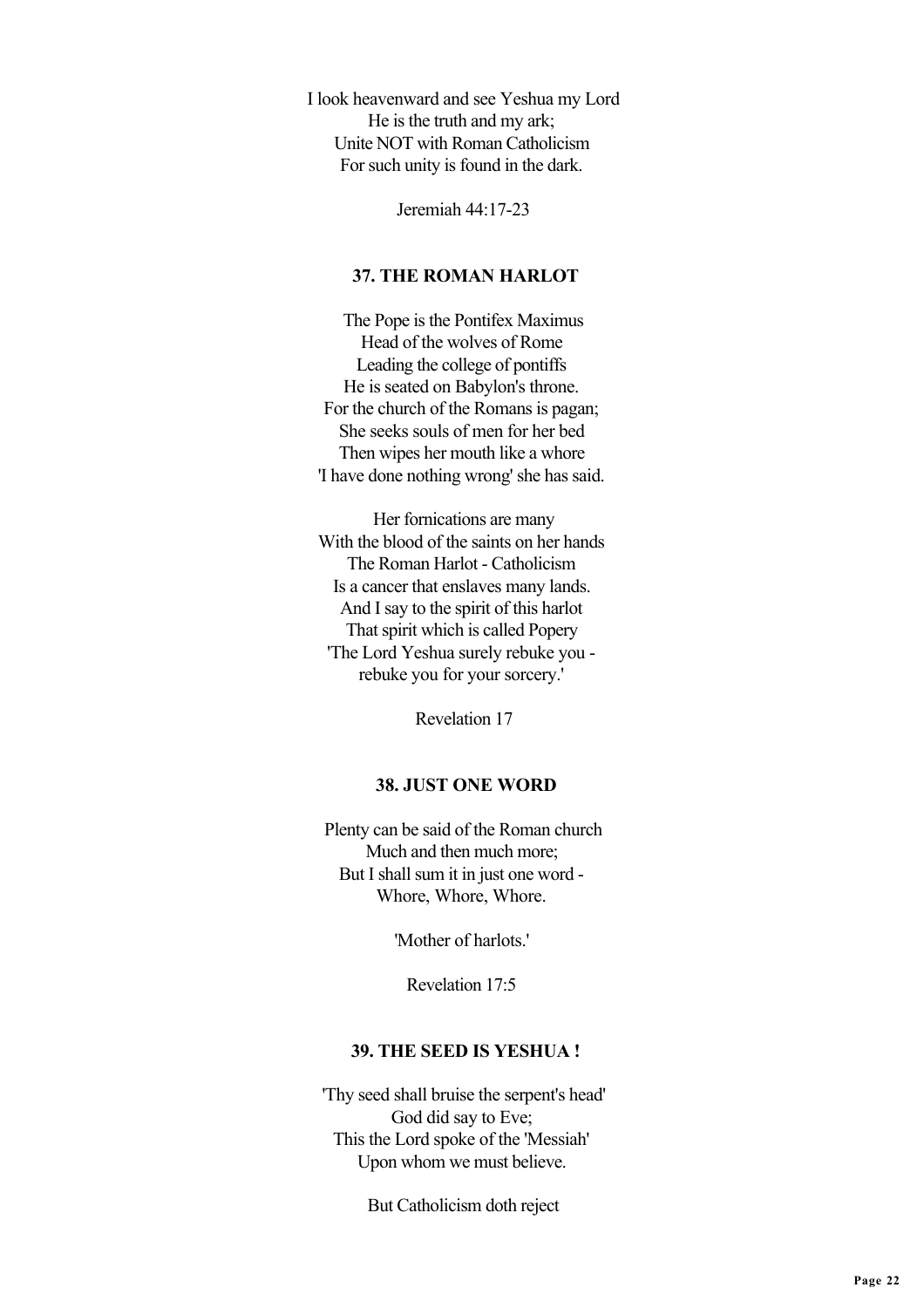I look heavenward and see Yeshua my Lord
He is the truth and my ark;
Unite NOT with Roman Catholicism
For such unity is found in the dark.

Jeremiah 44:17-23

### 37. THE ROMAN HARLOT

The Pope is the Pontifex Maximus
Head of the wolves of Rome
Leading the college of pontiffs
He is seated on Babylon's throne.
For the church of the Romans is pagan;
She seeks souls of men for her bed
Then wipes her mouth like a whore
'I have done nothing wrong' she has said.

Her fornications are many
With the blood of the saints on her hands
The Roman Harlot - Catholicism
Is a cancer that enslaves many lands.
And I say to the spirit of this harlot
That spirit which is called Popery
'The Lord Yeshua surely rebuke you -
rebuke you for your sorcery.'

Revelation 17

### 38. JUST ONE WORD

Plenty can be said of the Roman church
Much and then much more;
But I shall sum it in just one word -
Whore, Whore, Whore.

'Mother of harlots.'

Revelation 17:5

### 39. THE SEED IS YESHUA !

'Thy seed shall bruise the serpent's head'
God did say to Eve;
This the Lord spoke of the 'Messiah'
Upon whom we must believe.

But Catholicism doth reject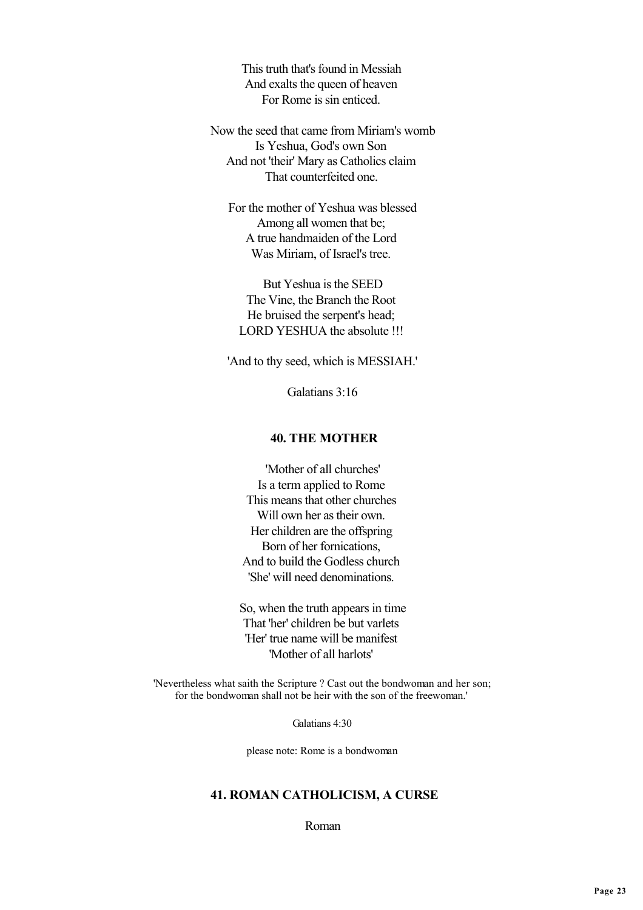This truth that's found in Messiah
And exalts the queen of heaven
For Rome is sin enticed.

Now the seed that came from Miriam's womb
Is Yeshua, God's own Son
And not 'their' Mary as Catholics claim
That counterfeited one.

For the mother of Yeshua was blessed
Among all women that be;
A true handmaiden of the Lord
Was Miriam, of Israel's tree.

But Yeshua is the SEED
The Vine, the Branch the Root
He bruised the serpent's head;
LORD YESHUA the absolute !!!

'And to thy seed, which is MESSIAH.'

Galatians 3:16

### 40. THE MOTHER

'Mother of all churches'
Is a term applied to Rome
This means that other churches
Will own her as their own.
Her children are the offspring
Born of her fornications,
And to build the Godless church
'She' will need denominations.

So, when the truth appears in time
That 'her' children be but varlets
'Her' true name will be manifest
'Mother of all harlots'

'Nevertheless what saith the Scripture ? Cast out the bondwoman and her son; for the bondwoman shall not be heir with the son of the freewoman.'

Galatians 4:30

please note: Rome is a bondwoman

### 41. ROMAN CATHOLICISM, A CURSE

Roman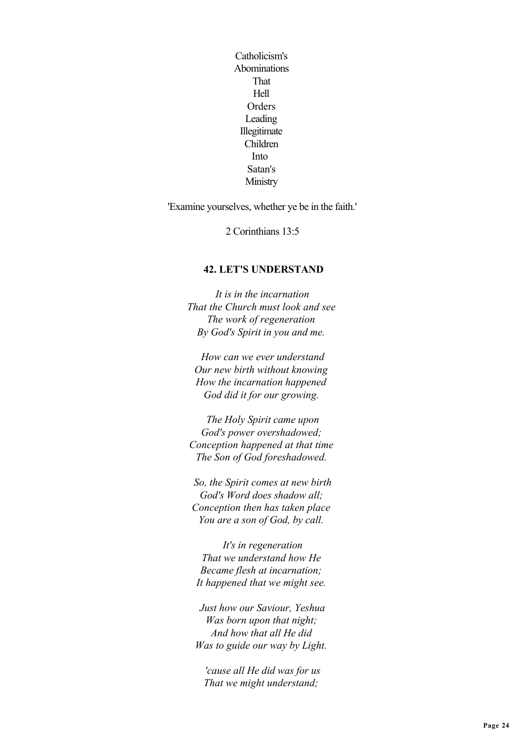Catholicism's
Abominations
That
Hell
Orders
Leading
Illegitimate
Children
Into
Satan's
Ministry

'Examine yourselves, whether ye be in the faith.'

2 Corinthians 13:5

### 42. LET'S UNDERSTAND

*It is in the incarnation*
*That the Church must look and see*
*The work of regeneration*
*By God's Spirit in you and me.*

*How can we ever understand*
*Our new birth without knowing*
*How the incarnation happened*
*God did it for our growing.*

*The Holy Spirit came upon*
*God's power overshadowed;*
*Conception happened at that time*
*The Son of God foreshadowed.*

*So, the Spirit comes at new birth*
*God's Word does shadow all;*
*Conception then has taken place*
*You are a son of God, by call.*

*It's in regeneration*
*That we understand how He*
*Became flesh at incarnation;*
*It happened that we might see.*

*Just how our Saviour, Yeshua*
*Was born upon that night;*
*And how that all He did*
*Was to guide our way by Light.*

*'cause all He did was for us*
*That we might understand;*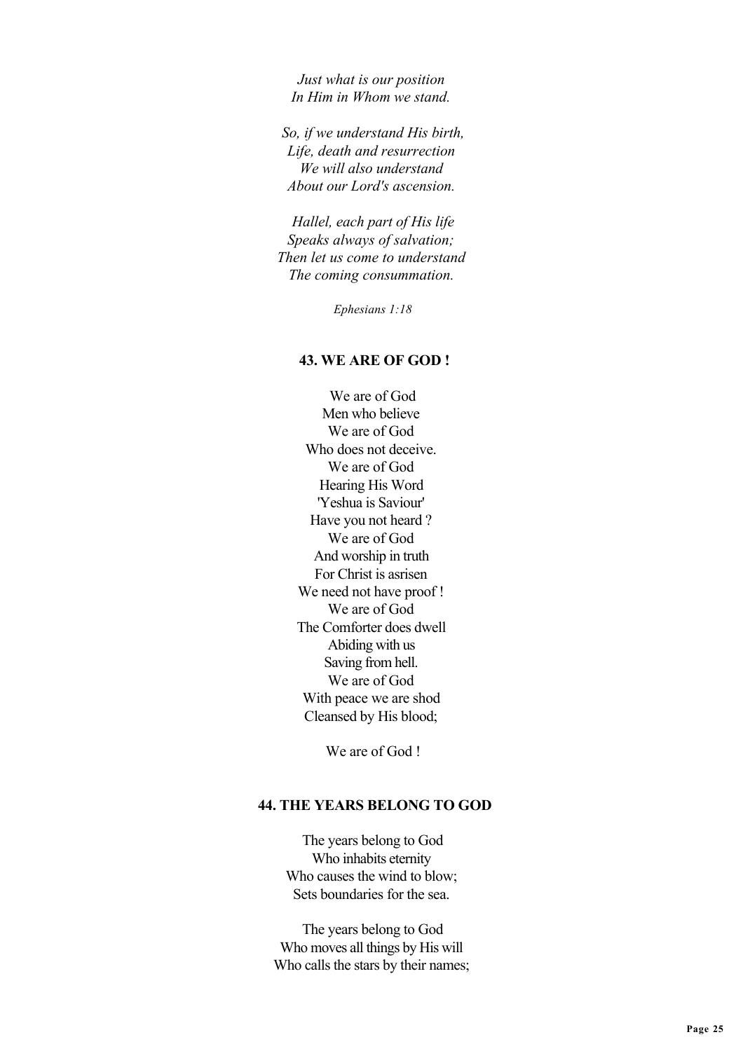*Just what is our position*
*In Him in Whom we stand.*

*So, if we understand His birth,*
*Life, death and resurrection*
*We will also understand*
*About our Lord's ascension.*

*Hallel, each part of His life*
*Speaks always of salvation;*
*Then let us come to understand*
*The coming consummation.*

*Ephesians 1:18*

### 43. WE ARE OF GOD !

We are of God
Men who believe
We are of God
Who does not deceive.
We are of God
Hearing His Word
'Yeshua is Saviour'
Have you not heard ?
We are of God
And worship in truth
For Christ is asrisen
We need not have proof !
We are of God
The Comforter does dwell
Abiding with us
Saving from hell.
We are of God
With peace we are shod
Cleansed by His blood;

We are of God !

### 44. THE YEARS BELONG TO GOD

The years belong to God
Who inhabits eternity
Who causes the wind to blow;
Sets boundaries for the sea.

The years belong to God
Who moves all things by His will
Who calls the stars by their names;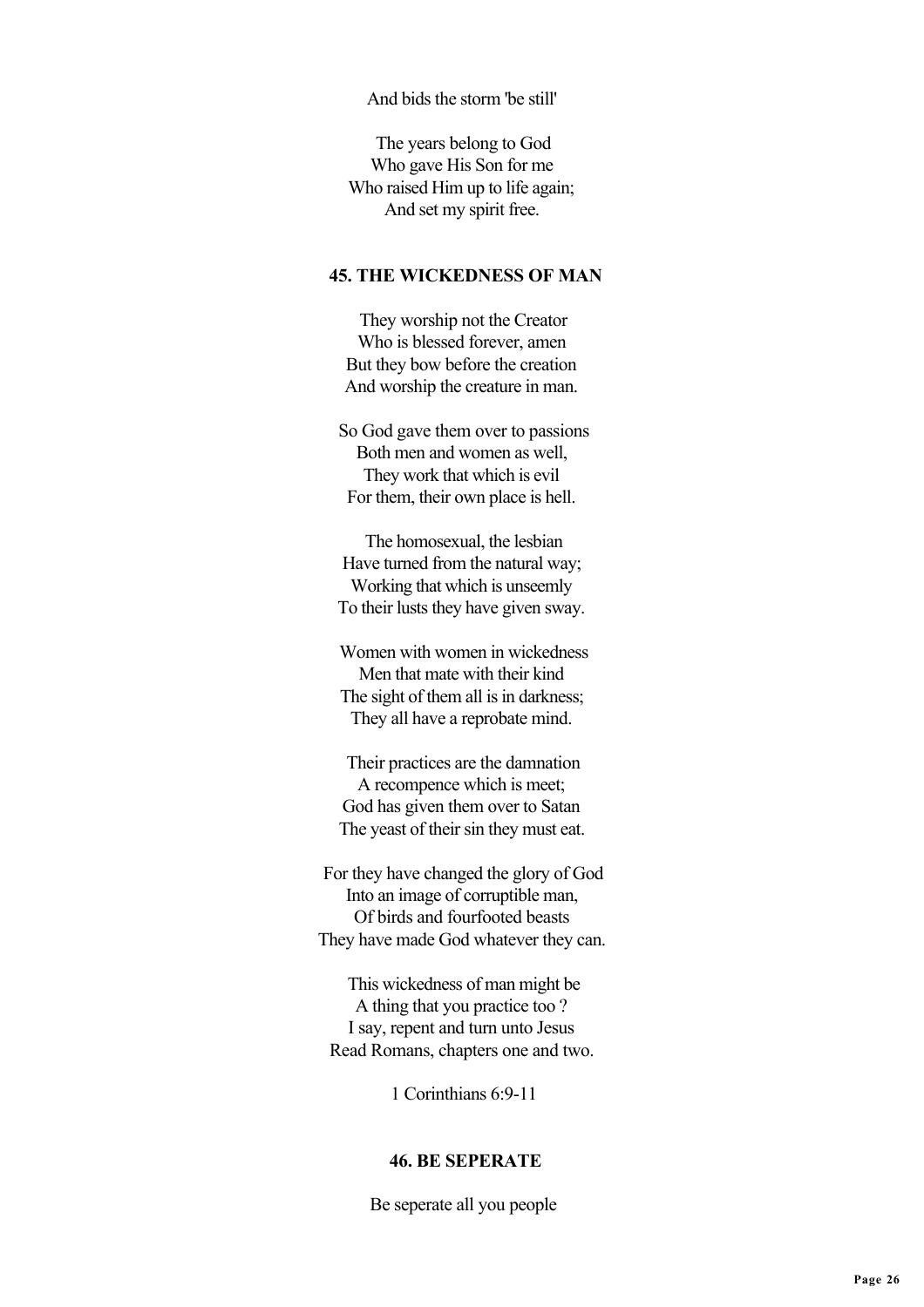And bids the storm 'be still'

The years belong to God
Who gave His Son for me
Who raised Him up to life again;
And set my spirit free.

### 45. THE WICKEDNESS OF MAN

They worship not the Creator
Who is blessed forever, amen
But they bow before the creation
And worship the creature in man.

So God gave them over to passions
Both men and women as well,
They work that which is evil
For them, their own place is hell.

The homosexual, the lesbian
Have turned from the natural way;
Working that which is unseemly
To their lusts they have given sway.

Women with women in wickedness
Men that mate with their kind
The sight of them all is in darkness;
They all have a reprobate mind.

Their practices are the damnation
A recompence which is meet;
God has given them over to Satan
The yeast of their sin they must eat.

For they have changed the glory of God
Into an image of corruptible man,
Of birds and fourfooted beasts
They have made God whatever they can.

This wickedness of man might be
A thing that you practice too ?
I say, repent and turn unto Jesus
Read Romans, chapters one and two.

1 Corinthians 6:9-11

### 46. BE SEPERATE

Be seperate all you people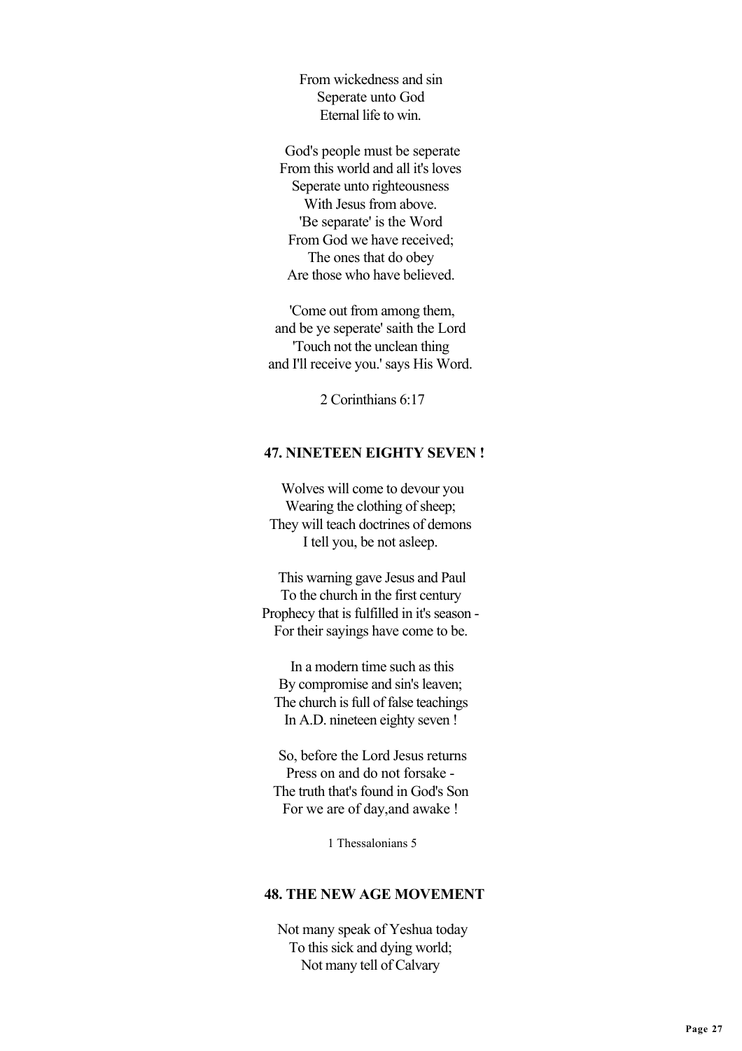From wickedness and sin
Seperate unto God
Eternal life to win.

God's people must be seperate
From this world and all it's loves
Seperate unto righteousness
With Jesus from above.
'Be separate' is the Word
From God we have received;
The ones that do obey
Are those who have believed.

'Come out from among them,
and be ye seperate' saith the Lord
'Touch not the unclean thing
and I'll receive you.' says His Word.

2 Corinthians 6:17

### 47. NINETEEN EIGHTY SEVEN !

Wolves will come to devour you
Wearing the clothing of sheep;
They will teach doctrines of demons
I tell you, be not asleep.

This warning gave Jesus and Paul
To the church in the first century
Prophecy that is fulfilled in it's season -
For their sayings have come to be.

In a modern time such as this
By compromise and sin's leaven;
The church is full of false teachings
In A.D. nineteen eighty seven !

So, before the Lord Jesus returns
Press on and do not forsake -
The truth that's found in God's Son
For we are of day,and awake !

1 Thessalonians 5

### 48. THE NEW AGE MOVEMENT

Not many speak of Yeshua today
To this sick and dying world;
Not many tell of Calvary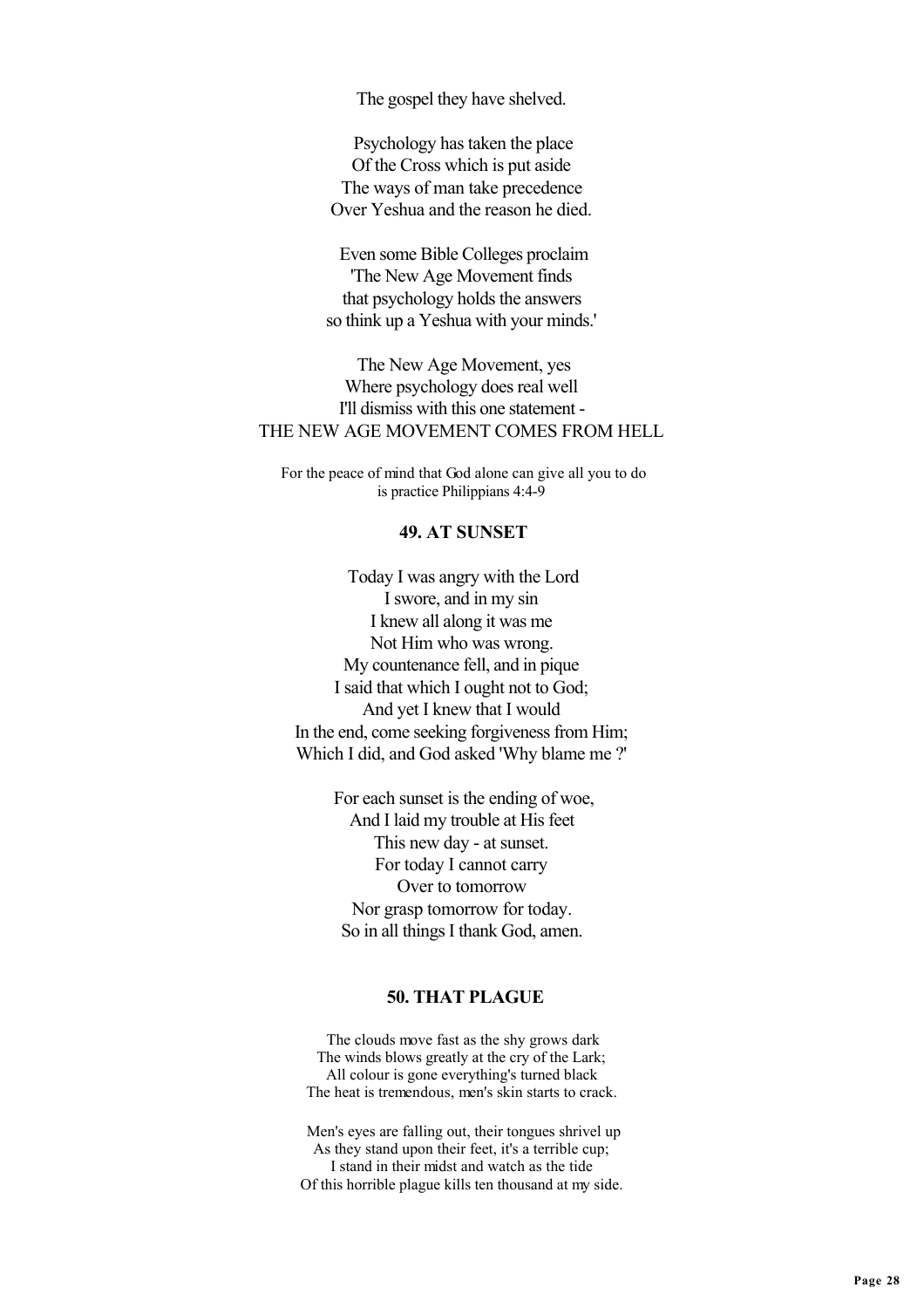The gospel they have shelved.

Psychology has taken the place
Of the Cross which is put aside
The ways of man take precedence
Over Yeshua and the reason he died.

Even some Bible Colleges proclaim
'The New Age Movement finds
that psychology holds the answers
so think up a Yeshua with your minds.'

The New Age Movement, yes
Where psychology does real well
I'll dismiss with this one statement -
THE NEW AGE MOVEMENT COMES FROM HELL

For the peace of mind that God alone can give all you to do
is practice Philippians 4:4-9

### 49. AT SUNSET

Today I was angry with the Lord
I swore, and in my sin
I knew all along it was me
Not Him who was wrong.
My countenance fell, and in pique
I said that which I ought not to God;
And yet I knew that I would
In the end, come seeking forgiveness from Him;
Which I did, and God asked 'Why blame me ?'

For each sunset is the ending of woe,
And I laid my trouble at His feet
This new day - at sunset.
For today I cannot carry
Over to tomorrow
Nor grasp tomorrow for today.
So in all things I thank God, amen.

### 50. THAT PLAGUE

The clouds move fast as the shy grows dark
The winds blows greatly at the cry of the Lark;
All colour is gone everything's turned black
The heat is tremendous, men's skin starts to crack.

Men's eyes are falling out, their tongues shrivel up
As they stand upon their feet, it's a terrible cup;
I stand in their midst and watch as the tide
Of this horrible plague kills ten thousand at my side.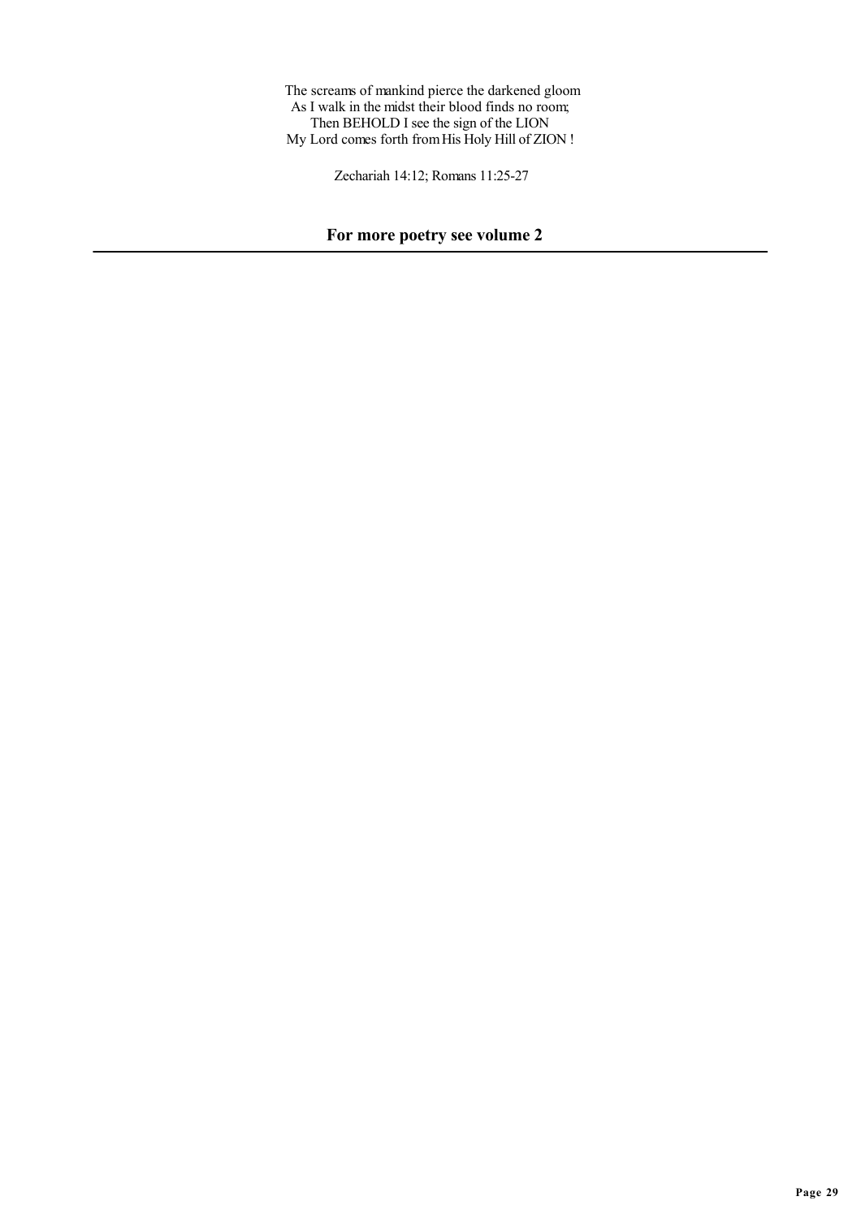The screams of mankind pierce the darkened gloom
As I walk in the midst their blood finds no room;
Then BEHOLD I see the sign of the LION
My Lord comes forth from His Holy Hill of ZION !

Zechariah 14:12; Romans 11:25-27

**For more poetry see volume 2**

---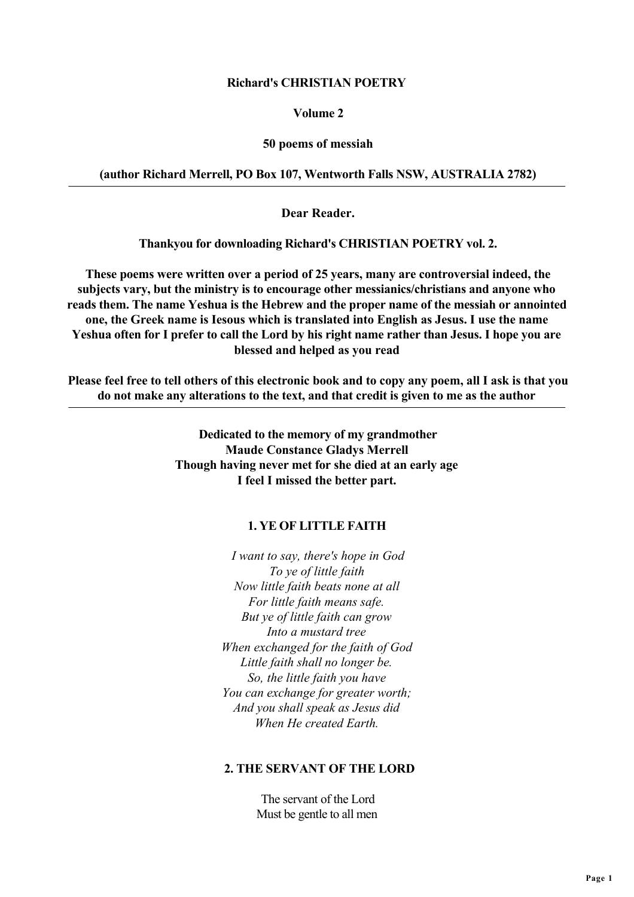**Richard's CHRISTIAN POETRY**

**Volume 2**

**50 poems of messiah**

**(author Richard Merrell, PO Box 107, Wentworth Falls NSW, AUSTRALIA 2782)**

---

**Dear Reader.**

**Thankyou for downloading Richard's CHRISTIAN POETRY vol. 2.**

**These poems were written over a period of 25 years, many are controversial indeed, the subjects vary, but the ministry is to encourage other messianics/christians and anyone who reads them. The name Yeshua is the Hebrew and the proper name of the messiah or annointed one, the Greek name is Iesous which is translated into English as Jesus. I use the name Yeshua often for I prefer to call the Lord by his right name rather than Jesus. I hope you are blessed and helped as you read**

**Please feel free to tell others of this electronic book and to copy any poem, all I ask is that you do not make any alterations to the text, and that credit is given to me as the author**

---

**Dedicated to the memory of my grandmother**
**Maude Constance Gladys Merrell**
**Though having never met for she died at an early age**
**I feel I missed the better part.**

### 1. YE OF LITTLE FAITH

*I want to say, there's hope in God*
*To ye of little faith*
*Now little faith beats none at all*
*For little faith means safe.*
*But ye of little faith can grow*
*Into a mustard tree*
*When exchanged for the faith of God*
*Little faith shall no longer be.*
*So, the little faith you have*
*You can exchange for greater worth;*
*And you shall speak as Jesus did*
*When He created Earth.*

### 2. THE SERVANT OF THE LORD

The servant of the Lord
Must be gentle to all men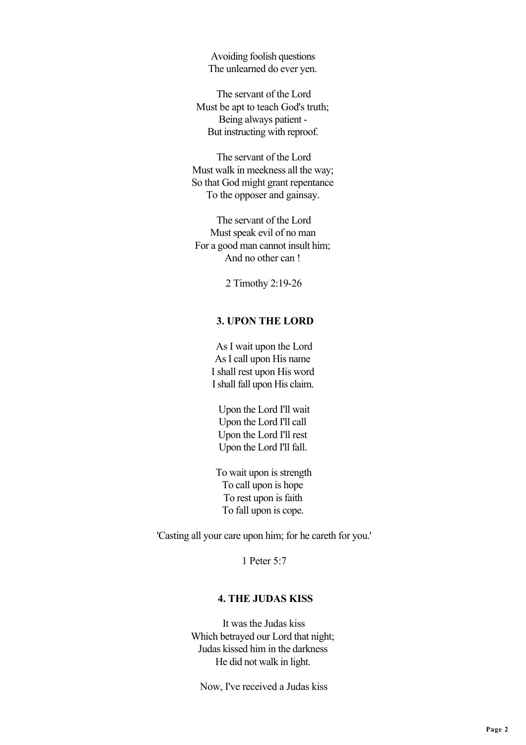Avoiding foolish questions
The unlearned do ever yen.

The servant of the Lord
Must be apt to teach God's truth;
Being always patient -
But instructing with reproof.

The servant of the Lord
Must walk in meekness all the way;
So that God might grant repentance
To the opposer and gainsay.

The servant of the Lord
Must speak evil of no man
For a good man cannot insult him;
And no other can !

2 Timothy 2:19-26

### 3. UPON THE LORD

As I wait upon the Lord
As I call upon His name
I shall rest upon His word
I shall fall upon His claim.

Upon the Lord I'll wait
Upon the Lord I'll call
Upon the Lord I'll rest
Upon the Lord I'll fall.

To wait upon is strength
To call upon is hope
To rest upon is faith
To fall upon is cope.

'Casting all your care upon him; for he careth for you.'

1 Peter 5:7

### 4. THE JUDAS KISS

It was the Judas kiss
Which betrayed our Lord that night;
Judas kissed him in the darkness
He did not walk in light.

Now, I've received a Judas kiss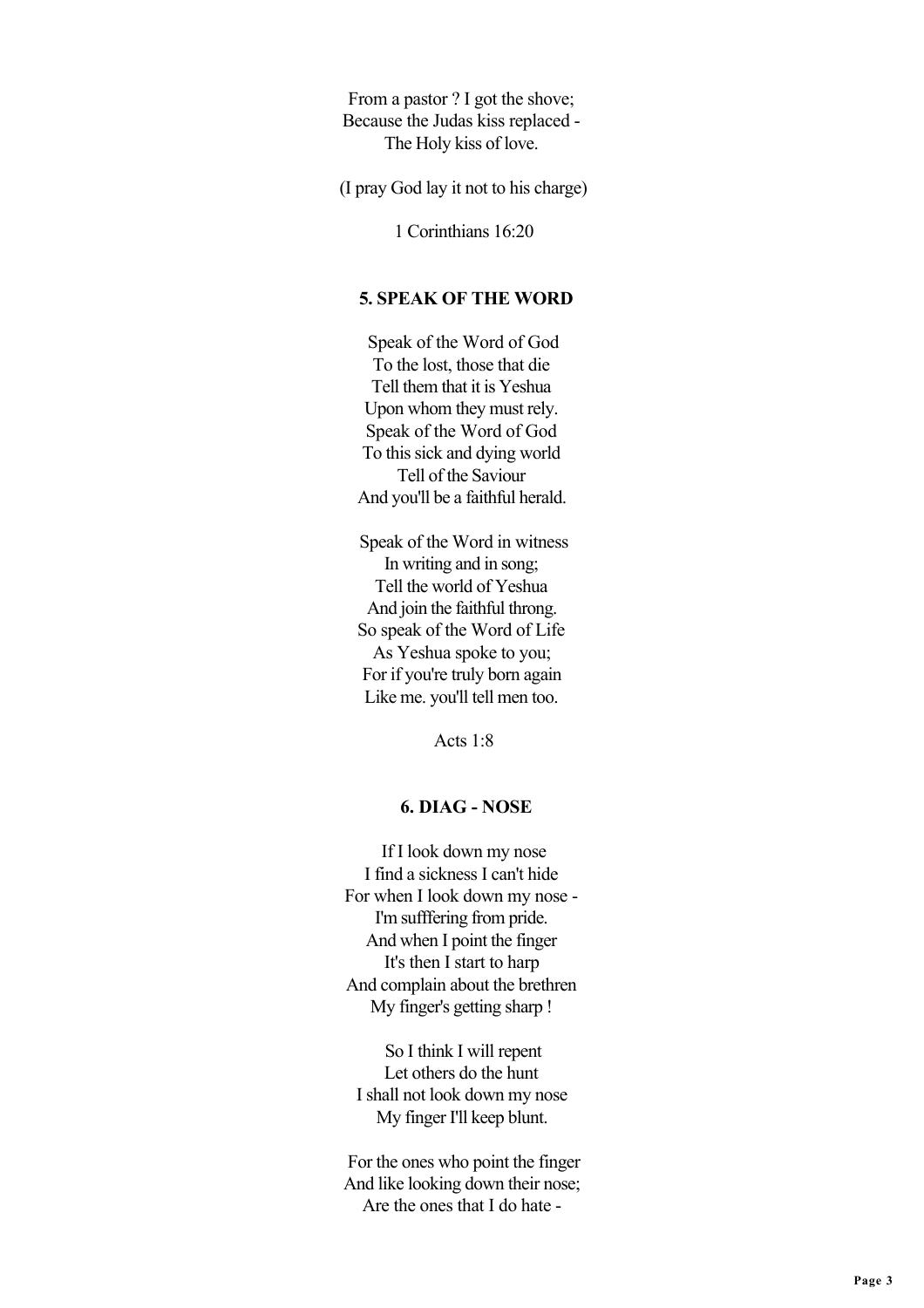From a pastor ? I got the shove;
Because the Judas kiss replaced -
The Holy kiss of love.

(I pray God lay it not to his charge)

1 Corinthians 16:20

### 5. SPEAK OF THE WORD

Speak of the Word of God
To the lost, those that die
Tell them that it is Yeshua
Upon whom they must rely.
Speak of the Word of God
To this sick and dying world
Tell of the Saviour
And you'll be a faithful herald.

Speak of the Word in witness
In writing and in song;
Tell the world of Yeshua
And join the faithful throng.
So speak of the Word of Life
As Yeshua spoke to you;
For if you're truly born again
Like me. you'll tell men too.

Acts 1:8

### 6. DIAG - NOSE

If I look down my nose
I find a sickness I can't hide
For when I look down my nose -
I'm sufffering from pride.
And when I point the finger
It's then I start to harp
And complain about the brethren
My finger's getting sharp !

So I think I will repent
Let others do the hunt
I shall not look down my nose
My finger I'll keep blunt.

For the ones who point the finger
And like looking down their nose;
Are the ones that I do hate -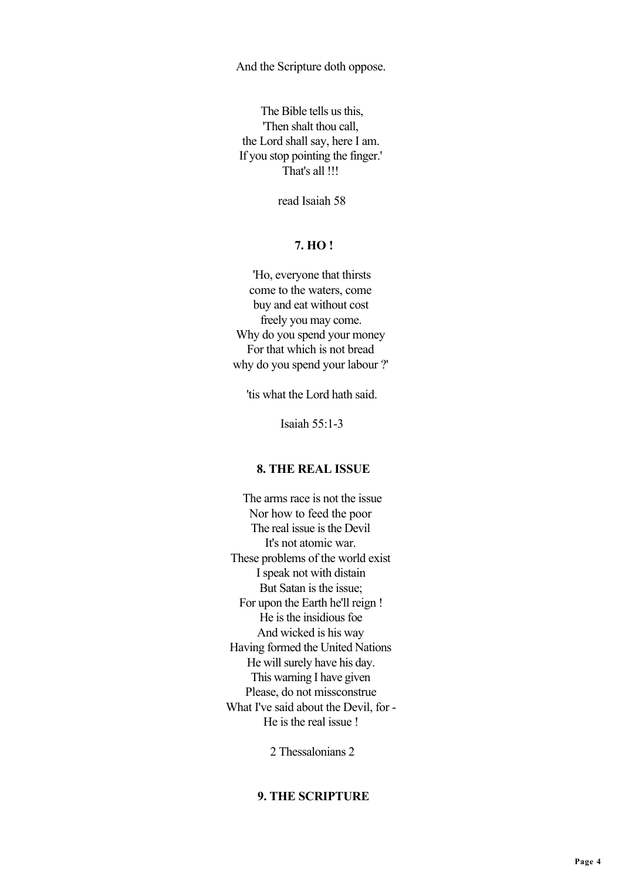And the Scripture doth oppose.

The Bible tells us this,  
'Then shalt thou call,  
the Lord shall say, here I am.  
If you stop pointing the finger.'  
That's all !!!

read Isaiah 58

**7. HO !**

'Ho, everyone that thirsts  
come to the waters, come  
buy and eat without cost  
freely you may come.  
Why do you spend your money  
For that which is not bread  
why do you spend your labour ?'

'tis what the Lord hath said.

Isaiah 55:1-3

**8. THE REAL ISSUE**

The arms race is not the issue  
Nor how to feed the poor  
The real issue is the Devil  
It's not atomic war.  
These problems of the world exist  
I speak not with distain  
But Satan is the issue;  
For upon the Earth he'll reign !  
He is the insidious foe  
And wicked is his way  
Having formed the United Nations  
He will surely have his day.  
This warning I have given  
Please, do not missconstrue  
What I've said about the Devil, for -  
He is the real issue !

2 Thessalonians 2

**9. THE SCRIPTURE**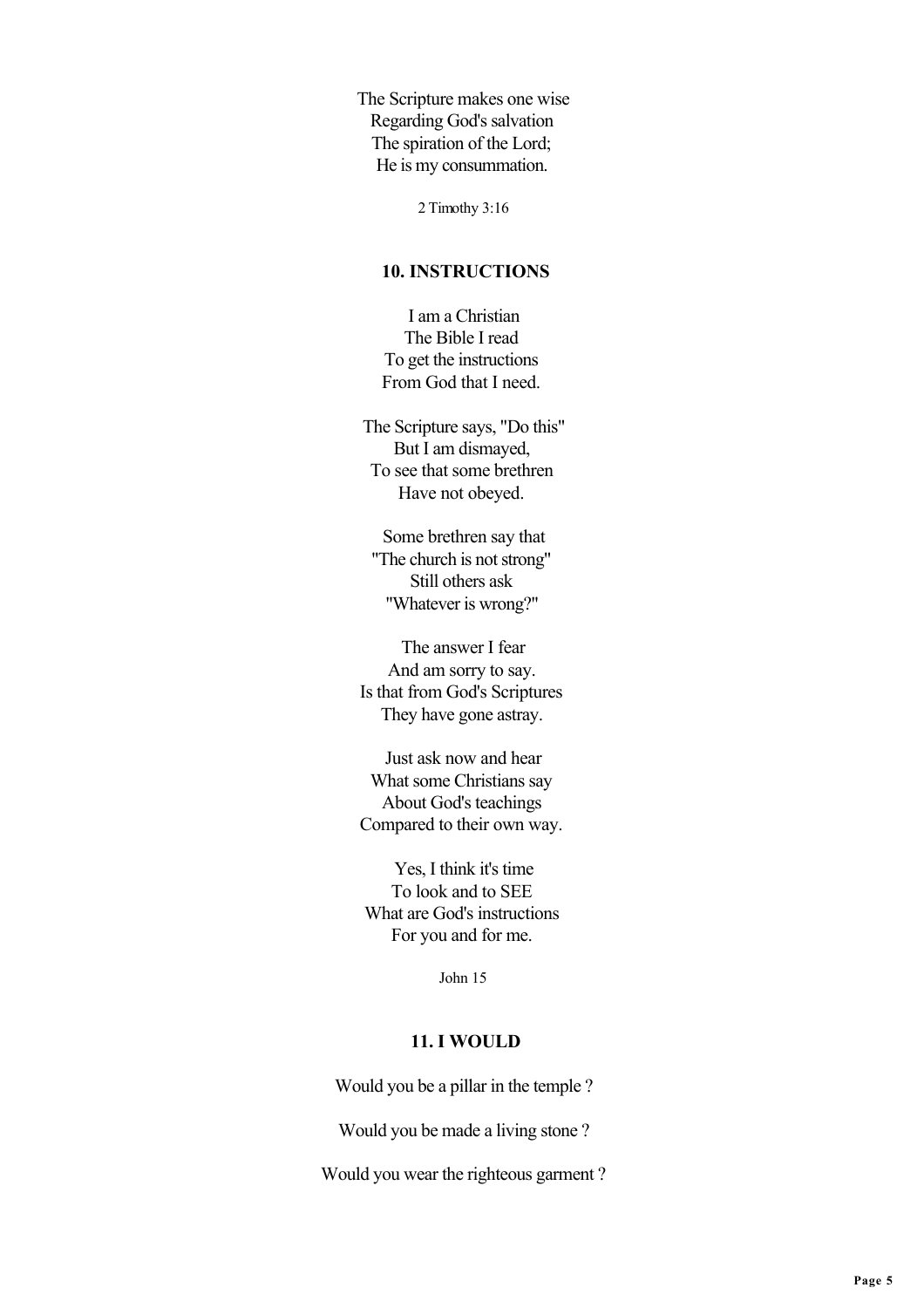The Scripture makes one wise
Regarding God's salvation
The spiration of the Lord;
He is my consummation.

2 Timothy 3:16

### 10. INSTRUCTIONS

I am a Christian
The Bible I read
To get the instructions
From God that I need.

The Scripture says, "Do this"
But I am dismayed,
To see that some brethren
Have not obeyed.

Some brethren say that
"The church is not strong"
Still others ask
"Whatever is wrong?"

The answer I fear
And am sorry to say.
Is that from God's Scriptures
They have gone astray.

Just ask now and hear
What some Christians say
About God's teachings
Compared to their own way.

Yes, I think it's time
To look and to SEE
What are God's instructions
For you and for me.

John 15

### 11. I WOULD

Would you be a pillar in the temple ?

Would you be made a living stone ?

Would you wear the righteous garment ?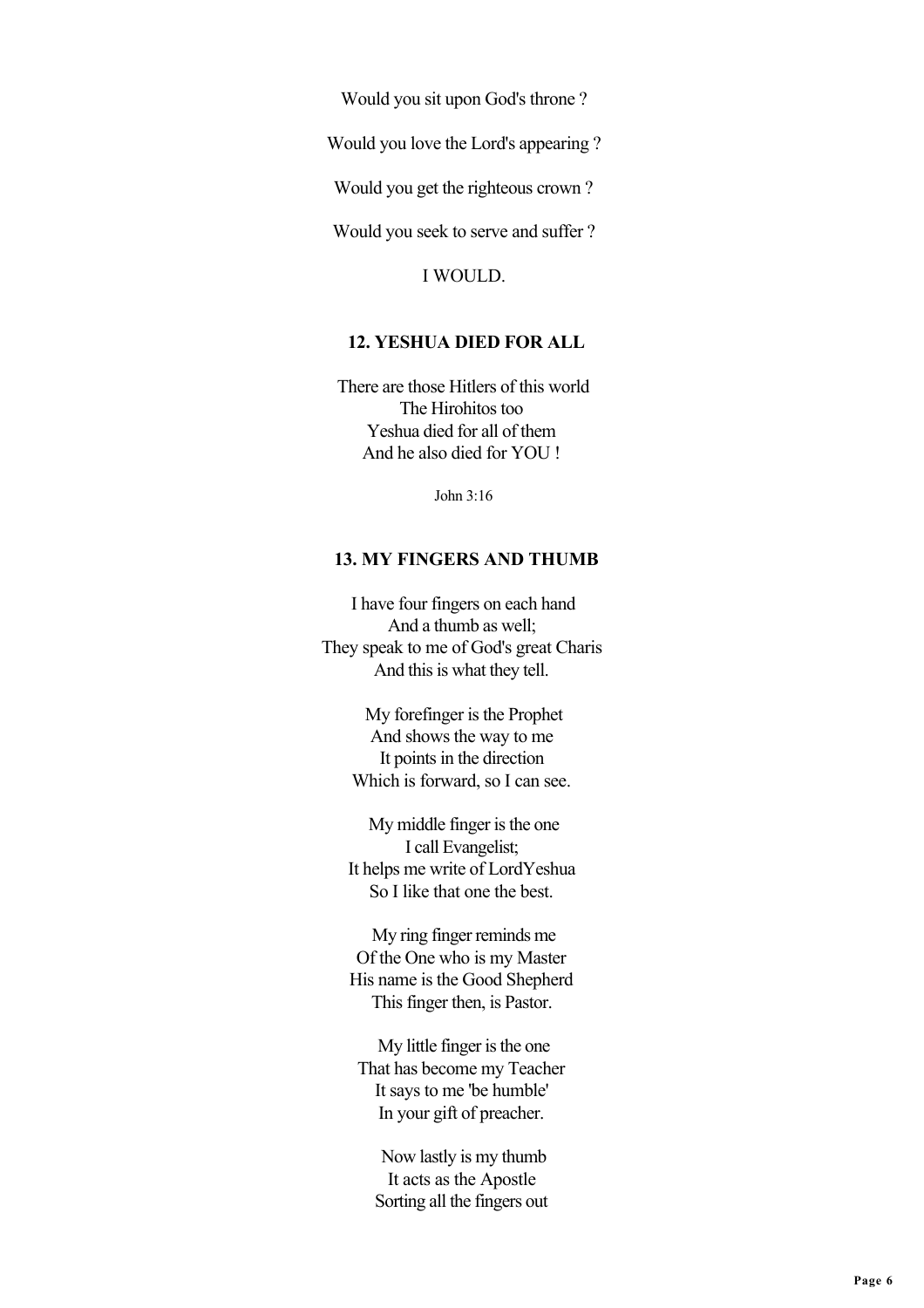Would you sit upon God's throne ?

Would you love the Lord's appearing ?

Would you get the righteous crown ?

Would you seek to serve and suffer ?

I WOULD.

### 12. YESHUA DIED FOR ALL

There are those Hitlers of this world
The Hirohitos too
Yeshua died for all of them
And he also died for YOU !

John 3:16

### 13. MY FINGERS AND THUMB

I have four fingers on each hand
And a thumb as well;
They speak to me of God's great Charis
And this is what they tell.

My forefinger is the Prophet
And shows the way to me
It points in the direction
Which is forward, so I can see.

My middle finger is the one
I call Evangelist;
It helps me write of LordYeshua
So I like that one the best.

My ring finger reminds me
Of the One who is my Master
His name is the Good Shepherd
This finger then, is Pastor.

My little finger is the one
That has become my Teacher
It says to me 'be humble'
In your gift of preacher.

Now lastly is my thumb
It acts as the Apostle
Sorting all the fingers out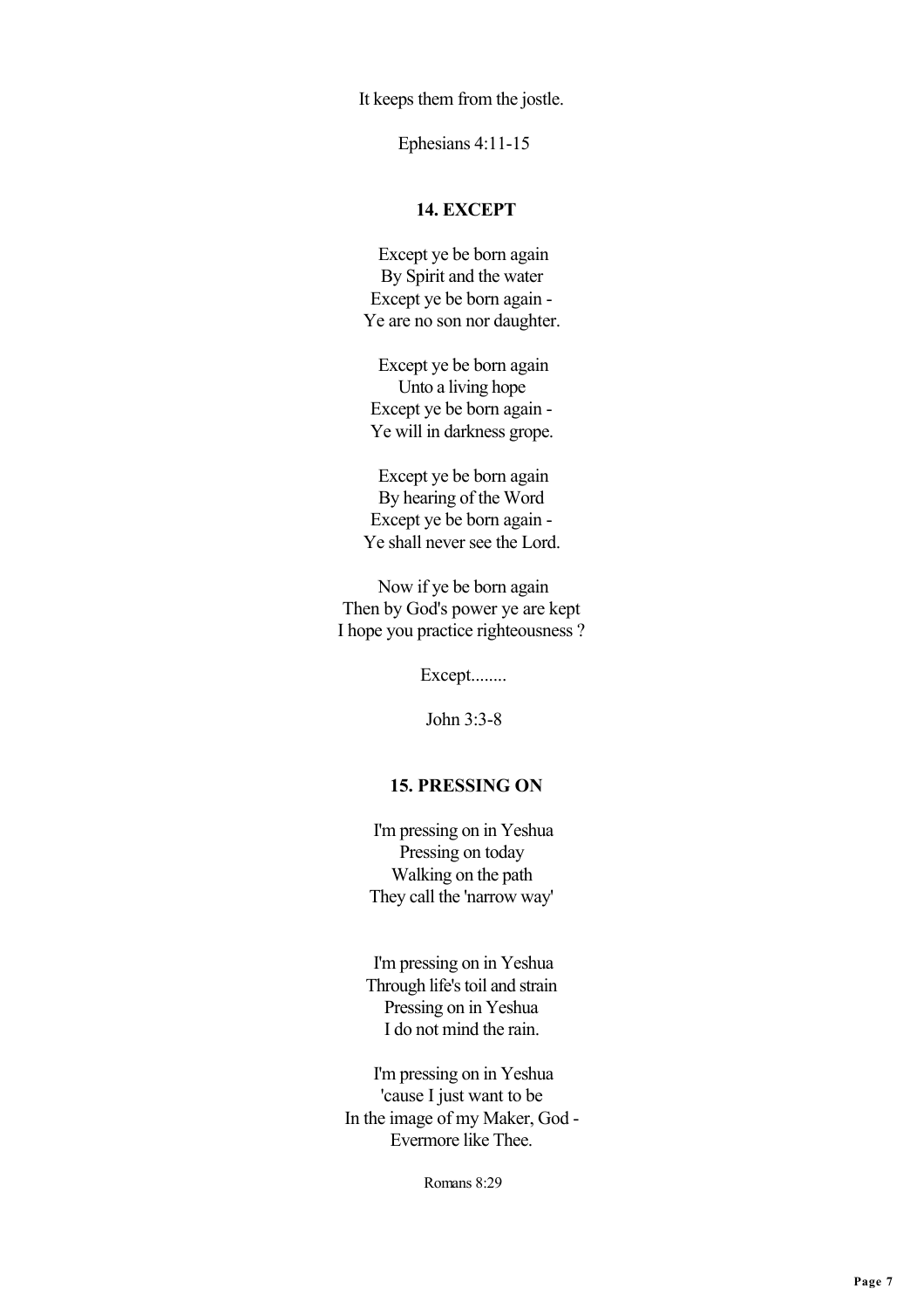It keeps them from the jostle.

Ephesians 4:11-15

### 14. EXCEPT

Except ye be born again
By Spirit and the water
Except ye be born again -
Ye are no son nor daughter.

Except ye be born again
Unto a living hope
Except ye be born again -
Ye will in darkness grope.

Except ye be born again
By hearing of the Word
Except ye be born again -
Ye shall never see the Lord.

Now if ye be born again
Then by God's power ye are kept
I hope you practice righteousness ?

Except........

John 3:3-8

### 15. PRESSING ON

I'm pressing on in Yeshua
Pressing on today
Walking on the path
They call the 'narrow way'

I'm pressing on in Yeshua
Through life's toil and strain
Pressing on in Yeshua
I do not mind the rain.

I'm pressing on in Yeshua
'cause I just want to be
In the image of my Maker, God -
Evermore like Thee.

Romans 8:29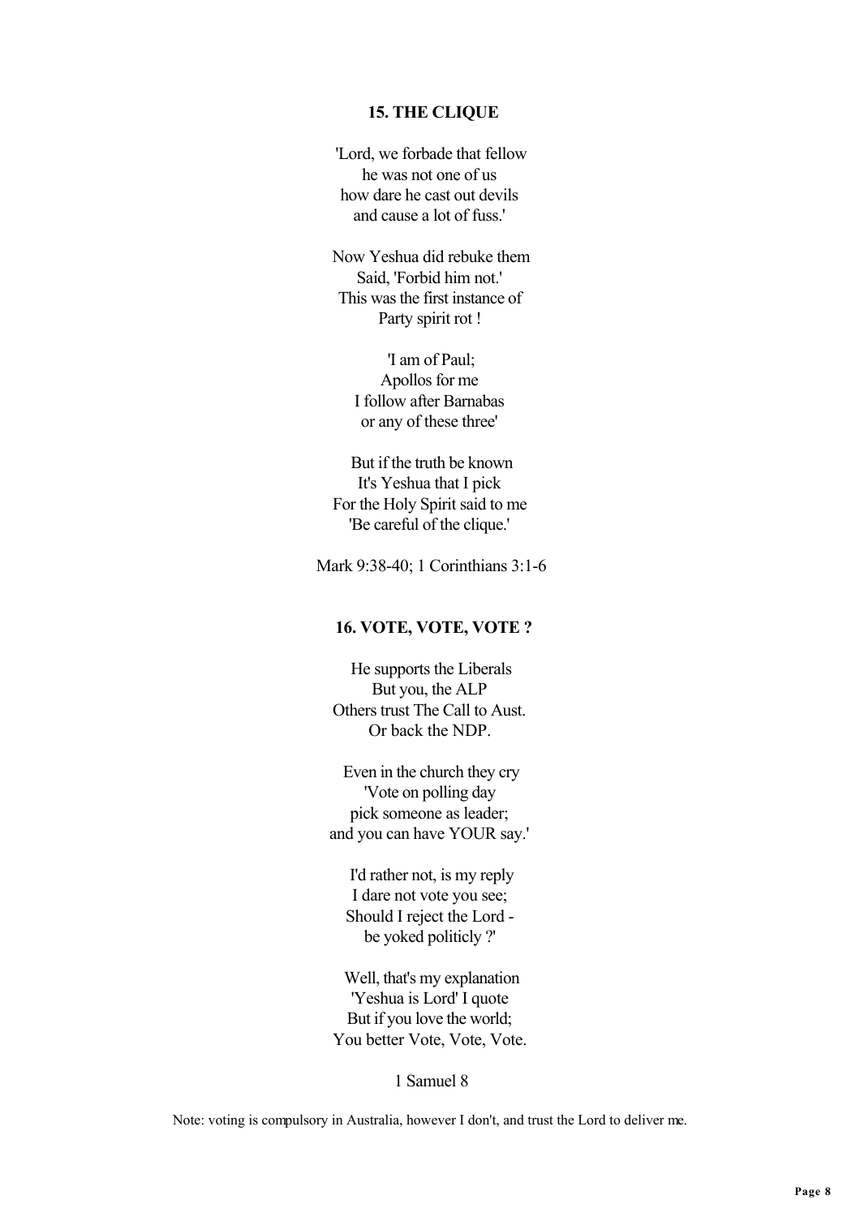### 15. THE CLIQUE

'Lord, we forbade that fellow  
he was not one of us  
how dare he cast out devils  
and cause a lot of fuss.'

Now Yeshua did rebuke them  
Said, 'Forbid him not.'  
This was the first instance of  
Party spirit rot !

'I am of Paul;  
Apollos for me  
I follow after Barnabas  
or any of these three'

But if the truth be known  
It's Yeshua that I pick  
For the Holy Spirit said to me  
'Be careful of the clique.'

Mark 9:38-40; 1 Corinthians 3:1-6

### 16. VOTE, VOTE, VOTE ?

He supports the Liberals  
But you, the ALP  
Others trust The Call to Aust.  
Or back the NDP.

Even in the church they cry  
'Vote on polling day  
pick someone as leader;  
and you can have YOUR say.'

I'd rather not, is my reply  
I dare not vote you see;  
Should I reject the Lord -  
be yoked politicly ?'

Well, that's my explanation  
'Yeshua is Lord' I quote  
But if you love the world;  
You better Vote, Vote, Vote.

1 Samuel 8

Note: voting is compulsory in Australia, however I don't, and trust the Lord to deliver me.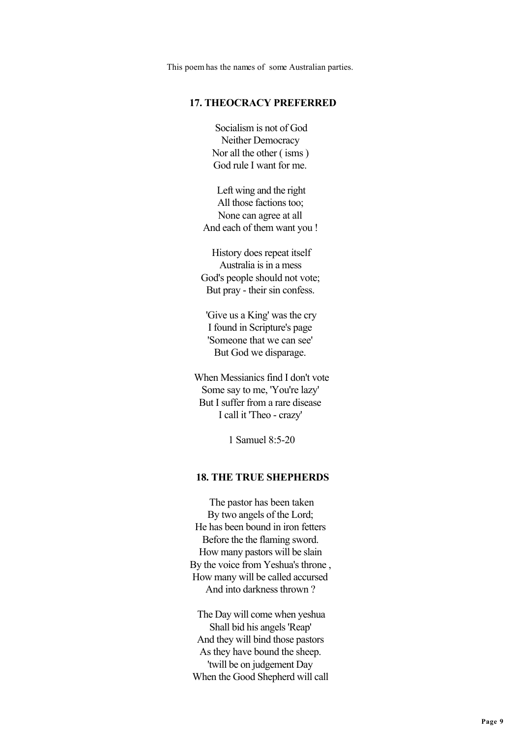This poem has the names of some Australian parties.

### 17. THEOCRACY PREFERRED

Socialism is not of God
Neither Democracy
Nor all the other ( isms )
God rule I want for me.

Left wing and the right
All those factions too;
None can agree at all
And each of them want you !

History does repeat itself
Australia is in a mess
God's people should not vote;
But pray - their sin confess.

'Give us a King' was the cry
I found in Scripture's page
'Someone that we can see'
But God we disparage.

When Messianics find I don't vote
Some say to me, 'You're lazy'
But I suffer from a rare disease
I call it 'Theo - crazy'

1 Samuel 8:5-20

### 18. THE TRUE SHEPHERDS

The pastor has been taken
By two angels of the Lord;
He has been bound in iron fetters
Before the the flaming sword.
How many pastors will be slain
By the voice from Yeshua's throne ,
How many will be called accursed
And into darkness thrown ?

The Day will come when yeshua
Shall bid his angels 'Reap'
And they will bind those pastors
As they have bound the sheep.
'twill be on judgement Day
When the Good Shepherd will call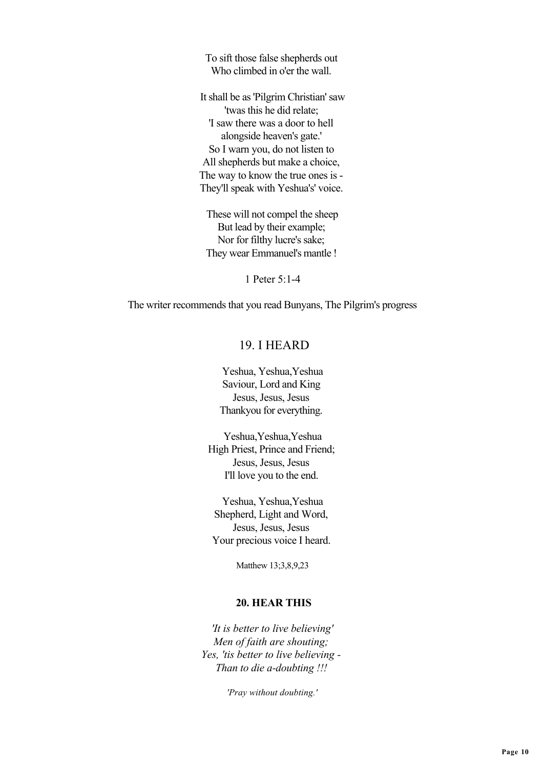To sift those false shepherds out
Who climbed in o'er the wall.

It shall be as 'Pilgrim Christian' saw
'twas this he did relate;
'I saw there was a door to hell
alongside heaven's gate.'
So I warn you, do not listen to
All shepherds but make a choice,
The way to know the true ones is -
They'll speak with Yeshua's' voice.

These will not compel the sheep
But lead by their example;
Nor for filthy lucre's sake;
They wear Emmanuel's mantle !

1 Peter 5:1-4

The writer recommends that you read Bunyans, The Pilgrim's progress

## 19. I HEARD

Yeshua, Yeshua,Yeshua
Saviour, Lord and King
Jesus, Jesus, Jesus
Thankyou for everything.

Yeshua,Yeshua,Yeshua
High Priest, Prince and Friend;
Jesus, Jesus, Jesus
I'll love you to the end.

Yeshua, Yeshua,Yeshua
Shepherd, Light and Word,
Jesus, Jesus, Jesus
Your precious voice I heard.

Matthew 13;3,8,9,23

**20. HEAR THIS**

*'It is better to live believing'*
*Men of faith are shouting;*
*Yes, 'tis better to live believing -*
*Than to die a-doubting !!!*

*'Pray without doubting.'*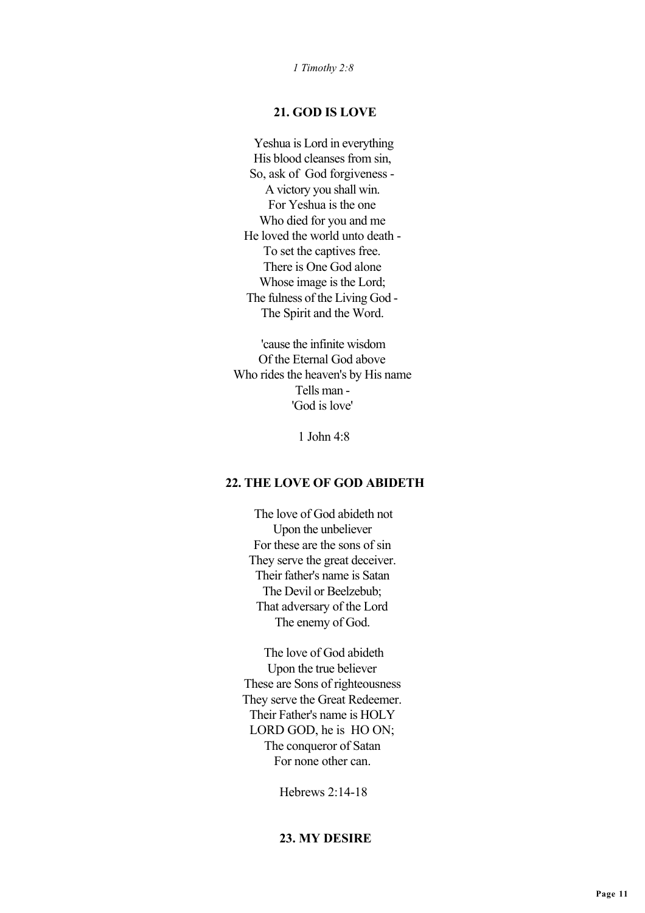*1 Timothy 2:8*

### 21. GOD IS LOVE

Yeshua is Lord in everything
His blood cleanses from sin,
So, ask of God forgiveness -
A victory you shall win.
For Yeshua is the one
Who died for you and me
He loved the world unto death -
To set the captives free.
There is One God alone
Whose image is the Lord;
The fulness of the Living God -
The Spirit and the Word.

'cause the infinite wisdom
Of the Eternal God above
Who rides the heaven's by His name
Tells man -
'God is love'

1 John 4:8

### 22. THE LOVE OF GOD ABIDETH

The love of God abideth not
Upon the unbeliever
For these are the sons of sin
They serve the great deceiver.
Their father's name is Satan
The Devil or Beelzebub;
That adversary of the Lord
The enemy of God.

The love of God abideth
Upon the true believer
These are Sons of righteousness
They serve the Great Redeemer.
Their Father's name is HOLY
LORD GOD, he is HO ON;
The conqueror of Satan
For none other can.

Hebrews 2:14-18

### 23. MY DESIRE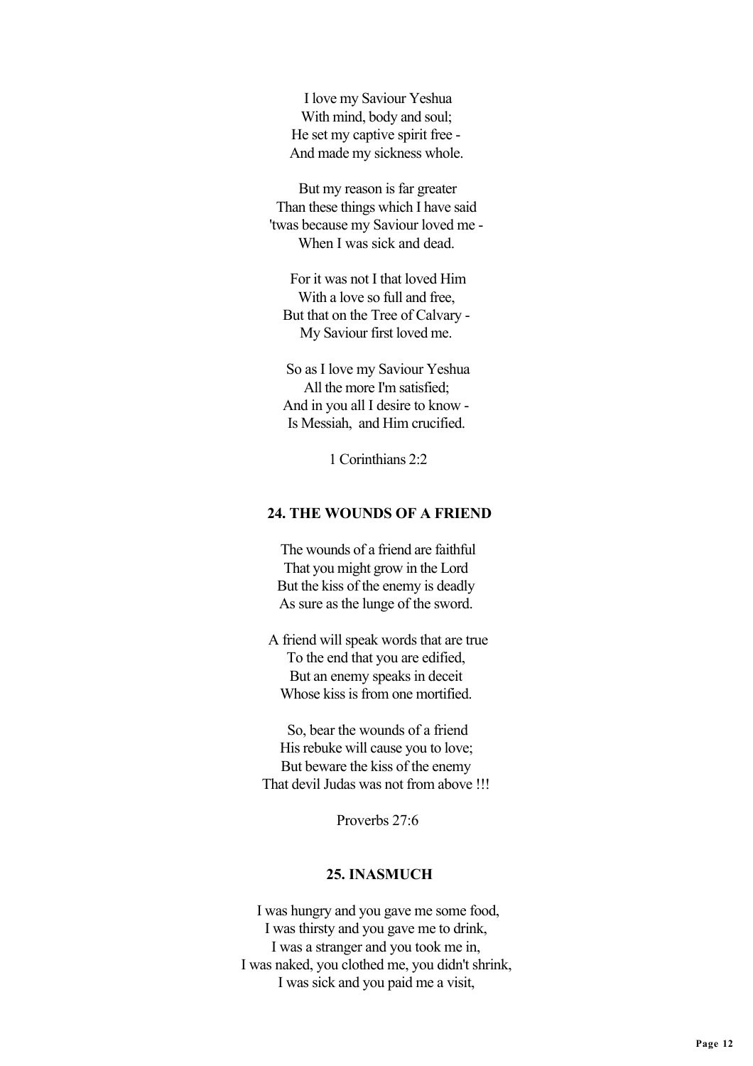I love my Saviour Yeshua  
With mind, body and soul;  
He set my captive spirit free -  
And made my sickness whole.

But my reason is far greater  
Than these things which I have said  
'twas because my Saviour loved me -  
When I was sick and dead.

For it was not I that loved Him  
With a love so full and free,  
But that on the Tree of Calvary -  
My Saviour first loved me.

So as I love my Saviour Yeshua  
All the more I'm satisfied;  
And in you all I desire to know -  
Is Messiah, and Him crucified.

1 Corinthians 2:2

### 24. THE WOUNDS OF A FRIEND

The wounds of a friend are faithful  
That you might grow in the Lord  
But the kiss of the enemy is deadly  
As sure as the lunge of the sword.

A friend will speak words that are true  
To the end that you are edified,  
But an enemy speaks in deceit  
Whose kiss is from one mortified.

So, bear the wounds of a friend  
His rebuke will cause you to love;  
But beware the kiss of the enemy  
That devil Judas was not from above !!!

Proverbs 27:6

### 25. INASMUCH

I was hungry and you gave me some food,  
I was thirsty and you gave me to drink,  
I was a stranger and you took me in,  
I was naked, you clothed me, you didn't shrink,  
I was sick and you paid me a visit,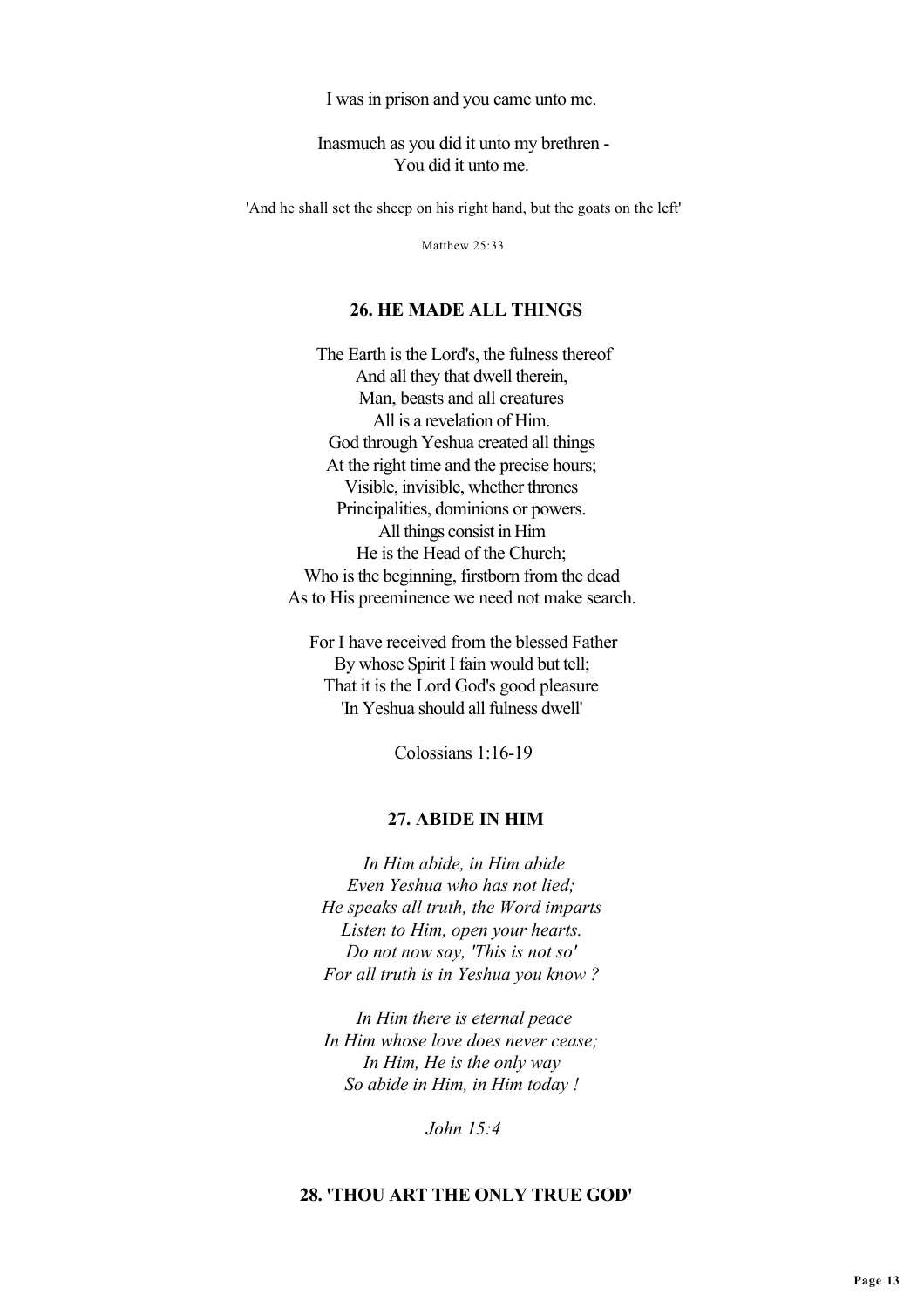I was in prison and you came unto me.

Inasmuch as you did it unto my brethren -
You did it unto me.

'And he shall set the sheep on his right hand, but the goats on the left'

Matthew 25:33

## 26. HE MADE ALL THINGS

The Earth is the Lord's, the fulness thereof
And all they that dwell therein,
Man, beasts and all creatures
All is a revelation of Him.
God through Yeshua created all things
At the right time and the precise hours;
Visible, invisible, whether thrones
Principalities, dominions or powers.
All things consist in Him
He is the Head of the Church;
Who is the beginning, firstborn from the dead
As to His preeminence we need not make search.

For I have received from the blessed Father
By whose Spirit I fain would but tell;
That it is the Lord God's good pleasure
'In Yeshua should all fulness dwell'

Colossians 1:16-19

## 27. ABIDE IN HIM

*In Him abide, in Him abide*
*Even Yeshua who has not lied;*
*He speaks all truth, the Word imparts*
*Listen to Him, open your hearts.*
*Do not now say, 'This is not so'*
*For all truth is in Yeshua you know ?*

*In Him there is eternal peace*
*In Him whose love does never cease;*
*In Him, He is the only way*
*So abide in Him, in Him today !*

*John 15:4*

## 28. 'THOU ART THE ONLY TRUE GOD'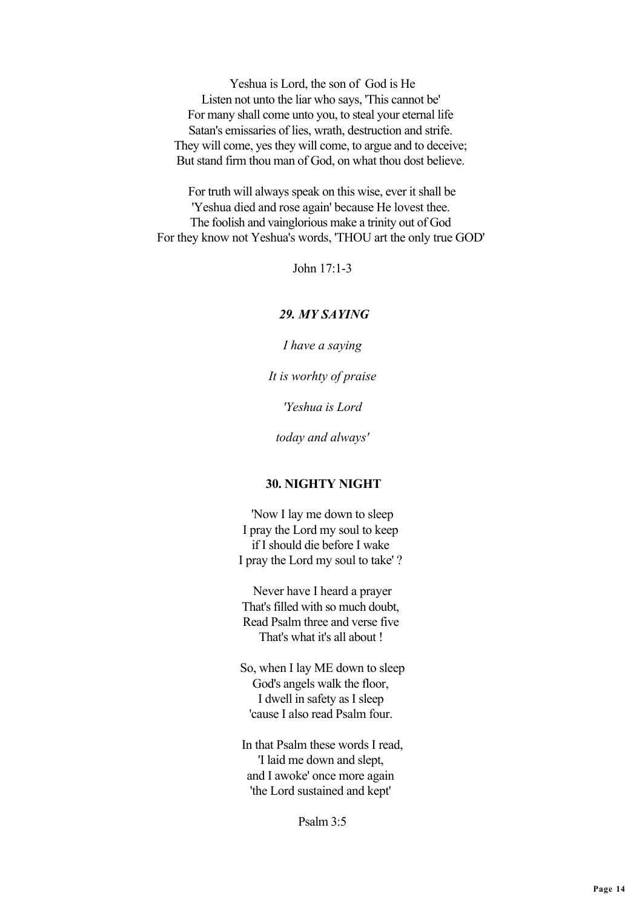Yeshua is Lord, the son of God is He
Listen not unto the liar who says, 'This cannot be'
For many shall come unto you, to steal your eternal life
Satan's emissaries of lies, wrath, destruction and strife.
They will come, yes they will come, to argue and to deceive;
But stand firm thou man of God, on what thou dost believe.

For truth will always speak on this wise, ever it shall be
'Yeshua died and rose again' because He lovest thee.
The foolish and vainglorious make a trinity out of God
For they know not Yeshua's words, 'THOU art the only true GOD'

John 17:1-3

### *29. MY SAYING*

*I have a saying*

*It is worhty of praise*

*'Yeshua is Lord*

*today and always'*

### 30. NIGHTY NIGHT

'Now I lay me down to sleep
I pray the Lord my soul to keep
if I should die before I wake
I pray the Lord my soul to take' ?

Never have I heard a prayer
That's filled with so much doubt,
Read Psalm three and verse five
That's what it's all about !

So, when I lay ME down to sleep
God's angels walk the floor,
I dwell in safety as I sleep
'cause I also read Psalm four.

In that Psalm these words I read,
'I laid me down and slept,
and I awoke' once more again
'the Lord sustained and kept'

Psalm 3:5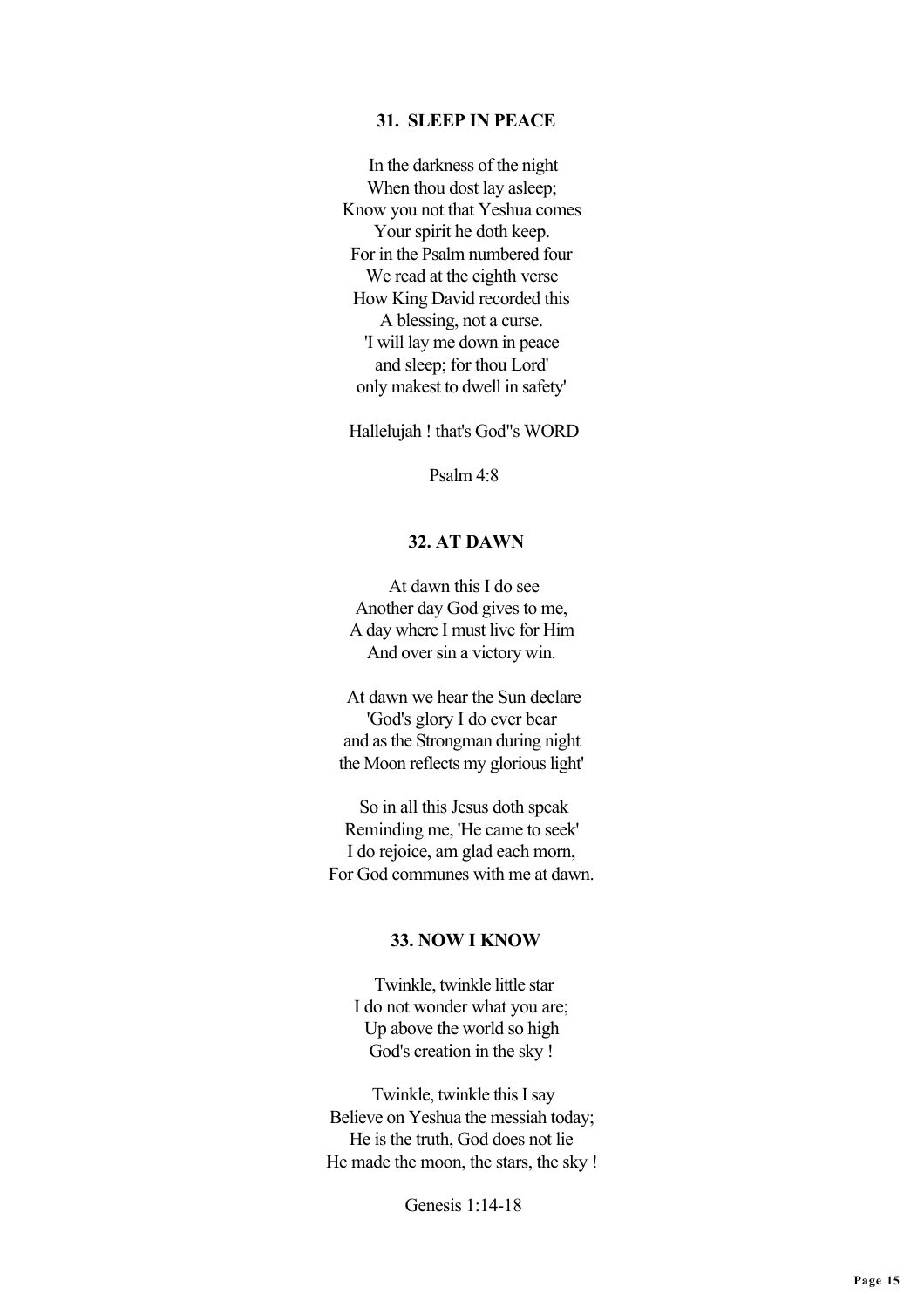### 31. SLEEP IN PEACE

In the darkness of the night
When thou dost lay asleep;
Know you not that Yeshua comes
Your spirit he doth keep.
For in the Psalm numbered four
We read at the eighth verse
How King David recorded this
A blessing, not a curse.
'I will lay me down in peace
and sleep; for thou Lord'
only makest to dwell in safety'

Hallelujah ! that's God''s WORD

Psalm 4:8

### 32. AT DAWN

At dawn this I do see
Another day God gives to me,
A day where I must live for Him
And over sin a victory win.

At dawn we hear the Sun declare
'God's glory I do ever bear
and as the Strongman during night
the Moon reflects my glorious light'

So in all this Jesus doth speak
Reminding me, 'He came to seek'
I do rejoice, am glad each morn,
For God communes with me at dawn.

### 33. NOW I KNOW

Twinkle, twinkle little star
I do not wonder what you are;
Up above the world so high
God's creation in the sky !

Twinkle, twinkle this I say
Believe on Yeshua the messiah today;
He is the truth, God does not lie
He made the moon, the stars, the sky !

Genesis 1:14-18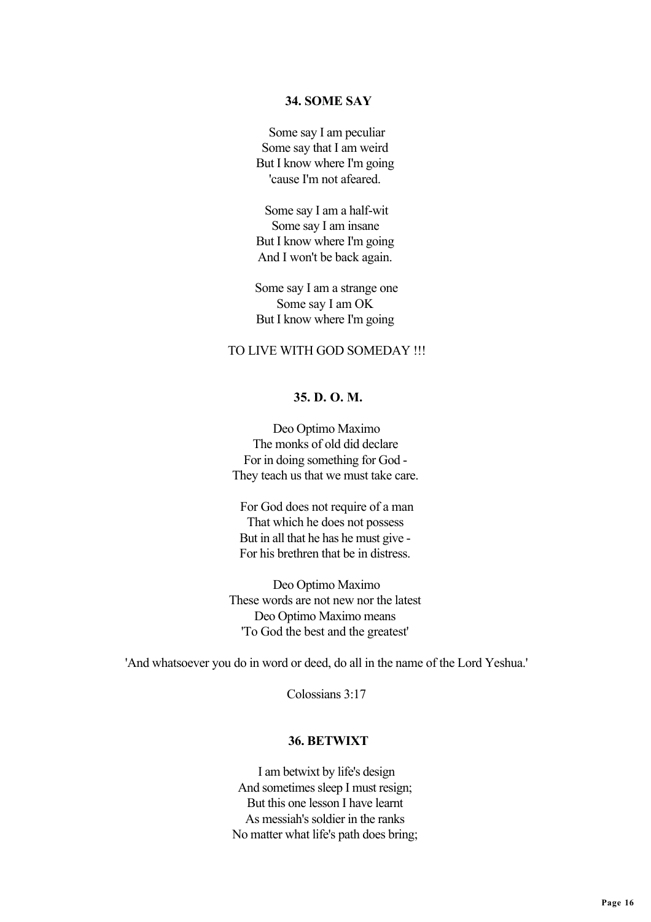### 34. SOME SAY

Some say I am peculiar
Some say that I am weird
But I know where I'm going
'cause I'm not afeared.

Some say I am a half-wit
Some say I am insane
But I know where I'm going
And I won't be back again.

Some say I am a strange one
Some say I am OK
But I know where I'm going

TO LIVE WITH GOD SOMEDAY !!!

### 35. D. O. M.

Deo Optimo Maximo
The monks of old did declare
For in doing something for God -
They teach us that we must take care.

For God does not require of a man
That which he does not possess
But in all that he has he must give -
For his brethren that be in distress.

Deo Optimo Maximo
These words are not new nor the latest
Deo Optimo Maximo means
'To God the best and the greatest'

'And whatsoever you do in word or deed, do all in the name of the Lord Yeshua.'

Colossians 3:17

### 36. BETWIXT

I am betwixt by life's design
And sometimes sleep I must resign;
But this one lesson I have learnt
As messiah's soldier in the ranks
No matter what life's path does bring;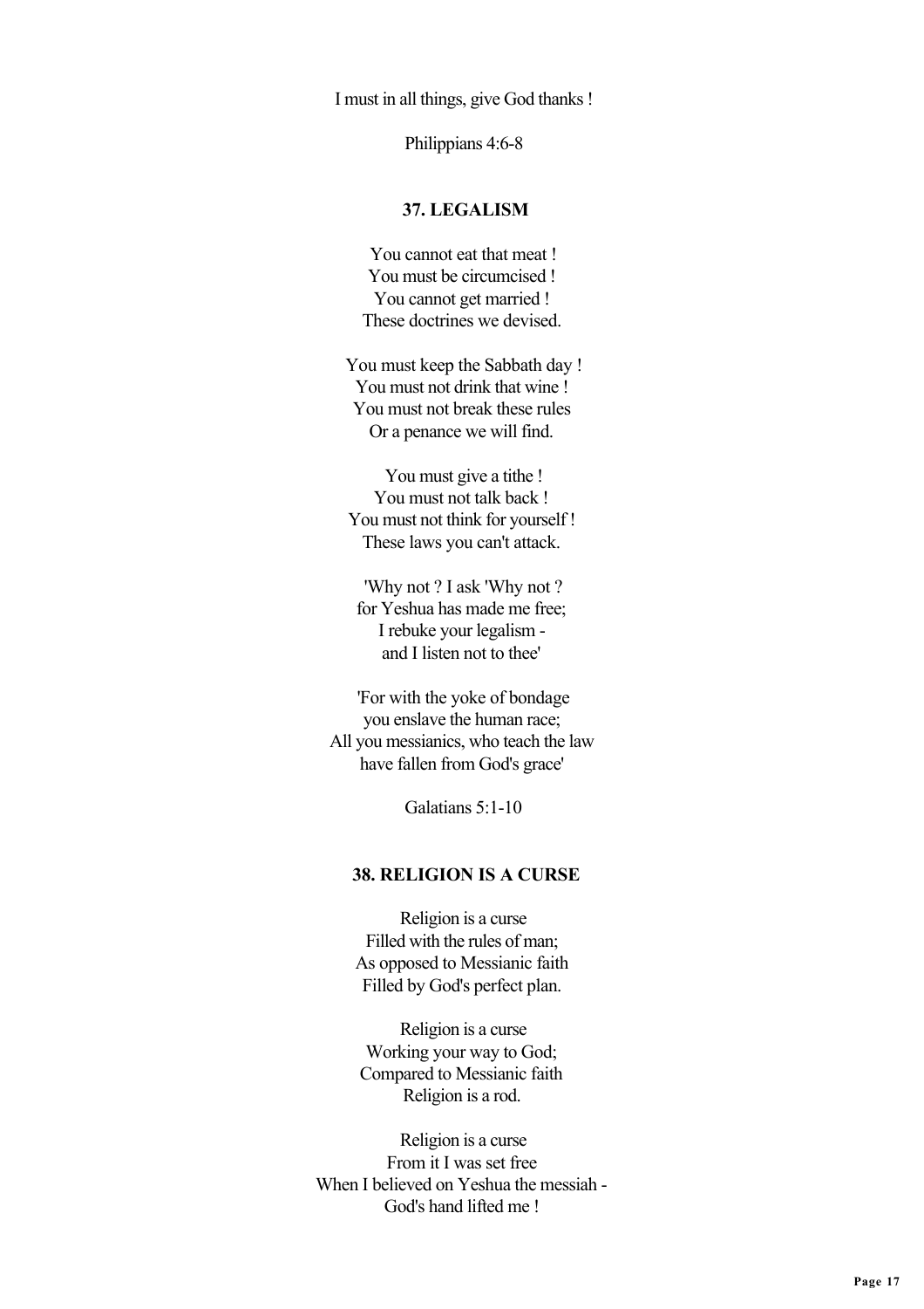I must in all things, give God thanks !

Philippians 4:6-8

### 37. LEGALISM

You cannot eat that meat !
You must be circumcised !
You cannot get married !
These doctrines we devised.

You must keep the Sabbath day !
You must not drink that wine !
You must not break these rules
Or a penance we will find.

You must give a tithe !
You must not talk back !
You must not think for yourself !
These laws you can't attack.

'Why not ? I ask 'Why not ?
for Yeshua has made me free;
I rebuke your legalism -
and I listen not to thee'

'For with the yoke of bondage
you enslave the human race;
All you messianics, who teach the law
have fallen from God's grace'

Galatians 5:1-10

### 38. RELIGION IS A CURSE

Religion is a curse
Filled with the rules of man;
As opposed to Messianic faith
Filled by God's perfect plan.

Religion is a curse
Working your way to God;
Compared to Messianic faith
Religion is a rod.

Religion is a curse
From it I was set free
When I believed on Yeshua the messiah -
God's hand lifted me !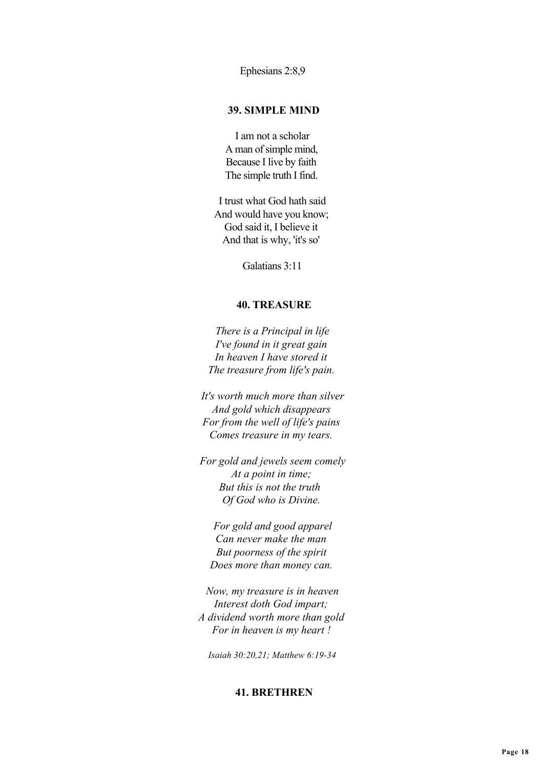Ephesians 2:8,9

### 39. SIMPLE MIND

I am not a scholar
A man of simple mind,
Because I live by faith
The simple truth I find.

I trust what God hath said
And would have you know;
God said it, I believe it
And that is why, 'it's so'

Galatians 3:11

### 40. TREASURE

*There is a Principal in life*
*I've found in it great gain*
*In heaven I have stored it*
*The treasure from life's pain.*

*It's worth much more than silver*
*And gold which disappears*
*For from the well of life's pains*
*Comes treasure in my tears.*

*For gold and jewels seem comely*
*At a point in time;*
*But this is not the truth*
*Of God who is Divine.*

*For gold and good apparel*
*Can never make the man*
*But poorness of the spirit*
*Does more than money can.*

*Now, my treasure is in heaven*
*Interest doth God impart;*
*A dividend worth more than gold*
*For in heaven is my heart !*

*Isaiah 30:20,21; Matthew 6:19-34*

### 41. BRETHREN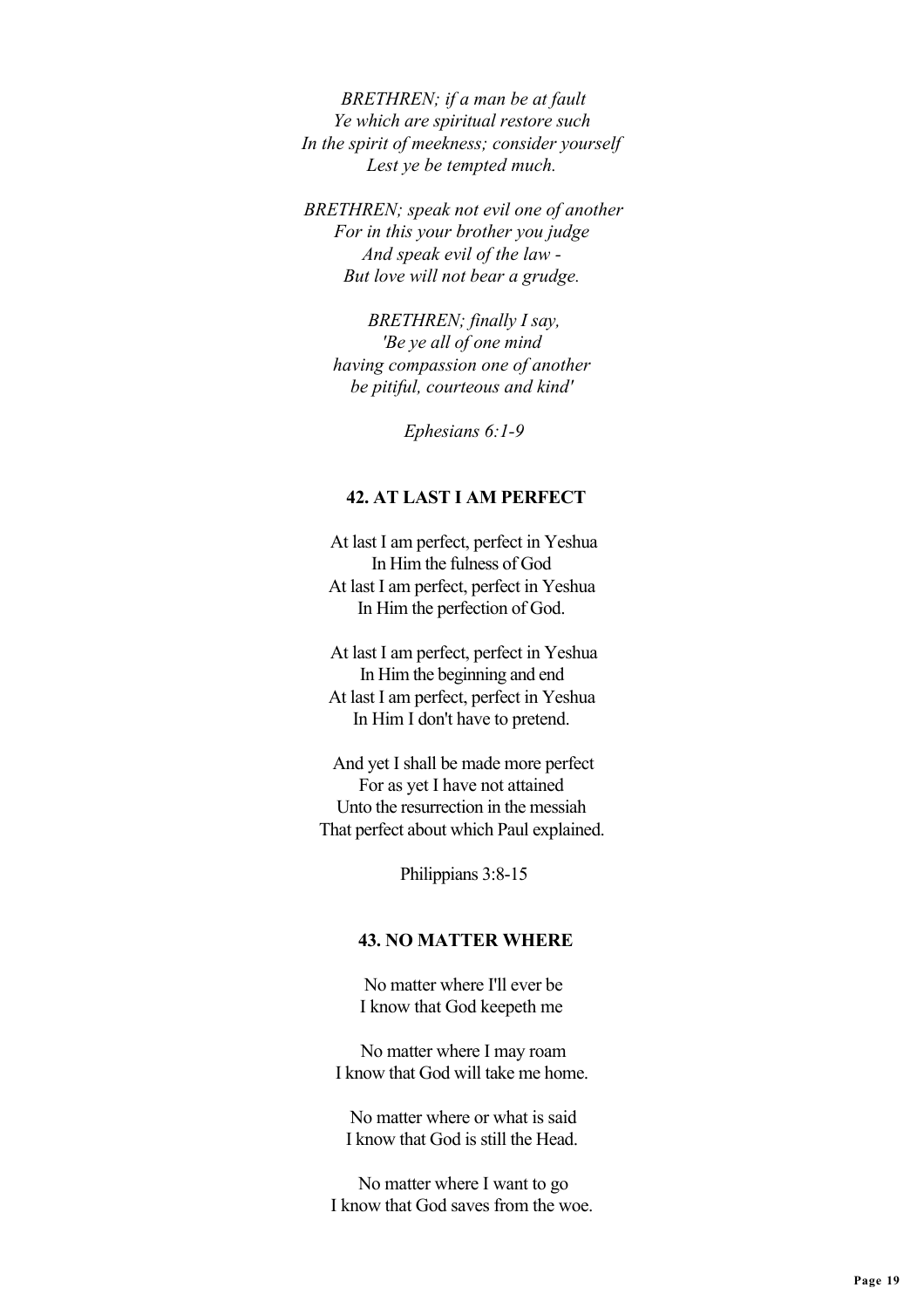*BRETHREN; if a man be at fault*
*Ye which are spiritual restore such*
*In the spirit of meekness; consider yourself*
*Lest ye be tempted much.*

*BRETHREN; speak not evil one of another*
*For in this your brother you judge*
*And speak evil of the law -*
*But love will not bear a grudge.*

*BRETHREN; finally I say,*
*'Be ye all of one mind*
*having compassion one of another*
*be pitiful, courteous and kind'*

*Ephesians 6:1-9*

### 42. AT LAST I AM PERFECT

At last I am perfect, perfect in Yeshua
In Him the fulness of God
At last I am perfect, perfect in Yeshua
In Him the perfection of God.

At last I am perfect, perfect in Yeshua
In Him the beginning and end
At last I am perfect, perfect in Yeshua
In Him I don't have to pretend.

And yet I shall be made more perfect
For as yet I have not attained
Unto the resurrection in the messiah
That perfect about which Paul explained.

Philippians 3:8-15

### 43. NO MATTER WHERE

No matter where I'll ever be
I know that God keepeth me

No matter where I may roam
I know that God will take me home.

No matter where or what is said
I know that God is still the Head.

No matter where I want to go
I know that God saves from the woe.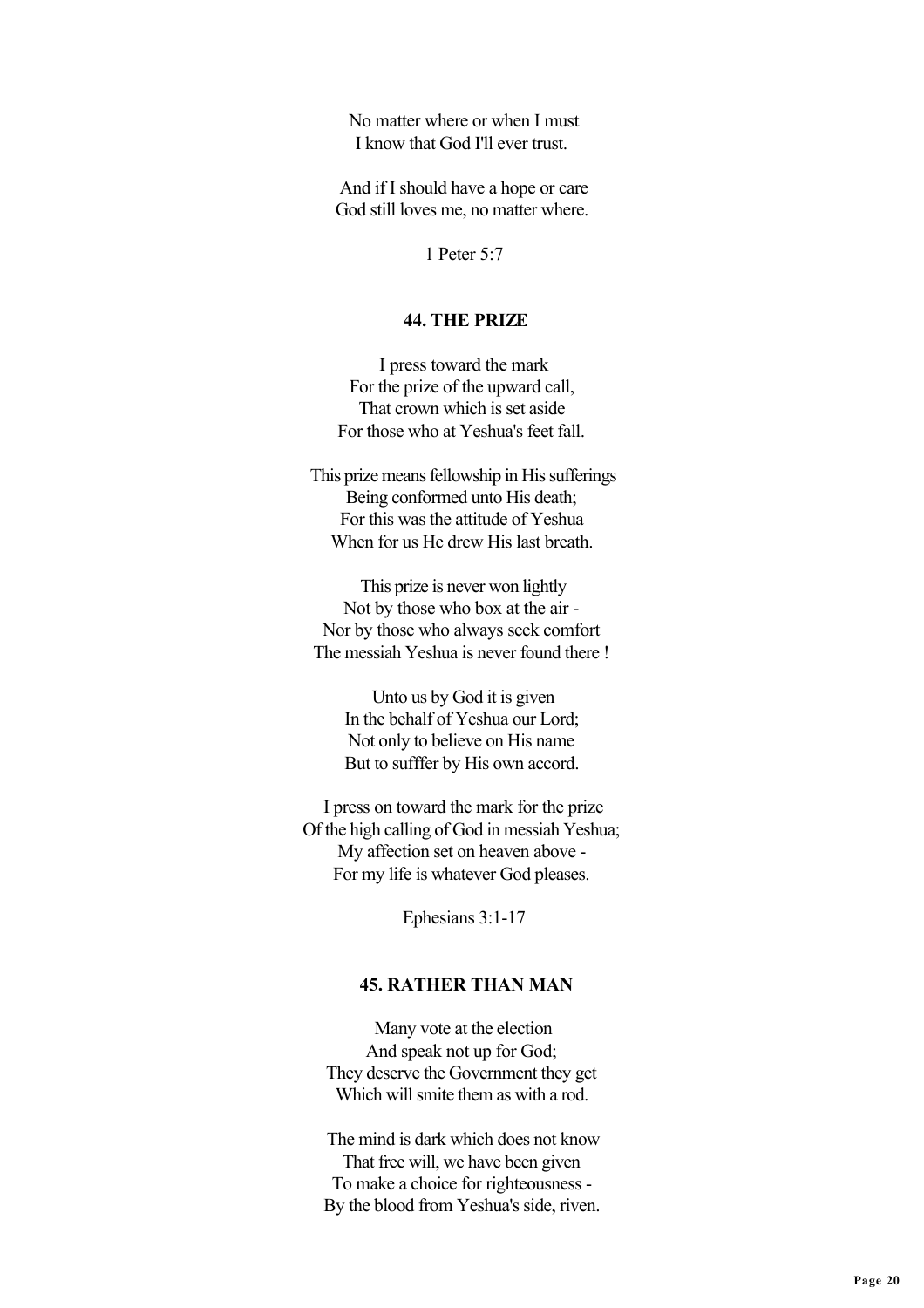No matter where or when I must
I know that God I'll ever trust.

And if I should have a hope or care
God still loves me, no matter where.

1 Peter 5:7

### 44. THE PRIZE

I press toward the mark
For the prize of the upward call,
That crown which is set aside
For those who at Yeshua's feet fall.

This prize means fellowship in His sufferings
Being conformed unto His death;
For this was the attitude of Yeshua
When for us He drew His last breath.

This prize is never won lightly
Not by those who box at the air -
Nor by those who always seek comfort
The messiah Yeshua is never found there !

Unto us by God it is given
In the behalf of Yeshua our Lord;
Not only to believe on His name
But to sufffer by His own accord.

I press on toward the mark for the prize
Of the high calling of God in messiah Yeshua;
My affection set on heaven above -
For my life is whatever God pleases.

Ephesians 3:1-17

### 45. RATHER THAN MAN

Many vote at the election
And speak not up for God;
They deserve the Government they get
Which will smite them as with a rod.

The mind is dark which does not know
That free will, we have been given
To make a choice for righteousness -
By the blood from Yeshua's side, riven.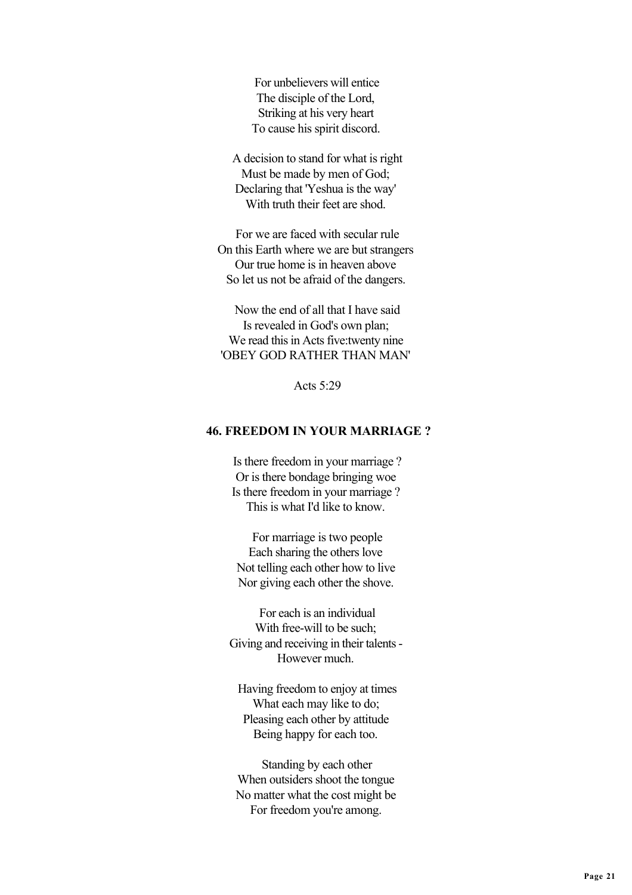For unbelievers will entice
The disciple of the Lord,
Striking at his very heart
To cause his spirit discord.

A decision to stand for what is right
Must be made by men of God;
Declaring that 'Yeshua is the way'
With truth their feet are shod.

For we are faced with secular rule
On this Earth where we are but strangers
Our true home is in heaven above
So let us not be afraid of the dangers.

Now the end of all that I have said
Is revealed in God's own plan;
We read this in Acts five:twenty nine
'OBEY GOD RATHER THAN MAN'

Acts 5:29

### 46. FREEDOM IN YOUR MARRIAGE ?

Is there freedom in your marriage ?
Or is there bondage bringing woe
Is there freedom in your marriage ?
This is what I'd like to know.

For marriage is two people
Each sharing the others love
Not telling each other how to live
Nor giving each other the shove.

For each is an individual
With free-will to be such;
Giving and receiving in their talents -
However much.

Having freedom to enjoy at times
What each may like to do;
Pleasing each other by attitude
Being happy for each too.

Standing by each other
When outsiders shoot the tongue
No matter what the cost might be
For freedom you're among.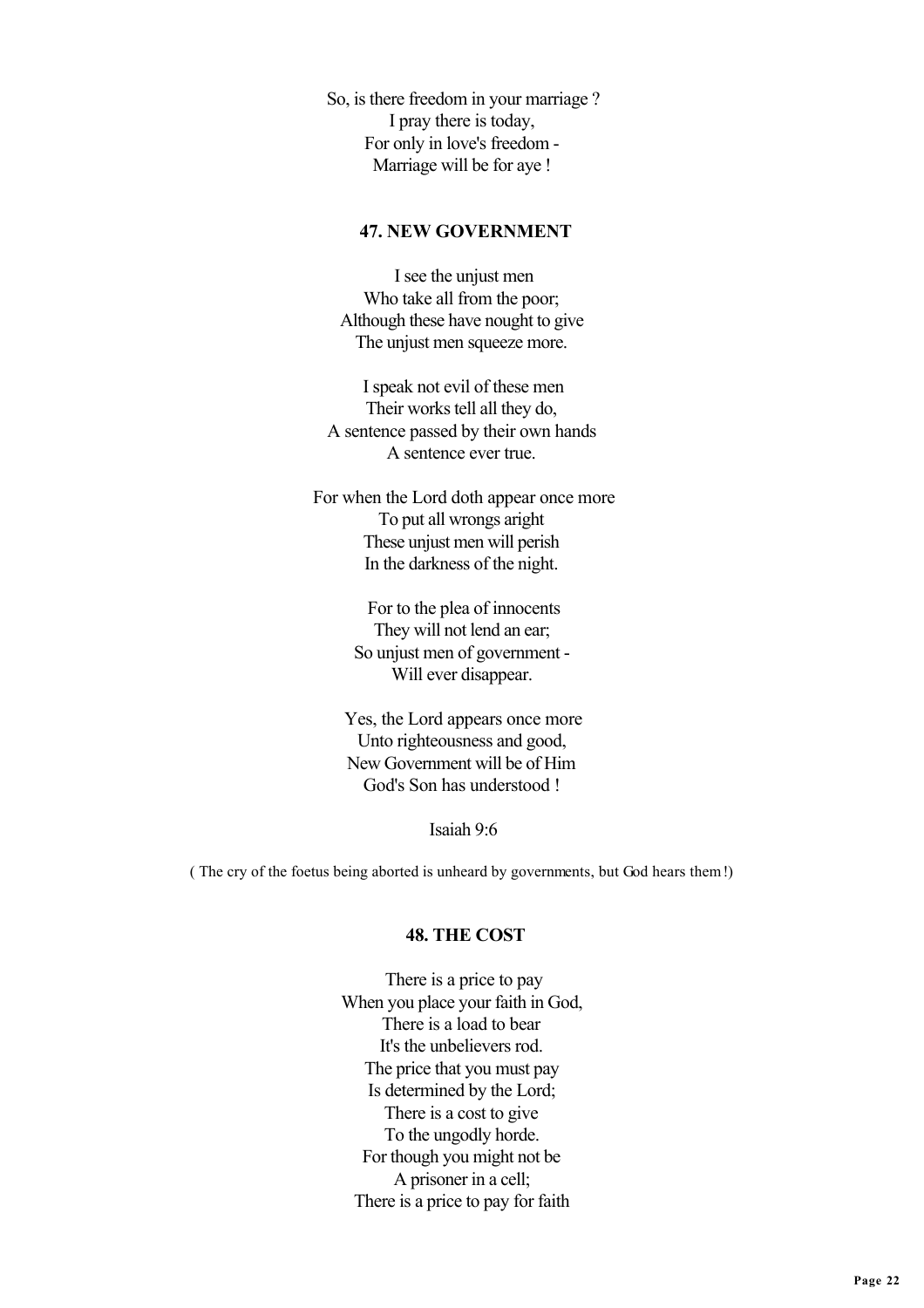So, is there freedom in your marriage ?  
I pray there is today,  
For only in love's freedom -  
Marriage will be for aye !

### 47. NEW GOVERNMENT

I see the unjust men  
Who take all from the poor;  
Although these have nought to give  
The unjust men squeeze more.

I speak not evil of these men  
Their works tell all they do,  
A sentence passed by their own hands  
A sentence ever true.

For when the Lord doth appear once more  
To put all wrongs aright  
These unjust men will perish  
In the darkness of the night.

For to the plea of innocents  
They will not lend an ear;  
So unjust men of government -  
Will ever disappear.

Yes, the Lord appears once more  
Unto righteousness and good,  
New Government will be of Him  
God's Son has understood !

Isaiah 9:6

( The cry of the foetus being aborted is unheard by governments, but God hears them !)

### 48. THE COST

There is a price to pay  
When you place your faith in God,  
There is a load to bear  
It's the unbelievers rod.  
The price that you must pay  
Is determined by the Lord;  
There is a cost to give  
To the ungodly horde.  
For though you might not be  
A prisoner in a cell;  
There is a price to pay for faith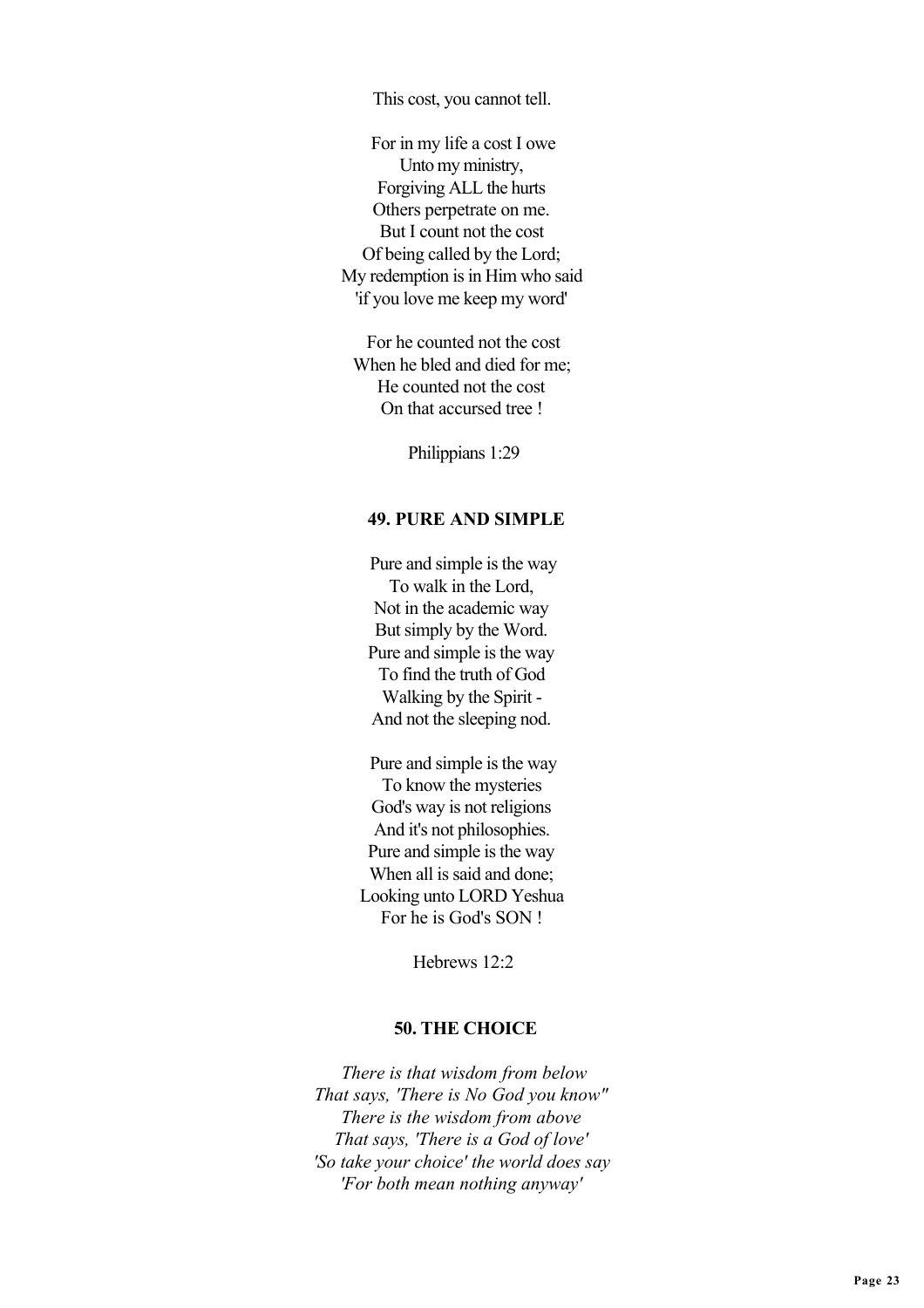This cost, you cannot tell.

For in my life a cost I owe
Unto my ministry,
Forgiving ALL the hurts
Others perpetrate on me.
But I count not the cost
Of being called by the Lord;
My redemption is in Him who said
'if you love me keep my word'

For he counted not the cost
When he bled and died for me;
He counted not the cost
On that accursed tree !

Philippians 1:29

### 49. PURE AND SIMPLE

Pure and simple is the way
To walk in the Lord,
Not in the academic way
But simply by the Word.
Pure and simple is the way
To find the truth of God
Walking by the Spirit -
And not the sleeping nod.

Pure and simple is the way
To know the mysteries
God's way is not religions
And it's not philosophies.
Pure and simple is the way
When all is said and done;
Looking unto LORD Yeshua
For he is God's SON !

Hebrews 12:2

### 50. THE CHOICE

*There is that wisdom from below*
*That says, 'There is No God you know"*
*There is the wisdom from above*
*That says, 'There is a God of love'*
*'So take your choice' the world does say*
*'For both mean nothing anyway'*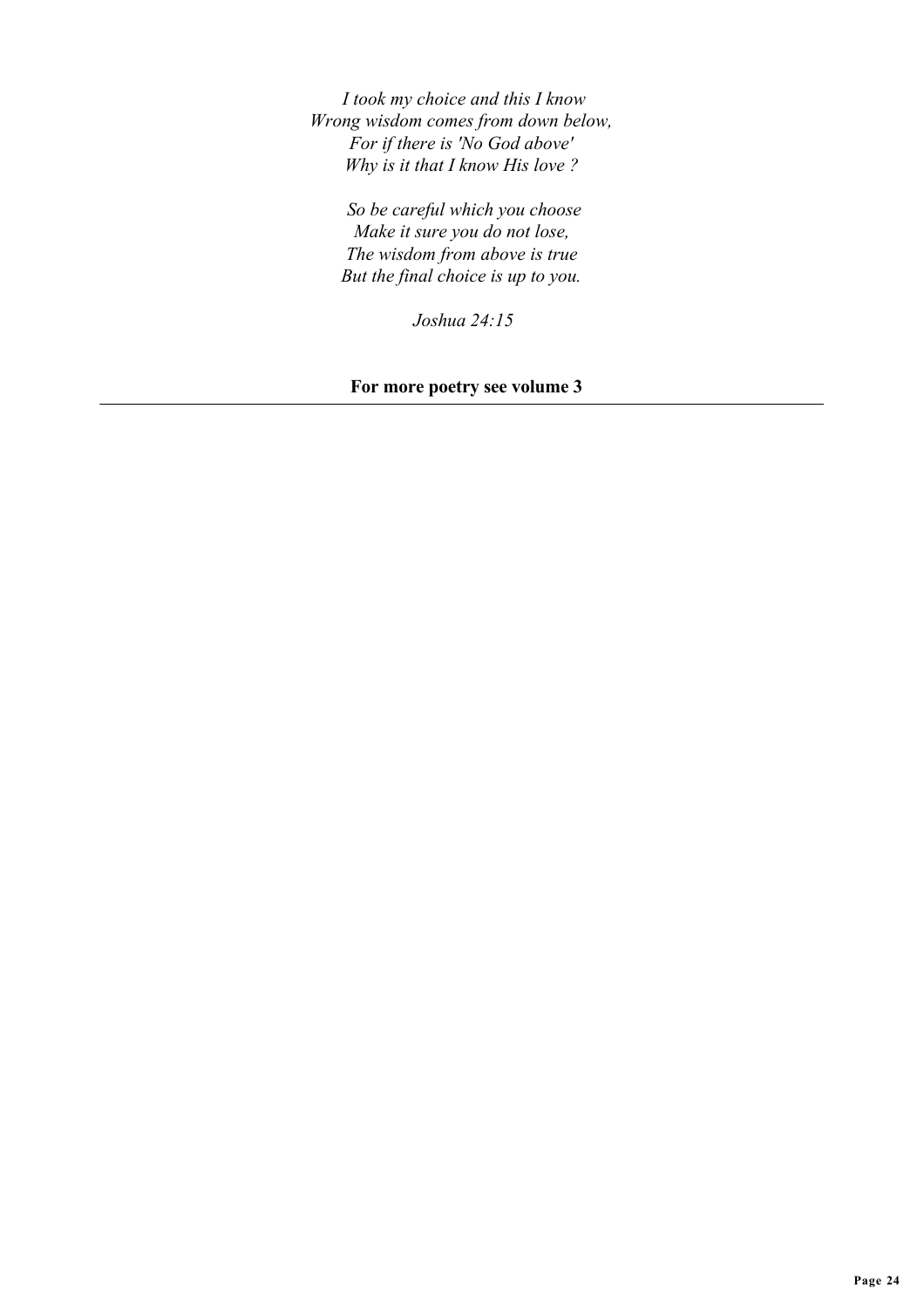*I took my choice and this I know*
*Wrong wisdom comes from down below,*
*For if there is 'No God above'*
*Why is it that I know His love ?*

*So be careful which you choose*
*Make it sure you do not lose,*
*The wisdom from above is true*
*But the final choice is up to you.*

*Joshua 24:15*

**For more poetry see volume 3**

---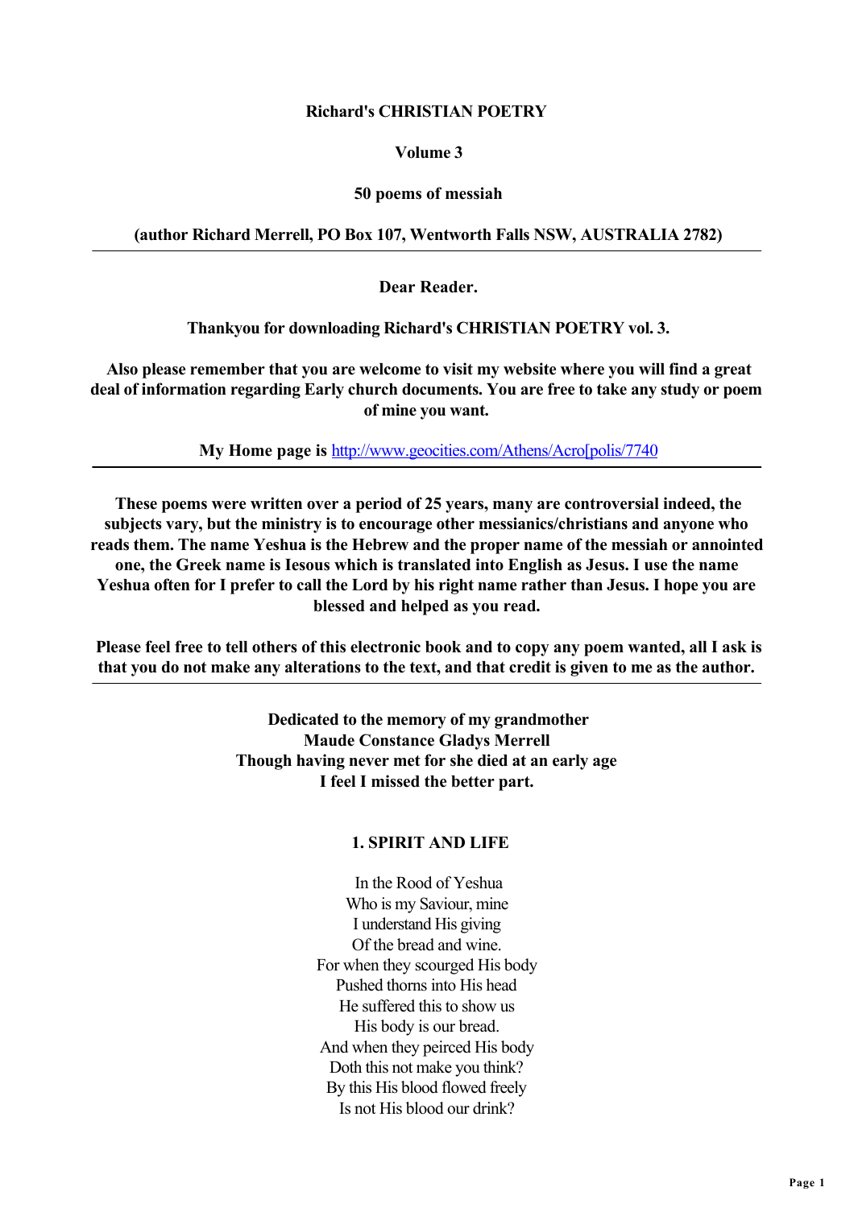**Richard's CHRISTIAN POETRY**

**Volume 3**

**50 poems of messiah**

**(author Richard Merrell, PO Box 107, Wentworth Falls NSW, AUSTRALIA 2782)**

---

**Dear Reader.**

**Thankyou for downloading Richard's CHRISTIAN POETRY vol. 3.**

**Also please remember that you are welcome to visit my website where you will find a great deal of information regarding Early church documents. You are free to take any study or poem of mine you want.**

**My Home page is** http://www.geocities.com/Athens/Acro[polis/7740

---

**These poems were written over a period of 25 years, many are controversial indeed, the subjects vary, but the ministry is to encourage other messianics/christians and anyone who reads them. The name Yeshua is the Hebrew and the proper name of the messiah or annointed one, the Greek name is Iesous which is translated into English as Jesus. I use the name Yeshua often for I prefer to call the Lord by his right name rather than Jesus. I hope you are blessed and helped as you read.**

**Please feel free to tell others of this electronic book and to copy any poem wanted, all I ask is that you do not make any alterations to the text, and that credit is given to me as the author.**

---

**Dedicated to the memory of my grandmother**
**Maude Constance Gladys Merrell**
**Though having never met for she died at an early age**
**I feel I missed the better part.**

## 1. SPIRIT AND LIFE

In the Rood of Yeshua
Who is my Saviour, mine
I understand His giving
Of the bread and wine.
For when they scourged His body
Pushed thorns into His head
He suffered this to show us
His body is our bread.
And when they peirced His body
Doth this not make you think?
By this His blood flowed freely
Is not His blood our drink?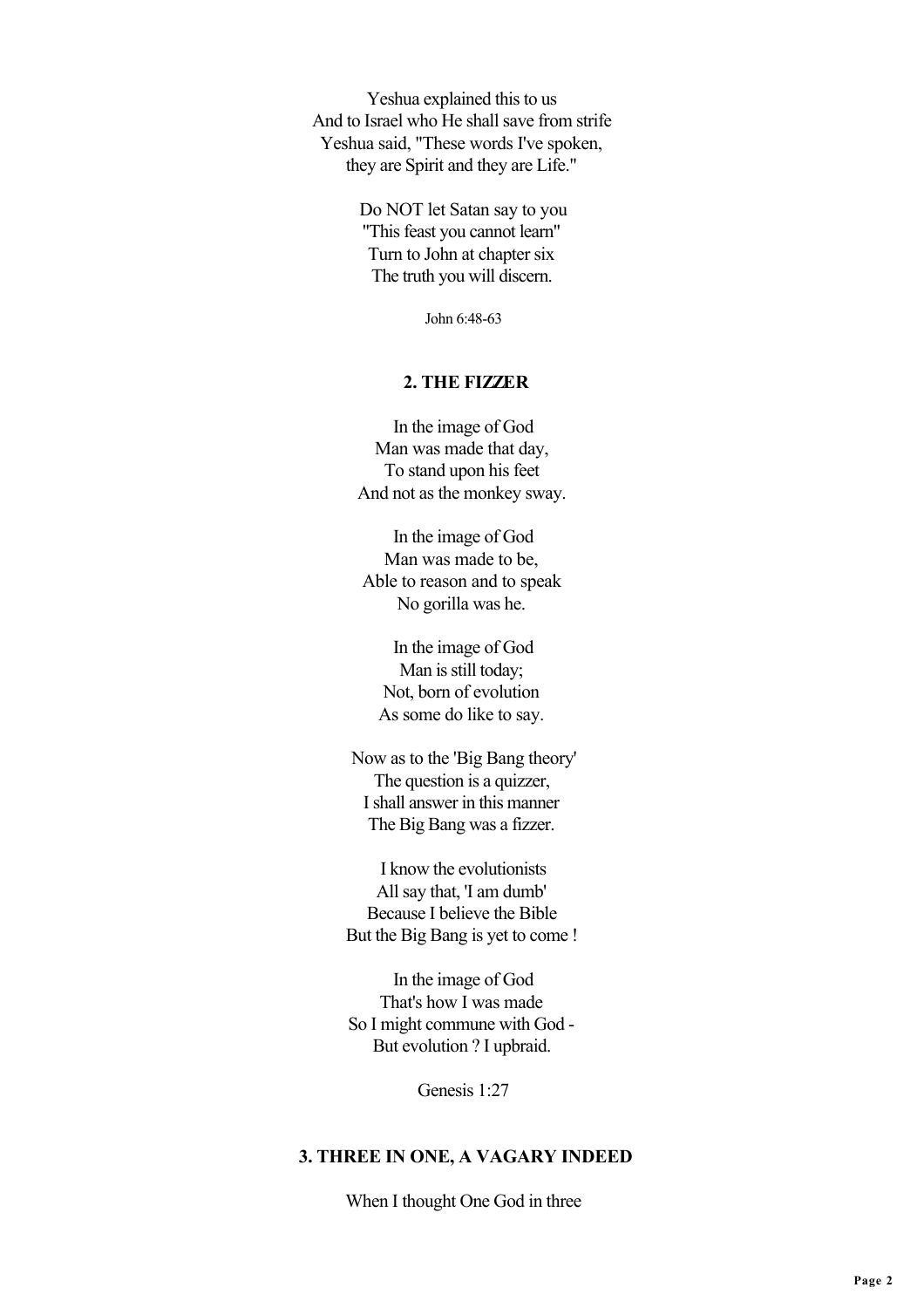Yeshua explained this to us
And to Israel who He shall save from strife
Yeshua said, "These words I've spoken,
they are Spirit and they are Life."

Do NOT let Satan say to you
"This feast you cannot learn"
Turn to John at chapter six
The truth you will discern.

John 6:48-63

## 2. THE FIZZER

In the image of God
Man was made that day,
To stand upon his feet
And not as the monkey sway.

In the image of God
Man was made to be,
Able to reason and to speak
No gorilla was he.

In the image of God
Man is still today;
Not, born of evolution
As some do like to say.

Now as to the 'Big Bang theory'
The question is a quizzer,
I shall answer in this manner
The Big Bang was a fizzer.

I know the evolutionists
All say that, 'I am dumb'
Because I believe the Bible
But the Big Bang is yet to come !

In the image of God
That's how I was made
So I might commune with God -
But evolution ? I upbraid.

Genesis 1:27

## 3. THREE IN ONE, A VAGARY INDEED

When I thought One God in three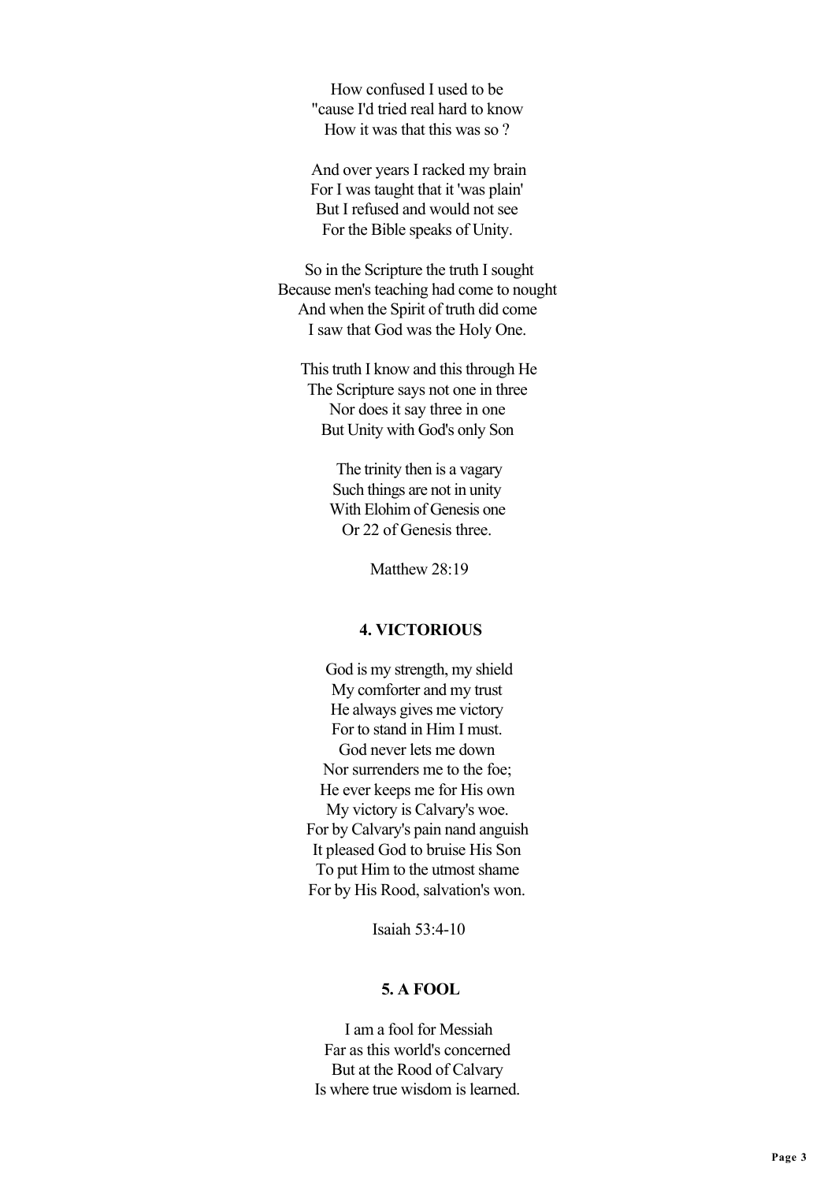How confused I used to be
"cause I'd tried real hard to know
How it was that this was so ?

And over years I racked my brain
For I was taught that it 'was plain'
But I refused and would not see
For the Bible speaks of Unity.

So in the Scripture the truth I sought
Because men's teaching had come to nought
And when the Spirit of truth did come
I saw that God was the Holy One.

This truth I know and this through He
The Scripture says not one in three
Nor does it say three in one
But Unity with God's only Son

The trinity then is a vagary
Such things are not in unity
With Elohim of Genesis one
Or 22 of Genesis three.

Matthew 28:19

### 4. VICTORIOUS

God is my strength, my shield
My comforter and my trust
He always gives me victory
For to stand in Him I must.
God never lets me down
Nor surrenders me to the foe;
He ever keeps me for His own
My victory is Calvary's woe.
For by Calvary's pain nand anguish
It pleased God to bruise His Son
To put Him to the utmost shame
For by His Rood, salvation's won.

Isaiah 53:4-10

### 5. A FOOL

I am a fool for Messiah
Far as this world's concerned
But at the Rood of Calvary
Is where true wisdom is learned.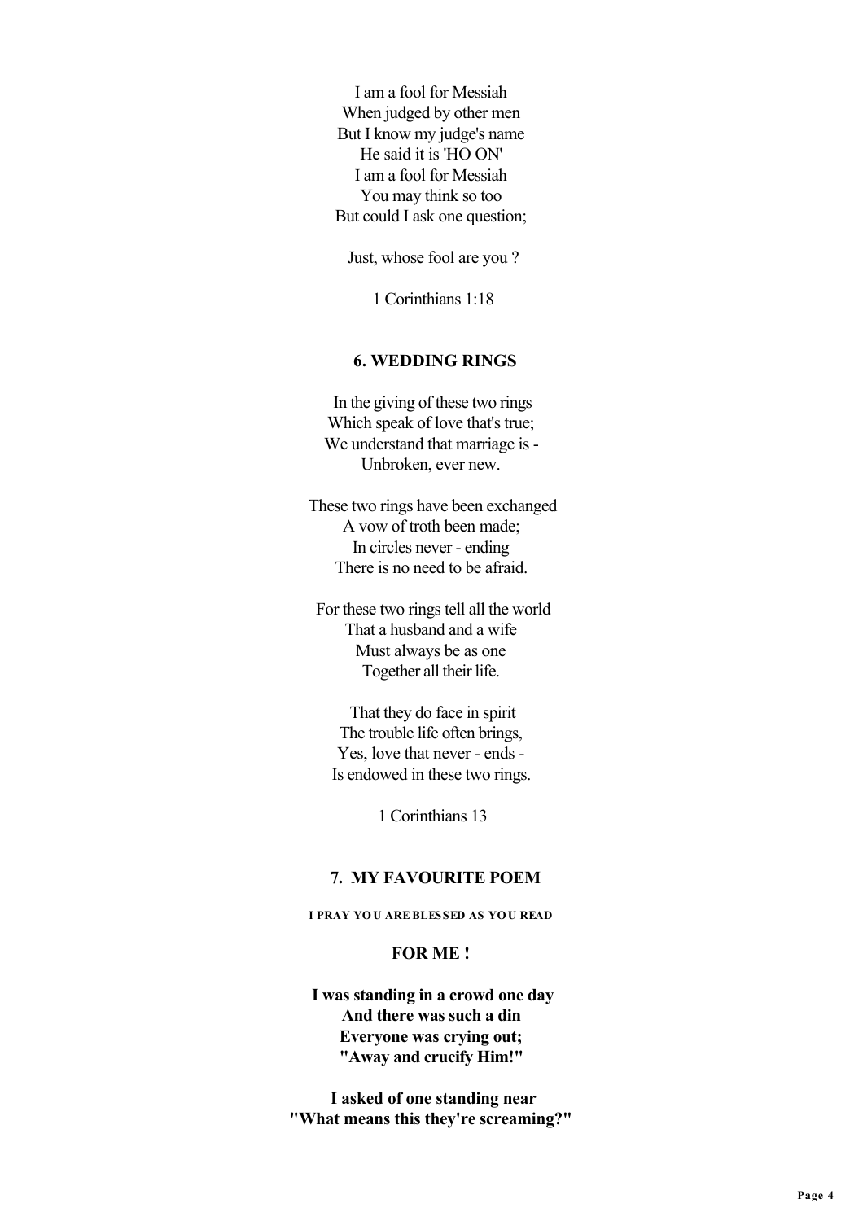I am a fool for Messiah  
When judged by other men  
But I know my judge's name  
He said it is 'HO ON'  
I am a fool for Messiah  
You may think so too  
But could I ask one question;

Just, whose fool are you ?

1 Corinthians 1:18

## 6. WEDDING RINGS

In the giving of these two rings  
Which speak of love that's true;  
We understand that marriage is -  
Unbroken, ever new.

These two rings have been exchanged  
A vow of troth been made;  
In circles never - ending  
There is no need to be afraid.

For these two rings tell all the world  
That a husband and a wife  
Must always be as one  
Together all their life.

That they do face in spirit  
The trouble life often brings,  
Yes, love that never - ends -  
Is endowed in these two rings.

1 Corinthians 13

## 7. MY FAVOURITE POEM

**I PRAY YOU ARE BLESSED AS YOU READ**

**FOR ME !**

**I was standing in a crowd one day**  
**And there was such a din**  
**Everyone was crying out;**  
**"Away and crucify Him!"**

**I asked of one standing near**  
**"What means this they're screaming?"**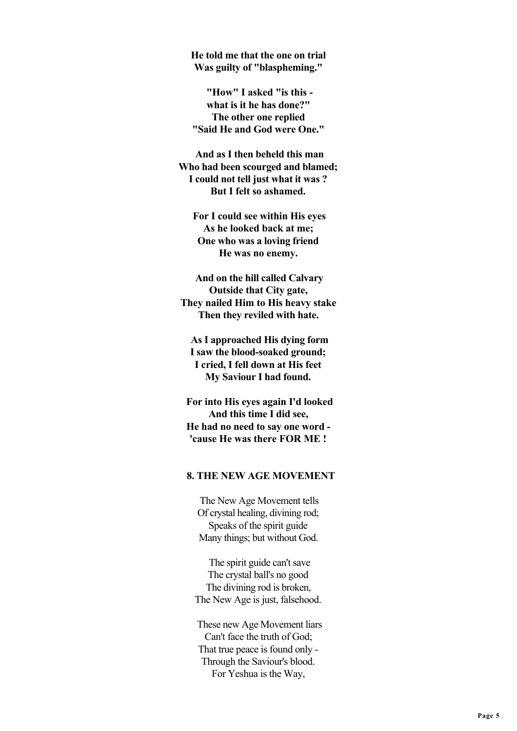**He told me that the one on trial**
**Was guilty of "blaspheming."**

**"How" I asked "is this -**
**what is it he has done?"**
**The other one replied**
**"Said He and God were One."**

**And as I then beheld this man**
**Who had been scourged and blamed;**
**I could not tell just what it was ?**
**But I felt so ashamed.**

**For I could see within His eyes**
**As he looked back at me;**
**One who was a loving friend**
**He was no enemy.**

**And on the hill called Calvary**
**Outside that City gate,**
**They nailed Him to His heavy stake**
**Then they reviled with hate.**

**As I approached His dying form**
**I saw the blood-soaked ground;**
**I cried, I fell down at His feet**
**My Saviour I had found.**

**For into His eyes again I'd looked**
**And this time I did see,**
**He had no need to say one word -**
**'cause He was there FOR ME !**

## 8. THE NEW AGE MOVEMENT

The New Age Movement tells
Of crystal healing, divining rod;
Speaks of the spirit guide
Many things; but without God.

The spirit guide can't save
The crystal ball's no good
The divining rod is broken,
The New Age is just, falsehood.

These new Age Movement liars
Can't face the truth of God;
That true peace is found only -
Through the Saviour's blood.
For Yeshua is the Way,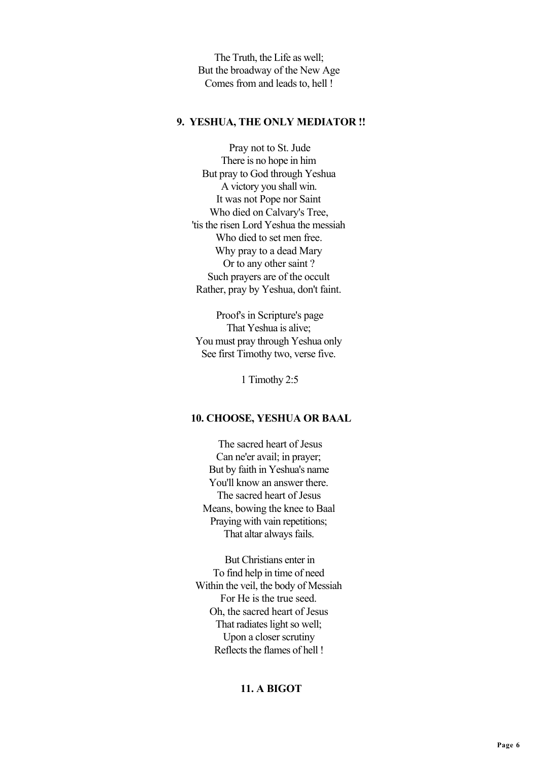The Truth, the Life as well;
But the broadway of the New Age
Comes from and leads to, hell !

### 9. YESHUA, THE ONLY MEDIATOR !!

Pray not to St. Jude
There is no hope in him
But pray to God through Yeshua
A victory you shall win.
It was not Pope nor Saint
Who died on Calvary's Tree,
'tis the risen Lord Yeshua the messiah
Who died to set men free.
Why pray to a dead Mary
Or to any other saint ?
Such prayers are of the occult
Rather, pray by Yeshua, don't faint.

Proof's in Scripture's page
That Yeshua is alive;
You must pray through Yeshua only
See first Timothy two, verse five.

1 Timothy 2:5

### 10. CHOOSE, YESHUA OR BAAL

The sacred heart of Jesus
Can ne'er avail; in prayer;
But by faith in Yeshua's name
You'll know an answer there.
The sacred heart of Jesus
Means, bowing the knee to Baal
Praying with vain repetitions;
That altar always fails.

But Christians enter in
To find help in time of need
Within the veil, the body of Messiah
For He is the true seed.
Oh, the sacred heart of Jesus
That radiates light so well;
Upon a closer scrutiny
Reflects the flames of hell !

### 11. A BIGOT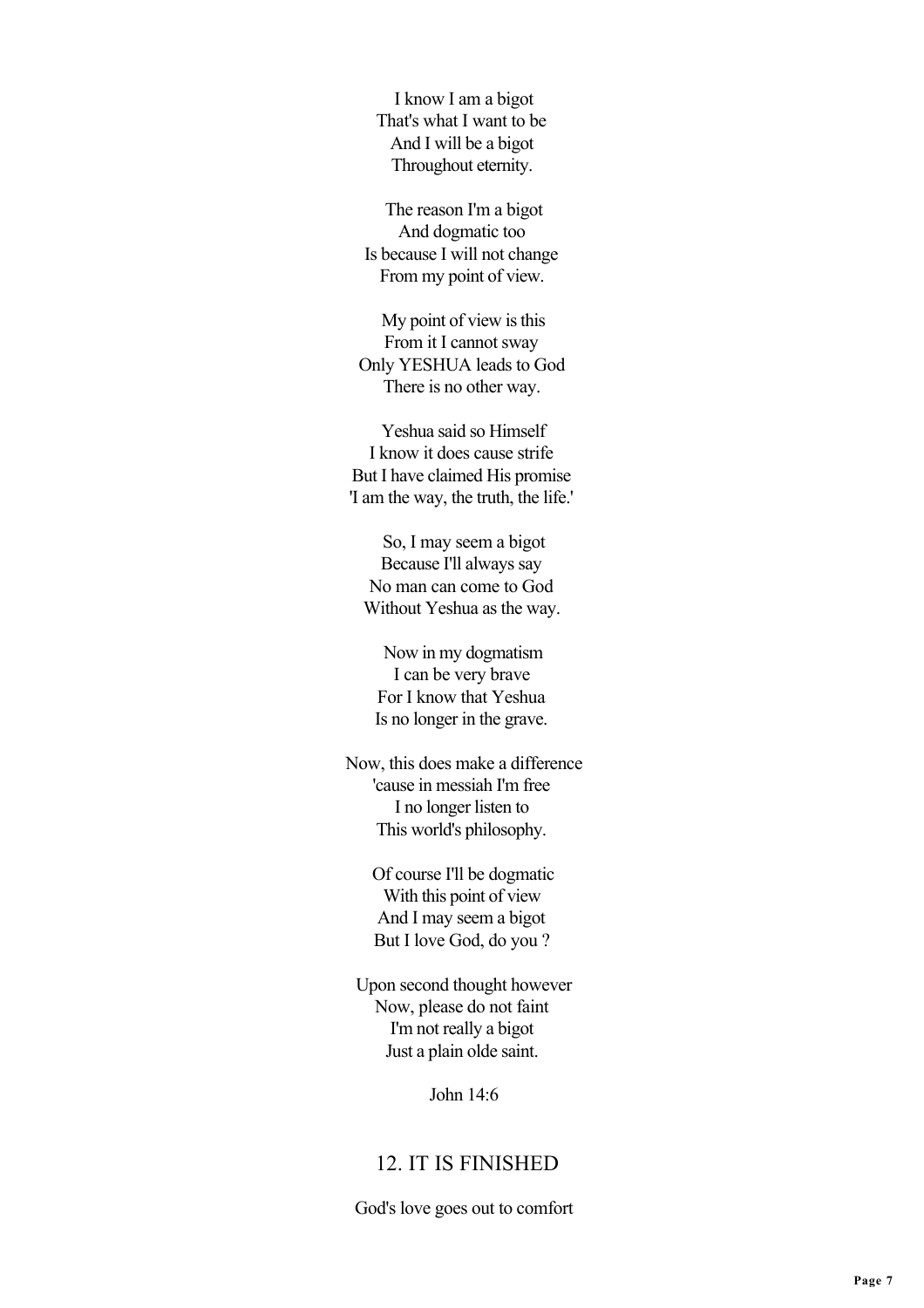I know I am a bigot
That's what I want to be
And I will be a bigot
Throughout eternity.

The reason I'm a bigot
And dogmatic too
Is because I will not change
From my point of view.

My point of view is this
From it I cannot sway
Only YESHUA leads to God
There is no other way.

Yeshua said so Himself
I know it does cause strife
But I have claimed His promise
'I am the way, the truth, the life.'

So, I may seem a bigot
Because I'll always say
No man can come to God
Without Yeshua as the way.

Now in my dogmatism
I can be very brave
For I know that Yeshua
Is no longer in the grave.

Now, this does make a difference
'cause in messiah I'm free
I no longer listen to
This world's philosophy.

Of course I'll be dogmatic
With this point of view
And I may seem a bigot
But I love God, do you ?

Upon second thought however
Now, please do not faint
I'm not really a bigot
Just a plain olde saint.

John 14:6

## 12. IT IS FINISHED

God's love goes out to comfort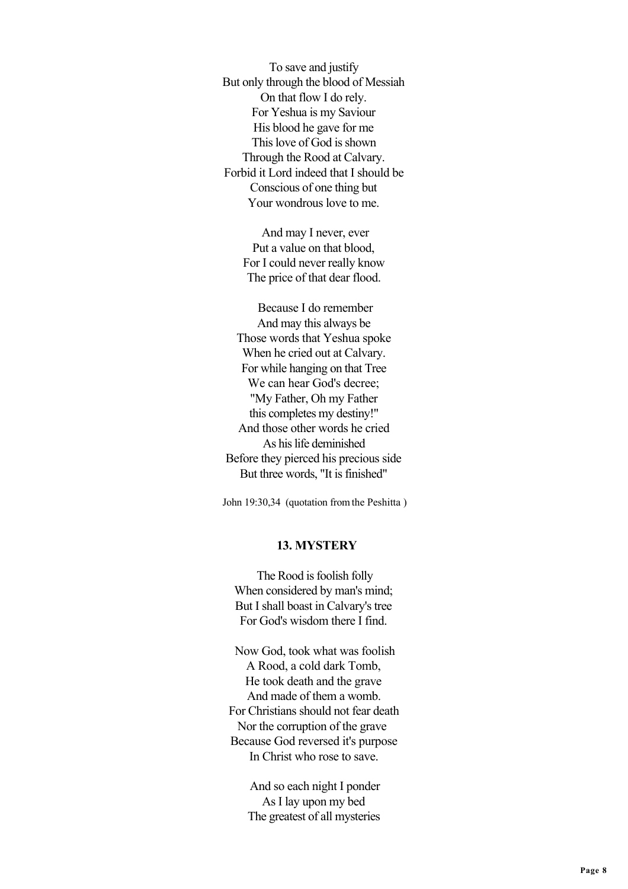To save and justify  
But only through the blood of Messiah  
On that flow I do rely.  
For Yeshua is my Saviour  
His blood he gave for me  
This love of God is shown  
Through the Rood at Calvary.  
Forbid it Lord indeed that I should be  
Conscious of one thing but  
Your wondrous love to me.

And may I never, ever  
Put a value on that blood,  
For I could never really know  
The price of that dear flood.

Because I do remember  
And may this always be  
Those words that Yeshua spoke  
When he cried out at Calvary.  
For while hanging on that Tree  
We can hear God's decree;  
"My Father, Oh my Father  
this completes my destiny!"  
And those other words he cried  
As his life deminished  
Before they pierced his precious side  
But three words, "It is finished"

John 19:30,34 (quotation from the Peshitta )

### 13. MYSTERY

The Rood is foolish folly  
When considered by man's mind;  
But I shall boast in Calvary's tree  
For God's wisdom there I find.

Now God, took what was foolish  
A Rood, a cold dark Tomb,  
He took death and the grave  
And made of them a womb.  
For Christians should not fear death  
Nor the corruption of the grave  
Because God reversed it's purpose  
In Christ who rose to save.

And so each night I ponder  
As I lay upon my bed  
The greatest of all mysteries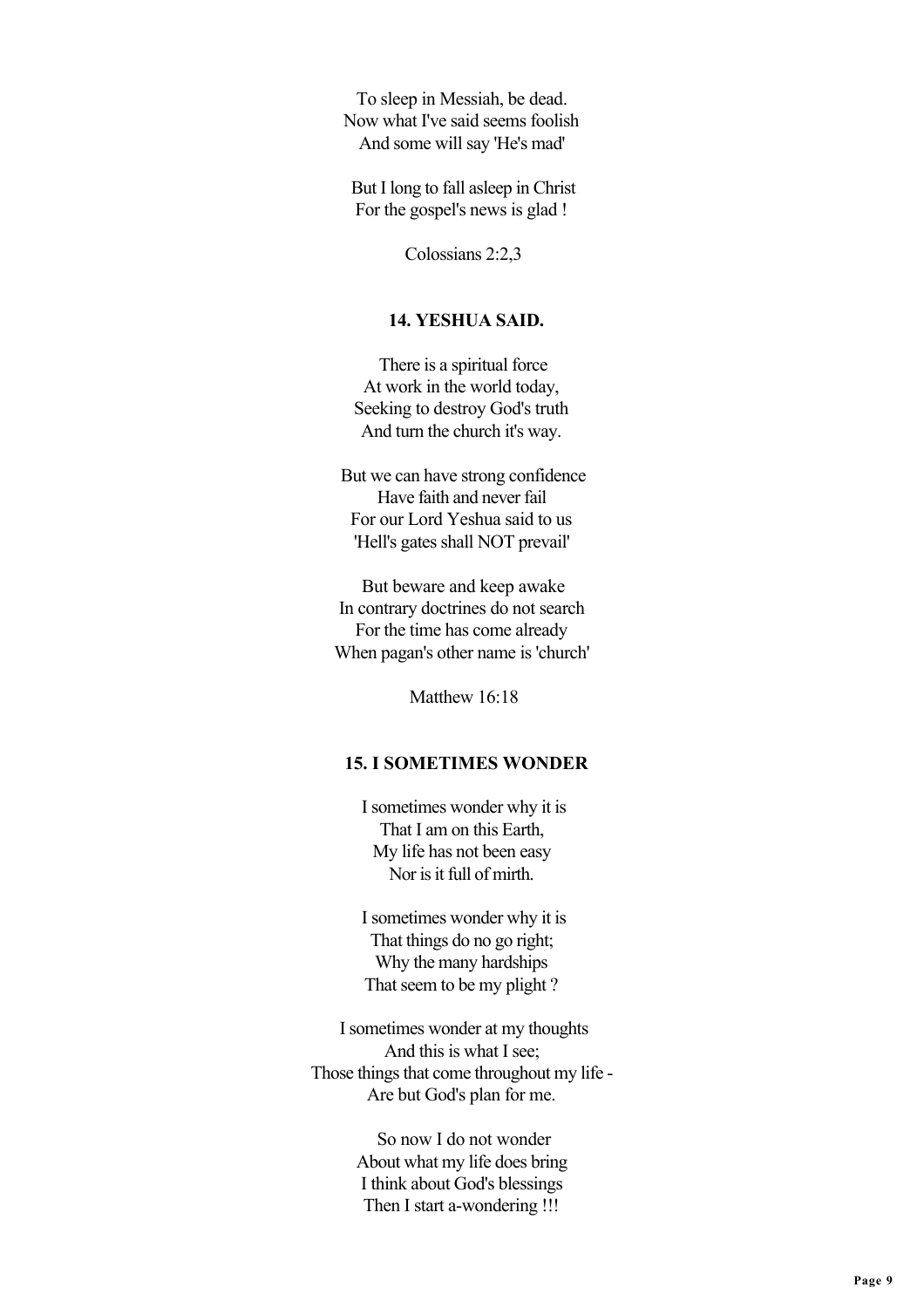To sleep in Messiah, be dead.
Now what I've said seems foolish
And some will say 'He's mad'

But I long to fall asleep in Christ
For the gospel's news is glad !

Colossians 2:2,3

### 14. YESHUA SAID.

There is a spiritual force
At work in the world today,
Seeking to destroy God's truth
And turn the church it's way.

But we can have strong confidence
Have faith and never fail
For our Lord Yeshua said to us
'Hell's gates shall NOT prevail'

But beware and keep awake
In contrary doctrines do not search
For the time has come already
When pagan's other name is 'church'

Matthew 16:18

### 15. I SOMETIMES WONDER

I sometimes wonder why it is
That I am on this Earth,
My life has not been easy
Nor is it full of mirth.

I sometimes wonder why it is
That things do no go right;
Why the many hardships
That seem to be my plight ?

I sometimes wonder at my thoughts
And this is what I see;
Those things that come throughout my life -
Are but God's plan for me.

So now I do not wonder
About what my life does bring
I think about God's blessings
Then I start a-wondering !!!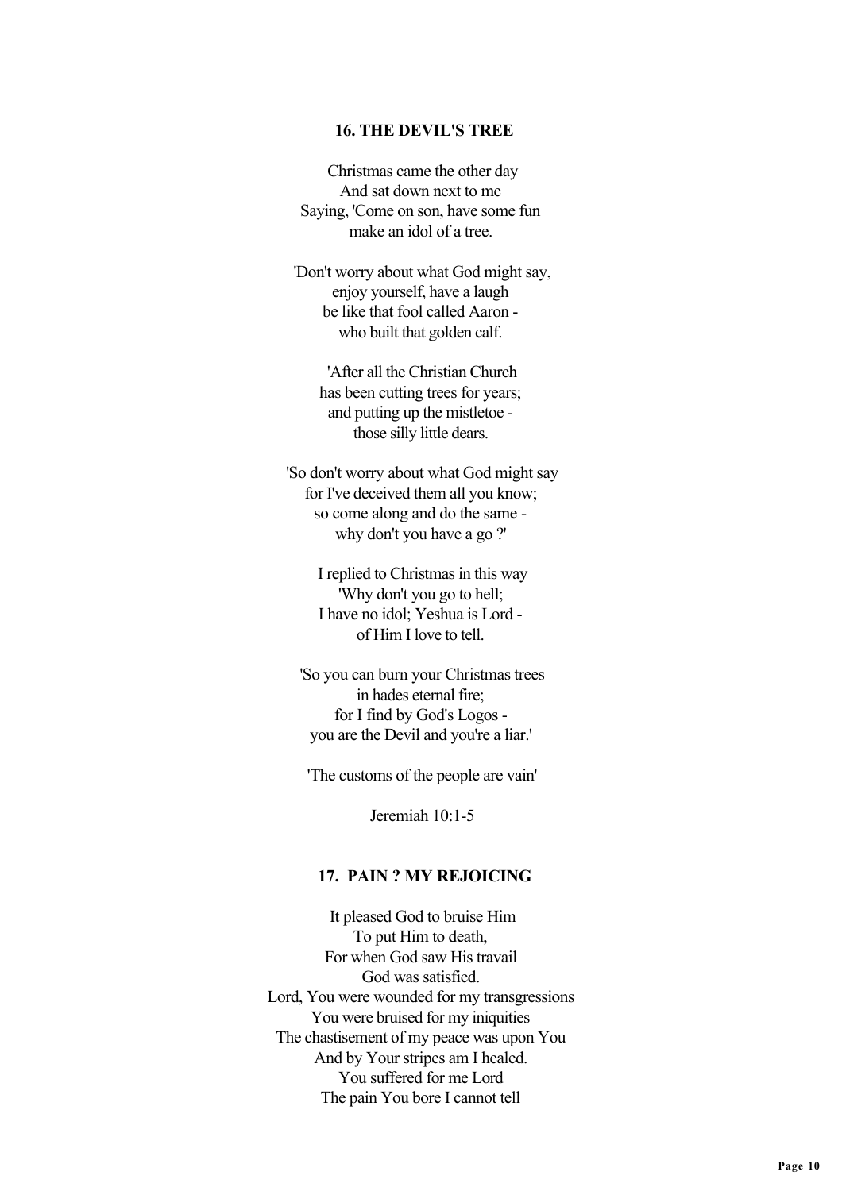## 16. THE DEVIL'S TREE

Christmas came the other day
And sat down next to me
Saying, 'Come on son, have some fun
make an idol of a tree.

'Don't worry about what God might say,
enjoy yourself, have a laugh
be like that fool called Aaron -
who built that golden calf.

'After all the Christian Church
has been cutting trees for years;
and putting up the mistletoe -
those silly little dears.

'So don't worry about what God might say
for I've deceived them all you know;
so come along and do the same -
why don't you have a go ?'

I replied to Christmas in this way
'Why don't you go to hell;
I have no idol; Yeshua is Lord -
of Him I love to tell.

'So you can burn your Christmas trees
in hades eternal fire;
for I find by God's Logos -
you are the Devil and you're a liar.'

'The customs of the people are vain'

Jeremiah 10:1-5

## 17. PAIN ? MY REJOICING

It pleased God to bruise Him
To put Him to death,
For when God saw His travail
God was satisfied.
Lord, You were wounded for my transgressions
You were bruised for my iniquities
The chastisement of my peace was upon You
And by Your stripes am I healed.
You suffered for me Lord
The pain You bore I cannot tell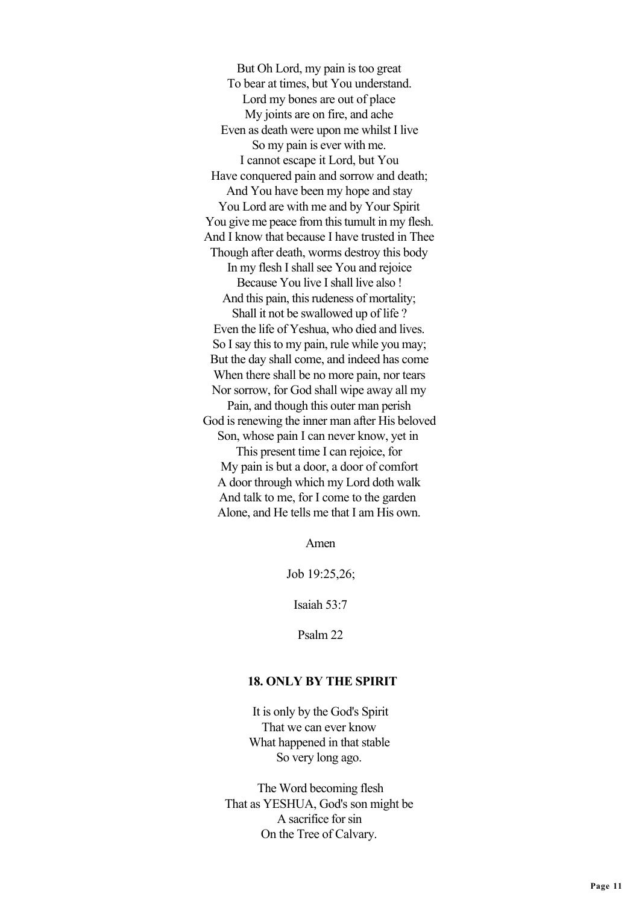But Oh Lord, my pain is too great  
To bear at times, but You understand.  
Lord my bones are out of place  
My joints are on fire, and ache  
Even as death were upon me whilst I live  
So my pain is ever with me.  
I cannot escape it Lord, but You  
Have conquered pain and sorrow and death;  
And You have been my hope and stay  
You Lord are with me and by Your Spirit  
You give me peace from this tumult in my flesh.  
And I know that because I have trusted in Thee  
Though after death, worms destroy this body  
In my flesh I shall see You and rejoice  
Because You live I shall live also !  
And this pain, this rudeness of mortality;  
Shall it not be swallowed up of life ?  
Even the life of Yeshua, who died and lives.  
So I say this to my pain, rule while you may;  
But the day shall come, and indeed has come  
When there shall be no more pain, nor tears  
Nor sorrow, for God shall wipe away all my  
Pain, and though this outer man perish  
God is renewing the inner man after His beloved  
Son, whose pain I can never know, yet in  
This present time I can rejoice, for  
My pain is but a door, a door of comfort  
A door through which my Lord doth walk  
And talk to me, for I come to the garden  
Alone, and He tells me that I am His own.

Amen

Job 19:25,26;

Isaiah 53:7

Psalm 22

### 18. ONLY BY THE SPIRIT

It is only by the God's Spirit  
That we can ever know  
What happened in that stable  
So very long ago.

The Word becoming flesh  
That as YESHUA, God's son might be  
A sacrifice for sin  
On the Tree of Calvary.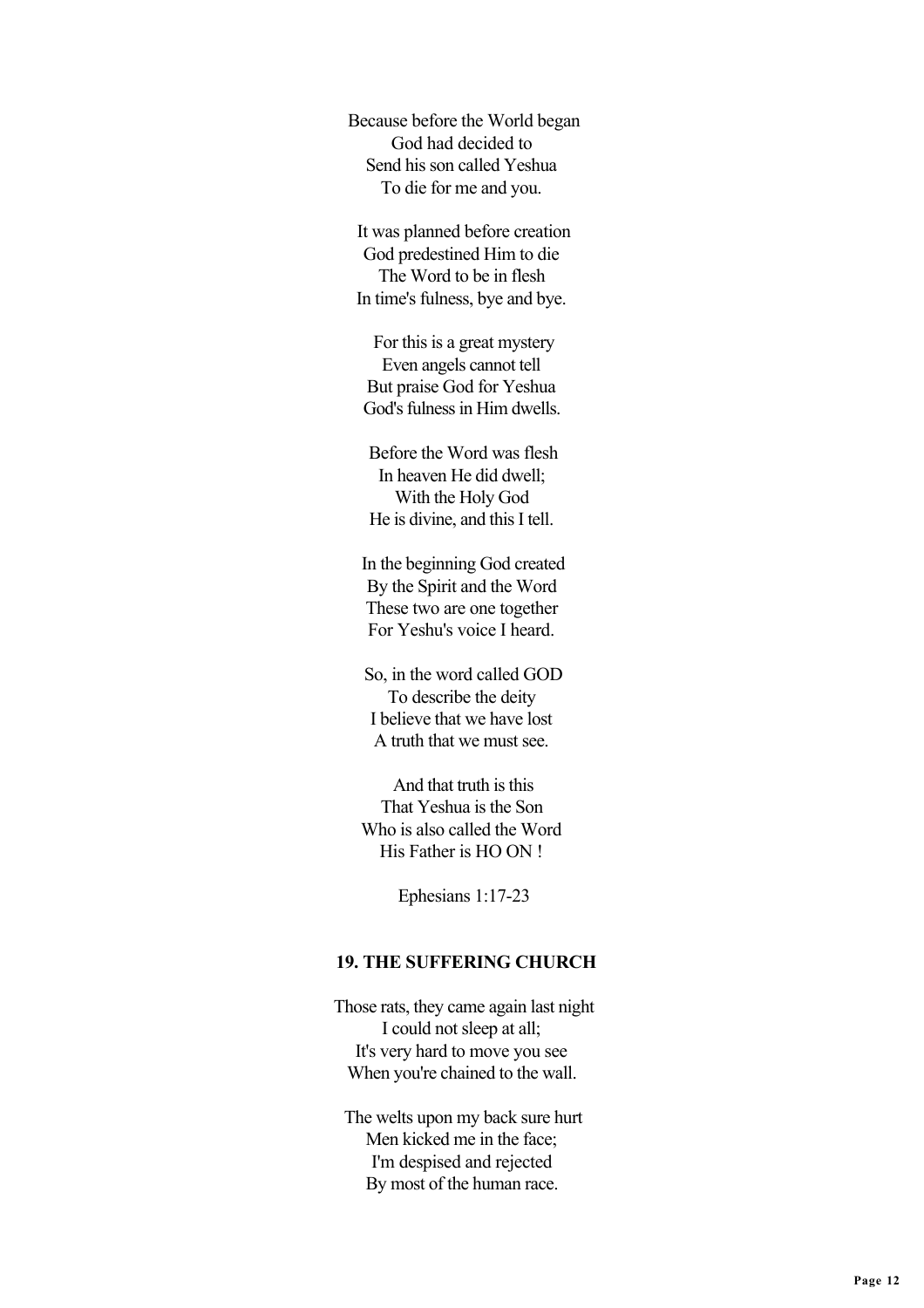Because before the World began
God had decided to
Send his son called Yeshua
To die for me and you.

It was planned before creation
God predestined Him to die
The Word to be in flesh
In time's fulness, bye and bye.

For this is a great mystery
Even angels cannot tell
But praise God for Yeshua
God's fulness in Him dwells.

Before the Word was flesh
In heaven He did dwell;
With the Holy God
He is divine, and this I tell.

In the beginning God created
By the Spirit and the Word
These two are one together
For Yeshu's voice I heard.

So, in the word called GOD
To describe the deity
I believe that we have lost
A truth that we must see.

And that truth is this
That Yeshua is the Son
Who is also called the Word
His Father is HO ON !

Ephesians 1:17-23

**19. THE SUFFERING CHURCH**

Those rats, they came again last night
I could not sleep at all;
It's very hard to move you see
When you're chained to the wall.

The welts upon my back sure hurt
Men kicked me in the face;
I'm despised and rejected
By most of the human race.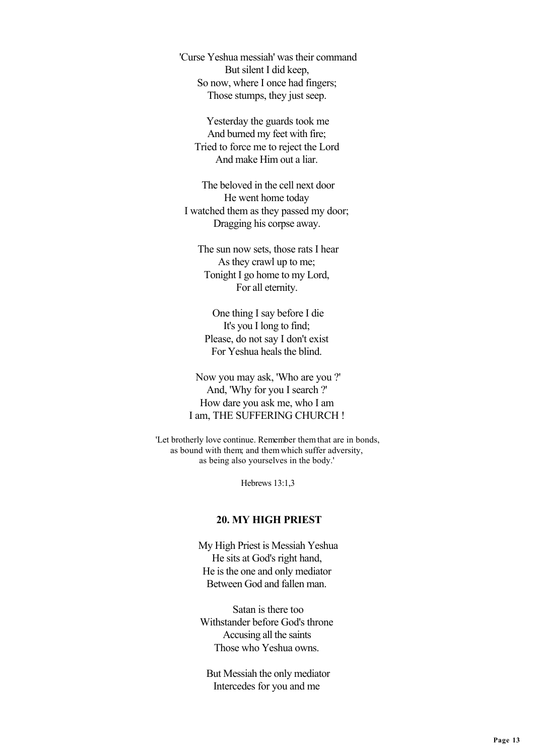'Curse Yeshua messiah' was their command
But silent I did keep,
So now, where I once had fingers;
Those stumps, they just seep.

Yesterday the guards took me
And burned my feet with fire;
Tried to force me to reject the Lord
And make Him out a liar.

The beloved in the cell next door
He went home today
I watched them as they passed my door;
Dragging his corpse away.

The sun now sets, those rats I hear
As they crawl up to me;
Tonight I go home to my Lord,
For all eternity.

One thing I say before I die
It's you I long to find;
Please, do not say I don't exist
For Yeshua heals the blind.

Now you may ask, 'Who are you ?'
And, 'Why for you I search ?'
How dare you ask me, who I am
I am, THE SUFFERING CHURCH !

'Let brotherly love continue. Remember them that are in bonds, as bound with them; and them which suffer adversity, as being also yourselves in the body.'

Hebrews 13:1,3

### 20. MY HIGH PRIEST

My High Priest is Messiah Yeshua
He sits at God's right hand,
He is the one and only mediator
Between God and fallen man.

Satan is there too
Withstander before God's throne
Accusing all the saints
Those who Yeshua owns.

But Messiah the only mediator
Intercedes for you and me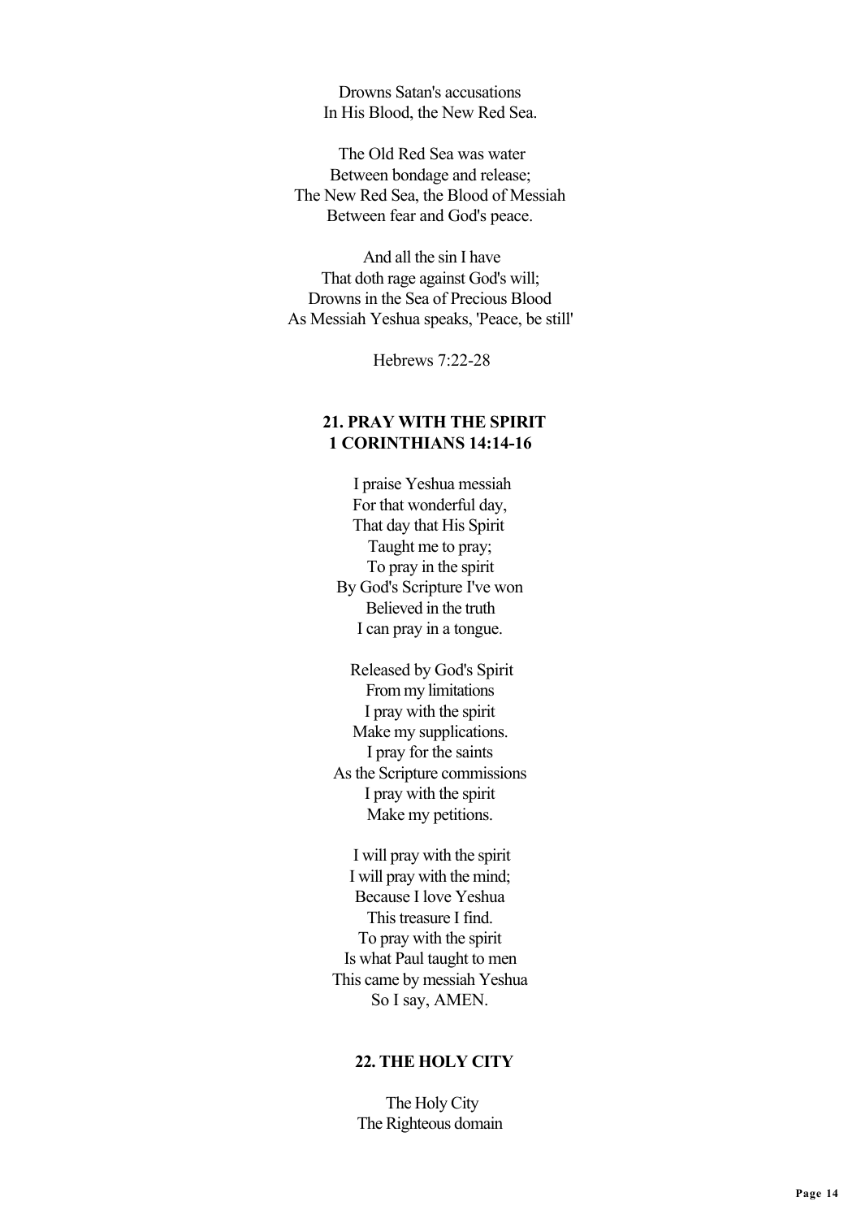Drowns Satan's accusations
In His Blood, the New Red Sea.

The Old Red Sea was water
Between bondage and release;
The New Red Sea, the Blood of Messiah
Between fear and God's peace.

And all the sin I have
That doth rage against God's will;
Drowns in the Sea of Precious Blood
As Messiah Yeshua speaks, 'Peace, be still'

Hebrews 7:22-28

### 21. PRAY WITH THE SPIRIT
### 1 CORINTHIANS 14:14-16

I praise Yeshua messiah
For that wonderful day,
That day that His Spirit
Taught me to pray;
To pray in the spirit
By God's Scripture I've won
Believed in the truth
I can pray in a tongue.

Released by God's Spirit
From my limitations
I pray with the spirit
Make my supplications.
I pray for the saints
As the Scripture commissions
I pray with the spirit
Make my petitions.

I will pray with the spirit
I will pray with the mind;
Because I love Yeshua
This treasure I find.
To pray with the spirit
Is what Paul taught to men
This came by messiah Yeshua
So I say, AMEN.

### 22. THE HOLY CITY

The Holy City
The Righteous domain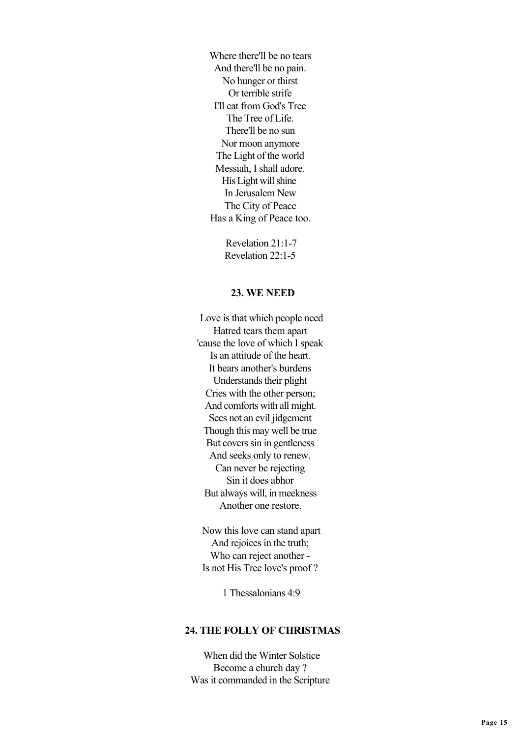Where there'll be no tears
And there'll be no pain.
No hunger or thirst
Or terrible strife
I'll eat from God's Tree
The Tree of Life.
There'll be no sun
Nor moon anymore
The Light of the world
Messiah, I shall adore.
His Light will shine
In Jerusalem New
The City of Peace
Has a King of Peace too.

Revelation 21:1-7
Revelation 22:1-5

**23. WE NEED**

Love is that which people need
Hatred tears them apart
'cause the love of which I speak
Is an attitude of the heart.
It bears another's burdens
Understands their plight
Cries with the other person;
And comforts with all might.
Sees not an evil jidgement
Though this may well be true
But covers sin in gentleness
And seeks only to renew.
Can never be rejecting
Sin it does abhor
But always will, in meekness
Another one restore.

Now this love can stand apart
And rejoices in the truth;
Who can reject another -
Is not His Tree love's proof ?

1 Thessalonians 4:9

**24. THE FOLLY OF CHRISTMAS**

When did the Winter Solstice
Become a church day ?
Was it commanded in the Scripture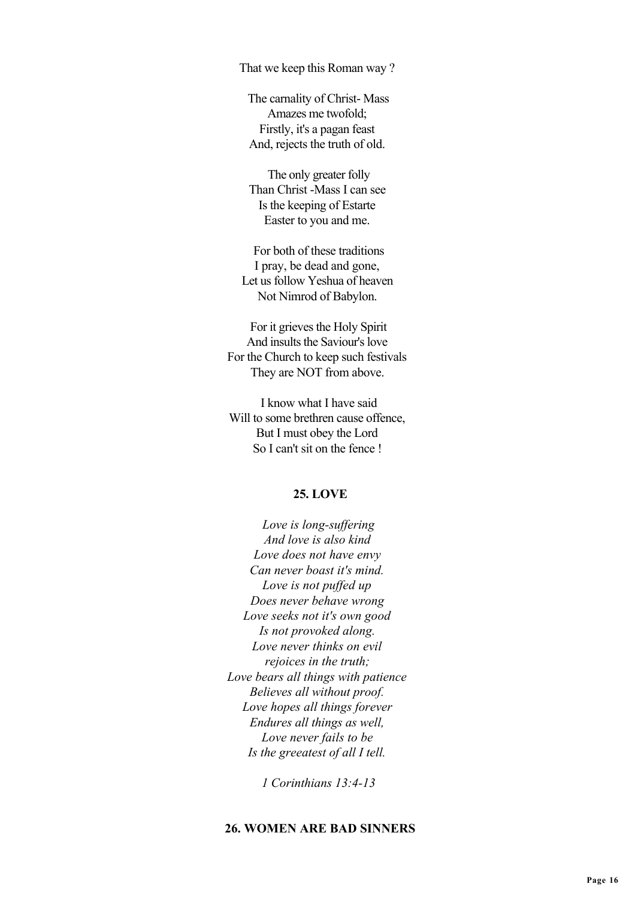That we keep this Roman way ?

The carnality of Christ- Mass  
Amazes me twofold;  
Firstly, it's a pagan feast  
And, rejects the truth of old.

The only greater folly  
Than Christ -Mass I can see  
Is the keeping of Estarte  
Easter to you and me.

For both of these traditions  
I pray, be dead and gone,  
Let us follow Yeshua of heaven  
Not Nimrod of Babylon.

For it grieves the Holy Spirit  
And insults the Saviour's love  
For the Church to keep such festivals  
They are NOT from above.

I know what I have said  
Will to some brethren cause offence,  
But I must obey the Lord  
So I can't sit on the fence !

### 25. LOVE

*Love is long-suffering*  
*And love is also kind*  
*Love does not have envy*  
*Can never boast it's mind.*  
*Love is not puffed up*  
*Does never behave wrong*  
*Love seeks not it's own good*  
*Is not provoked along.*  
*Love never thinks on evil*  
*rejoices in the truth;*  
*Love bears all things with patience*  
*Believes all without proof.*  
*Love hopes all things forever*  
*Endures all things as well,*  
*Love never fails to be*  
*Is the greeatest of all I tell.*

*1 Corinthians 13:4-13*

### 26. WOMEN ARE BAD SINNERS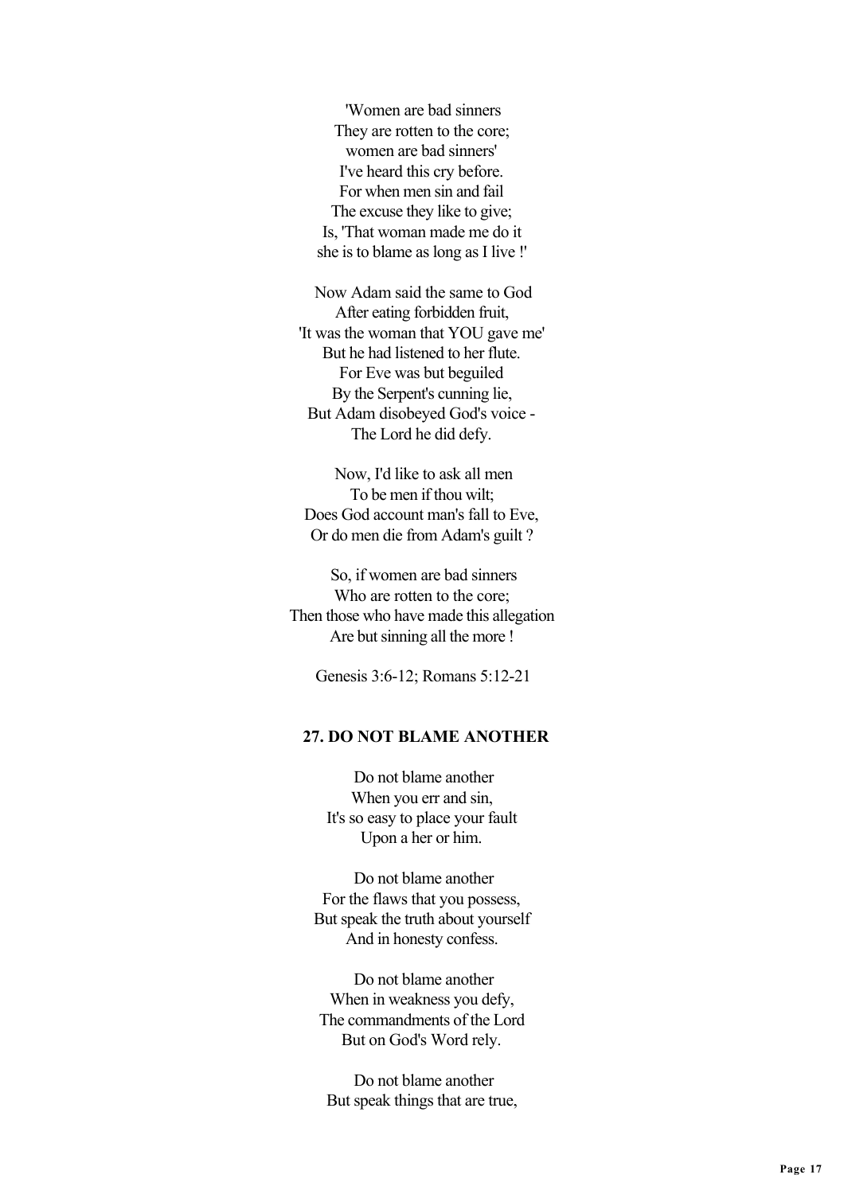'Women are bad sinners
They are rotten to the core;
women are bad sinners'
I've heard this cry before.
For when men sin and fail
The excuse they like to give;
Is, 'That woman made me do it
she is to blame as long as I live !'

Now Adam said the same to God
After eating forbidden fruit,
'It was the woman that YOU gave me'
But he had listened to her flute.
For Eve was but beguiled
By the Serpent's cunning lie,
But Adam disobeyed God's voice -
The Lord he did defy.

Now, I'd like to ask all men
To be men if thou wilt;
Does God account man's fall to Eve,
Or do men die from Adam's guilt ?

So, if women are bad sinners
Who are rotten to the core;
Then those who have made this allegation
Are but sinning all the more !

Genesis 3:6-12; Romans 5:12-21

## 27. DO NOT BLAME ANOTHER

Do not blame another
When you err and sin,
It's so easy to place your fault
Upon a her or him.

Do not blame another
For the flaws that you possess,
But speak the truth about yourself
And in honesty confess.

Do not blame another
When in weakness you defy,
The commandments of the Lord
But on God's Word rely.

Do not blame another
But speak things that are true,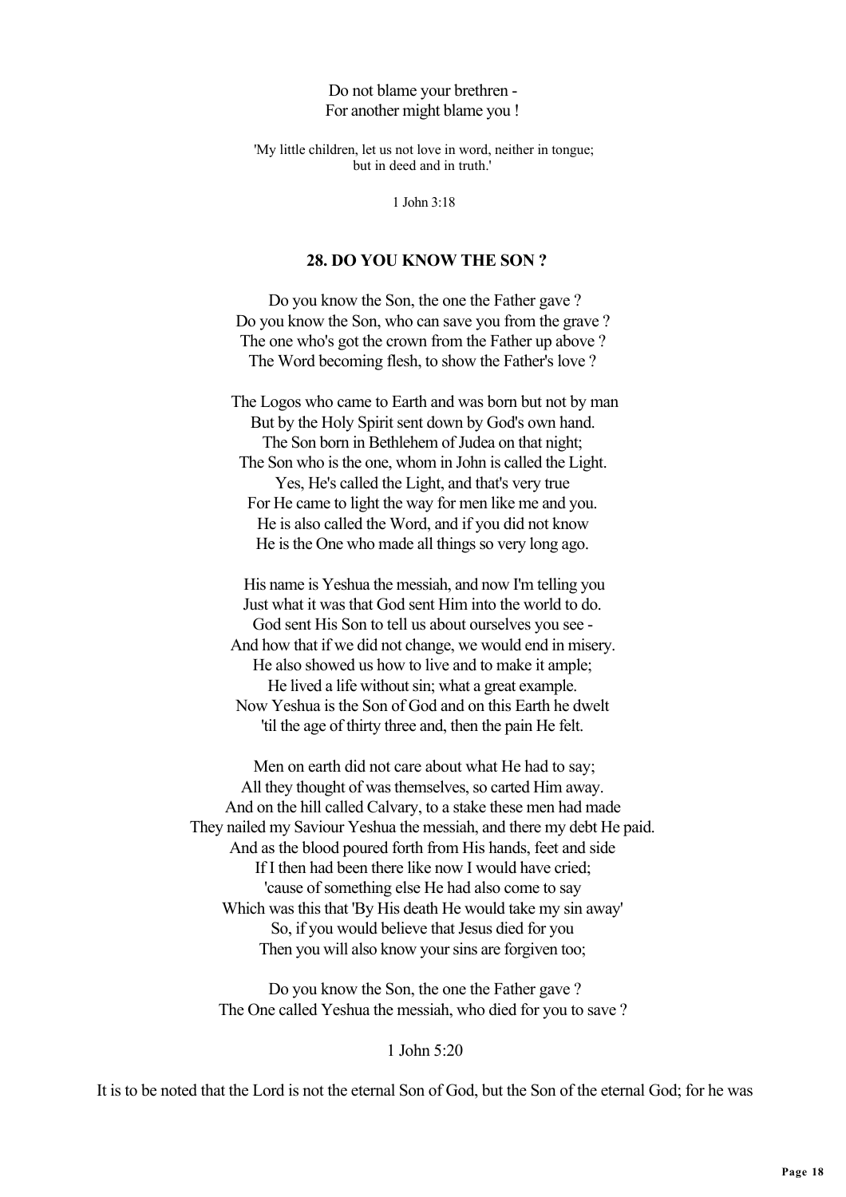Do not blame your brethren -
For another might blame you !

'My little children, let us not love in word, neither in tongue;
but in deed and in truth.'

1 John 3:18

### 28. DO YOU KNOW THE SON ?

Do you know the Son, the one the Father gave ?
Do you know the Son, who can save you from the grave ?
The one who's got the crown from the Father up above ?
The Word becoming flesh, to show the Father's love ?

The Logos who came to Earth and was born but not by man
But by the Holy Spirit sent down by God's own hand.
The Son born in Bethlehem of Judea on that night;
The Son who is the one, whom in John is called the Light.
Yes, He's called the Light, and that's very true
For He came to light the way for men like me and you.
He is also called the Word, and if you did not know
He is the One who made all things so very long ago.

His name is Yeshua the messiah, and now I'm telling you
Just what it was that God sent Him into the world to do.
God sent His Son to tell us about ourselves you see -
And how that if we did not change, we would end in misery.
He also showed us how to live and to make it ample;
He lived a life without sin; what a great example.
Now Yeshua is the Son of God and on this Earth he dwelt
'til the age of thirty three and, then the pain He felt.

Men on earth did not care about what He had to say;
All they thought of was themselves, so carted Him away.
And on the hill called Calvary, to a stake these men had made
They nailed my Saviour Yeshua the messiah, and there my debt He paid.
And as the blood poured forth from His hands, feet and side
If I then had been there like now I would have cried;
'cause of something else He had also come to say
Which was this that 'By His death He would take my sin away'
So, if you would believe that Jesus died for you
Then you will also know your sins are forgiven too;

Do you know the Son, the one the Father gave ?
The One called Yeshua the messiah, who died for you to save ?

1 John 5:20

It is to be noted that the Lord is not the eternal Son of God, but the Son of the eternal God; for he was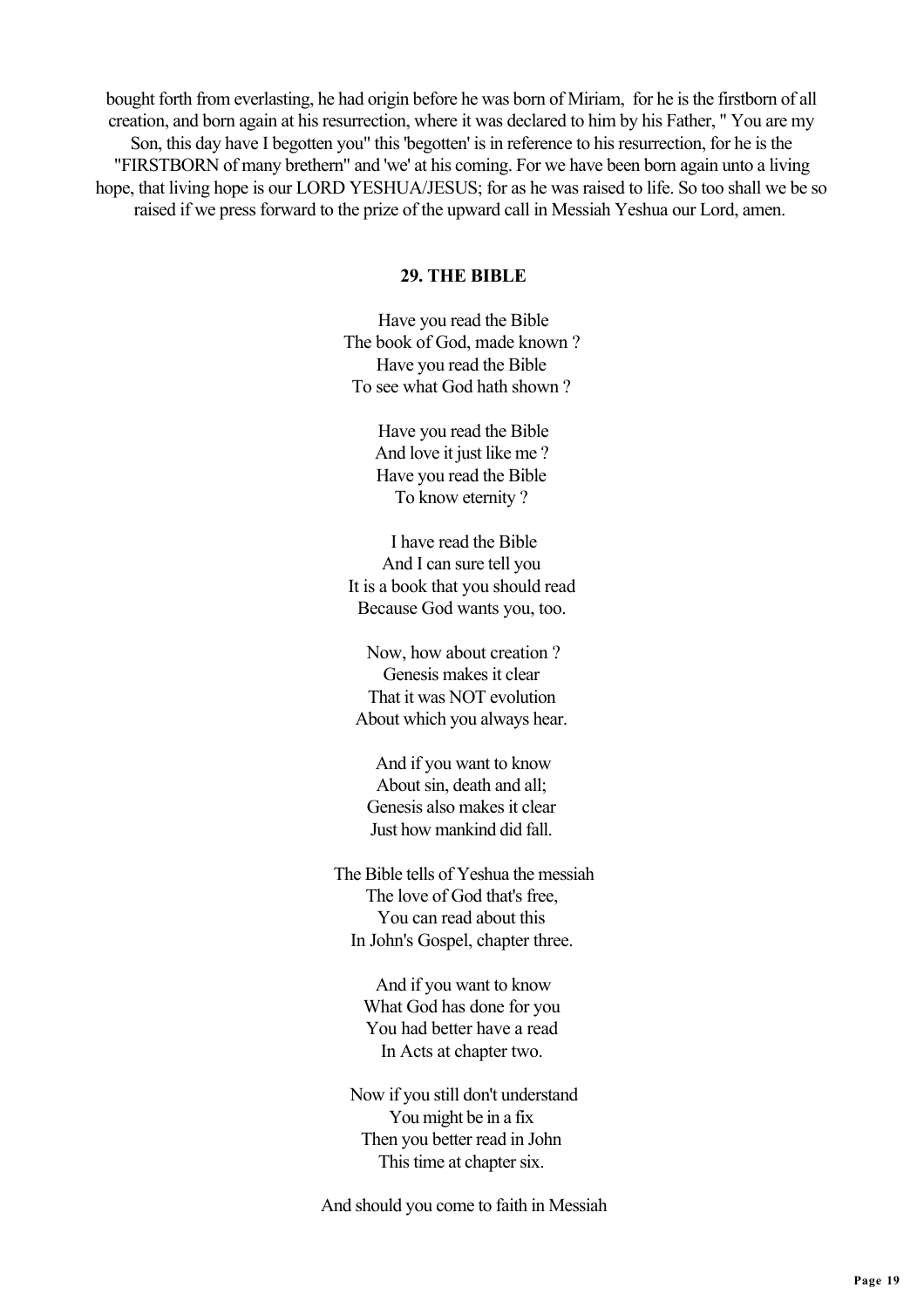bought forth from everlasting, he had origin before he was born of Miriam, for he is the firstborn of all creation, and born again at his resurrection, where it was declared to him by his Father, " You are my Son, this day have I begotten you" this 'begotten' is in reference to his resurrection, for he is the "FIRSTBORN of many brethern" and 'we' at his coming. For we have been born again unto a living hope, that living hope is our LORD YESHUA/JESUS; for as he was raised to life. So too shall we be so raised if we press forward to the prize of the upward call in Messiah Yeshua our Lord, amen.

## 29. THE BIBLE

Have you read the Bible
The book of God, made known ?
Have you read the Bible
To see what God hath shown ?

Have you read the Bible
And love it just like me ?
Have you read the Bible
To know eternity ?

I have read the Bible
And I can sure tell you
It is a book that you should read
Because God wants you, too.

Now, how about creation ?
Genesis makes it clear
That it was NOT evolution
About which you always hear.

And if you want to know
About sin, death and all;
Genesis also makes it clear
Just how mankind did fall.

The Bible tells of Yeshua the messiah
The love of God that's free,
You can read about this
In John's Gospel, chapter three.

And if you want to know
What God has done for you
You had better have a read
In Acts at chapter two.

Now if you still don't understand
You might be in a fix
Then you better read in John
This time at chapter six.

And should you come to faith in Messiah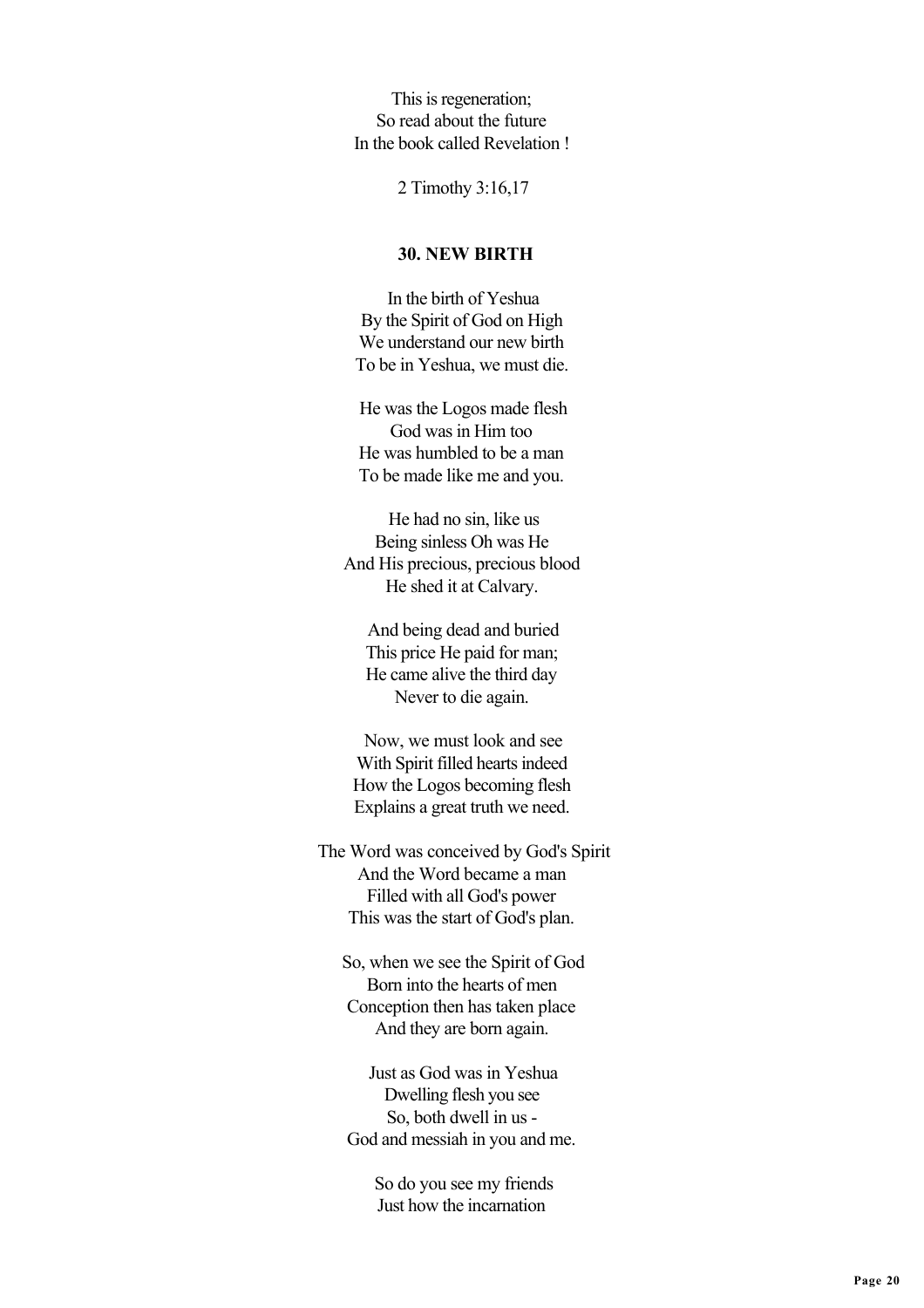This is regeneration;
So read about the future
In the book called Revelation !

2 Timothy 3:16,17

### 30. NEW BIRTH

In the birth of Yeshua
By the Spirit of God on High
We understand our new birth
To be in Yeshua, we must die.

He was the Logos made flesh
God was in Him too
He was humbled to be a man
To be made like me and you.

He had no sin, like us
Being sinless Oh was He
And His precious, precious blood
He shed it at Calvary.

And being dead and buried
This price He paid for man;
He came alive the third day
Never to die again.

Now, we must look and see
With Spirit filled hearts indeed
How the Logos becoming flesh
Explains a great truth we need.

The Word was conceived by God's Spirit
And the Word became a man
Filled with all God's power
This was the start of God's plan.

So, when we see the Spirit of God
Born into the hearts of men
Conception then has taken place
And they are born again.

Just as God was in Yeshua
Dwelling flesh you see
So, both dwell in us -
God and messiah in you and me.

So do you see my friends
Just how the incarnation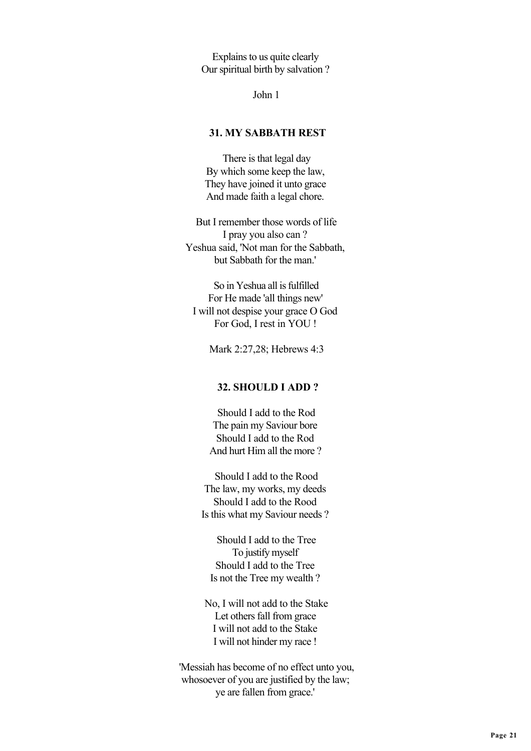Explains to us quite clearly
Our spiritual birth by salvation ?

John 1

### 31. MY SABBATH REST

There is that legal day
By which some keep the law,
They have joined it unto grace
And made faith a legal chore.

But I remember those words of life
I pray you also can ?
Yeshua said, 'Not man for the Sabbath,
but Sabbath for the man.'

So in Yeshua all is fulfilled
For He made 'all things new'
I will not despise your grace O God
For God, I rest in YOU !

Mark 2:27,28; Hebrews 4:3

### 32. SHOULD I ADD ?

Should I add to the Rod
The pain my Saviour bore
Should I add to the Rod
And hurt Him all the more ?

Should I add to the Rood
The law, my works, my deeds
Should I add to the Rood
Is this what my Saviour needs ?

Should I add to the Tree
To justify myself
Should I add to the Tree
Is not the Tree my wealth ?

No, I will not add to the Stake
Let others fall from grace
I will not add to the Stake
I will not hinder my race !

'Messiah has become of no effect unto you,
whosoever of you are justified by the law;
ye are fallen from grace.'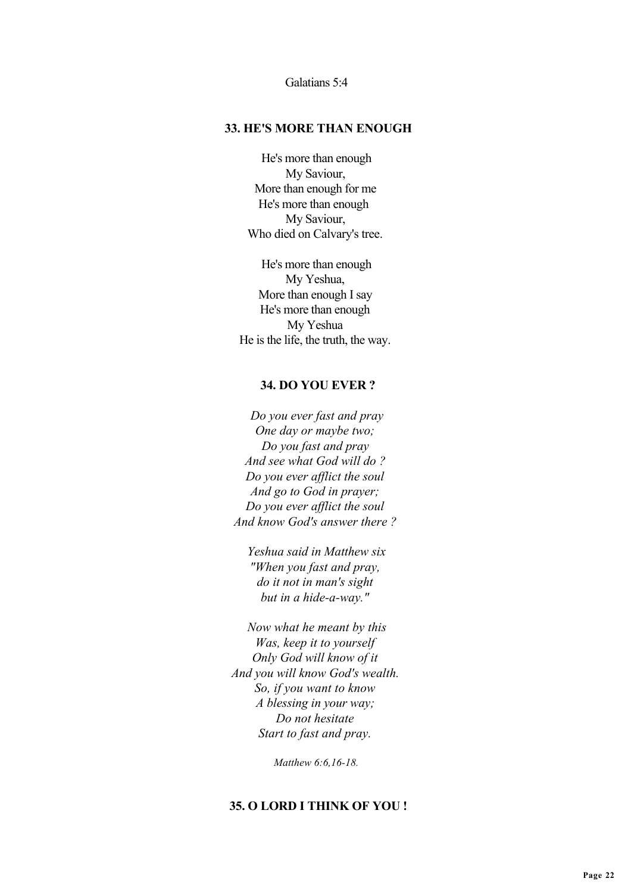Galatians 5:4

### 33. HE'S MORE THAN ENOUGH

He's more than enough  
My Saviour,  
More than enough for me  
He's more than enough  
My Saviour,  
Who died on Calvary's tree.

He's more than enough  
My Yeshua,  
More than enough I say  
He's more than enough  
My Yeshua  
He is the life, the truth, the way.

### 34. DO YOU EVER ?

*Do you ever fast and pray*  
*One day or maybe two;*  
*Do you fast and pray*  
*And see what God will do ?*  
*Do you ever afflict the soul*  
*And go to God in prayer;*  
*Do you ever afflict the soul*  
*And know God's answer there ?*

*Yeshua said in Matthew six*  
*"When you fast and pray,*  
*do it not in man's sight*  
*but in a hide-a-way."*

*Now what he meant by this*  
*Was, keep it to yourself*  
*Only God will know of it*  
*And you will know God's wealth.*  
*So, if you want to know*  
*A blessing in your way;*  
*Do not hesitate*  
*Start to fast and pray.*

*Matthew 6:6,16-18.*

### 35. O LORD I THINK OF YOU !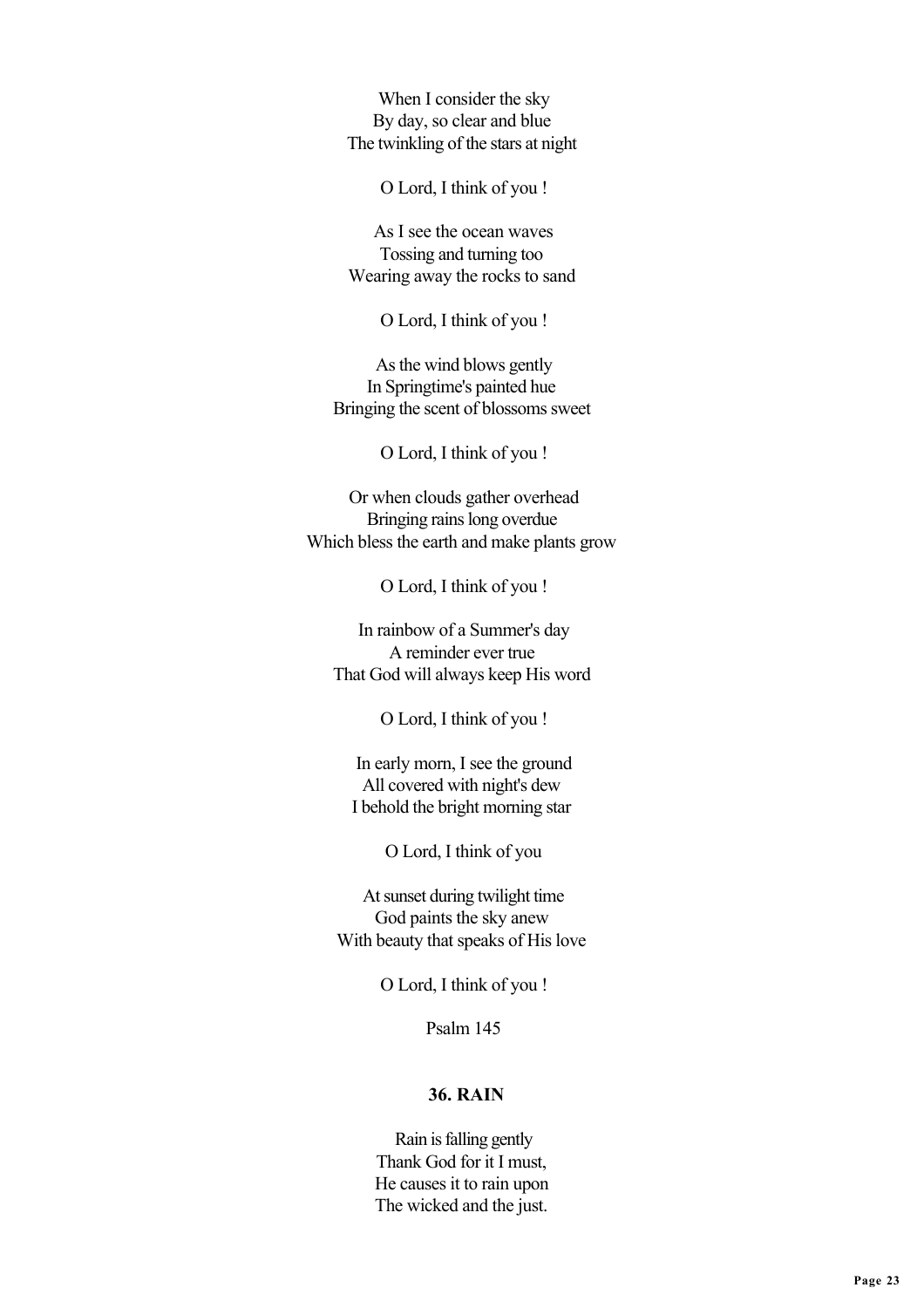When I consider the sky  
By day, so clear and blue  
The twinkling of the stars at night

O Lord, I think of you !

As I see the ocean waves  
Tossing and turning too  
Wearing away the rocks to sand

O Lord, I think of you !

As the wind blows gently  
In Springtime's painted hue  
Bringing the scent of blossoms sweet

O Lord, I think of you !

Or when clouds gather overhead  
Bringing rains long overdue  
Which bless the earth and make plants grow

O Lord, I think of you !

In rainbow of a Summer's day  
A reminder ever true  
That God will always keep His word

O Lord, I think of you !

In early morn, I see the ground  
All covered with night's dew  
I behold the bright morning star

O Lord, I think of you

At sunset during twilight time  
God paints the sky anew  
With beauty that speaks of His love

O Lord, I think of you !

Psalm 145

## 36. RAIN

Rain is falling gently  
Thank God for it I must,  
He causes it to rain upon  
The wicked and the just.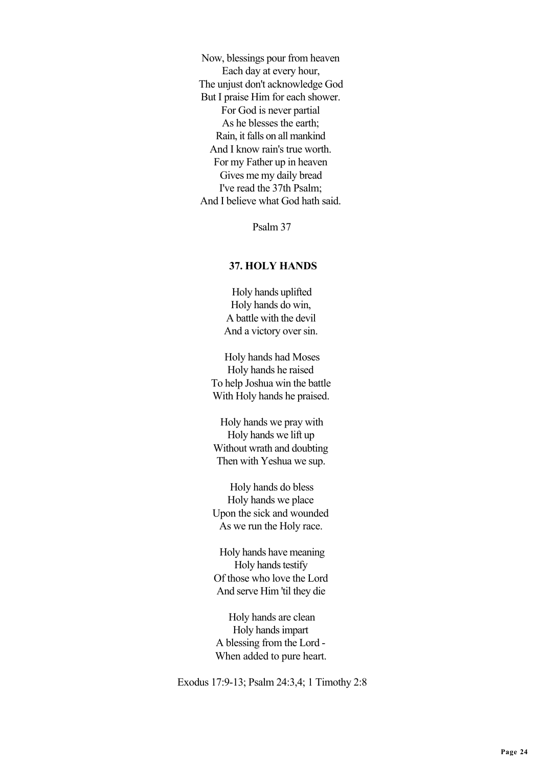Now, blessings pour from heaven
Each day at every hour,
The unjust don't acknowledge God
But I praise Him for each shower.
For God is never partial
As he blesses the earth;
Rain, it falls on all mankind
And I know rain's true worth.
For my Father up in heaven
Gives me my daily bread
I've read the 37th Psalm;
And I believe what God hath said.

Psalm 37

### 37. HOLY HANDS

Holy hands uplifted
Holy hands do win,
A battle with the devil
And a victory over sin.

Holy hands had Moses
Holy hands he raised
To help Joshua win the battle
With Holy hands he praised.

Holy hands we pray with
Holy hands we lift up
Without wrath and doubting
Then with Yeshua we sup.

Holy hands do bless
Holy hands we place
Upon the sick and wounded
As we run the Holy race.

Holy hands have meaning
Holy hands testify
Of those who love the Lord
And serve Him 'til they die

Holy hands are clean
Holy hands impart
A blessing from the Lord -
When added to pure heart.

Exodus 17:9-13; Psalm 24:3,4; 1 Timothy 2:8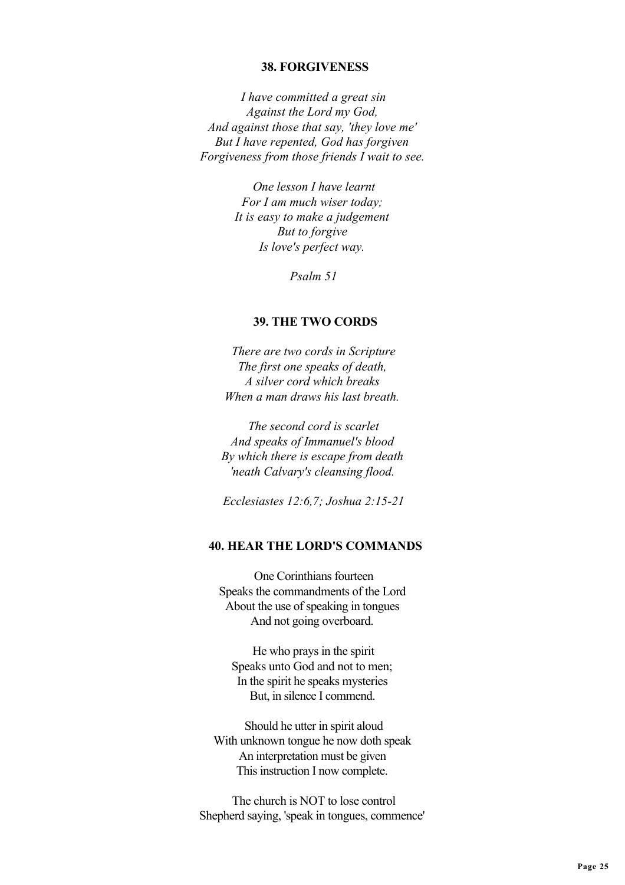### 38. FORGIVENESS

*I have committed a great sin*
*Against the Lord my God,*
*And against those that say, 'they love me'*
*But I have repented, God has forgiven*
*Forgiveness from those friends I wait to see.*

*One lesson I have learnt*
*For I am much wiser today;*
*It is easy to make a judgement*
*But to forgive*
*Is love's perfect way.*

*Psalm 51*

### 39. THE TWO CORDS

*There are two cords in Scripture*
*The first one speaks of death,*
*A silver cord which breaks*
*When a man draws his last breath.*

*The second cord is scarlet*
*And speaks of Immanuel's blood*
*By which there is escape from death*
*'neath Calvary's cleansing flood.*

*Ecclesiastes 12:6,7; Joshua 2:15-21*

### 40. HEAR THE LORD'S COMMANDS

One Corinthians fourteen
Speaks the commandments of the Lord
About the use of speaking in tongues
And not going overboard.

He who prays in the spirit
Speaks unto God and not to men;
In the spirit he speaks mysteries
But, in silence I commend.

Should he utter in spirit aloud
With unknown tongue he now doth speak
An interpretation must be given
This instruction I now complete.

The church is NOT to lose control
Shepherd saying, 'speak in tongues, commence'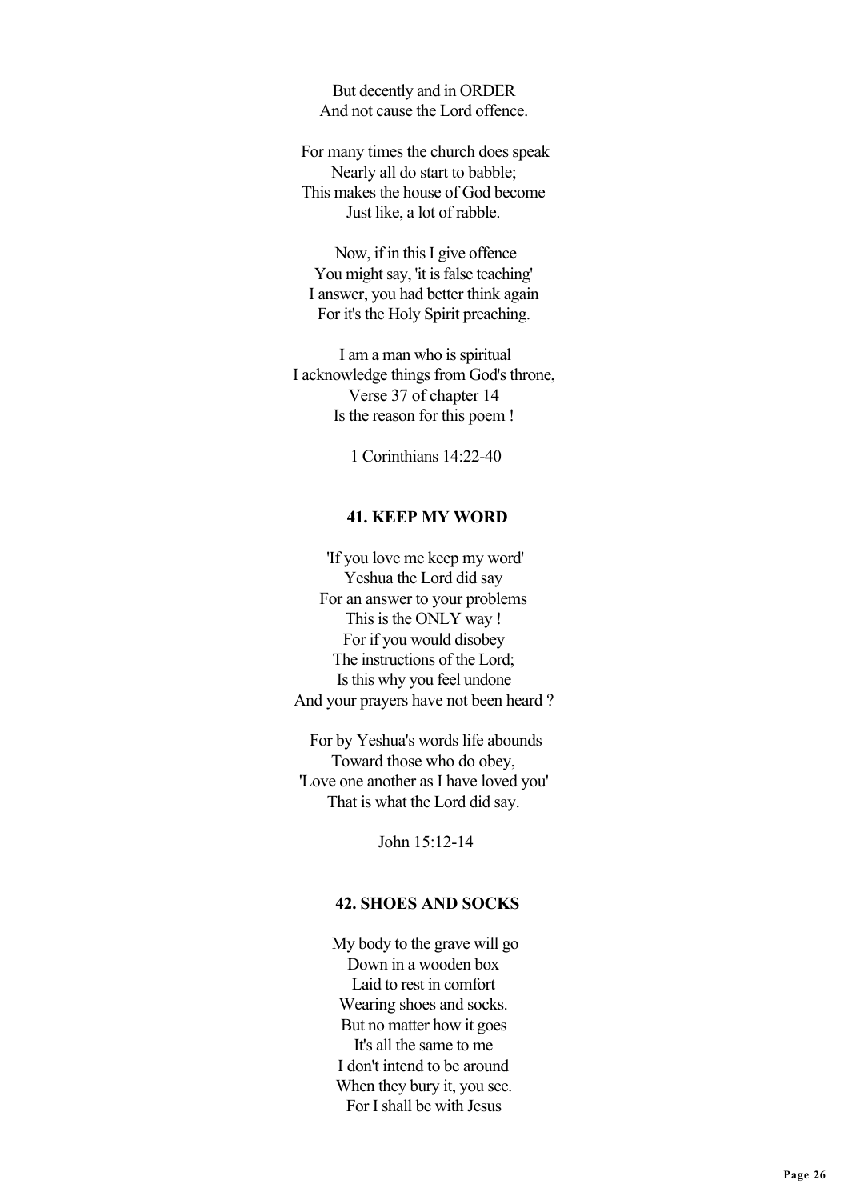But decently and in ORDER
And not cause the Lord offence.

For many times the church does speak
Nearly all do start to babble;
This makes the house of God become
Just like, a lot of rabble.

Now, if in this I give offence
You might say, 'it is false teaching'
I answer, you had better think again
For it's the Holy Spirit preaching.

I am a man who is spiritual
I acknowledge things from God's throne,
Verse 37 of chapter 14
Is the reason for this poem !

1 Corinthians 14:22-40

### 41. KEEP MY WORD

'If you love me keep my word'
Yeshua the Lord did say
For an answer to your problems
This is the ONLY way !
For if you would disobey
The instructions of the Lord;
Is this why you feel undone
And your prayers have not been heard ?

For by Yeshua's words life abounds
Toward those who do obey,
'Love one another as I have loved you'
That is what the Lord did say.

John 15:12-14

### 42. SHOES AND SOCKS

My body to the grave will go
Down in a wooden box
Laid to rest in comfort
Wearing shoes and socks.
But no matter how it goes
It's all the same to me
I don't intend to be around
When they bury it, you see.
For I shall be with Jesus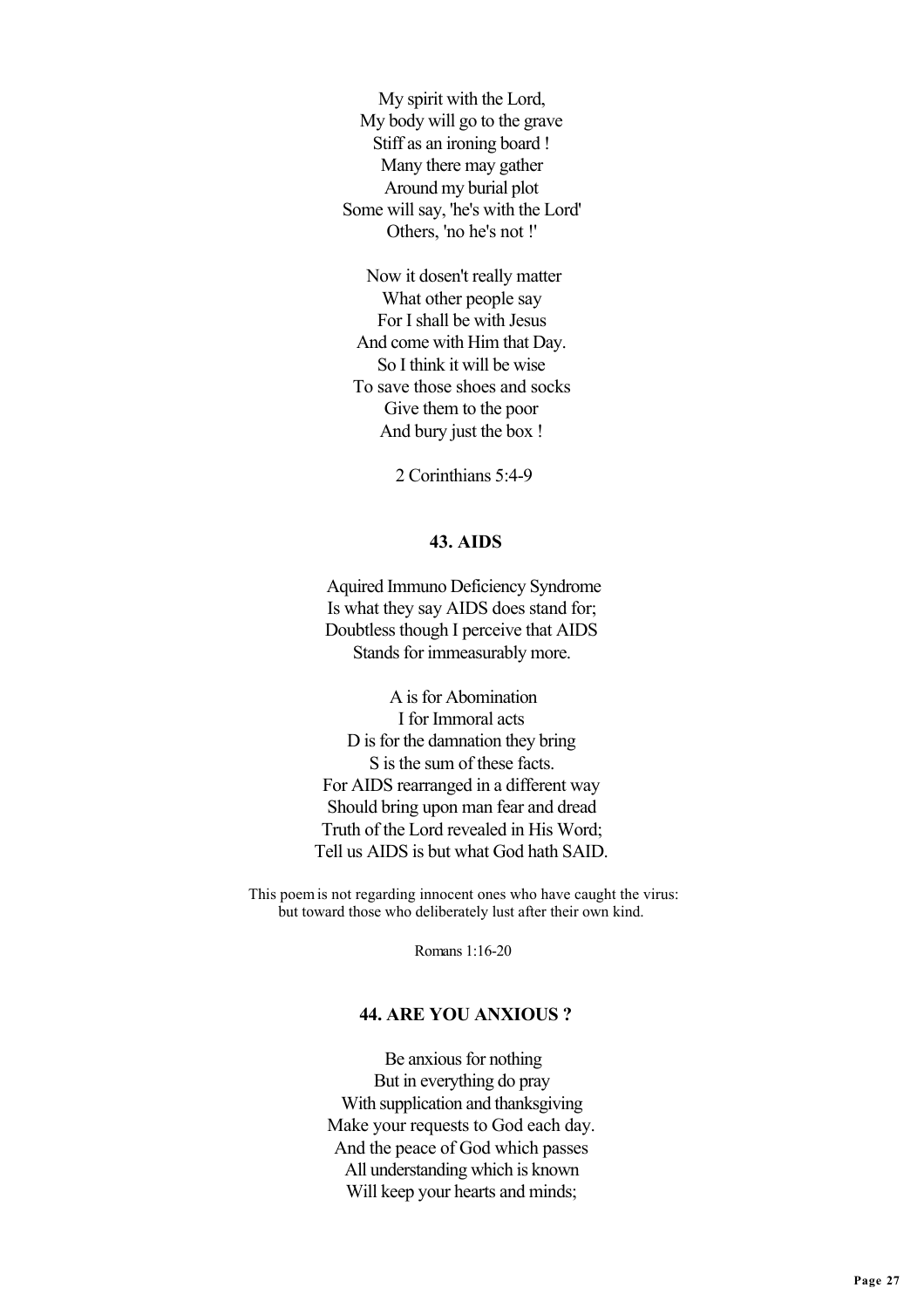My spirit with the Lord,
My body will go to the grave
Stiff as an ironing board !
Many there may gather
Around my burial plot
Some will say, 'he's with the Lord'
Others, 'no he's not !'

Now it dosen't really matter
What other people say
For I shall be with Jesus
And come with Him that Day.
So I think it will be wise
To save those shoes and socks
Give them to the poor
And bury just the box !

2 Corinthians 5:4-9

### 43. AIDS

Aquired Immuno Deficiency Syndrome
Is what they say AIDS does stand for;
Doubtless though I perceive that AIDS
Stands for immeasurably more.

A is for Abomination
I for Immoral acts
D is for the damnation they bring
S is the sum of these facts.
For AIDS rearranged in a different way
Should bring upon man fear and dread
Truth of the Lord revealed in His Word;
Tell us AIDS is but what God hath SAID.

This poem is not regarding innocent ones who have caught the virus:
but toward those who deliberately lust after their own kind.

Romans 1:16-20

### 44. ARE YOU ANXIOUS ?

Be anxious for nothing
But in everything do pray
With supplication and thanksgiving
Make your requests to God each day.
And the peace of God which passes
All understanding which is known
Will keep your hearts and minds;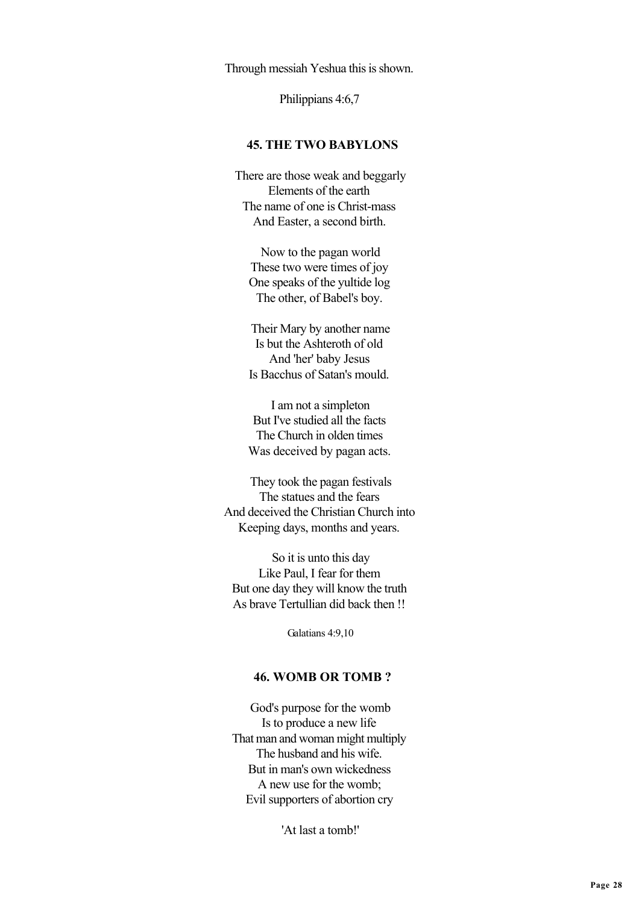Through messiah Yeshua this is shown.

Philippians 4:6,7

### 45. THE TWO BABYLONS

There are those weak and beggarly  
Elements of the earth  
The name of one is Christ-mass  
And Easter, a second birth.

Now to the pagan world  
These two were times of joy  
One speaks of the yultide log  
The other, of Babel's boy.

Their Mary by another name  
Is but the Ashteroth of old  
And 'her' baby Jesus  
Is Bacchus of Satan's mould.

I am not a simpleton  
But I've studied all the facts  
The Church in olden times  
Was deceived by pagan acts.

They took the pagan festivals  
The statues and the fears  
And deceived the Christian Church into  
Keeping days, months and years.

So it is unto this day  
Like Paul, I fear for them  
But one day they will know the truth  
As brave Tertullian did back then !!

Galatians 4:9,10

### 46. WOMB OR TOMB ?

God's purpose for the womb  
Is to produce a new life  
That man and woman might multiply  
The husband and his wife.  
But in man's own wickedness  
A new use for the womb;  
Evil supporters of abortion cry

'At last a tomb!'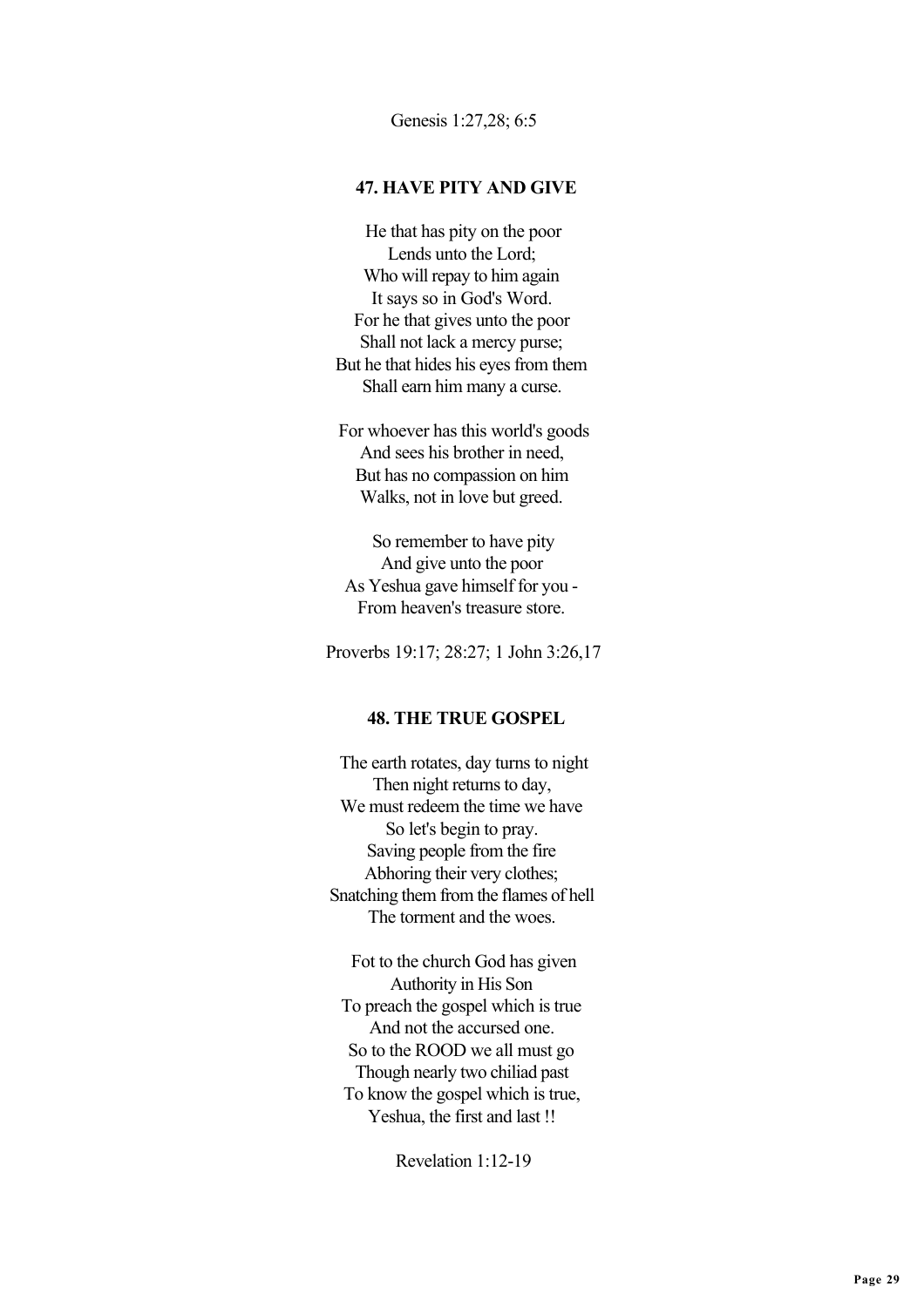Genesis 1:27,28; 6:5

### 47. HAVE PITY AND GIVE

He that has pity on the poor  
Lends unto the Lord;  
Who will repay to him again  
It says so in God's Word.  
For he that gives unto the poor  
Shall not lack a mercy purse;  
But he that hides his eyes from them  
Shall earn him many a curse.

For whoever has this world's goods  
And sees his brother in need,  
But has no compassion on him  
Walks, not in love but greed.

So remember to have pity  
And give unto the poor  
As Yeshua gave himself for you -  
From heaven's treasure store.

Proverbs 19:17; 28:27; 1 John 3:26,17

### 48. THE TRUE GOSPEL

The earth rotates, day turns to night  
Then night returns to day,  
We must redeem the time we have  
So let's begin to pray.  
Saving people from the fire  
Abhoring their very clothes;  
Snatching them from the flames of hell  
The torment and the woes.

Fot to the church God has given  
Authority in His Son  
To preach the gospel which is true  
And not the accursed one.  
So to the ROOD we all must go  
Though nearly two chiliad past  
To know the gospel which is true,  
Yeshua, the first and last !!

Revelation 1:12-19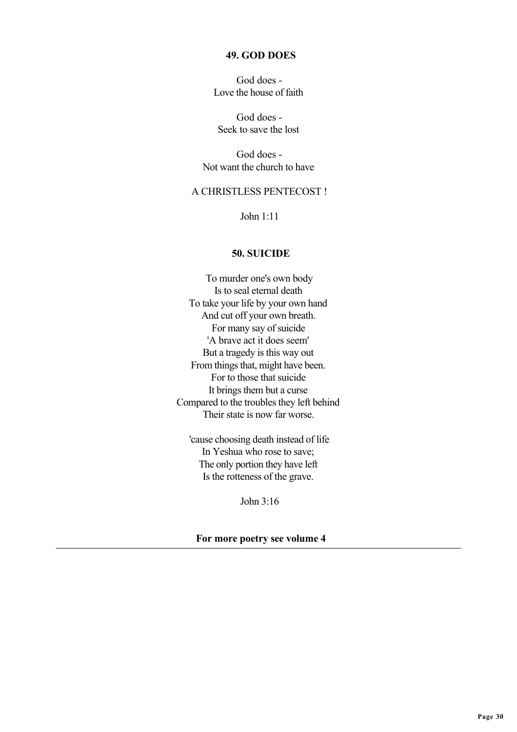### 49. GOD DOES

God does -
Love the house of faith

God does -
Seek to save the lost

God does -
Not want the church to have

A CHRISTLESS PENTECOST !

John 1:11

### 50. SUICIDE

To murder one's own body
Is to seal eternal death
To take your life by your own hand
And cut off your own breath.
For many say of suicide
'A brave act it does seem'
But a tragedy is this way out
From things that, might have been.
For to those that suicide
It brings them but a curse
Compared to the troubles they left behind
Their state is now far worse.

'cause choosing death instead of life
In Yeshua who rose to save;
The only portion they have left
Is the rotteness of the grave.

John 3:16

**For more poetry see volume 4**

---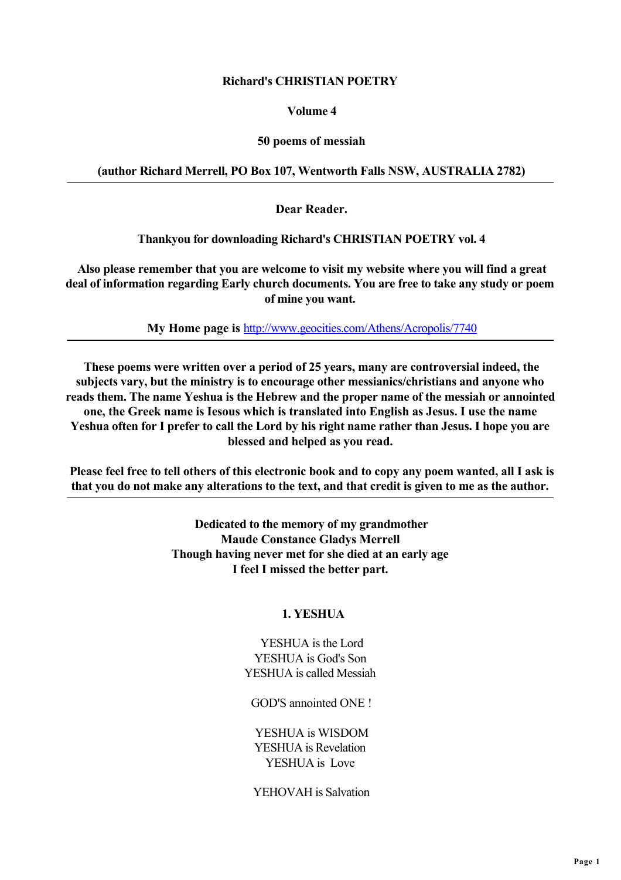**Richard's CHRISTIAN POETRY**

**Volume 4**

**50 poems of messiah**

**(author Richard Merrell, PO Box 107, Wentworth Falls NSW, AUSTRALIA 2782)**

---

**Dear Reader.**

**Thankyou for downloading Richard's CHRISTIAN POETRY vol. 4**

**Also please remember that you are welcome to visit my website where you will find a great deal of information regarding Early church documents. You are free to take any study or poem of mine you want.**

**My Home page is [http://www.geocities.com/Athens/Acropolis/7740](http://www.geocities.com/Athens/Acropolis/7740)**

---

**These poems were written over a period of 25 years, many are controversial indeed, the subjects vary, but the ministry is to encourage other messianics/christians and anyone who reads them. The name Yeshua is the Hebrew and the proper name of the messiah or annointed one, the Greek name is Iesous which is translated into English as Jesus. I use the name Yeshua often for I prefer to call the Lord by his right name rather than Jesus. I hope you are blessed and helped as you read.**

**Please feel free to tell others of this electronic book and to copy any poem wanted, all I ask is that you do not make any alterations to the text, and that credit is given to me as the author.**

---

**Dedicated to the memory of my grandmother**
**Maude Constance Gladys Merrell**
**Though having never met for she died at an early age**
**I feel I missed the better part.**

## 1. YESHUA

YESHUA is the Lord
YESHUA is God's Son
YESHUA is called Messiah

GOD'S annointed ONE !

YESHUA is WISDOM
YESHUA is Revelation
YESHUA is Love

YEHOVAH is Salvation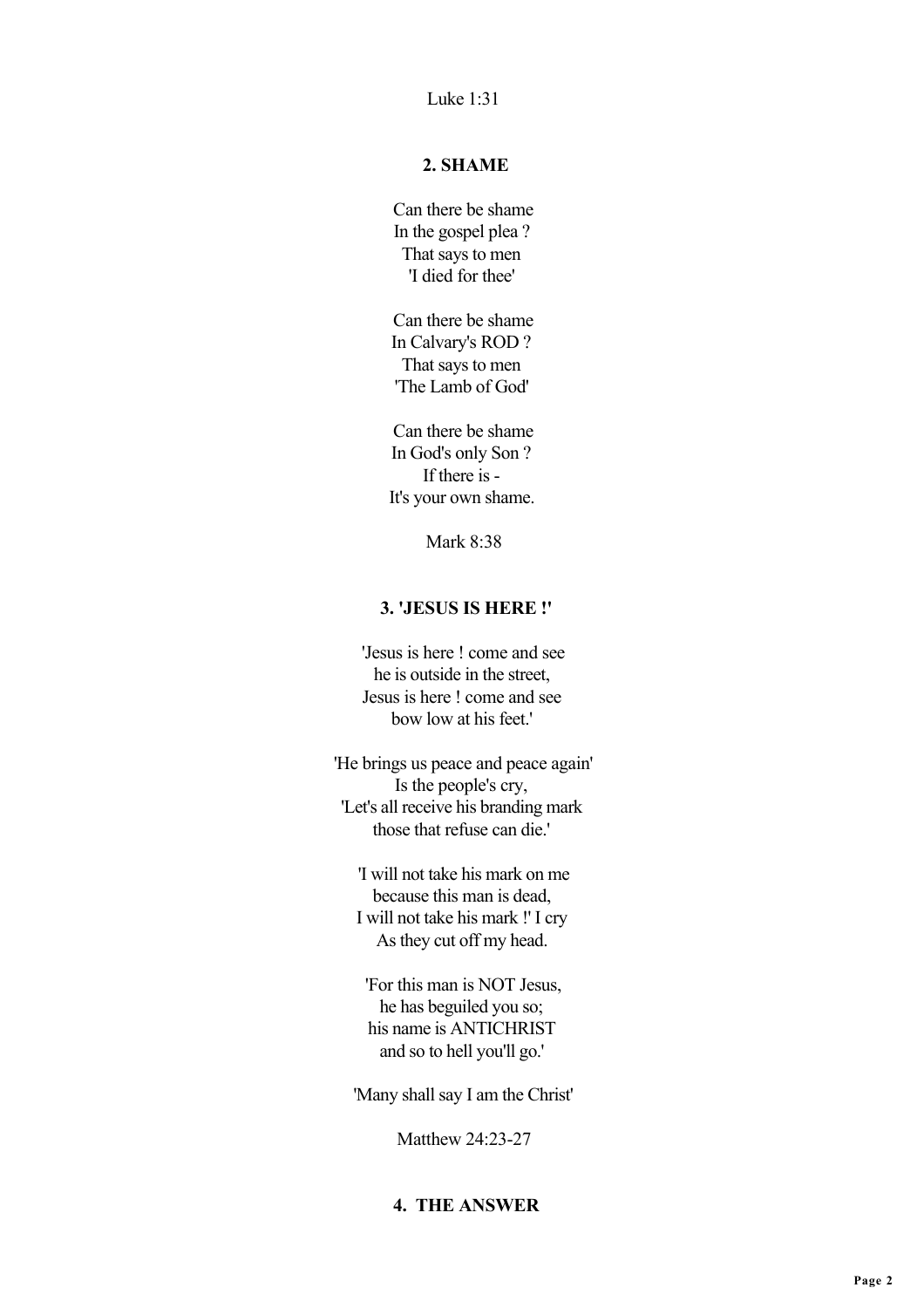Luke 1:31

## 2. SHAME

Can there be shame  
In the gospel plea ?  
That says to men  
'I died for thee'

Can there be shame  
In Calvary's ROD ?  
That says to men  
'The Lamb of God'

Can there be shame  
In God's only Son ?  
If there is -  
It's your own shame.

Mark 8:38

## 3. 'JESUS IS HERE !'

'Jesus is here ! come and see  
he is outside in the street,  
Jesus is here ! come and see  
bow low at his feet.'

'He brings us peace and peace again'  
Is the people's cry,  
'Let's all receive his branding mark  
those that refuse can die.'

'I will not take his mark on me  
because this man is dead,  
I will not take his mark !' I cry  
As they cut off my head.

'For this man is NOT Jesus,  
he has beguiled you so;  
his name is ANTICHRIST  
and so to hell you'll go.'

'Many shall say I am the Christ'

Matthew 24:23-27

## 4. THE ANSWER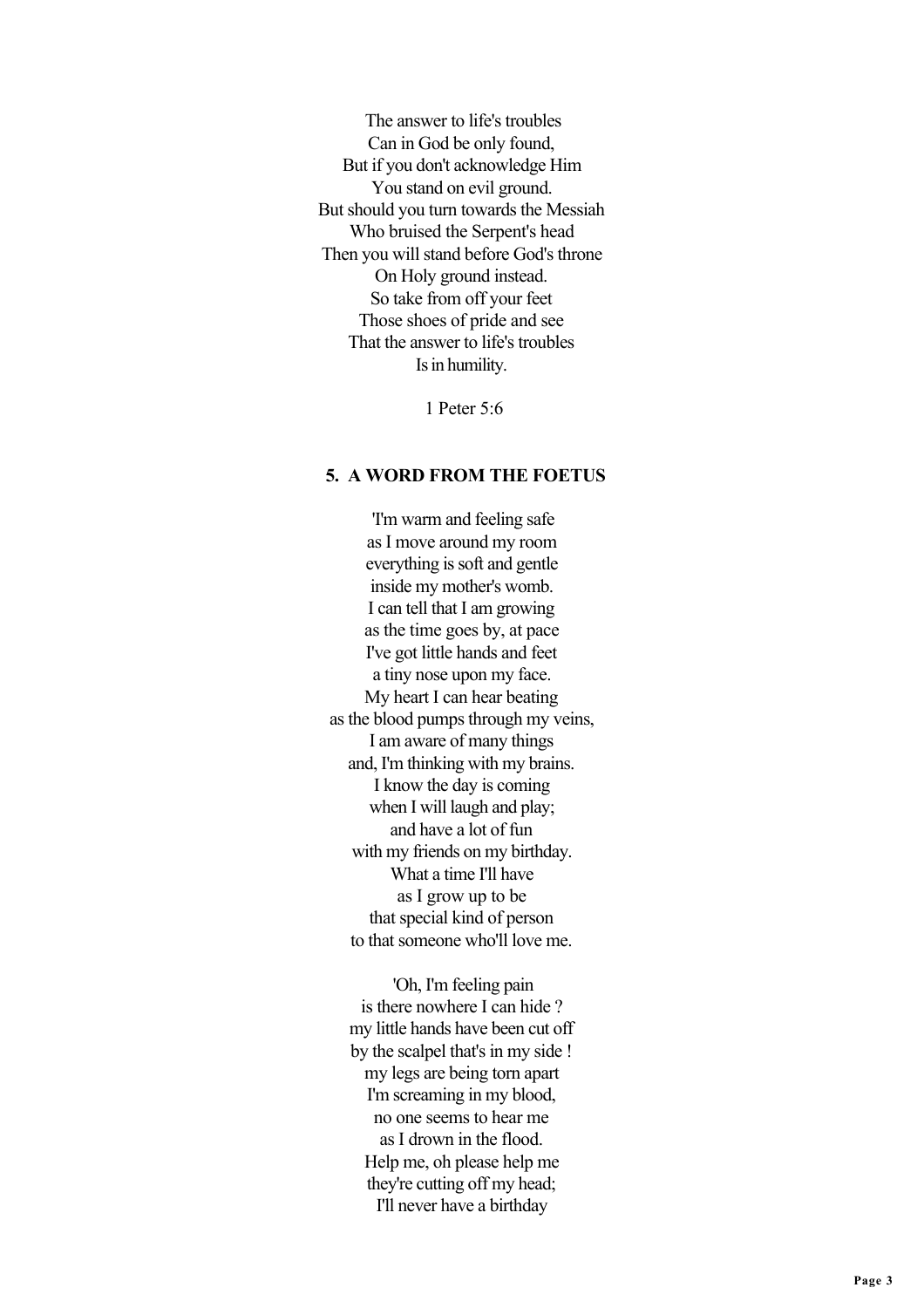The answer to life's troubles
Can in God be only found,
But if you don't acknowledge Him
You stand on evil ground.
But should you turn towards the Messiah
Who bruised the Serpent's head
Then you will stand before God's throne
On Holy ground instead.
So take from off your feet
Those shoes of pride and see
That the answer to life's troubles
Is in humility.

1 Peter 5:6

### 5. A WORD FROM THE FOETUS

'I'm warm and feeling safe
as I move around my room
everything is soft and gentle
inside my mother's womb.
I can tell that I am growing
as the time goes by, at pace
I've got little hands and feet
a tiny nose upon my face.
My heart I can hear beating
as the blood pumps through my veins,
I am aware of many things
and, I'm thinking with my brains.
I know the day is coming
when I will laugh and play;
and have a lot of fun
with my friends on my birthday.
What a time I'll have
as I grow up to be
that special kind of person
to that someone who'll love me.

'Oh, I'm feeling pain
is there nowhere I can hide ?
my little hands have been cut off
by the scalpel that's in my side !
my legs are being torn apart
I'm screaming in my blood,
no one seems to hear me
as I drown in the flood.
Help me, oh please help me
they're cutting off my head;
I'll never have a birthday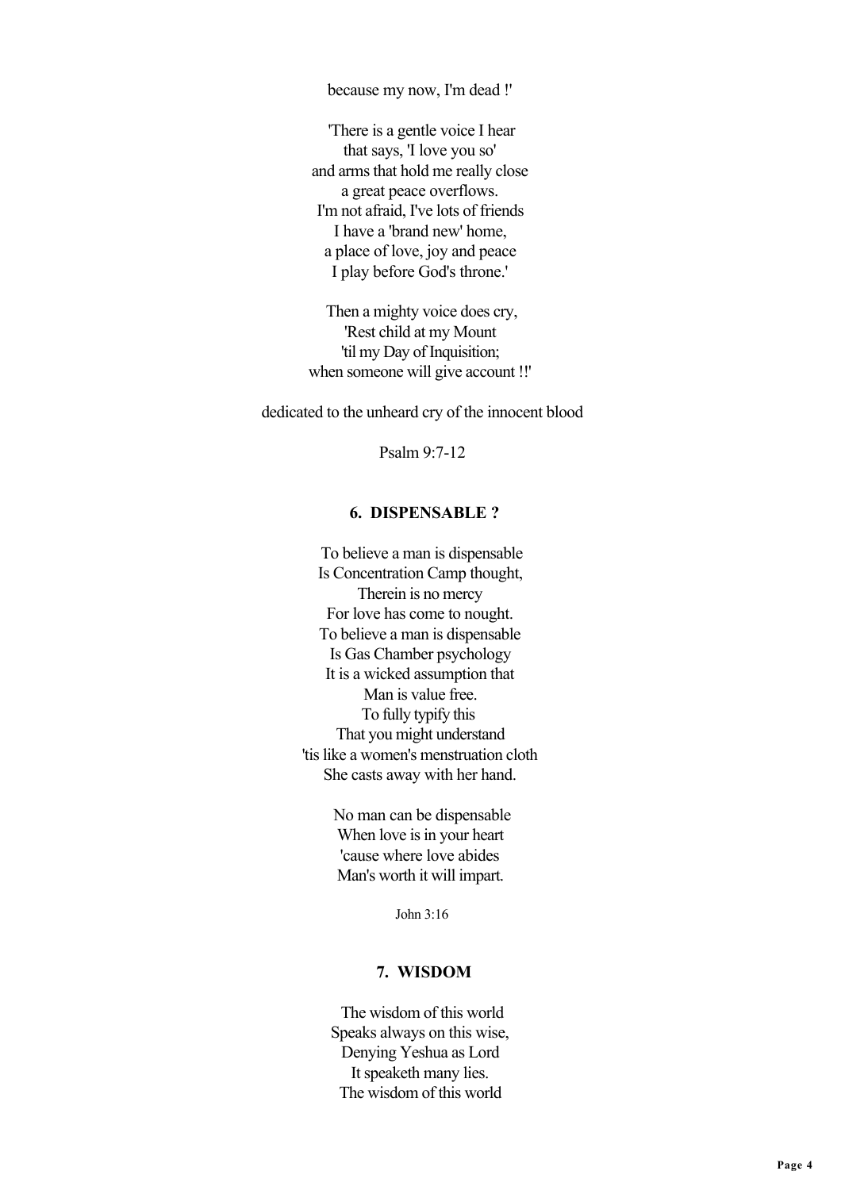because my now, I'm dead !'

'There is a gentle voice I hear
that says, 'I love you so'
and arms that hold me really close
a great peace overflows.
I'm not afraid, I've lots of friends
I have a 'brand new' home,
a place of love, joy and peace
I play before God's throne.'

Then a mighty voice does cry,
'Rest child at my Mount
'til my Day of Inquisition;
when someone will give account !!'

dedicated to the unheard cry of the innocent blood

Psalm 9:7-12

### 6. DISPENSABLE ?

To believe a man is dispensable
Is Concentration Camp thought,
Therein is no mercy
For love has come to nought.
To believe a man is dispensable
Is Gas Chamber psychology
It is a wicked assumption that
Man is value free.
To fully typify this
That you might understand
'tis like a women's menstruation cloth
She casts away with her hand.

No man can be dispensable
When love is in your heart
'cause where love abides
Man's worth it will impart.

John 3:16

### 7. WISDOM

The wisdom of this world
Speaks always on this wise,
Denying Yeshua as Lord
It speaketh many lies.
The wisdom of this world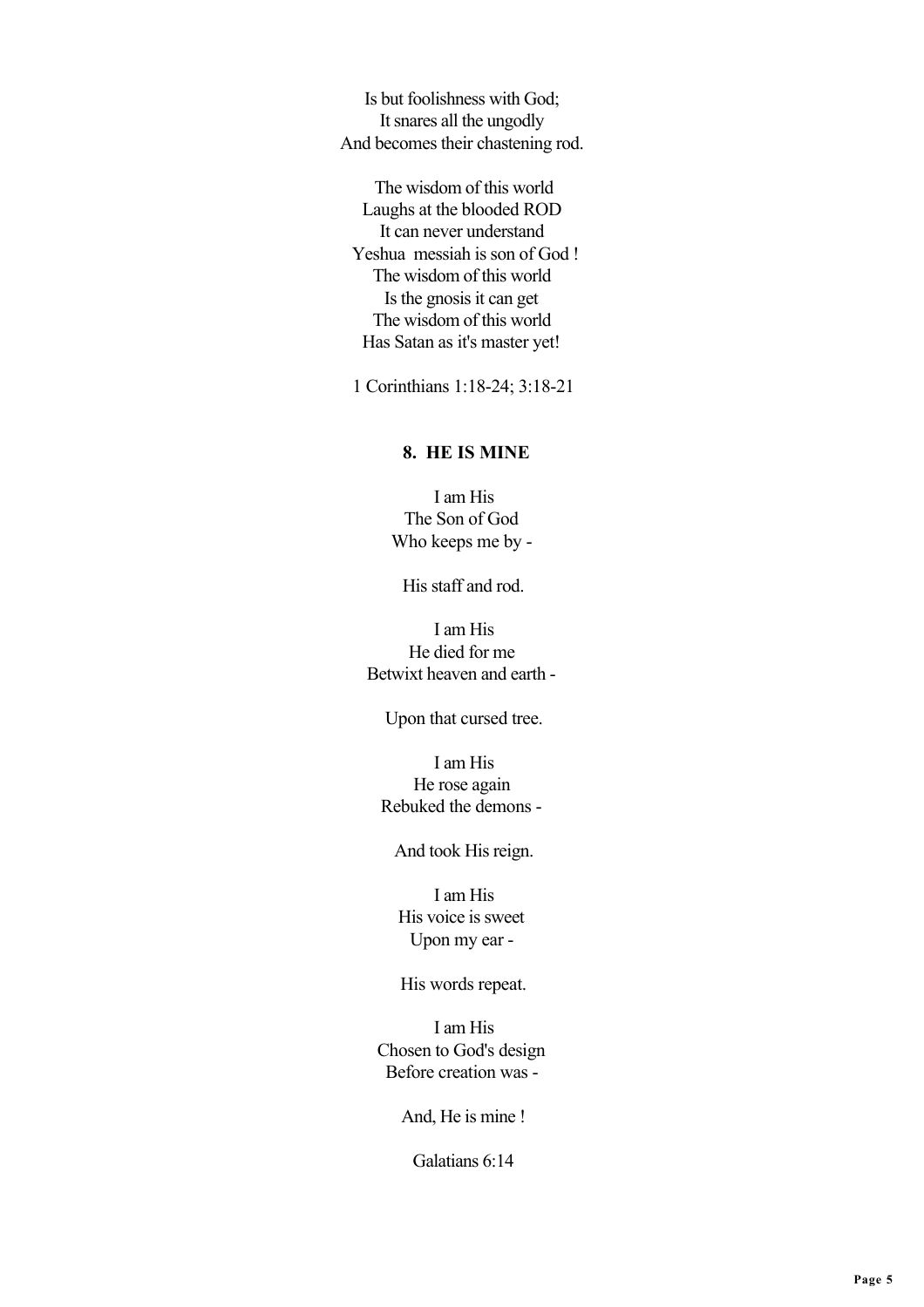Is but foolishness with God;
It snares all the ungodly
And becomes their chastening rod.

The wisdom of this world
Laughs at the blooded ROD
It can never understand
Yeshua messiah is son of God !
The wisdom of this world
Is the gnosis it can get
The wisdom of this world
Has Satan as it's master yet!

1 Corinthians 1:18-24; 3:18-21

**8. HE IS MINE**

I am His
The Son of God
Who keeps me by -

His staff and rod.

I am His
He died for me
Betwixt heaven and earth -

Upon that cursed tree.

I am His
He rose again
Rebuked the demons -

And took His reign.

I am His
His voice is sweet
Upon my ear -

His words repeat.

I am His
Chosen to God's design
Before creation was -

And, He is mine !

Galatians 6:14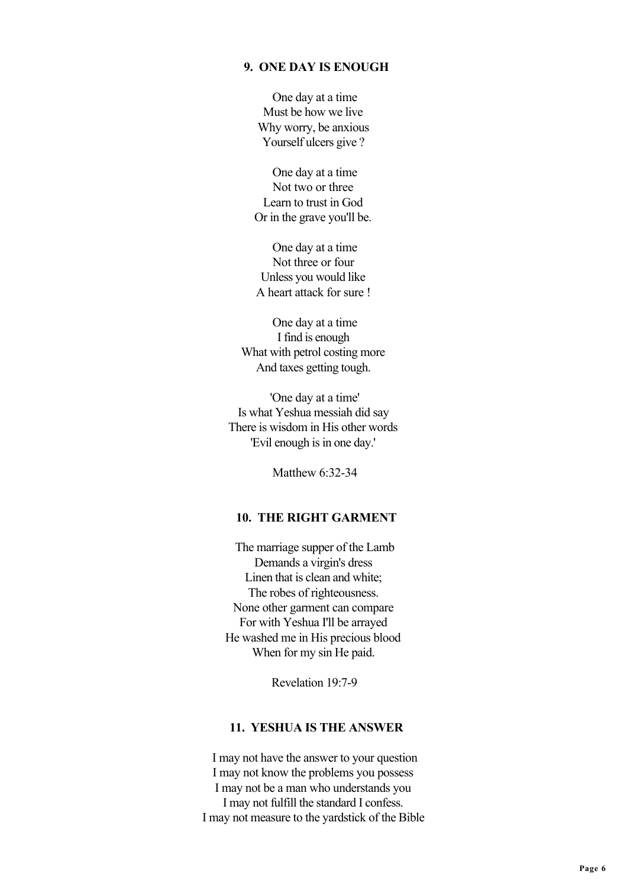### 9. ONE DAY IS ENOUGH

One day at a time
Must be how we live
Why worry, be anxious
Yourself ulcers give ?

One day at a time
Not two or three
Learn to trust in God
Or in the grave you'll be.

One day at a time
Not three or four
Unless you would like
A heart attack for sure !

One day at a time
I find is enough
What with petrol costing more
And taxes getting tough.

'One day at a time'
Is what Yeshua messiah did say
There is wisdom in His other words
'Evil enough is in one day.'

Matthew 6:32-34

### 10. THE RIGHT GARMENT

The marriage supper of the Lamb
Demands a virgin's dress
Linen that is clean and white;
The robes of righteousness.
None other garment can compare
For with Yeshua I'll be arrayed
He washed me in His precious blood
When for my sin He paid.

Revelation 19:7-9

### 11. YESHUA IS THE ANSWER

I may not have the answer to your question
I may not know the problems you possess
I may not be a man who understands you
I may not fulfill the standard I confess.
I may not measure to the yardstick of the Bible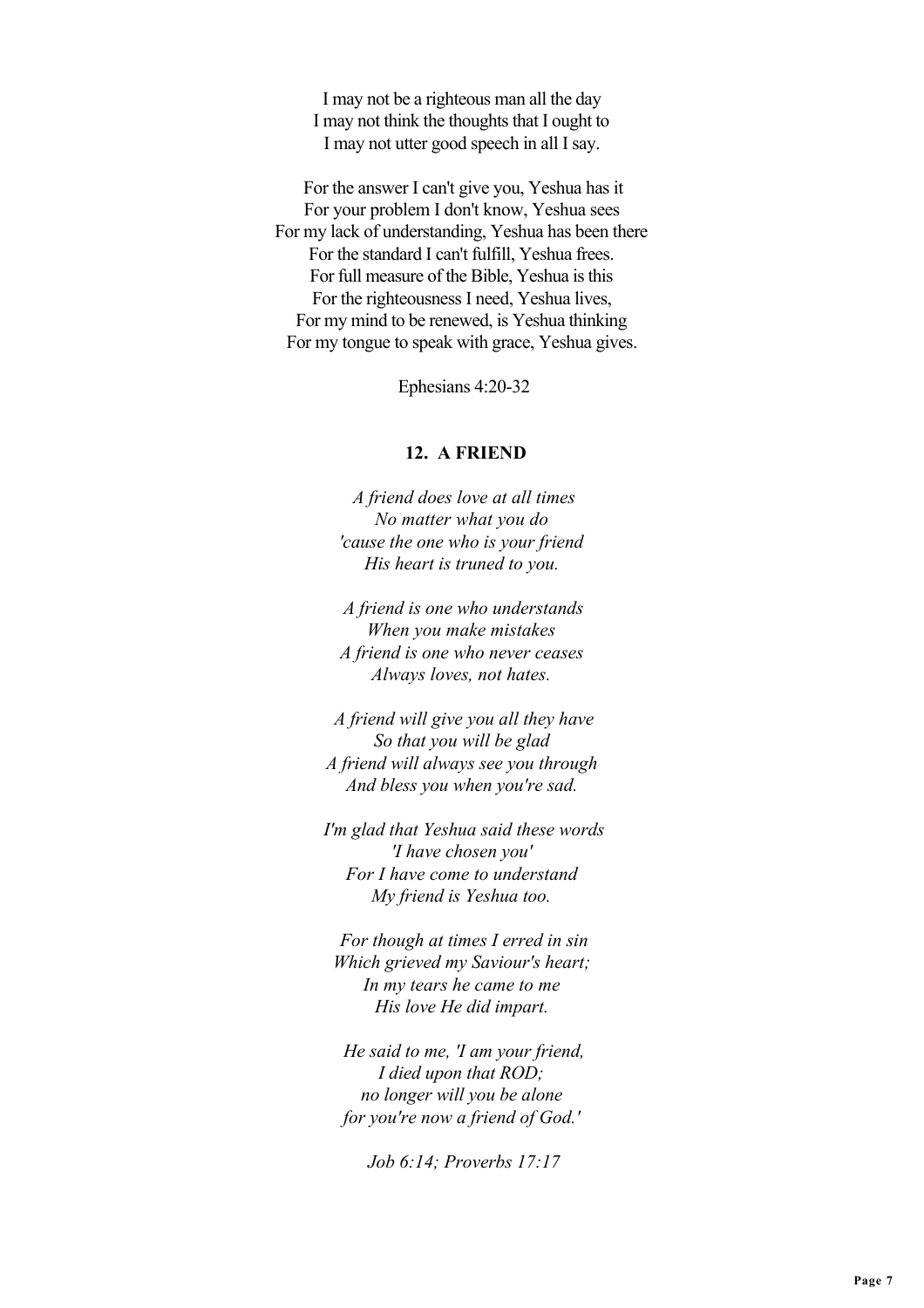I may not be a righteous man all the day  
I may not think the thoughts that I ought to  
I may not utter good speech in all I say.

For the answer I can't give you, Yeshua has it  
For your problem I don't know, Yeshua sees  
For my lack of understanding, Yeshua has been there  
For the standard I can't fulfill, Yeshua frees.  
For full measure of the Bible, Yeshua is this  
For the righteousness I need, Yeshua lives,  
For my mind to be renewed, is Yeshua thinking  
For my tongue to speak with grace, Yeshua gives.

Ephesians 4:20-32

## 12. A FRIEND

*A friend does love at all times*  
*No matter what you do*  
*'cause the one who is your friend*  
*His heart is truned to you.*

*A friend is one who understands*  
*When you make mistakes*  
*A friend is one who never ceases*  
*Always loves, not hates.*

*A friend will give you all they have*  
*So that you will be glad*  
*A friend will always see you through*  
*And bless you when you're sad.*

*I'm glad that Yeshua said these words*  
*'I have chosen you'*  
*For I have come to understand*  
*My friend is Yeshua too.*

*For though at times I erred in sin*  
*Which grieved my Saviour's heart;*  
*In my tears he came to me*  
*His love He did impart.*

*He said to me, 'I am your friend,*  
*I died upon that ROD;*  
*no longer will you be alone*  
*for you're now a friend of God.'*

*Job 6:14; Proverbs 17:17*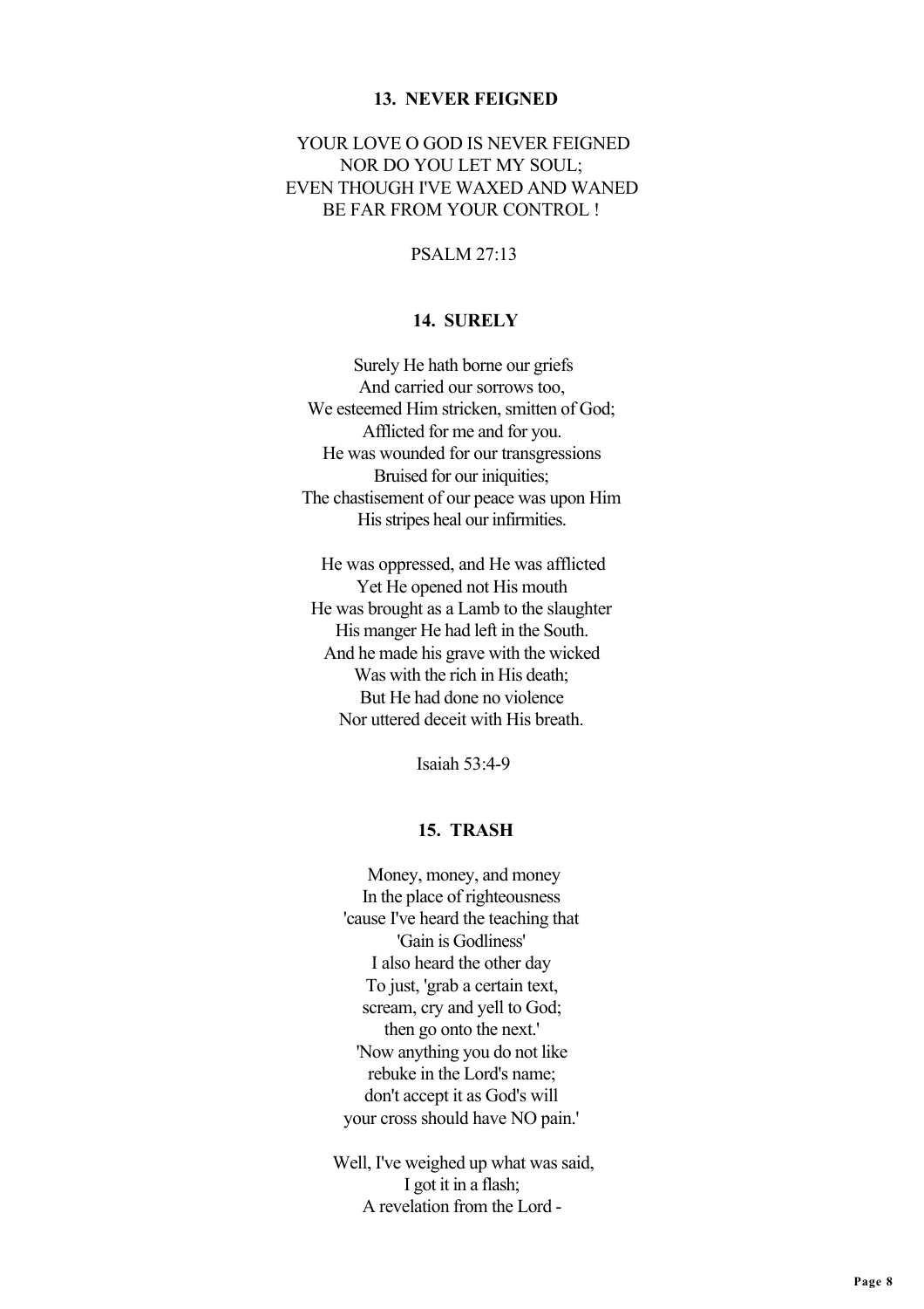### 13. NEVER FEIGNED

YOUR LOVE O GOD IS NEVER FEIGNED
NOR DO YOU LET MY SOUL;
EVEN THOUGH I'VE WAXED AND WANED
BE FAR FROM YOUR CONTROL !

PSALM 27:13

### 14. SURELY

Surely He hath borne our griefs
And carried our sorrows too,
We esteemed Him stricken, smitten of God;
Afflicted for me and for you.
He was wounded for our transgressions
Bruised for our iniquities;
The chastisement of our peace was upon Him
His stripes heal our infirmities.

He was oppressed, and He was afflicted
Yet He opened not His mouth
He was brought as a Lamb to the slaughter
His manger He had left in the South.
And he made his grave with the wicked
Was with the rich in His death;
But He had done no violence
Nor uttered deceit with His breath.

Isaiah 53:4-9

### 15. TRASH

Money, money, and money
In the place of righteousness
'cause I've heard the teaching that
'Gain is Godliness'
I also heard the other day
To just, 'grab a certain text,
scream, cry and yell to God;
then go onto the next.'
'Now anything you do not like
rebuke in the Lord's name;
don't accept it as God's will
your cross should have NO pain.'

Well, I've weighed up what was said,
I got it in a flash;
A revelation from the Lord -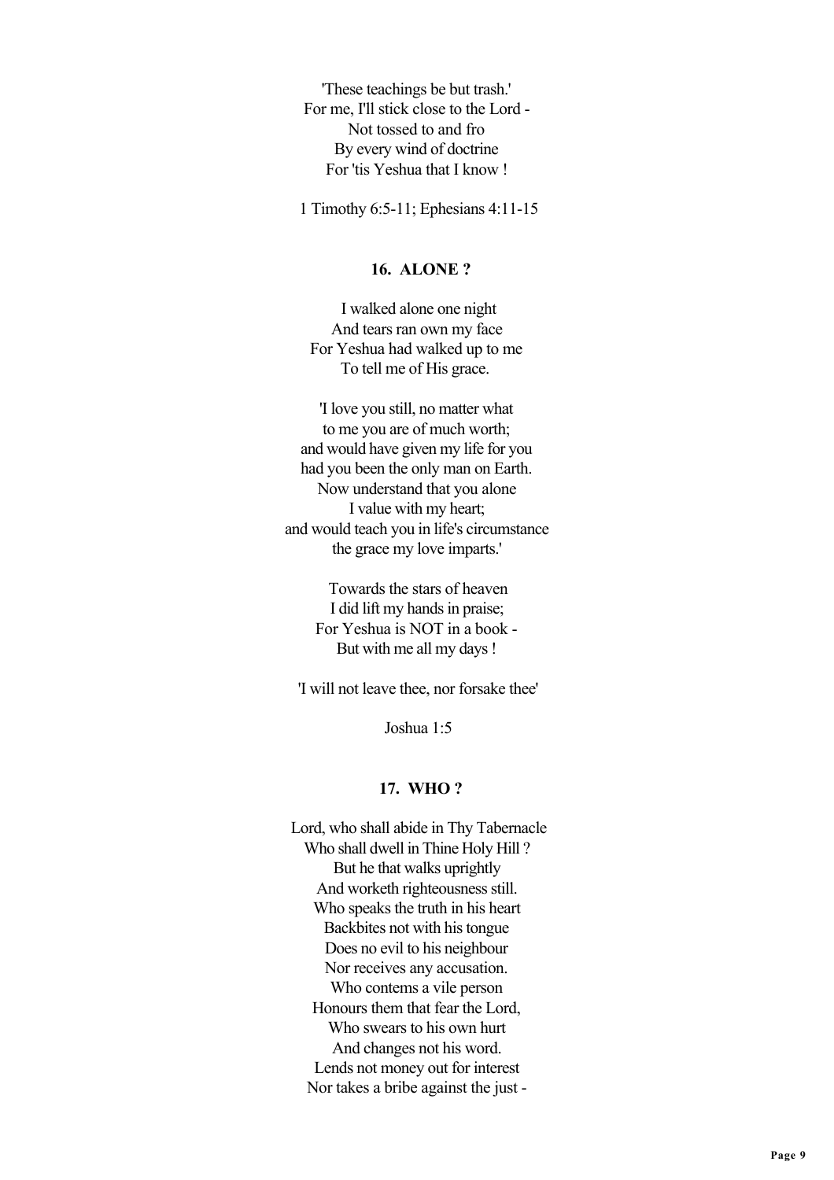'These teachings be but trash.'
For me, I'll stick close to the Lord -
Not tossed to and fro
By every wind of doctrine
For 'tis Yeshua that I know !

1 Timothy 6:5-11; Ephesians 4:11-15

### 16. ALONE ?

I walked alone one night
And tears ran own my face
For Yeshua had walked up to me
To tell me of His grace.

'I love you still, no matter what
to me you are of much worth;
and would have given my life for you
had you been the only man on Earth.
Now understand that you alone
I value with my heart;
and would teach you in life's circumstance
the grace my love imparts.'

Towards the stars of heaven
I did lift my hands in praise;
For Yeshua is NOT in a book -
But with me all my days !

'I will not leave thee, nor forsake thee'

Joshua 1:5

### 17. WHO ?

Lord, who shall abide in Thy Tabernacle
Who shall dwell in Thine Holy Hill ?
But he that walks uprightly
And worketh righteousness still.
Who speaks the truth in his heart
Backbites not with his tongue
Does no evil to his neighbour
Nor receives any accusation.
Who contems a vile person
Honours them that fear the Lord,
Who swears to his own hurt
And changes not his word.
Lends not money out for interest
Nor takes a bribe against the just -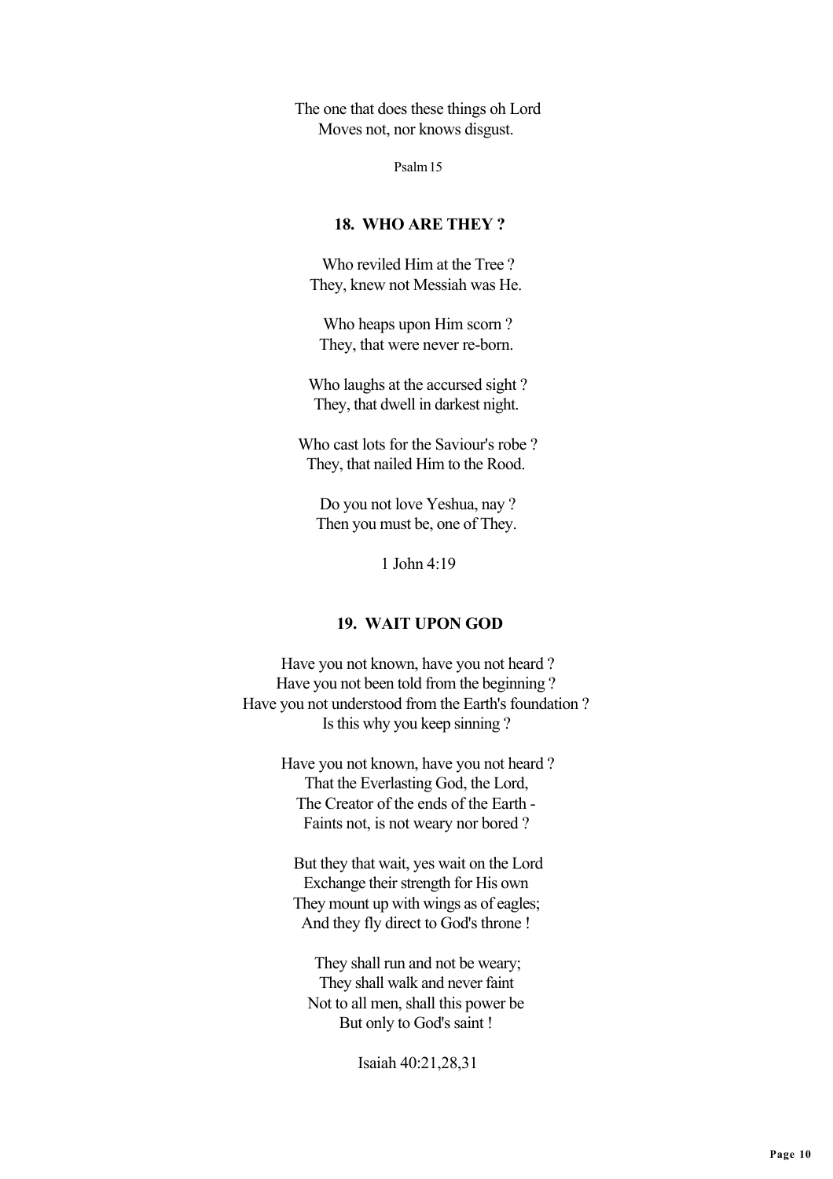The one that does these things oh Lord  
Moves not, nor knows disgust.

Psalm 15

### 18. WHO ARE THEY ?

Who reviled Him at the Tree ?  
They, knew not Messiah was He.

Who heaps upon Him scorn ?  
They, that were never re-born.

Who laughs at the accursed sight ?  
They, that dwell in darkest night.

Who cast lots for the Saviour's robe ?  
They, that nailed Him to the Rood.

Do you not love Yeshua, nay ?  
Then you must be, one of They.

1 John 4:19

### 19. WAIT UPON GOD

Have you not known, have you not heard ?  
Have you not been told from the beginning ?  
Have you not understood from the Earth's foundation ?  
Is this why you keep sinning ?

Have you not known, have you not heard ?  
That the Everlasting God, the Lord,  
The Creator of the ends of the Earth -  
Faints not, is not weary nor bored ?

But they that wait, yes wait on the Lord  
Exchange their strength for His own  
They mount up with wings as of eagles;  
And they fly direct to God's throne !

They shall run and not be weary;  
They shall walk and never faint  
Not to all men, shall this power be  
But only to God's saint !

Isaiah 40:21,28,31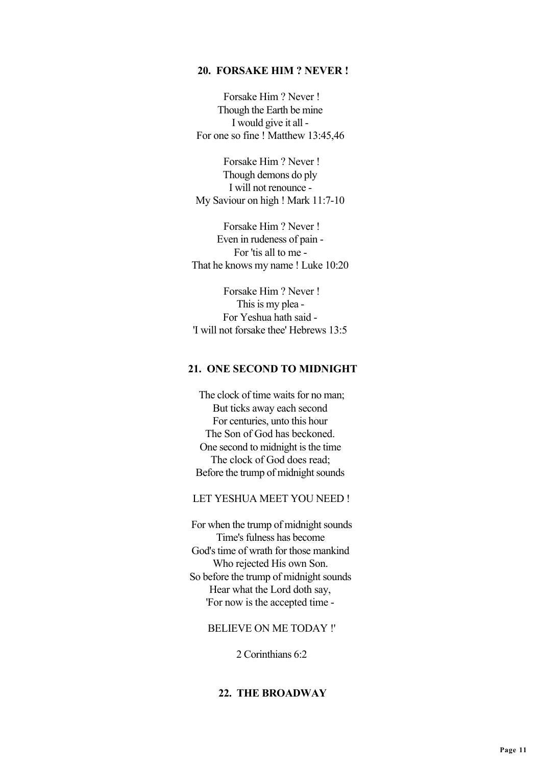### 20. FORSAKE HIM ? NEVER !

Forsake Him ? Never !
Though the Earth be mine
I would give it all -
For one so fine ! Matthew 13:45,46

Forsake Him ? Never !
Though demons do ply
I will not renounce -
My Saviour on high ! Mark 11:7-10

Forsake Him ? Never !
Even in rudeness of pain -
For 'tis all to me -
That he knows my name ! Luke 10:20

Forsake Him ? Never !
This is my plea -
For Yeshua hath said -
'I will not forsake thee' Hebrews 13:5

### 21. ONE SECOND TO MIDNIGHT

The clock of time waits for no man;
But ticks away each second
For centuries, unto this hour
The Son of God has beckoned.
One second to midnight is the time
The clock of God does read;
Before the trump of midnight sounds

LET YESHUA MEET YOU NEED !

For when the trump of midnight sounds
Time's fulness has become
God's time of wrath for those mankind
Who rejected His own Son.
So before the trump of midnight sounds
Hear what the Lord doth say,
'For now is the accepted time -

BELIEVE ON ME TODAY !'

2 Corinthians 6:2

### 22. THE BROADWAY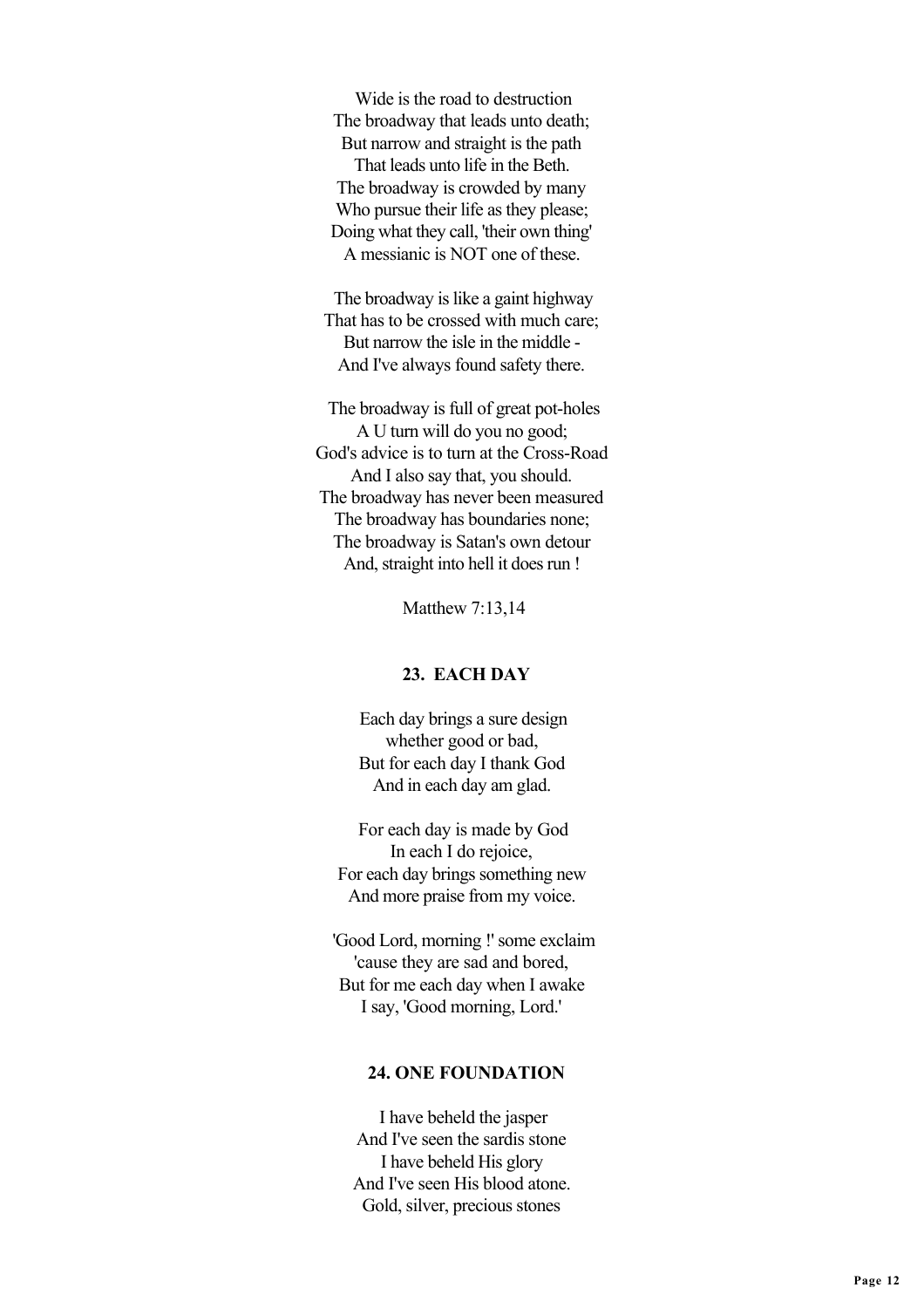Wide is the road to destruction
The broadway that leads unto death;
But narrow and straight is the path
That leads unto life in the Beth.
The broadway is crowded by many
Who pursue their life as they please;
Doing what they call, 'their own thing'
A messianic is NOT one of these.

The broadway is like a gaint highway
That has to be crossed with much care;
But narrow the isle in the middle -
And I've always found safety there.

The broadway is full of great pot-holes
A U turn will do you no good;
God's advice is to turn at the Cross-Road
And I also say that, you should.
The broadway has never been measured
The broadway has boundaries none;
The broadway is Satan's own detour
And, straight into hell it does run !

Matthew 7:13,14

## 23. EACH DAY

Each day brings a sure design
whether good or bad,
But for each day I thank God
And in each day am glad.

For each day is made by God
In each I do rejoice,
For each day brings something new
And more praise from my voice.

'Good Lord, morning !' some exclaim
'cause they are sad and bored,
But for me each day when I awake
I say, 'Good morning, Lord.'

## 24. ONE FOUNDATION

I have beheld the jasper
And I've seen the sardis stone
I have beheld His glory
And I've seen His blood atone.
Gold, silver, precious stones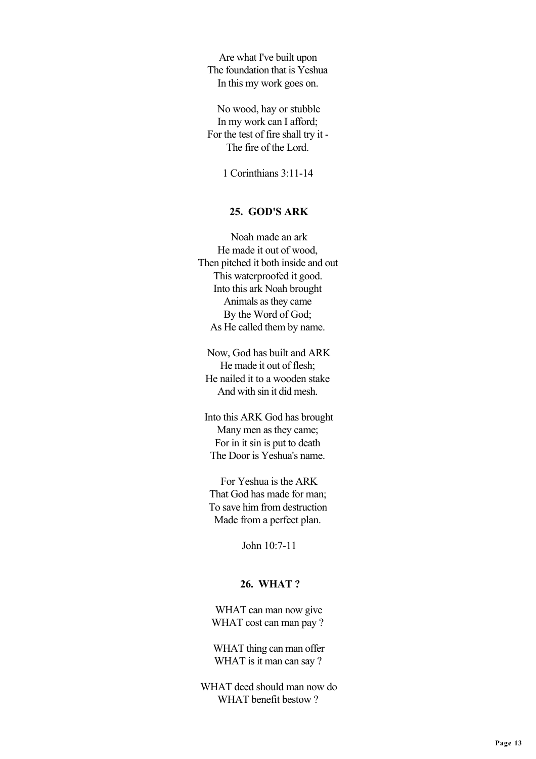Are what I've built upon
The foundation that is Yeshua
In this my work goes on.

No wood, hay or stubble
In my work can I afford;
For the test of fire shall try it -
The fire of the Lord.

1 Corinthians 3:11-14

### 25. GOD'S ARK

Noah made an ark
He made it out of wood,
Then pitched it both inside and out
This waterproofed it good.
Into this ark Noah brought
Animals as they came
By the Word of God;
As He called them by name.

Now, God has built and ARK
He made it out of flesh;
He nailed it to a wooden stake
And with sin it did mesh.

Into this ARK God has brought
Many men as they came;
For in it sin is put to death
The Door is Yeshua's name.

For Yeshua is the ARK
That God has made for man;
To save him from destruction
Made from a perfect plan.

John 10:7-11

### 26. WHAT ?

WHAT can man now give
WHAT cost can man pay ?

WHAT thing can man offer
WHAT is it man can say ?

WHAT deed should man now do
WHAT benefit bestow ?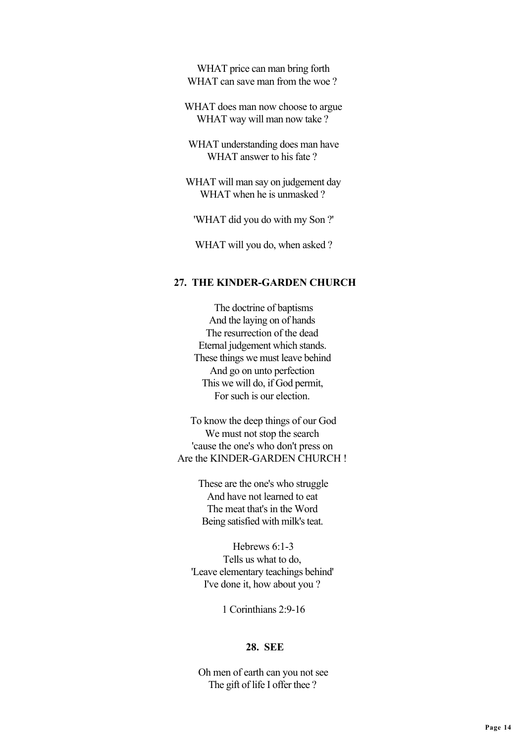WHAT price can man bring forth
WHAT can save man from the woe ?

WHAT does man now choose to argue
WHAT way will man now take ?

WHAT understanding does man have
WHAT answer to his fate ?

WHAT will man say on judgement day
WHAT when he is unmasked ?

'WHAT did you do with my Son ?'

WHAT will you do, when asked ?

## 27. THE KINDER-GARDEN CHURCH

The doctrine of baptisms
And the laying on of hands
The resurrection of the dead
Eternal judgement which stands.
These things we must leave behind
And go on unto perfection
This we will do, if God permit,
For such is our election.

To know the deep things of our God
We must not stop the search
'cause the one's who don't press on
Are the KINDER-GARDEN CHURCH !

These are the one's who struggle
And have not learned to eat
The meat that's in the Word
Being satisfied with milk's teat.

Hebrews 6:1-3
Tells us what to do,
'Leave elementary teachings behind'
I've done it, how about you ?

1 Corinthians 2:9-16

## 28. SEE

Oh men of earth can you not see
The gift of life I offer thee ?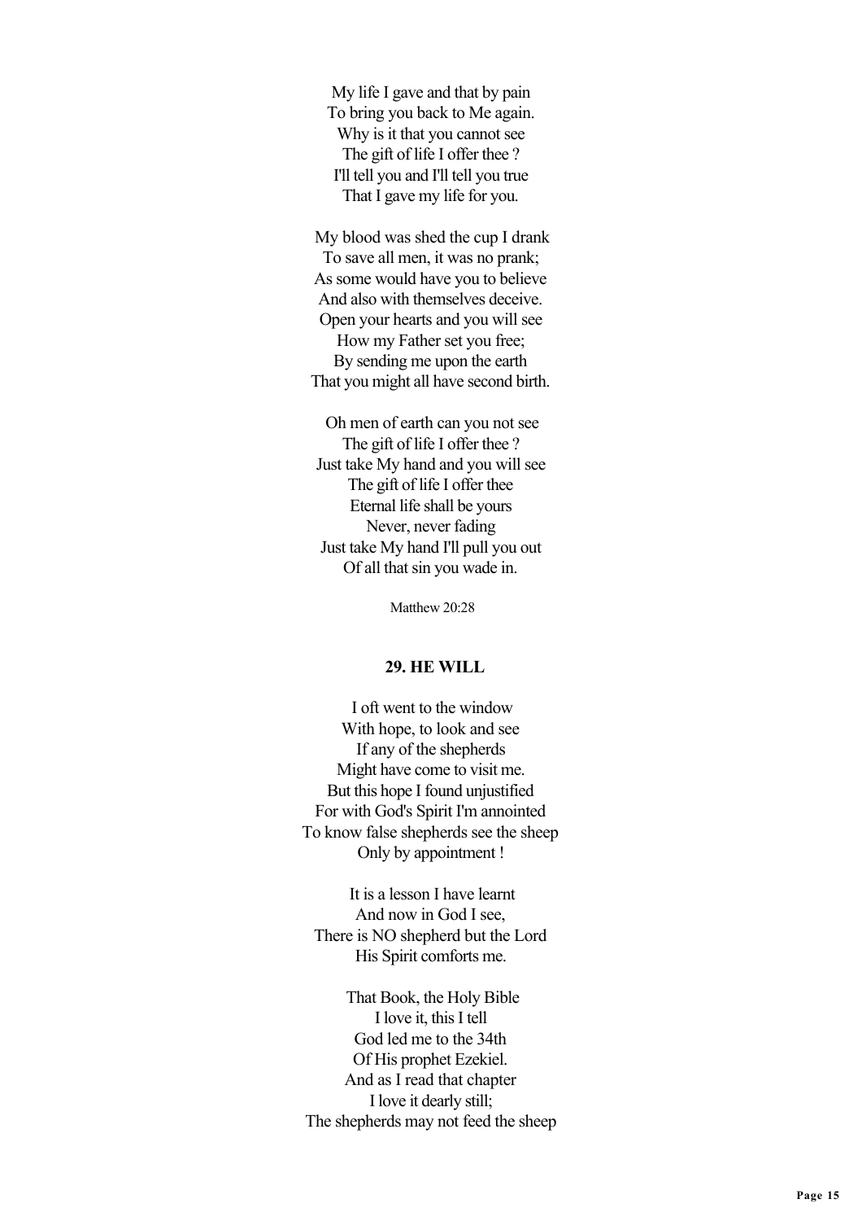My life I gave and that by pain  
To bring you back to Me again.  
Why is it that you cannot see  
The gift of life I offer thee ?  
I'll tell you and I'll tell you true  
That I gave my life for you.

My blood was shed the cup I drank  
To save all men, it was no prank;  
As some would have you to believe  
And also with themselves deceive.  
Open your hearts and you will see  
How my Father set you free;  
By sending me upon the earth  
That you might all have second birth.

Oh men of earth can you not see  
The gift of life I offer thee ?  
Just take My hand and you will see  
The gift of life I offer thee  
Eternal life shall be yours  
Never, never fading  
Just take My hand I'll pull you out  
Of all that sin you wade in.

Matthew 20:28

### 29. HE WILL

I oft went to the window  
With hope, to look and see  
If any of the shepherds  
Might have come to visit me.  
But this hope I found unjustified  
For with God's Spirit I'm annointed  
To know false shepherds see the sheep  
Only by appointment !

It is a lesson I have learnt  
And now in God I see,  
There is NO shepherd but the Lord  
His Spirit comforts me.

That Book, the Holy Bible  
I love it, this I tell  
God led me to the 34th  
Of His prophet Ezekiel.  
And as I read that chapter  
I love it dearly still;  
The shepherds may not feed the sheep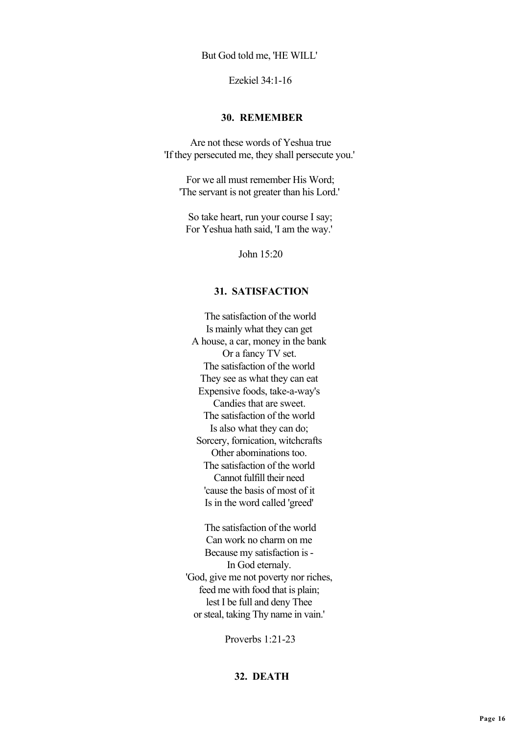But God told me, 'HE WILL'

Ezekiel 34:1-16

### 30. REMEMBER

Are not these words of Yeshua true  
'If they persecuted me, they shall persecute you.'

For we all must remember His Word;  
'The servant is not greater than his Lord.'

So take heart, run your course I say;  
For Yeshua hath said, 'I am the way.'

John 15:20

### 31. SATISFACTION

The satisfaction of the world  
Is mainly what they can get  
A house, a car, money in the bank  
Or a fancy TV set.  
The satisfaction of the world  
They see as what they can eat  
Expensive foods, take-a-way's  
Candies that are sweet.  
The satisfaction of the world  
Is also what they can do;  
Sorcery, fornication, witchcrafts  
Other abominations too.  
The satisfaction of the world  
Cannot fulfill their need  
'cause the basis of most of it  
Is in the word called 'greed'

The satisfaction of the world  
Can work no charm on me  
Because my satisfaction is -  
In God eternaly.  
'God, give me not poverty nor riches,  
feed me with food that is plain;  
lest I be full and deny Thee  
or steal, taking Thy name in vain.'

Proverbs 1:21-23

### 32. DEATH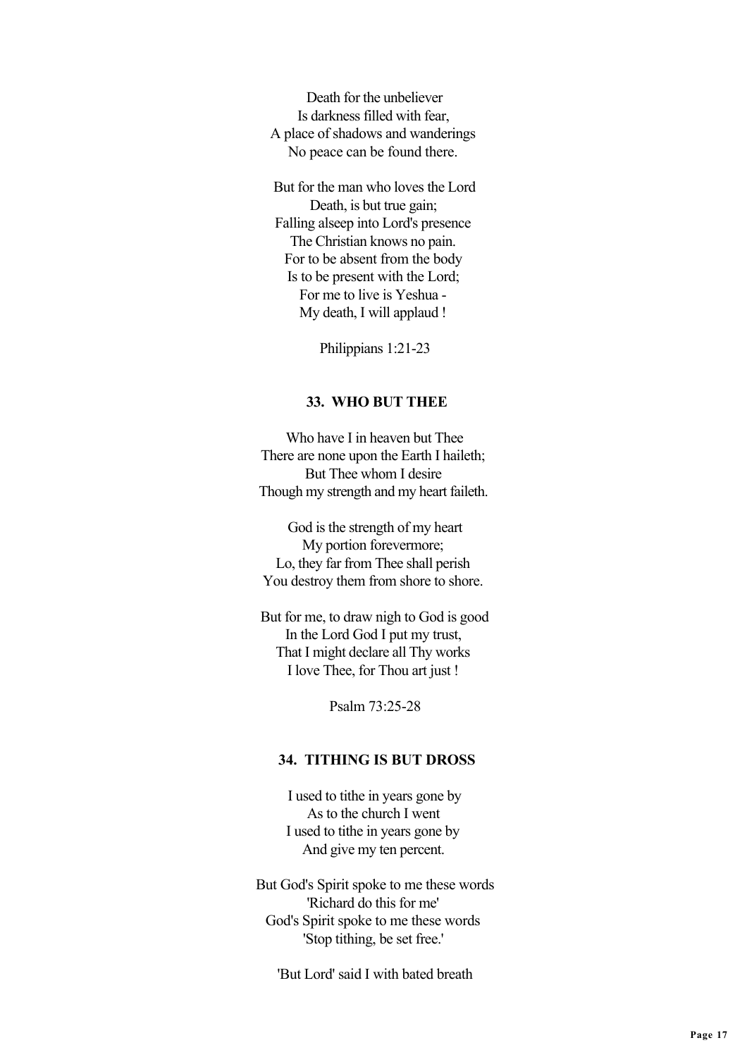Death for the unbeliever  
Is darkness filled with fear,  
A place of shadows and wanderings  
No peace can be found there.

But for the man who loves the Lord  
Death, is but true gain;  
Falling alseep into Lord's presence  
The Christian knows no pain.  
For to be absent from the body  
Is to be present with the Lord;  
For me to live is Yeshua -  
My death, I will applaud !

Philippians 1:21-23

## 33. WHO BUT THEE

Who have I in heaven but Thee  
There are none upon the Earth I haileth;  
But Thee whom I desire  
Though my strength and my heart faileth.

God is the strength of my heart  
My portion forevermore;  
Lo, they far from Thee shall perish  
You destroy them from shore to shore.

But for me, to draw nigh to God is good  
In the Lord God I put my trust,  
That I might declare all Thy works  
I love Thee, for Thou art just !

Psalm 73:25-28

## 34. TITHING IS BUT DROSS

I used to tithe in years gone by  
As to the church I went  
I used to tithe in years gone by  
And give my ten percent.

But God's Spirit spoke to me these words  
'Richard do this for me'  
God's Spirit spoke to me these words  
'Stop tithing, be set free.'

'But Lord' said I with bated breath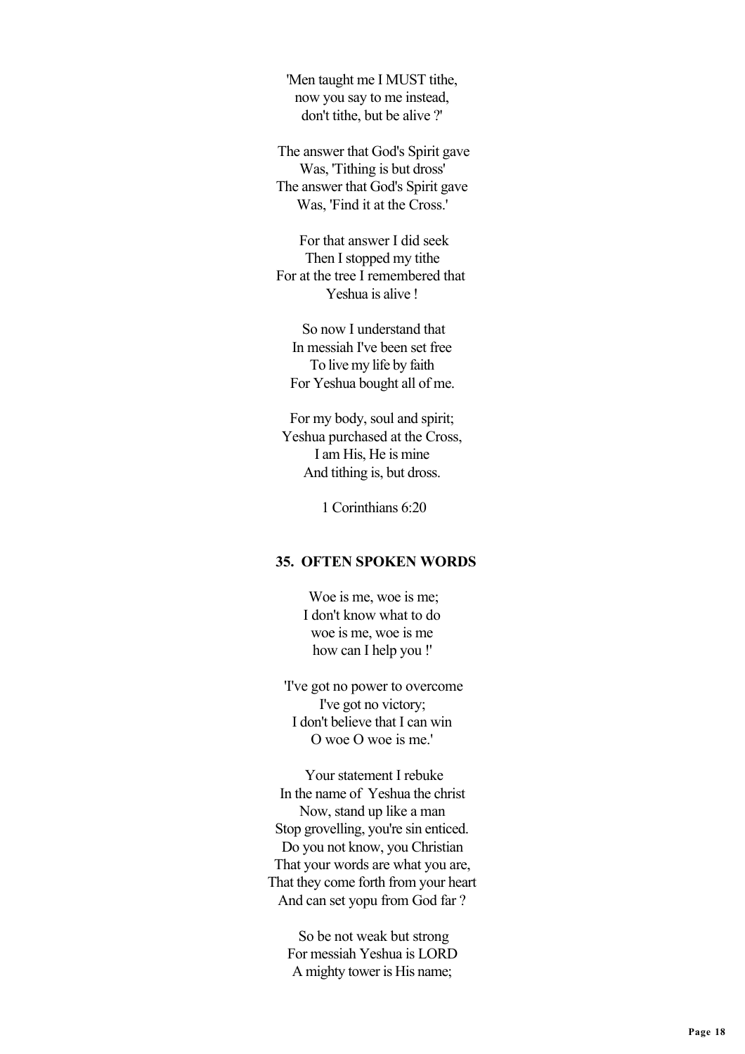'Men taught me I MUST tithe,
now you say to me instead,
don't tithe, but be alive ?'

The answer that God's Spirit gave
Was, 'Tithing is but dross'
The answer that God's Spirit gave
Was, 'Find it at the Cross.'

For that answer I did seek
Then I stopped my tithe
For at the tree I remembered that
Yeshua is alive !

So now I understand that
In messiah I've been set free
To live my life by faith
For Yeshua bought all of me.

For my body, soul and spirit;
Yeshua purchased at the Cross,
I am His, He is mine
And tithing is, but dross.

1 Corinthians 6:20

### 35. OFTEN SPOKEN WORDS

Woe is me, woe is me;
I don't know what to do
woe is me, woe is me
how can I help you !'

'I've got no power to overcome
I've got no victory;
I don't believe that I can win
O woe O woe is me.'

Your statement I rebuke
In the name of Yeshua the christ
Now, stand up like a man
Stop grovelling, you're sin enticed.
Do you not know, you Christian
That your words are what you are,
That they come forth from your heart
And can set yopu from God far ?

So be not weak but strong
For messiah Yeshua is LORD
A mighty tower is His name;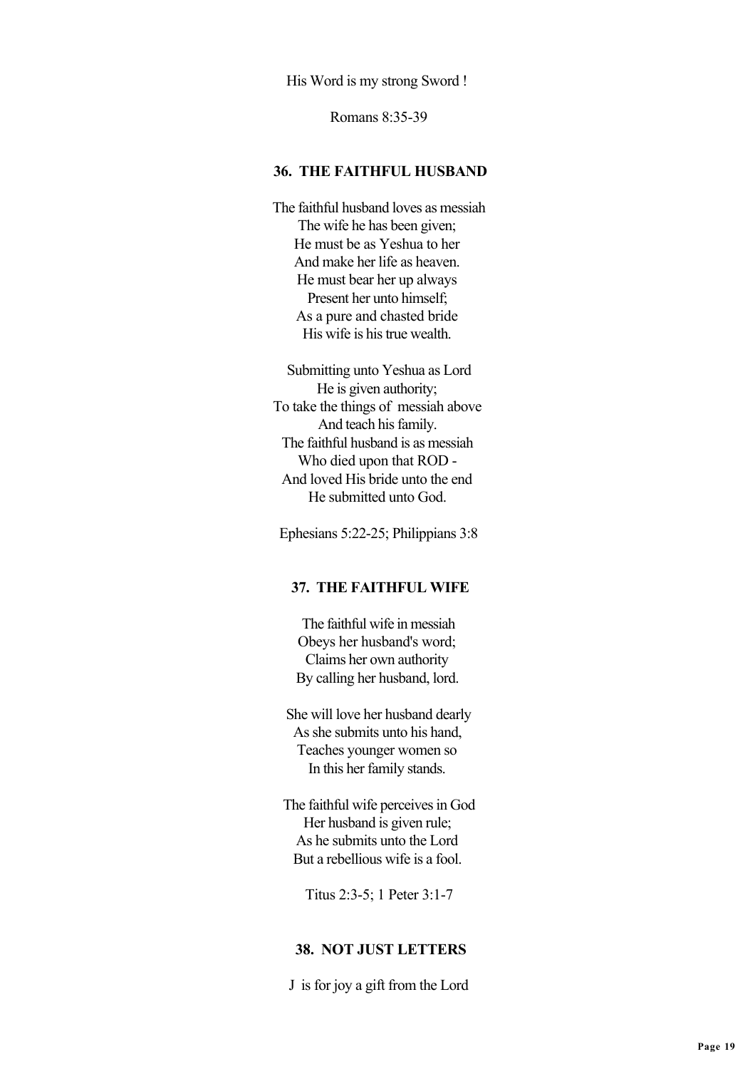His Word is my strong Sword !

Romans 8:35-39

### 36. THE FAITHFUL HUSBAND

The faithful husband loves as messiah
The wife he has been given;
He must be as Yeshua to her
And make her life as heaven.
He must bear her up always
Present her unto himself;
As a pure and chasted bride
His wife is his true wealth.

Submitting unto Yeshua as Lord
He is given authority;
To take the things of messiah above
And teach his family.
The faithful husband is as messiah
Who died upon that ROD -
And loved His bride unto the end
He submitted unto God.

Ephesians 5:22-25; Philippians 3:8

### 37. THE FAITHFUL WIFE

The faithful wife in messiah
Obeys her husband's word;
Claims her own authority
By calling her husband, lord.

She will love her husband dearly
As she submits unto his hand,
Teaches younger women so
In this her family stands.

The faithful wife perceives in God
Her husband is given rule;
As he submits unto the Lord
But a rebellious wife is a fool.

Titus 2:3-5; 1 Peter 3:1-7

### 38. NOT JUST LETTERS

J is for joy a gift from the Lord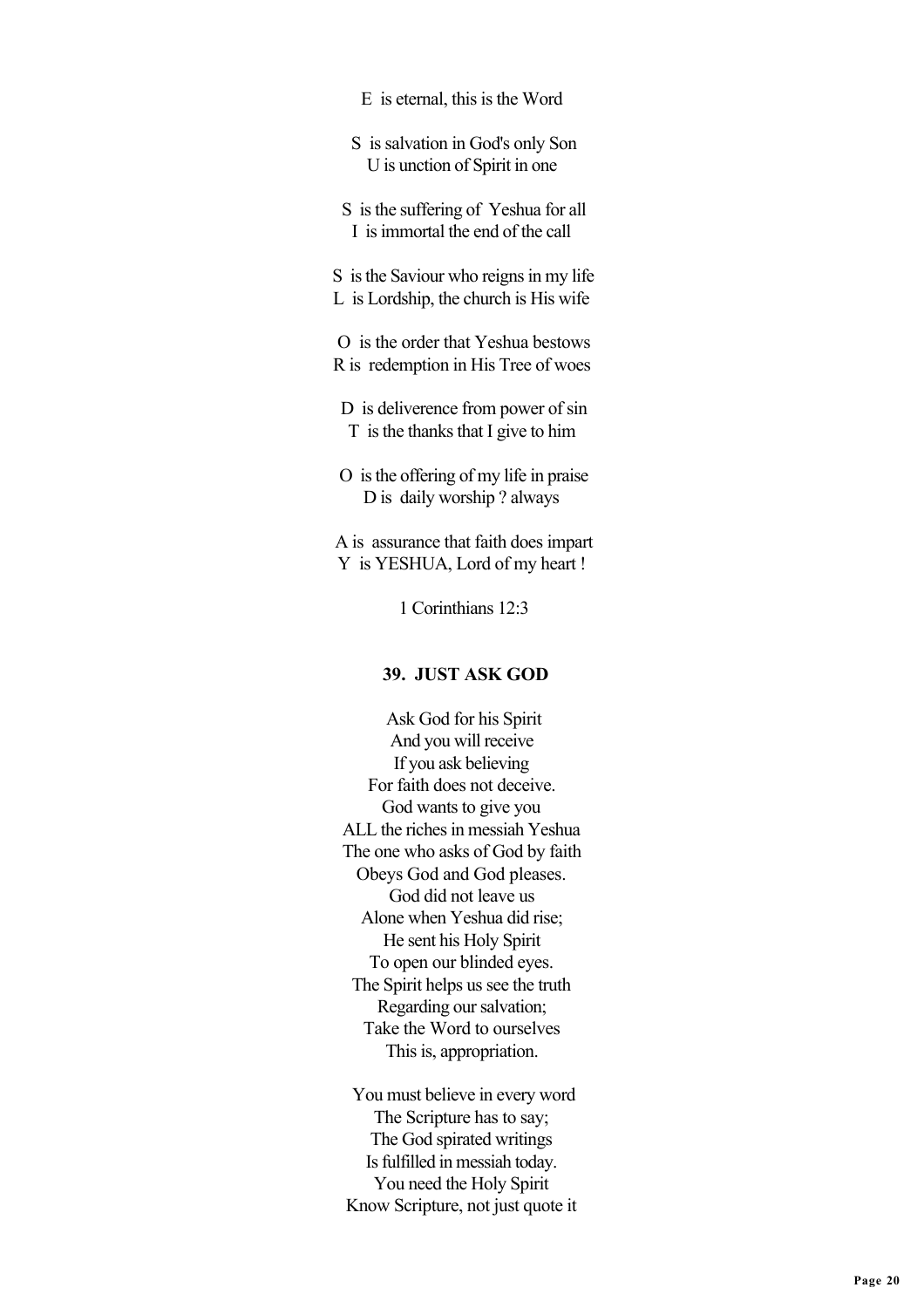E is eternal, this is the Word

S is salvation in God's only Son
U is unction of Spirit in one

S is the suffering of Yeshua for all
I is immortal the end of the call

S is the Saviour who reigns in my life
L is Lordship, the church is His wife

O is the order that Yeshua bestows
R is redemption in His Tree of woes

D is deliverence from power of sin
T is the thanks that I give to him

O is the offering of my life in praise
D is daily worship ? always

A is assurance that faith does impart
Y is YESHUA, Lord of my heart !

1 Corinthians 12:3

### 39. JUST ASK GOD

Ask God for his Spirit
And you will receive
If you ask believing
For faith does not deceive.
God wants to give you
ALL the riches in messiah Yeshua
The one who asks of God by faith
Obeys God and God pleases.
God did not leave us
Alone when Yeshua did rise;
He sent his Holy Spirit
To open our blinded eyes.
The Spirit helps us see the truth
Regarding our salvation;
Take the Word to ourselves
This is, appropriation.

You must believe in every word
The Scripture has to say;
The God spirated writings
Is fulfilled in messiah today.
You need the Holy Spirit
Know Scripture, not just quote it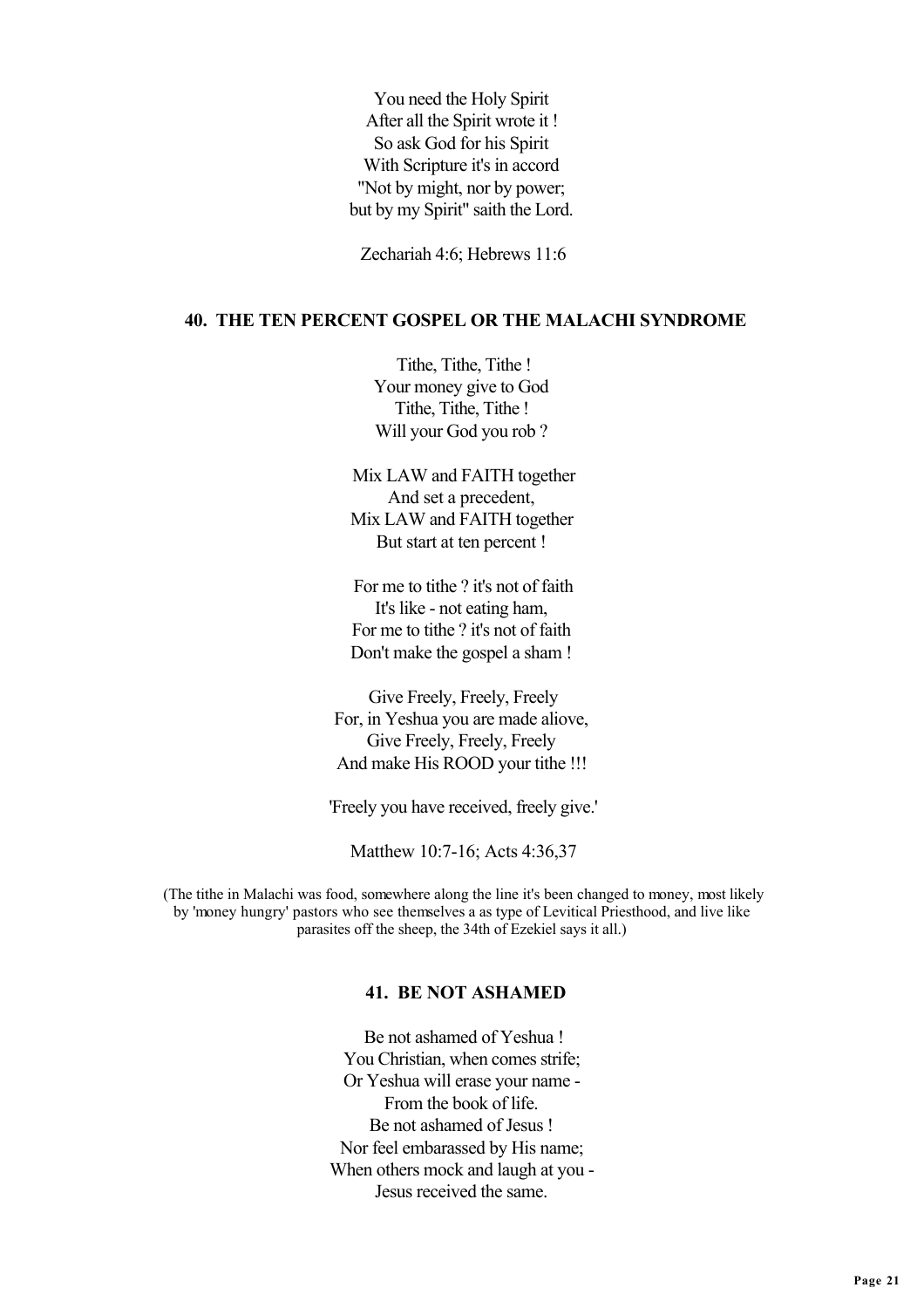You need the Holy Spirit  
After all the Spirit wrote it !  
So ask God for his Spirit  
With Scripture it's in accord  
"Not by might, nor by power;  
but by my Spirit" saith the Lord.

Zechariah 4:6; Hebrews 11:6

## 40. THE TEN PERCENT GOSPEL OR THE MALACHI SYNDROME

Tithe, Tithe, Tithe !  
Your money give to God  
Tithe, Tithe, Tithe !  
Will your God you rob ?

Mix LAW and FAITH together  
And set a precedent,  
Mix LAW and FAITH together  
But start at ten percent !

For me to tithe ? it's not of faith  
It's like - not eating ham,  
For me to tithe ? it's not of faith  
Don't make the gospel a sham !

Give Freely, Freely, Freely  
For, in Yeshua you are made aliove,  
Give Freely, Freely, Freely  
And make His ROOD your tithe !!!

'Freely you have received, freely give.'

Matthew 10:7-16; Acts 4:36,37

(The tithe in Malachi was food, somewhere along the line it's been changed to money, most likely by 'money hungry' pastors who see themselves a as type of Levitical Priesthood, and live like parasites off the sheep, the 34th of Ezekiel says it all.)

## 41. BE NOT ASHAMED

Be not ashamed of Yeshua !  
You Christian, when comes strife;  
Or Yeshua will erase your name -  
From the book of life.  
Be not ashamed of Jesus !  
Nor feel embarassed by His name;  
When others mock and laugh at you -  
Jesus received the same.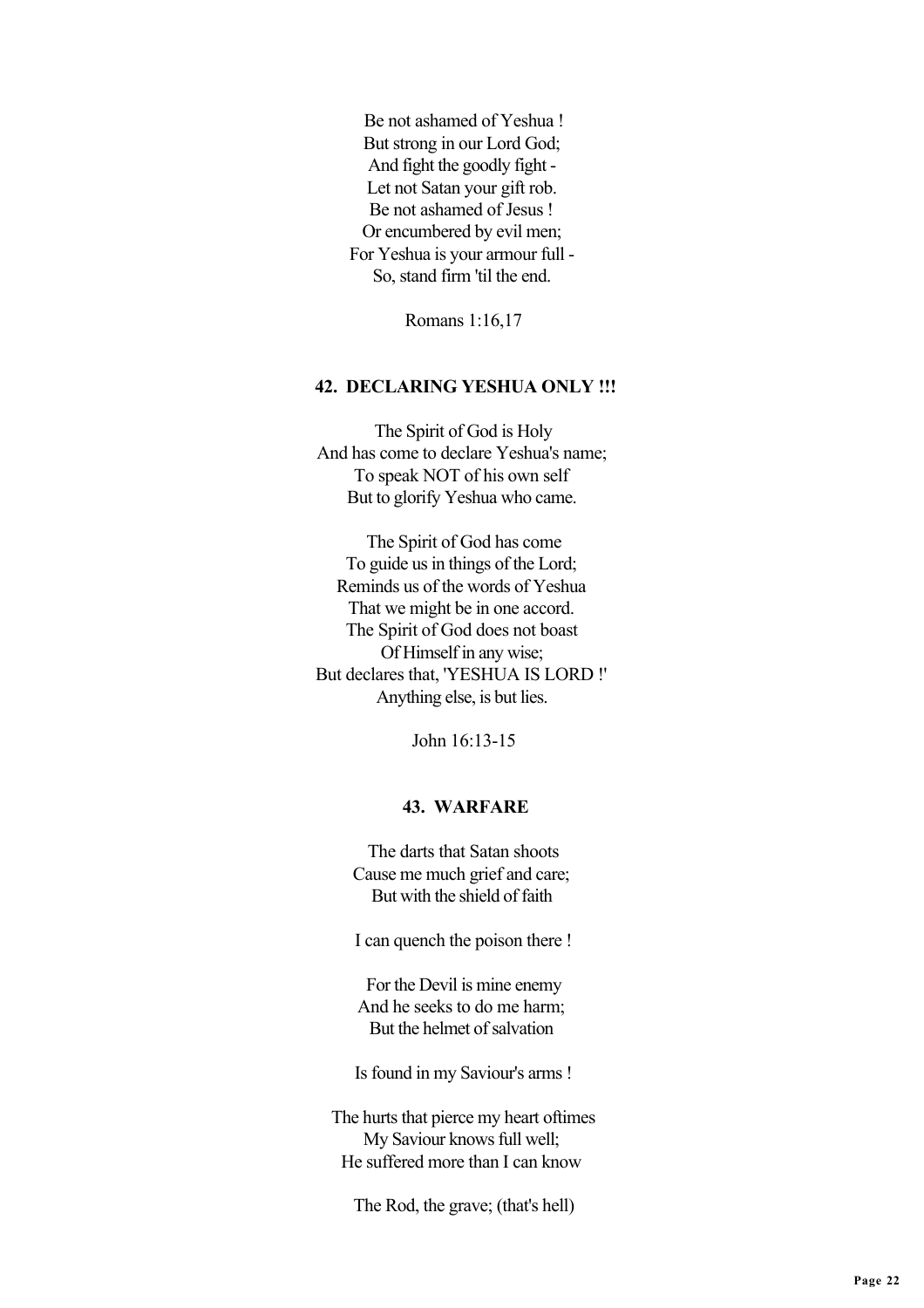Be not ashamed of Yeshua !
But strong in our Lord God;
And fight the goodly fight -
Let not Satan your gift rob.
Be not ashamed of Jesus !
Or encumbered by evil men;
For Yeshua is your armour full -
So, stand firm 'til the end.

Romans 1:16,17

### 42. DECLARING YESHUA ONLY !!!

The Spirit of God is Holy
And has come to declare Yeshua's name;
To speak NOT of his own self
But to glorify Yeshua who came.

The Spirit of God has come
To guide us in things of the Lord;
Reminds us of the words of Yeshua
That we might be in one accord.
The Spirit of God does not boast
Of Himself in any wise;
But declares that, 'YESHUA IS LORD !'
Anything else, is but lies.

John 16:13-15

### 43. WARFARE

The darts that Satan shoots
Cause me much grief and care;
But with the shield of faith

I can quench the poison there !

For the Devil is mine enemy
And he seeks to do me harm;
But the helmet of salvation

Is found in my Saviour's arms !

The hurts that pierce my heart oftimes
My Saviour knows full well;
He suffered more than I can know

The Rod, the grave; (that's hell)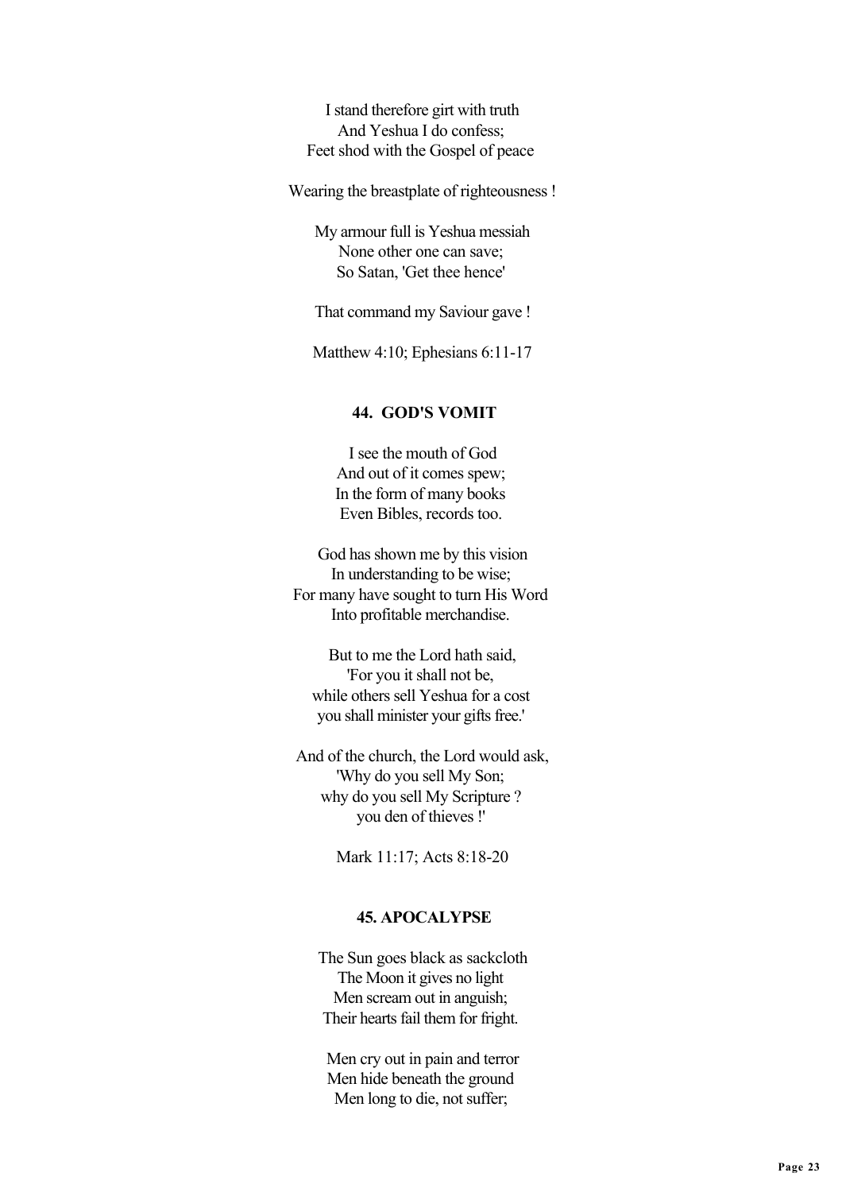I stand therefore girt with truth
And Yeshua I do confess;
Feet shod with the Gospel of peace

Wearing the breastplate of righteousness !

My armour full is Yeshua messiah
None other one can save;
So Satan, 'Get thee hence'

That command my Saviour gave !

Matthew 4:10; Ephesians 6:11-17

### 44. GOD'S VOMIT

I see the mouth of God
And out of it comes spew;
In the form of many books
Even Bibles, records too.

God has shown me by this vision
In understanding to be wise;
For many have sought to turn His Word
Into profitable merchandise.

But to me the Lord hath said,
'For you it shall not be,
while others sell Yeshua for a cost
you shall minister your gifts free.'

And of the church, the Lord would ask,
'Why do you sell My Son;
why do you sell My Scripture ?
you den of thieves !'

Mark 11:17; Acts 8:18-20

### 45. APOCALYPSE

The Sun goes black as sackcloth
The Moon it gives no light
Men scream out in anguish;
Their hearts fail them for fright.

Men cry out in pain and terror
Men hide beneath the ground
Men long to die, not suffer;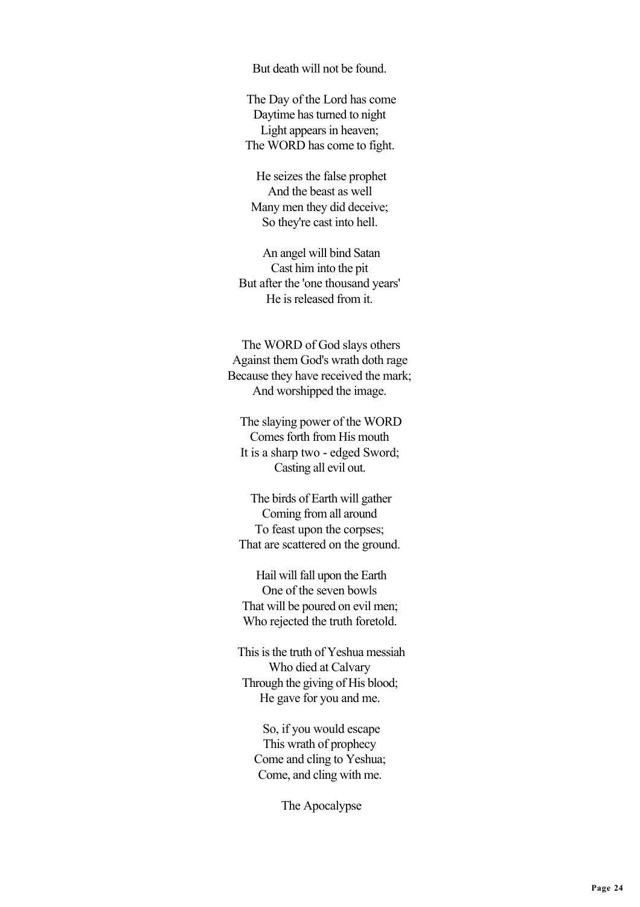But death will not be found.

The Day of the Lord has come  
Daytime has turned to night  
Light appears in heaven;  
The WORD has come to fight.

He seizes the false prophet  
And the beast as well  
Many men they did deceive;  
So they're cast into hell.

An angel will bind Satan  
Cast him into the pit  
But after the 'one thousand years'  
He is released from it.

The WORD of God slays others  
Against them God's wrath doth rage  
Because they have received the mark;  
And worshipped the image.

The slaying power of the WORD  
Comes forth from His mouth  
It is a sharp two - edged Sword;  
Casting all evil out.

The birds of Earth will gather  
Coming from all around  
To feast upon the corpses;  
That are scattered on the ground.

Hail will fall upon the Earth  
One of the seven bowls  
That will be poured on evil men;  
Who rejected the truth foretold.

This is the truth of Yeshua messiah  
Who died at Calvary  
Through the giving of His blood;  
He gave for you and me.

So, if you would escape  
This wrath of prophecy  
Come and cling to Yeshua;  
Come, and cling with me.

The Apocalypse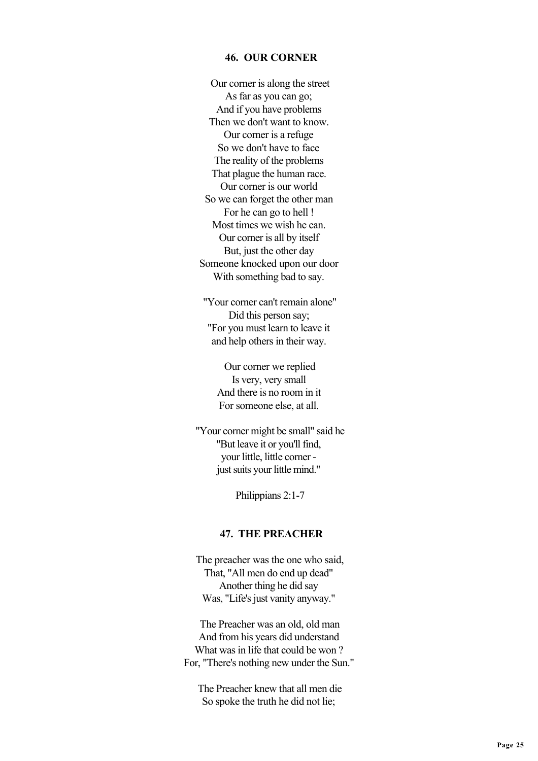## 46. OUR CORNER

Our corner is along the street
As far as you can go;
And if you have problems
Then we don't want to know.
Our corner is a refuge
So we don't have to face
The reality of the problems
That plague the human race.
Our corner is our world
So we can forget the other man
For he can go to hell !
Most times we wish he can.
Our corner is all by itself
But, just the other day
Someone knocked upon our door
With something bad to say.

"Your corner can't remain alone"
Did this person say;
"For you must learn to leave it
and help others in their way.

Our corner we replied
Is very, very small
And there is no room in it
For someone else, at all.

"Your corner might be small" said he
"But leave it or you'll find,
your little, little corner -
just suits your little mind."

Philippians 2:1-7

## 47. THE PREACHER

The preacher was the one who said,
That, "All men do end up dead"
Another thing he did say
Was, "Life's just vanity anyway."

The Preacher was an old, old man
And from his years did understand
What was in life that could be won ?
For, "There's nothing new under the Sun."

The Preacher knew that all men die
So spoke the truth he did not lie;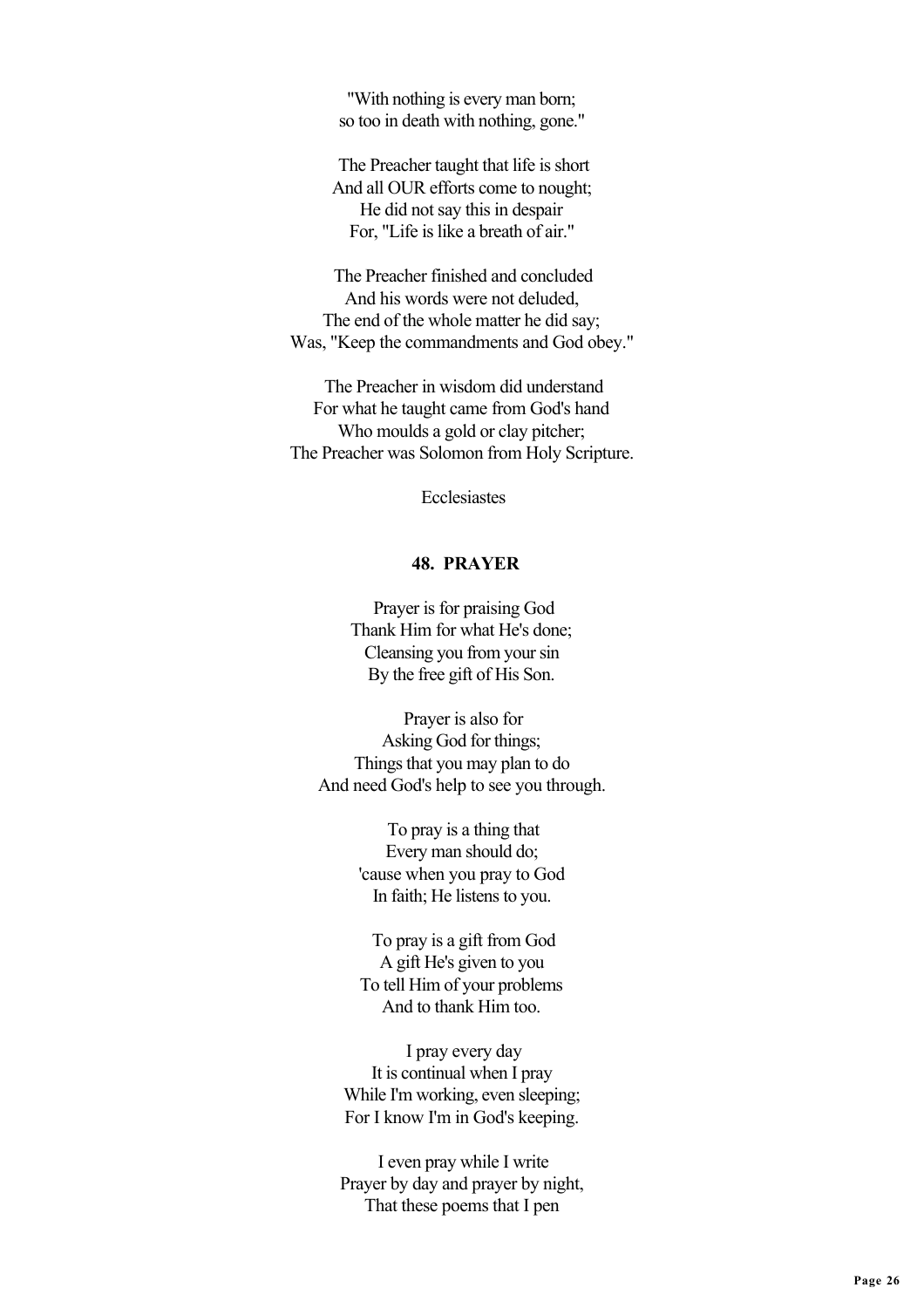"With nothing is every man born;  
so too in death with nothing, gone."

The Preacher taught that life is short  
And all OUR efforts come to nought;  
He did not say this in despair  
For, "Life is like a breath of air."

The Preacher finished and concluded  
And his words were not deluded,  
The end of the whole matter he did say;  
Was, "Keep the commandments and God obey."

The Preacher in wisdom did understand  
For what he taught came from God's hand  
Who moulds a gold or clay pitcher;  
The Preacher was Solomon from Holy Scripture.

Ecclesiastes

### 48. PRAYER

Prayer is for praising God  
Thank Him for what He's done;  
Cleansing you from your sin  
By the free gift of His Son.

Prayer is also for  
Asking God for things;  
Things that you may plan to do  
And need God's help to see you through.

To pray is a thing that  
Every man should do;  
'cause when you pray to God  
In faith; He listens to you.

To pray is a gift from God  
A gift He's given to you  
To tell Him of your problems  
And to thank Him too.

I pray every day  
It is continual when I pray  
While I'm working, even sleeping;  
For I know I'm in God's keeping.

I even pray while I write  
Prayer by day and prayer by night,  
That these poems that I pen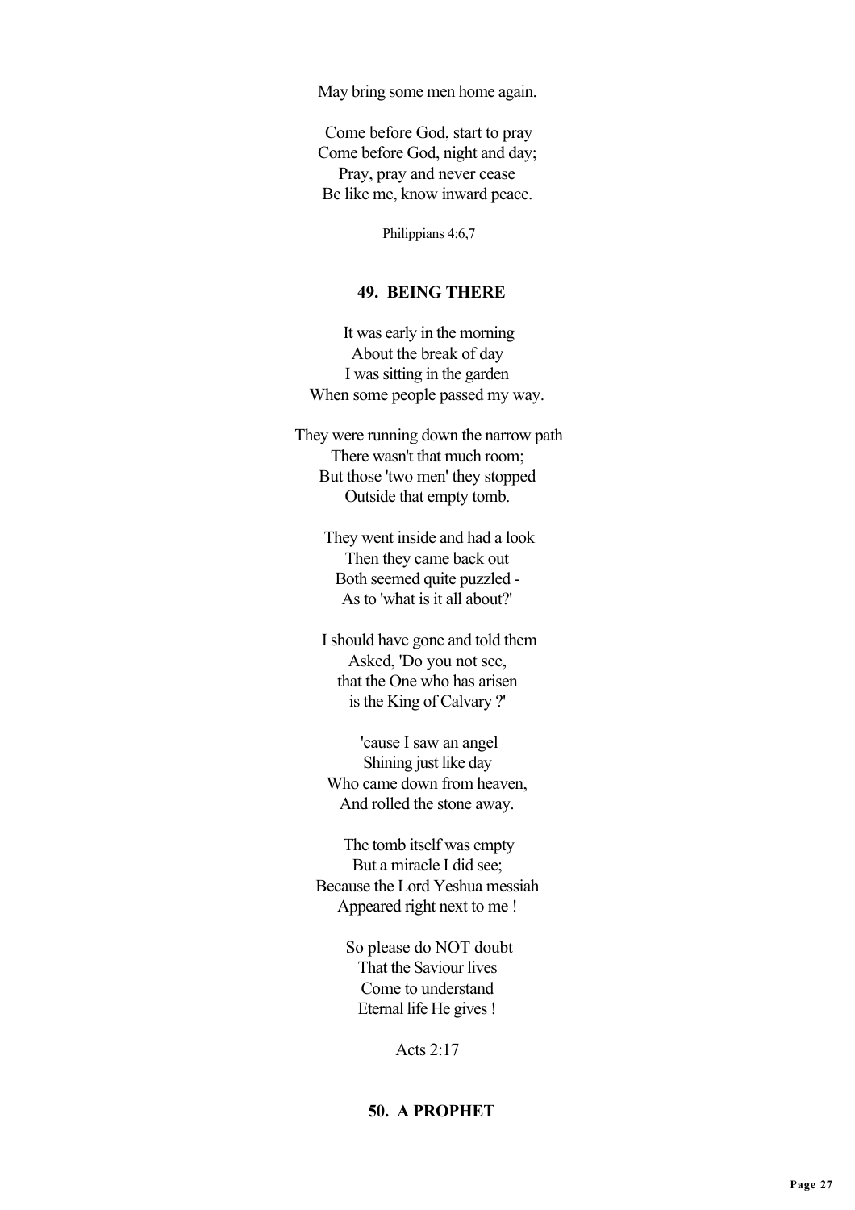May bring some men home again.

Come before God, start to pray
Come before God, night and day;
Pray, pray and never cease
Be like me, know inward peace.

Philippians 4:6,7

## 49. BEING THERE

It was early in the morning
About the break of day
I was sitting in the garden
When some people passed my way.

They were running down the narrow path
There wasn't that much room;
But those 'two men' they stopped
Outside that empty tomb.

They went inside and had a look
Then they came back out
Both seemed quite puzzled -
As to 'what is it all about?'

I should have gone and told them
Asked, 'Do you not see,
that the One who has arisen
is the King of Calvary ?'

'cause I saw an angel
Shining just like day
Who came down from heaven,
And rolled the stone away.

The tomb itself was empty
But a miracle I did see;
Because the Lord Yeshua messiah
Appeared right next to me !

So please do NOT doubt
That the Saviour lives
Come to understand
Eternal life He gives !

Acts 2:17

## 50. A PROPHET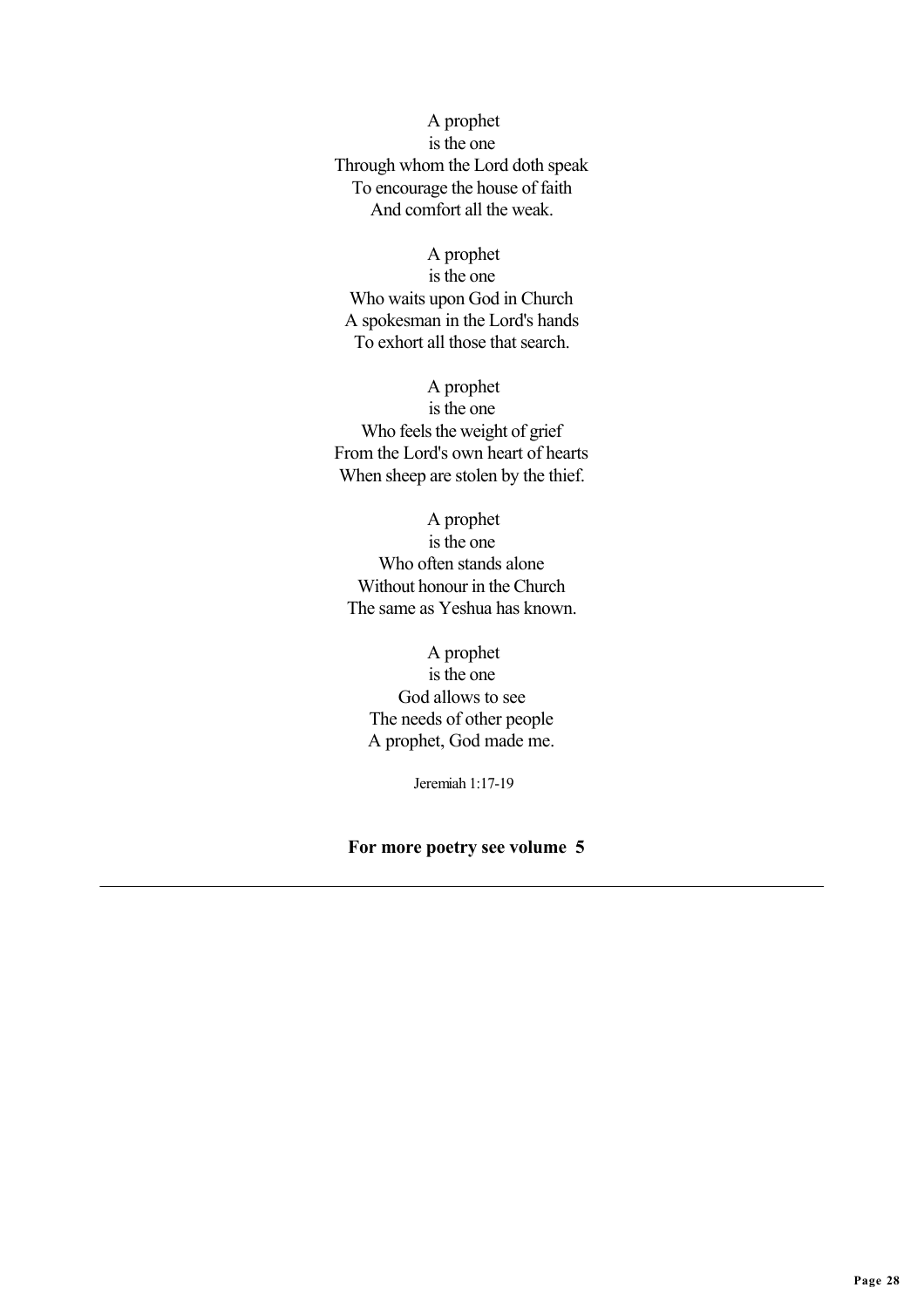A prophet  
is the one  
Through whom the Lord doth speak  
To encourage the house of faith  
And comfort all the weak.

A prophet  
is the one  
Who waits upon God in Church  
A spokesman in the Lord's hands  
To exhort all those that search.

A prophet  
is the one  
Who feels the weight of grief  
From the Lord's own heart of hearts  
When sheep are stolen by the thief.

A prophet  
is the one  
Who often stands alone  
Without honour in the Church  
The same as Yeshua has known.

A prophet  
is the one  
God allows to see  
The needs of other people  
A prophet, God made me.

Jeremiah 1:17-19

**For more poetry see volume 5**

---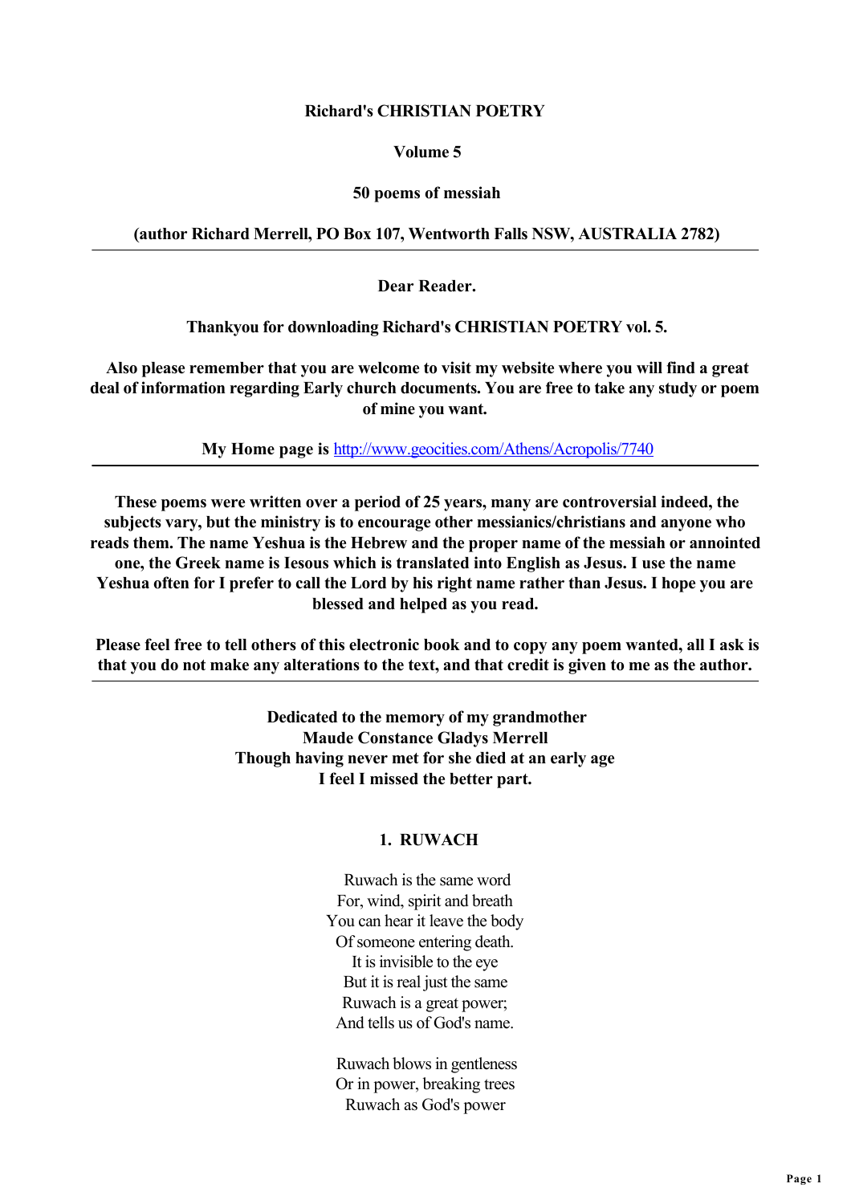**Richard's CHRISTIAN POETRY**

**Volume 5**

**50 poems of messiah**

**(author Richard Merrell, PO Box 107, Wentworth Falls NSW, AUSTRALIA 2782)**

---

**Dear Reader.**

**Thankyou for downloading Richard's CHRISTIAN POETRY vol. 5.**

**Also please remember that you are welcome to visit my website where you will find a great deal of information regarding Early church documents. You are free to take any study or poem of mine you want.**

**My Home page is [http://www.geocities.com/Athens/Acropolis/7740](http://www.geocities.com/Athens/Acropolis/7740)**

---

**These poems were written over a period of 25 years, many are controversial indeed, the subjects vary, but the ministry is to encourage other messianics/christians and anyone who reads them. The name Yeshua is the Hebrew and the proper name of the messiah or annointed one, the Greek name is Iesous which is translated into English as Jesus. I use the name Yeshua often for I prefer to call the Lord by his right name rather than Jesus. I hope you are blessed and helped as you read.**

**Please feel free to tell others of this electronic book and to copy any poem wanted, all I ask is that you do not make any alterations to the text, and that credit is given to me as the author.**

---

**Dedicated to the memory of my grandmother**
**Maude Constance Gladys Merrell**
**Though having never met for she died at an early age**
**I feel I missed the better part.**

## 1. RUWACH

Ruwach is the same word
For, wind, spirit and breath
You can hear it leave the body
Of someone entering death.
It is invisible to the eye
But it is real just the same
Ruwach is a great power;
And tells us of God's name.

Ruwach blows in gentleness
Or in power, breaking trees
Ruwach as God's power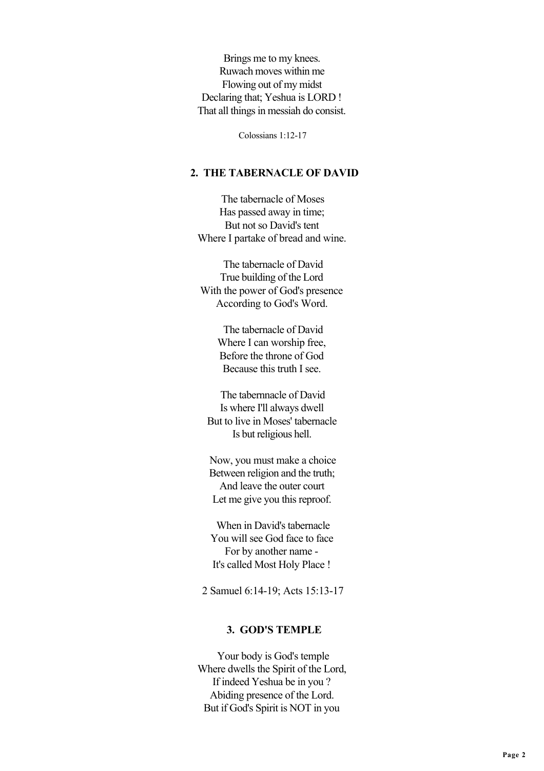Brings me to my knees.
Ruwach moves within me
Flowing out of my midst
Declaring that; Yeshua is LORD !
That all things in messiah do consist.

Colossians 1:12-17

## 2. THE TABERNACLE OF DAVID

The tabernacle of Moses
Has passed away in time;
But not so David's tent
Where I partake of bread and wine.

The tabernacle of David
True building of the Lord
With the power of God's presence
According to God's Word.

The tabernacle of David
Where I can worship free,
Before the throne of God
Because this truth I see.

The taberrnacle of David
Is where I'll always dwell
But to live in Moses' tabernacle
Is but religious hell.

Now, you must make a choice
Between religion and the truth;
And leave the outer court
Let me give you this reproof.

When in David's tabernacle
You will see God face to face
For by another name -
It's called Most Holy Place !

2 Samuel 6:14-19; Acts 15:13-17

## 3. GOD'S TEMPLE

Your body is God's temple
Where dwells the Spirit of the Lord,
If indeed Yeshua be in you ?
Abiding presence of the Lord.
But if God's Spirit is NOT in you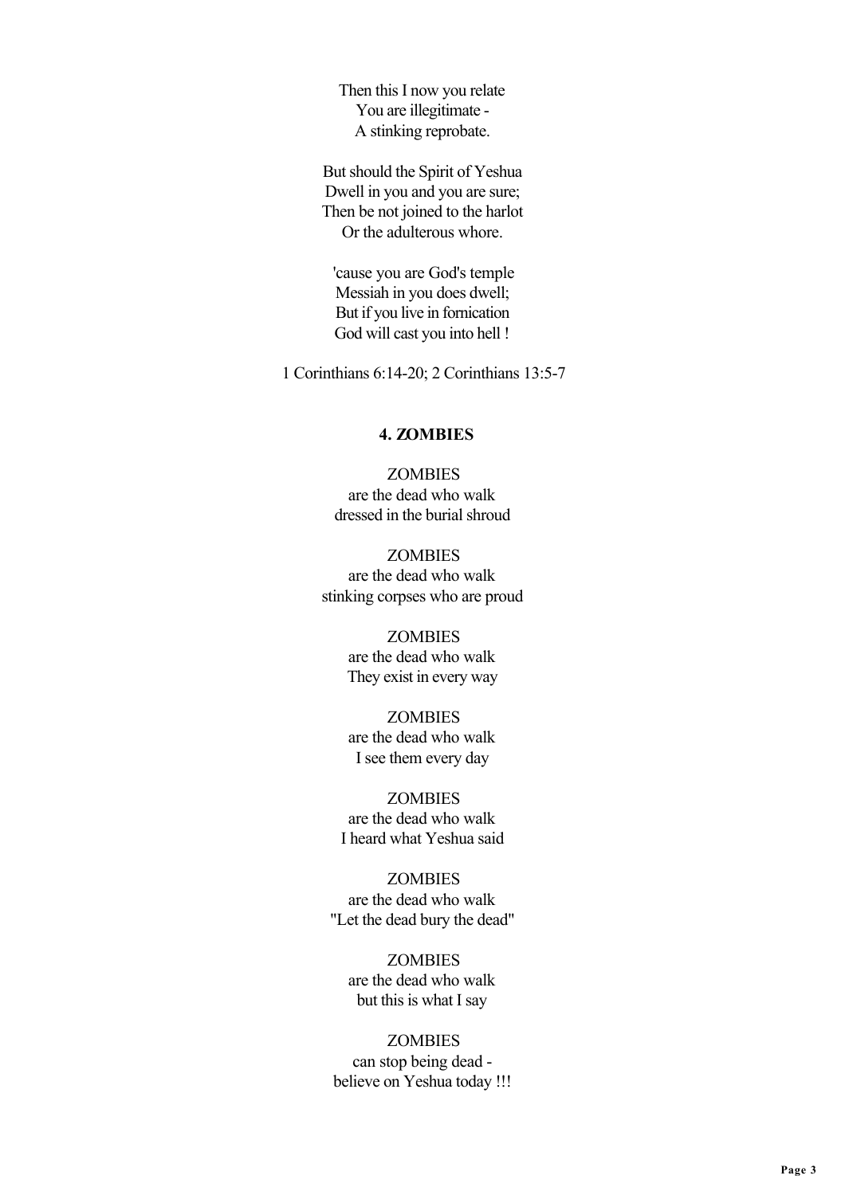Then this I now you relate  
You are illegitimate -  
A stinking reprobate.

But should the Spirit of Yeshua  
Dwell in you and you are sure;  
Then be not joined to the harlot  
Or the adulterous whore.

'cause you are God's temple  
Messiah in you does dwell;  
But if you live in fornication  
God will cast you into hell !

1 Corinthians 6:14-20; 2 Corinthians 13:5-7

## 4. ZOMBIES

ZOMBIES  
are the dead who walk  
dressed in the burial shroud

ZOMBIES  
are the dead who walk  
stinking corpses who are proud

ZOMBIES  
are the dead who walk  
They exist in every way

ZOMBIES  
are the dead who walk  
I see them every day

ZOMBIES  
are the dead who walk  
I heard what Yeshua said

ZOMBIES  
are the dead who walk  
"Let the dead bury the dead"

ZOMBIES  
are the dead who walk  
but this is what I say

ZOMBIES  
can stop being dead -  
believe on Yeshua today !!!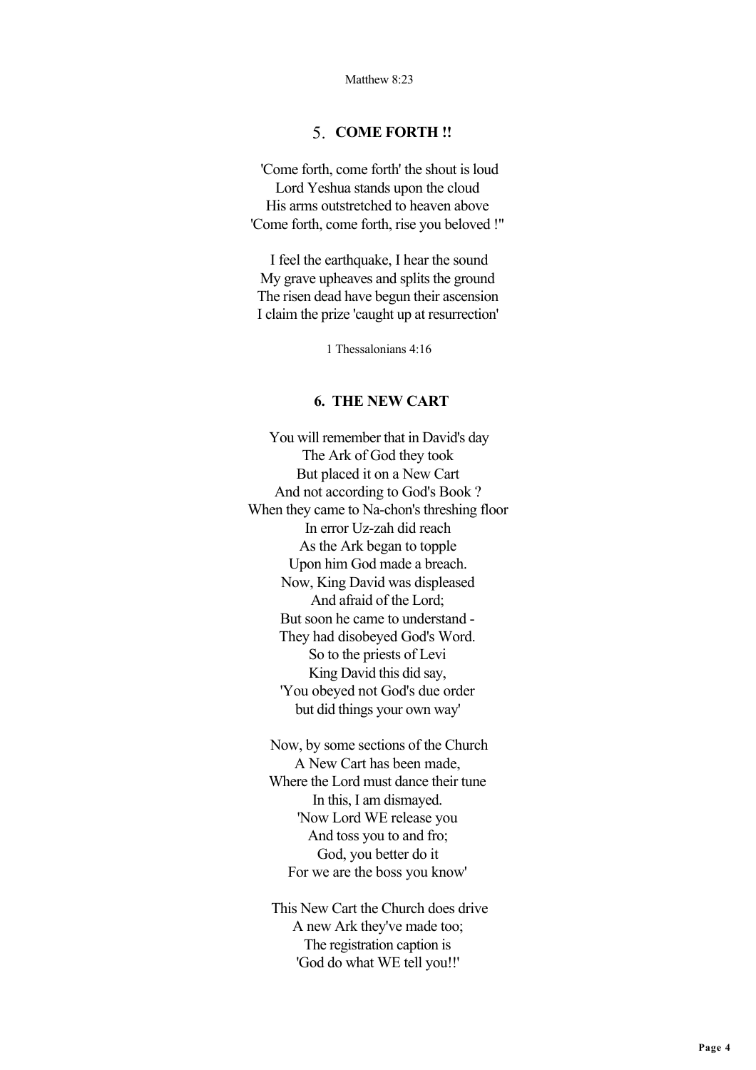Matthew 8:23

## 5. COME FORTH !!

'Come forth, come forth' the shout is loud
Lord Yeshua stands upon the cloud
His arms outstretched to heaven above
'Come forth, come forth, rise you beloved !"

I feel the earthquake, I hear the sound
My grave upheaves and splits the ground
The risen dead have begun their ascension
I claim the prize 'caught up at resurrection'

1 Thessalonians 4:16

## 6. THE NEW CART

You will remember that in David's day
The Ark of God they took
But placed it on a New Cart
And not according to God's Book ?
When they came to Na-chon's threshing floor
In error Uz-zah did reach
As the Ark began to topple
Upon him God made a breach.
Now, King David was displeased
And afraid of the Lord;
But soon he came to understand -
They had disobeyed God's Word.
So to the priests of Levi
King David this did say,
'You obeyed not God's due order
but did things your own way'

Now, by some sections of the Church
A New Cart has been made,
Where the Lord must dance their tune
In this, I am dismayed.
'Now Lord WE release you
And toss you to and fro;
God, you better do it
For we are the boss you know'

This New Cart the Church does drive
A new Ark they've made too;
The registration caption is
'God do what WE tell you!!'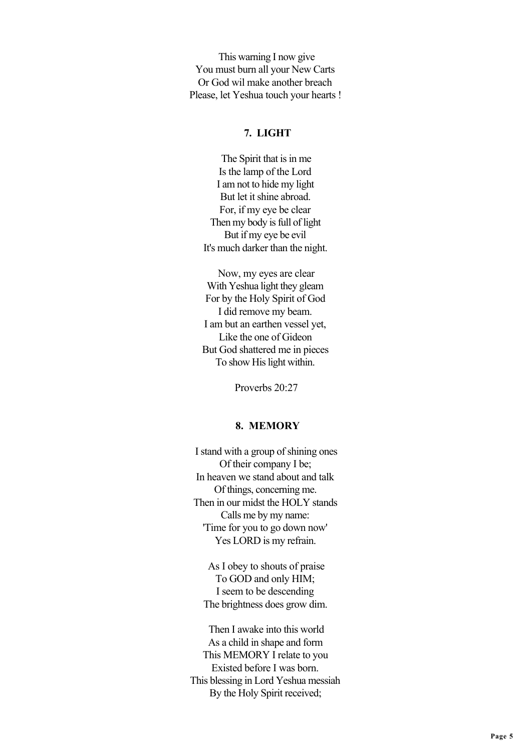This warning I now give
You must burn all your New Carts
Or God wil make another breach
Please, let Yeshua touch your hearts !

### 7. LIGHT

The Spirit that is in me
Is the lamp of the Lord
I am not to hide my light
But let it shine abroad.
For, if my eye be clear
Then my body is full of light
But if my eye be evil
It's much darker than the night.

Now, my eyes are clear
With Yeshua light they gleam
For by the Holy Spirit of God
I did remove my beam.
I am but an earthen vessel yet,
Like the one of Gideon
But God shattered me in pieces
To show His light within.

Proverbs 20:27

### 8. MEMORY

I stand with a group of shining ones
Of their company I be;
In heaven we stand about and talk
Of things, concerning me.
Then in our midst the HOLY stands
Calls me by my name:
'Time for you to go down now'
Yes LORD is my refrain.

As I obey to shouts of praise
To GOD and only HIM;
I seem to be descending
The brightness does grow dim.

Then I awake into this world
As a child in shape and form
This MEMORY I relate to you
Existed before I was born.
This blessing in Lord Yeshua messiah
By the Holy Spirit received;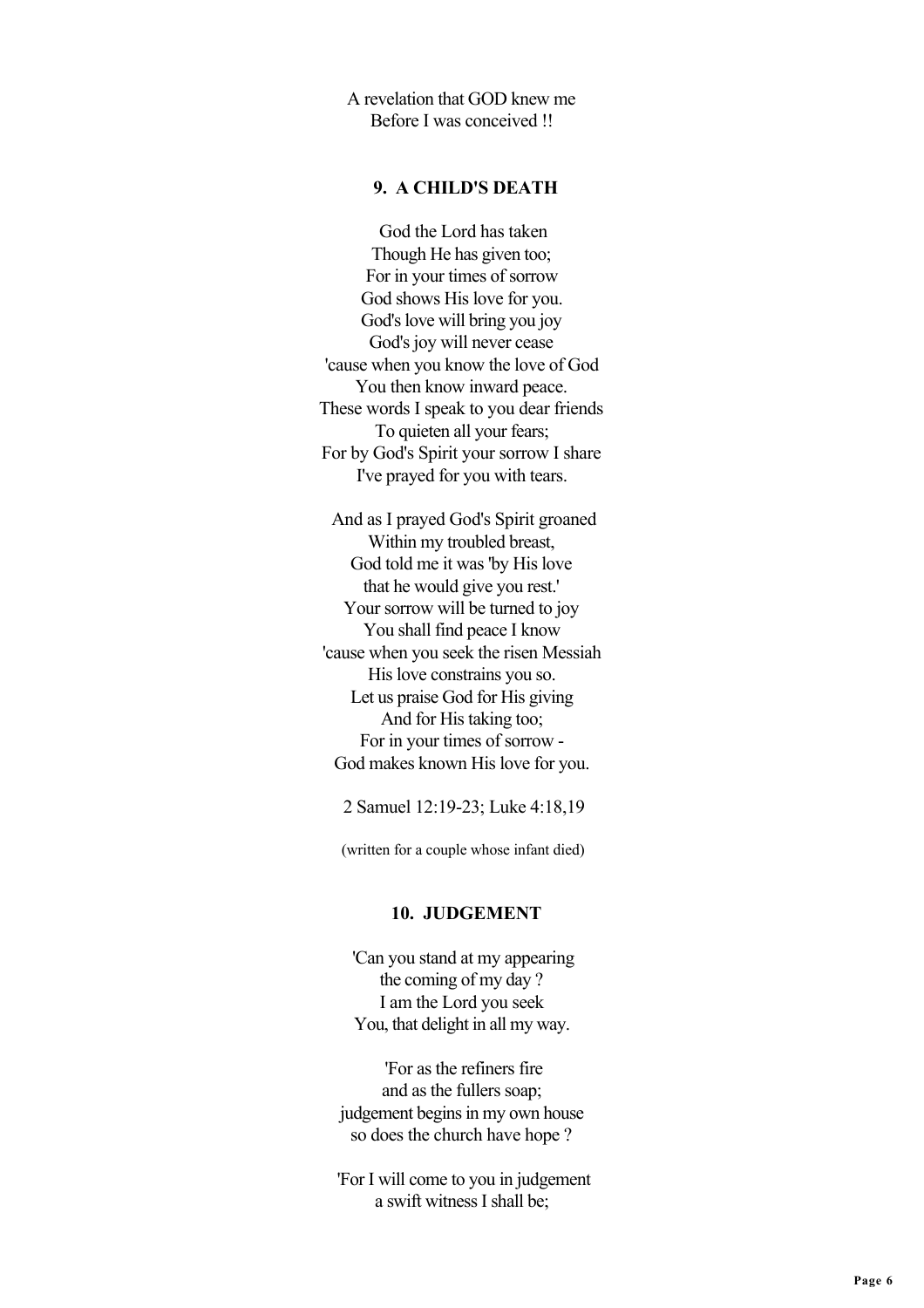A revelation that GOD knew me
Before I was conceived !!

### 9. A CHILD'S DEATH

God the Lord has taken
Though He has given too;
For in your times of sorrow
God shows His love for you.
God's love will bring you joy
God's joy will never cease
'cause when you know the love of God
You then know inward peace.
These words I speak to you dear friends
To quieten all your fears;
For by God's Spirit your sorrow I share
I've prayed for you with tears.

And as I prayed God's Spirit groaned
Within my troubled breast,
God told me it was 'by His love
that he would give you rest.'
Your sorrow will be turned to joy
You shall find peace I know
'cause when you seek the risen Messiah
His love constrains you so.
Let us praise God for His giving
And for His taking too;
For in your times of sorrow -
God makes known His love for you.

2 Samuel 12:19-23; Luke 4:18,19

(written for a couple whose infant died)

### 10. JUDGEMENT

'Can you stand at my appearing
the coming of my day ?
I am the Lord you seek
You, that delight in all my way.

'For as the refiners fire
and as the fullers soap;
judgement begins in my own house
so does the church have hope ?

'For I will come to you in judgement
a swift witness I shall be;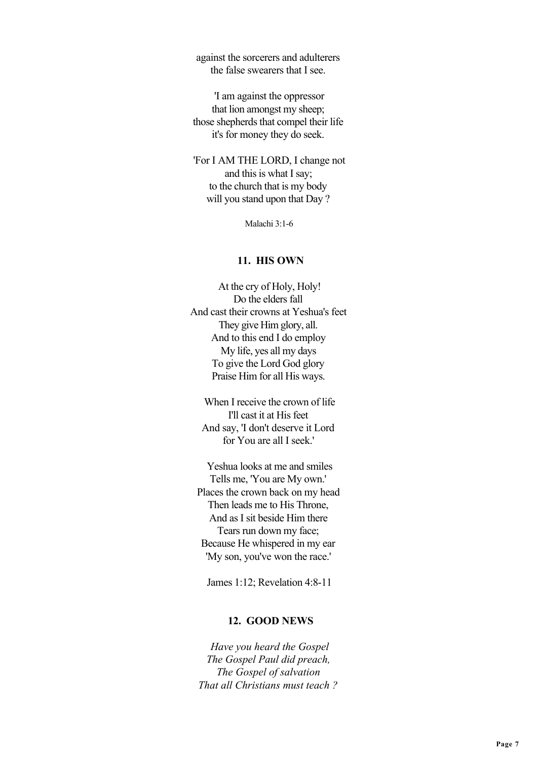against the sorcerers and adulterers
the false swearers that I see.

'I am against the oppressor
that lion amongst my sheep;
those shepherds that compel their life
it's for money they do seek.

'For I AM THE LORD, I change not
and this is what I say;
to the church that is my body
will you stand upon that Day ?

Malachi 3:1-6

## 11. HIS OWN

At the cry of Holy, Holy!
Do the elders fall
And cast their crowns at Yeshua's feet
They give Him glory, all.
And to this end I do employ
My life, yes all my days
To give the Lord God glory
Praise Him for all His ways.

When I receive the crown of life
I'll cast it at His feet
And say, 'I don't deserve it Lord
for You are all I seek.'

Yeshua looks at me and smiles
Tells me, 'You are My own.'
Places the crown back on my head
Then leads me to His Throne,
And as I sit beside Him there
Tears run down my face;
Because He whispered in my ear
'My son, you've won the race.'

James 1:12; Revelation 4:8-11

## 12. GOOD NEWS

*Have you heard the Gospel*
*The Gospel Paul did preach,*
*The Gospel of salvation*
*That all Christians must teach ?*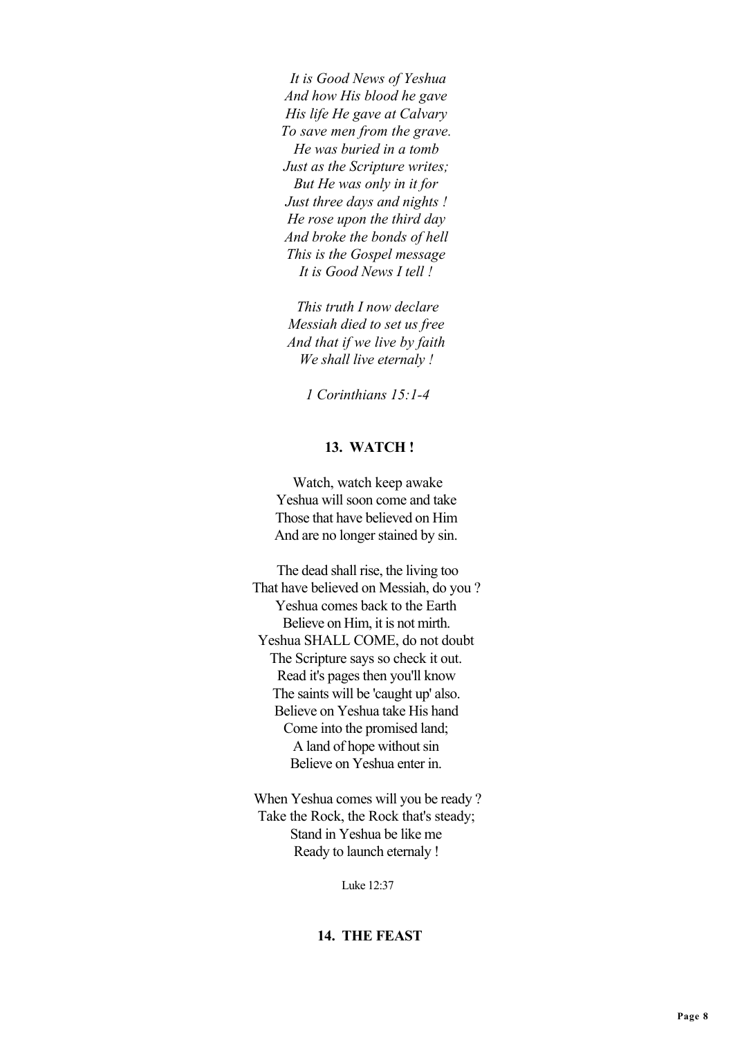*It is Good News of Yeshua*
*And how His blood he gave*
*His life He gave at Calvary*
*To save men from the grave.*
*He was buried in a tomb*
*Just as the Scripture writes;*
*But He was only in it for*
*Just three days and nights !*
*He rose upon the third day*
*And broke the bonds of hell*
*This is the Gospel message*
*It is Good News I tell !*

*This truth I now declare*
*Messiah died to set us free*
*And that if we live by faith*
*We shall live eternaly !*

*1 Corinthians 15:1-4*

## 13. WATCH !

Watch, watch keep awake
Yeshua will soon come and take
Those that have believed on Him
And are no longer stained by sin.

The dead shall rise, the living too
That have believed on Messiah, do you ?
Yeshua comes back to the Earth
Believe on Him, it is not mirth.
Yeshua SHALL COME, do not doubt
The Scripture says so check it out.
Read it's pages then you'll know
The saints will be 'caught up' also.
Believe on Yeshua take His hand
Come into the promised land;
A land of hope without sin
Believe on Yeshua enter in.

When Yeshua comes will you be ready ?
Take the Rock, the Rock that's steady;
Stand in Yeshua be like me
Ready to launch eternaly !

Luke 12:37

## 14. THE FEAST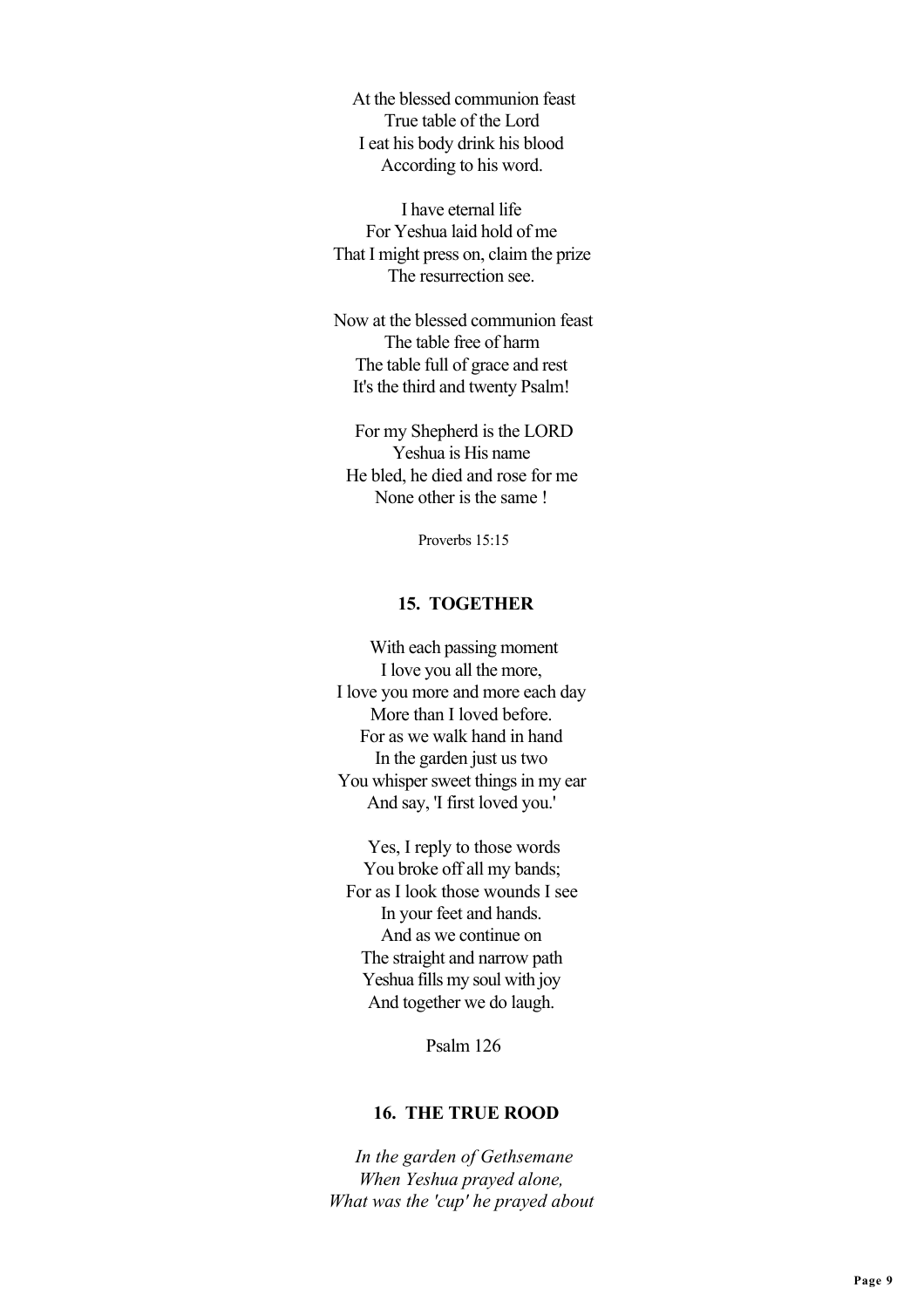At the blessed communion feast  
True table of the Lord  
I eat his body drink his blood  
According to his word.

I have eternal life  
For Yeshua laid hold of me  
That I might press on, claim the prize  
The resurrection see.

Now at the blessed communion feast  
The table free of harm  
The table full of grace and rest  
It's the third and twenty Psalm!

For my Shepherd is the LORD  
Yeshua is His name  
He bled, he died and rose for me  
None other is the same !

Proverbs 15:15

### 15. TOGETHER

With each passing moment  
I love you all the more,  
I love you more and more each day  
More than I loved before.  
For as we walk hand in hand  
In the garden just us two  
You whisper sweet things in my ear  
And say, 'I first loved you.'

Yes, I reply to those words  
You broke off all my bands;  
For as I look those wounds I see  
In your feet and hands.  
And as we continue on  
The straight and narrow path  
Yeshua fills my soul with joy  
And together we do laugh.

Psalm 126

### 16. THE TRUE ROOD

*In the garden of Gethsemane*  
*When Yeshua prayed alone,*  
*What was the 'cup' he prayed about*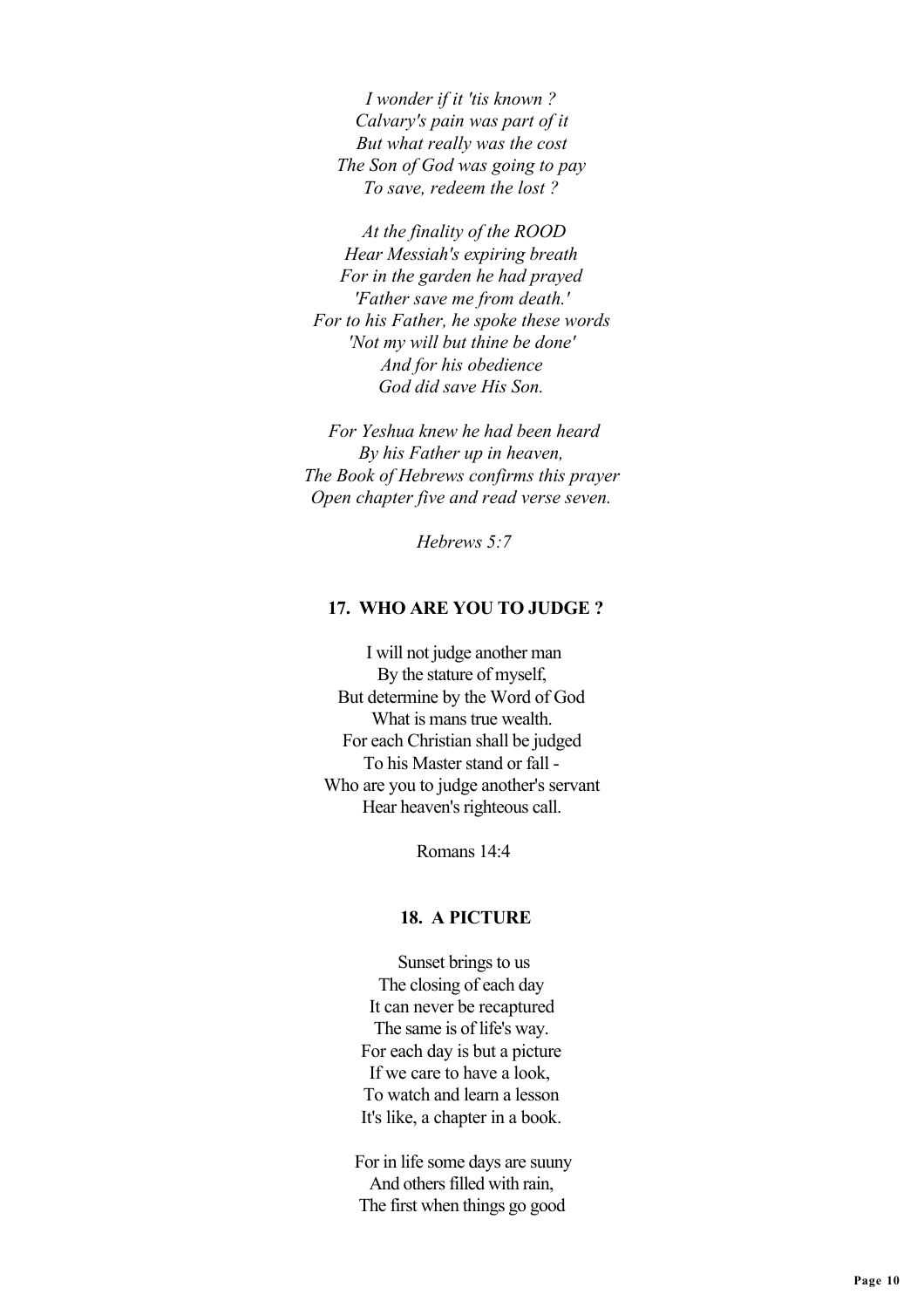*I wonder if it 'tis known ?*
*Calvary's pain was part of it*
*But what really was the cost*
*The Son of God was going to pay*
*To save, redeem the lost ?*

*At the finality of the ROOD*
*Hear Messiah's expiring breath*
*For in the garden he had prayed*
*'Father save me from death.'*
*For to his Father, he spoke these words*
*'Not my will but thine be done'*
*And for his obedience*
*God did save His Son.*

*For Yeshua knew he had been heard*
*By his Father up in heaven,*
*The Book of Hebrews confirms this prayer*
*Open chapter five and read verse seven.*

*Hebrews 5:7*

### 17. WHO ARE YOU TO JUDGE ?

I will not judge another man
By the stature of myself,
But determine by the Word of God
What is mans true wealth.
For each Christian shall be judged
To his Master stand or fall -
Who are you to judge another's servant
Hear heaven's righteous call.

Romans 14:4

### 18. A PICTURE

Sunset brings to us
The closing of each day
It can never be recaptured
The same is of life's way.
For each day is but a picture
If we care to have a look,
To watch and learn a lesson
It's like, a chapter in a book.

For in life some days are suuny
And others filled with rain,
The first when things go good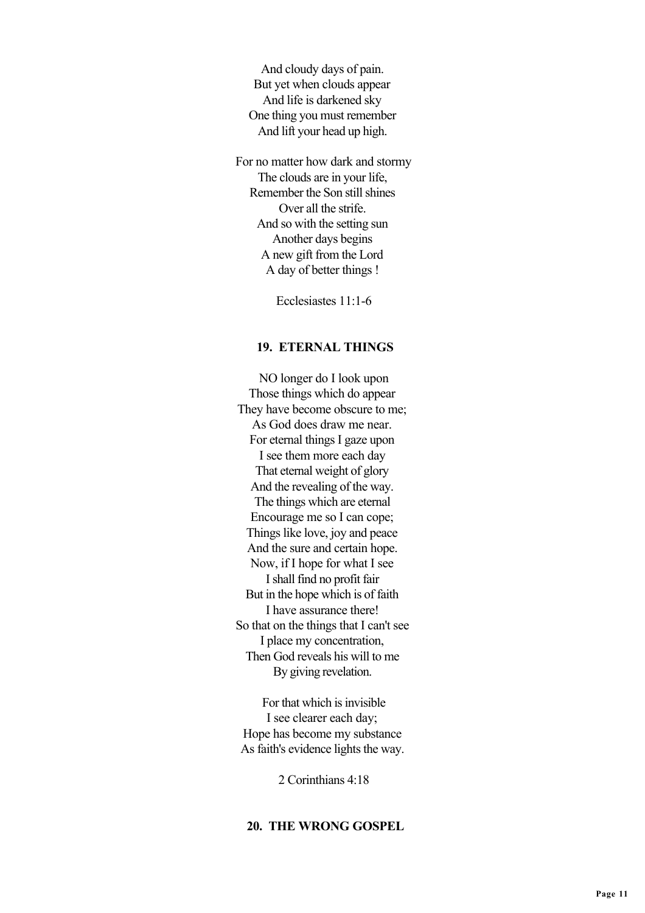And cloudy days of pain.
But yet when clouds appear
And life is darkened sky
One thing you must remember
And lift your head up high.

For no matter how dark and stormy
The clouds are in your life,
Remember the Son still shines
Over all the strife.
And so with the setting sun
Another days begins
A new gift from the Lord
A day of better things !

Ecclesiastes 11:1-6

### 19. ETERNAL THINGS

NO longer do I look upon
Those things which do appear
They have become obscure to me;
As God does draw me near.
For eternal things I gaze upon
I see them more each day
That eternal weight of glory
And the revealing of the way.
The things which are eternal
Encourage me so I can cope;
Things like love, joy and peace
And the sure and certain hope.
Now, if I hope for what I see
I shall find no profit fair
But in the hope which is of faith
I have assurance there!
So that on the things that I can't see
I place my concentration,
Then God reveals his will to me
By giving revelation.

For that which is invisible
I see clearer each day;
Hope has become my substance
As faith's evidence lights the way.

2 Corinthians 4:18

### 20. THE WRONG GOSPEL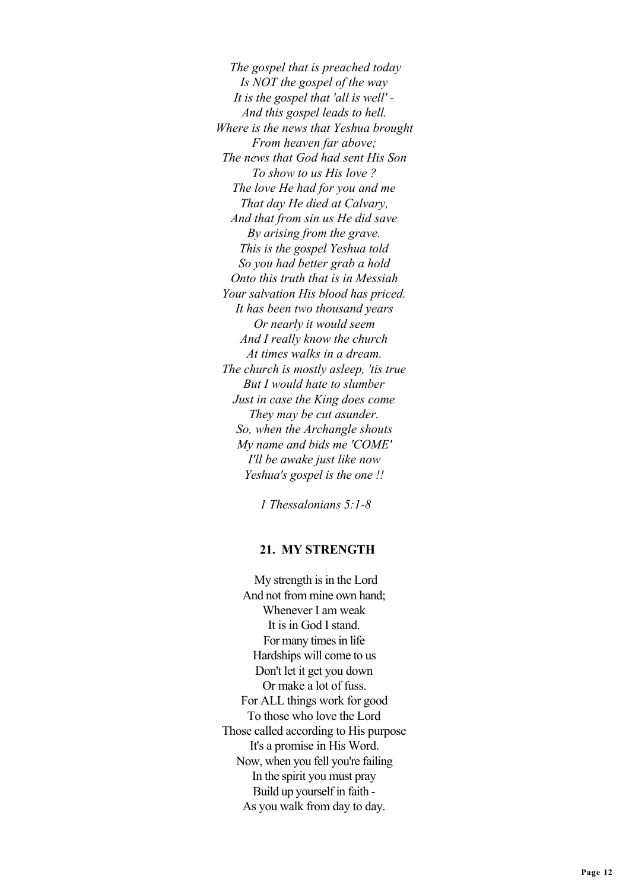*The gospel that is preached today*
*Is NOT the gospel of the way*
*It is the gospel that 'all is well' -*
*And this gospel leads to hell.*
*Where is the news that Yeshua brought*
*From heaven far above;*
*The news that God had sent His Son*
*To show to us His love ?*
*The love He had for you and me*
*That day He died at Calvary,*
*And that from sin us He did save*
*By arising from the grave.*
*This is the gospel Yeshua told*
*So you had better grab a hold*
*Onto this truth that is in Messiah*
*Your salvation His blood has priced.*
*It has been two thousand years*
*Or nearly it would seem*
*And I really know the church*
*At times walks in a dream.*
*The church is mostly asleep, 'tis true*
*But I would hate to slumber*
*Just in case the King does come*
*They may be cut asunder.*
*So, when the Archangle shouts*
*My name and bids me 'COME'*
*I'll be awake just like now*
*Yeshua's gospel is the one !!*

*1 Thessalonians 5:1-8*

## 21. MY STRENGTH

My strength is in the Lord
And not from mine own hand;
Whenever I am weak
It is in God I stand.
For many times in life
Hardships will come to us
Don't let it get you down
Or make a lot of fuss.
For ALL things work for good
To those who love the Lord
Those called according to His purpose
It's a promise in His Word.
Now, when you fell you're failing
In the spirit you must pray
Build up yourself in faith -
As you walk from day to day.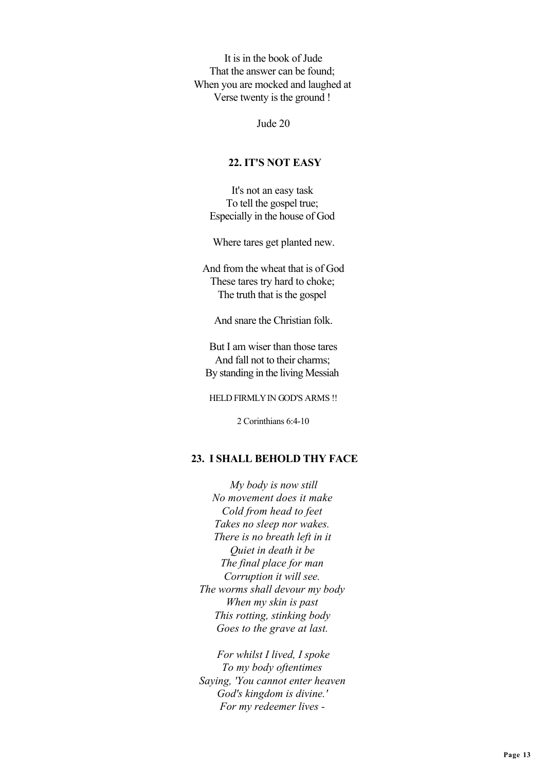It is in the book of Jude
That the answer can be found;
When you are mocked and laughed at
Verse twenty is the ground !

Jude 20

## 22. IT'S NOT EASY

It's not an easy task
To tell the gospel true;
Especially in the house of God

Where tares get planted new.

And from the wheat that is of God
These tares try hard to choke;
The truth that is the gospel

And snare the Christian folk.

But I am wiser than those tares
And fall not to their charms;
By standing in the living Messiah

HELD FIRMLY IN GOD'S ARMS !!

2 Corinthians 6:4-10

## 23. I SHALL BEHOLD THY FACE

*My body is now still*
*No movement does it make*
*Cold from head to feet*
*Takes no sleep nor wakes.*
*There is no breath left in it*
*Quiet in death it be*
*The final place for man*
*Corruption it will see.*
*The worms shall devour my body*
*When my skin is past*
*This rotting, stinking body*
*Goes to the grave at last.*

*For whilst I lived, I spoke*
*To my body oftentimes*
*Saying, 'You cannot enter heaven*
*God's kingdom is divine.'*
*For my redeemer lives -*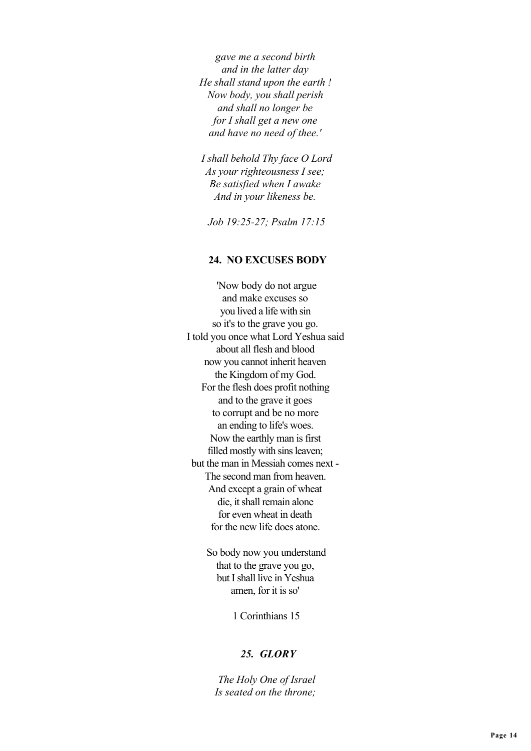*gave me a second birth*
*and in the latter day*
*He shall stand upon the earth !*
*Now body, you shall perish*
*and shall no longer be*
*for I shall get a new one*
*and have no need of thee.'*

*I shall behold Thy face O Lord*
*As your righteousness I see;*
*Be satisfied when I awake*
*And in your likeness be.*

*Job 19:25-27; Psalm 17:15*

### 24. NO EXCUSES BODY

'Now body do not argue
and make excuses so
you lived a life with sin
so it's to the grave you go.
I told you once what Lord Yeshua said
about all flesh and blood
now you cannot inherit heaven
the Kingdom of my God.
For the flesh does profit nothing
and to the grave it goes
to corrupt and be no more
an ending to life's woes.
Now the earthly man is first
filled mostly with sins leaven;
but the man in Messiah comes next -
The second man from heaven.
And except a grain of wheat
die, it shall remain alone
for even wheat in death
for the new life does atone.

So body now you understand
that to the grave you go,
but I shall live in Yeshua
amen, for it is so'

1 Corinthians 15

### *25. GLORY*

*The Holy One of Israel*
*Is seated on the throne;*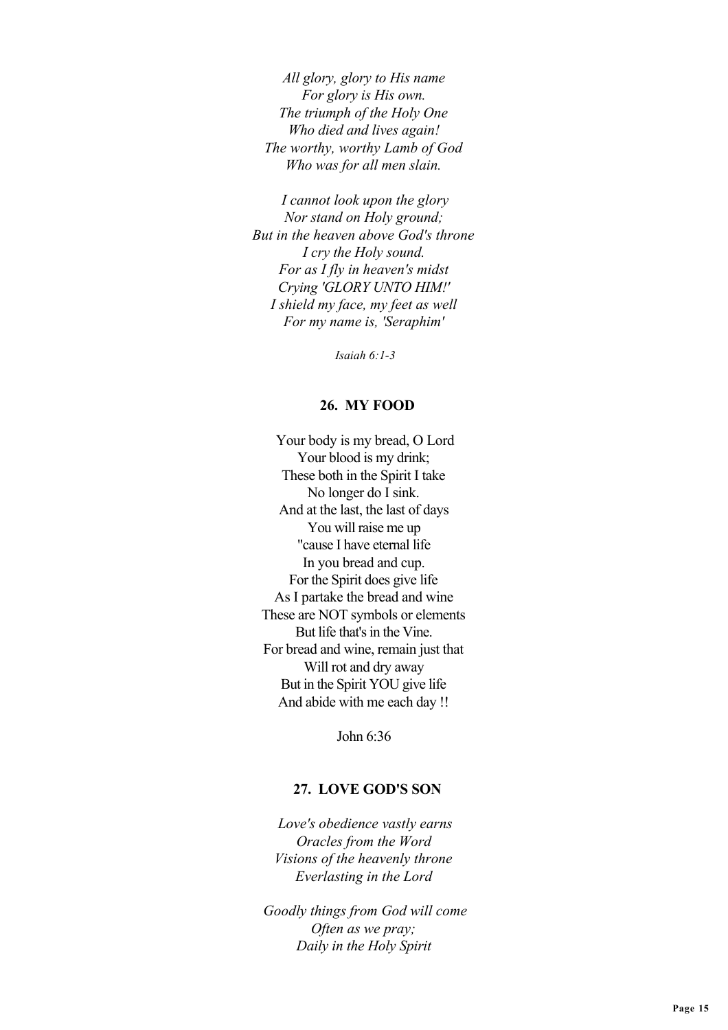*All glory, glory to His name*
*For glory is His own.*
*The triumph of the Holy One*
*Who died and lives again!*
*The worthy, worthy Lamb of God*
*Who was for all men slain.*

*I cannot look upon the glory*
*Nor stand on Holy ground;*
*But in the heaven above God's throne*
*I cry the Holy sound.*
*For as I fly in heaven's midst*
*Crying 'GLORY UNTO HIM!'*
*I shield my face, my feet as well*
*For my name is, 'Seraphim'*

*Isaiah 6:1-3*

**26. MY FOOD**

Your body is my bread, O Lord
Your blood is my drink;
These both in the Spirit I take
No longer do I sink.
And at the last, the last of days
You will raise me up
"cause I have eternal life
In you bread and cup.
For the Spirit does give life
As I partake the bread and wine
These are NOT symbols or elements
But life that's in the Vine.
For bread and wine, remain just that
Will rot and dry away
But in the Spirit YOU give life
And abide with me each day !!

John 6:36

**27. LOVE GOD'S SON**

*Love's obedience vastly earns*
*Oracles from the Word*
*Visions of the heavenly throne*
*Everlasting in the Lord*

*Goodly things from God will come*
*Often as we pray;*
*Daily in the Holy Spirit*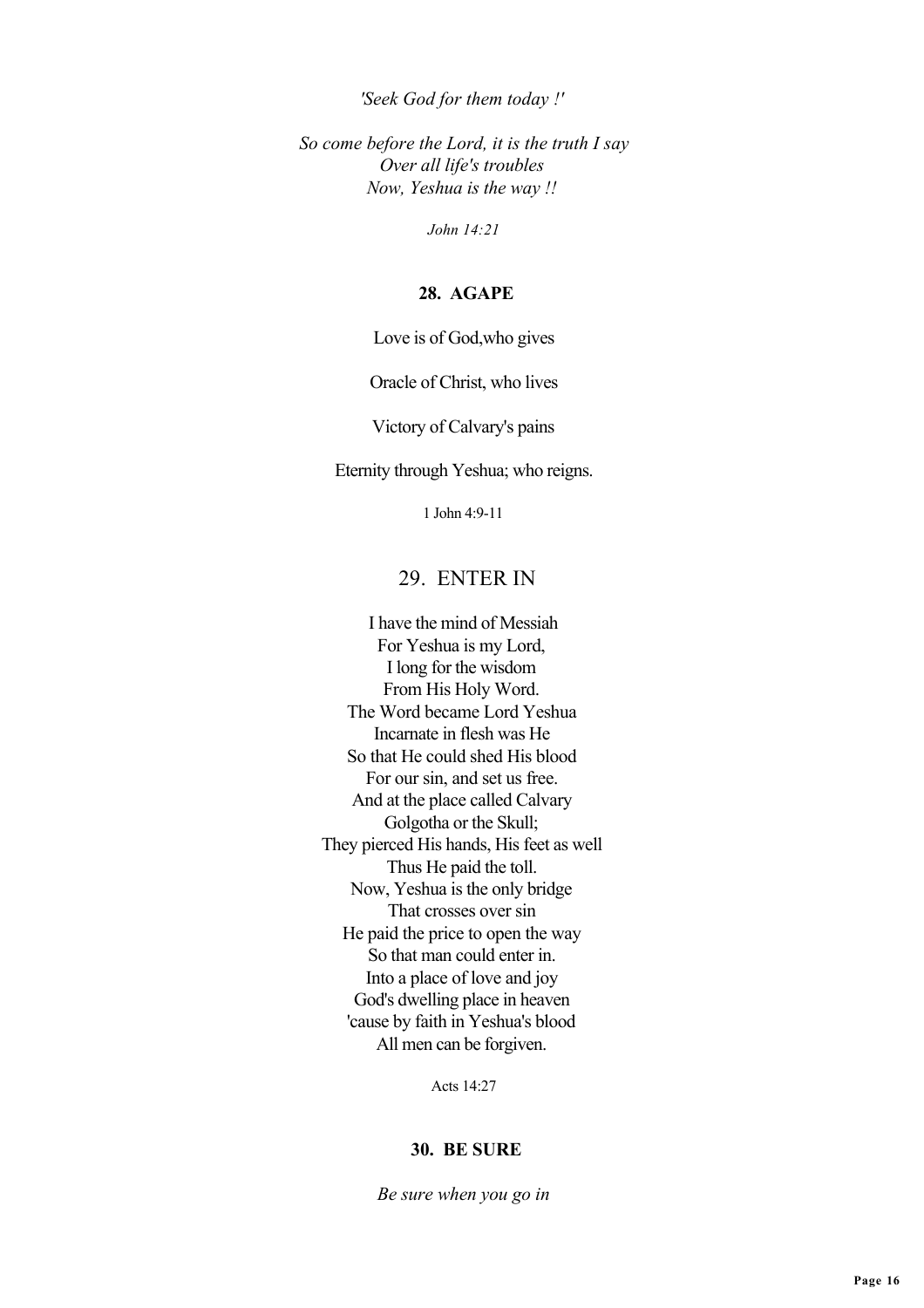*'Seek God for them today !'*

*So come before the Lord, it is the truth I say*
*Over all life's troubles*
*Now, Yeshua is the way !!*

*John 14:21*

### 28. AGAPE

Love is of God,who gives

Oracle of Christ, who lives

Victory of Calvary's pains

Eternity through Yeshua; who reigns.

1 John 4:9-11

### 29. ENTER IN

I have the mind of Messiah
For Yeshua is my Lord,
I long for the wisdom
From His Holy Word.
The Word became Lord Yeshua
Incarnate in flesh was He
So that He could shed His blood
For our sin, and set us free.
And at the place called Calvary
Golgotha or the Skull;
They pierced His hands, His feet as well
Thus He paid the toll.
Now, Yeshua is the only bridge
That crosses over sin
He paid the price to open the way
So that man could enter in.
Into a place of love and joy
God's dwelling place in heaven
'cause by faith in Yeshua's blood
All men can be forgiven.

Acts 14:27

### 30. BE SURE

*Be sure when you go in*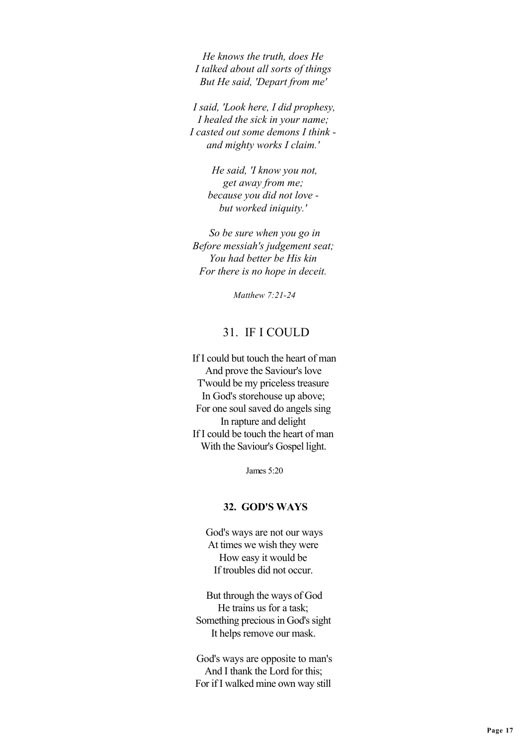*He knows the truth, does He*
*I talked about all sorts of things*
*But He said, 'Depart from me'*

*I said, 'Look here, I did prophesy,*
*I healed the sick in your name;*
*I casted out some demons I think -*
*and mighty works I claim.'*

*He said, 'I know you not,*
*get away from me;*
*because you did not love -*
*but worked iniquity.'*

*So be sure when you go in*
*Before messiah's judgement seat;*
*You had better be His kin*
*For there is no hope in deceit.*

*Matthew 7:21-24*

## 31. IF I COULD

If I could but touch the heart of man
And prove the Saviour's love
T'would be my priceless treasure
In God's storehouse up above;
For one soul saved do angels sing
In rapture and delight
If I could be touch the heart of man
With the Saviour's Gospel light.

James 5:20

## 32. GOD'S WAYS

God's ways are not our ways
At times we wish they were
How easy it would be
If troubles did not occur.

But through the ways of God
He trains us for a task;
Something precious in God's sight
It helps remove our mask.

God's ways are opposite to man's
And I thank the Lord for this;
For if I walked mine own way still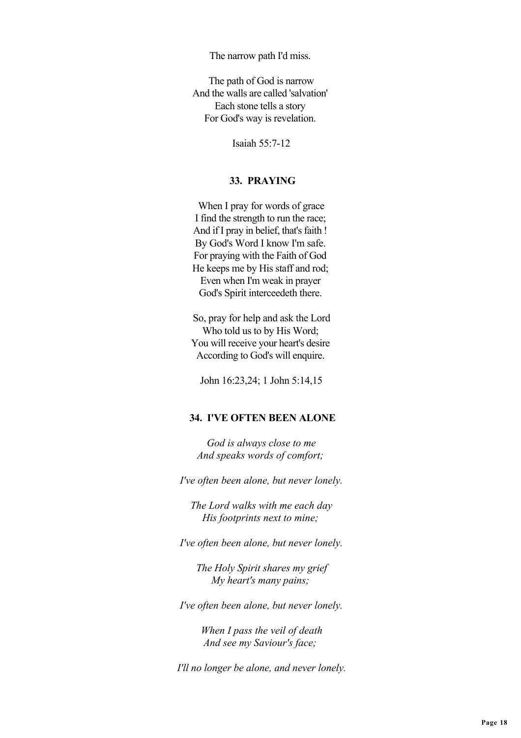The narrow path I'd miss.

The path of God is narrow  
And the walls are called 'salvation'  
Each stone tells a story  
For God's way is revelation.

Isaiah 55:7-12

## 33. PRAYING

When I pray for words of grace  
I find the strength to run the race;  
And if I pray in belief, that's faith !  
By God's Word I know I'm safe.  
For praying with the Faith of God  
He keeps me by His staff and rod;  
Even when I'm weak in prayer  
God's Spirit interceedeth there.

So, pray for help and ask the Lord  
Who told us to by His Word;  
You will receive your heart's desire  
According to God's will enquire.

John 16:23,24; 1 John 5:14,15

## 34. I'VE OFTEN BEEN ALONE

*God is always close to me*  
*And speaks words of comfort;*

*I've often been alone, but never lonely.*

*The Lord walks with me each day*  
*His footprints next to mine;*

*I've often been alone, but never lonely.*

*The Holy Spirit shares my grief*  
*My heart's many pains;*

*I've often been alone, but never lonely.*

*When I pass the veil of death*  
*And see my Saviour's face;*

*I'll no longer be alone, and never lonely.*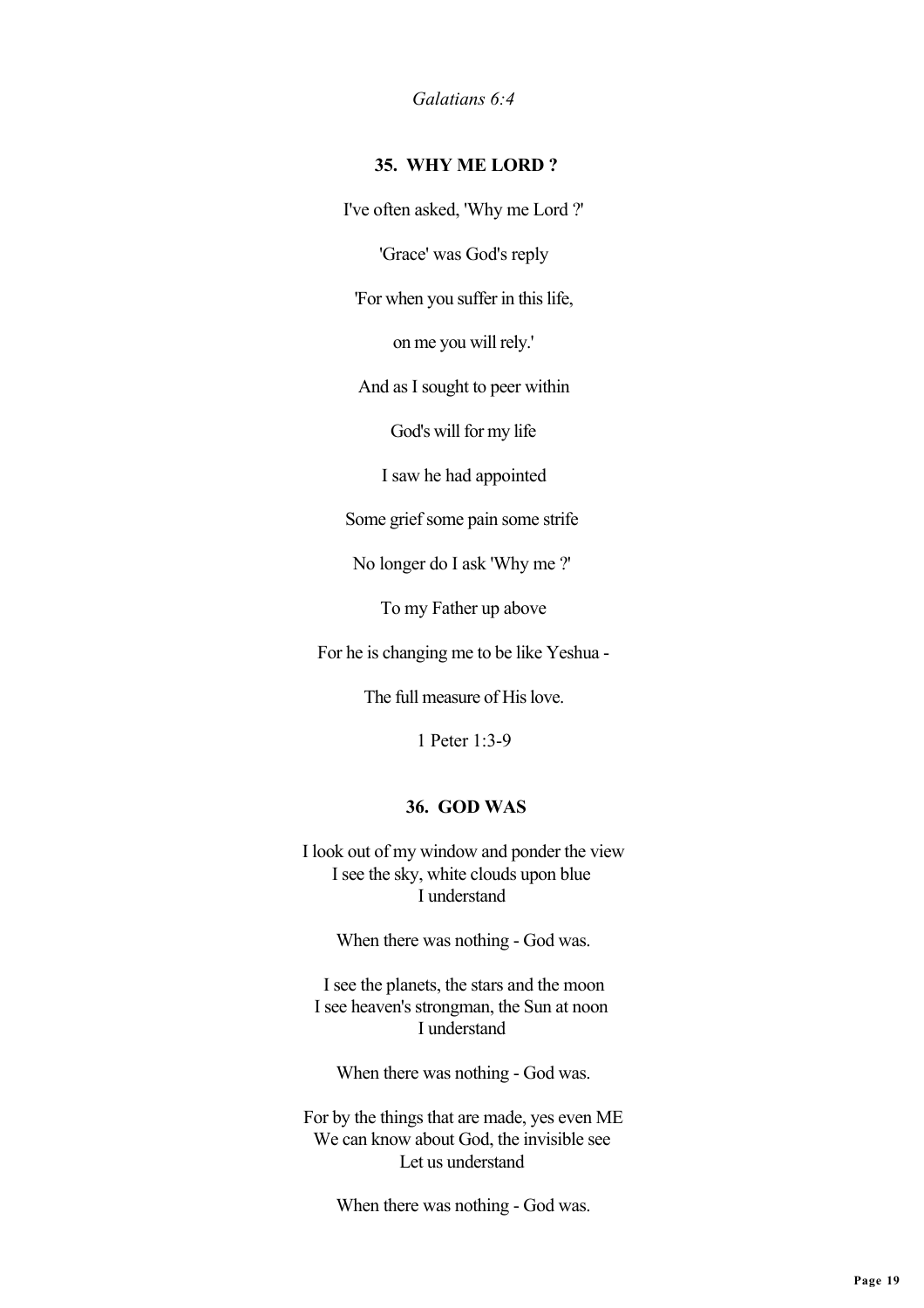*Galatians 6:4*

### 35. WHY ME LORD ?

I've often asked, 'Why me Lord ?'

'Grace' was God's reply

'For when you suffer in this life,

on me you will rely.'

And as I sought to peer within

God's will for my life

I saw he had appointed

Some grief some pain some strife

No longer do I ask 'Why me ?'

To my Father up above

For he is changing me to be like Yeshua -

The full measure of His love.

1 Peter 1:3-9

### 36. GOD WAS

I look out of my window and ponder the view
I see the sky, white clouds upon blue
I understand

When there was nothing - God was.

I see the planets, the stars and the moon
I see heaven's strongman, the Sun at noon
I understand

When there was nothing - God was.

For by the things that are made, yes even ME
We can know about God, the invisible see
Let us understand

When there was nothing - God was.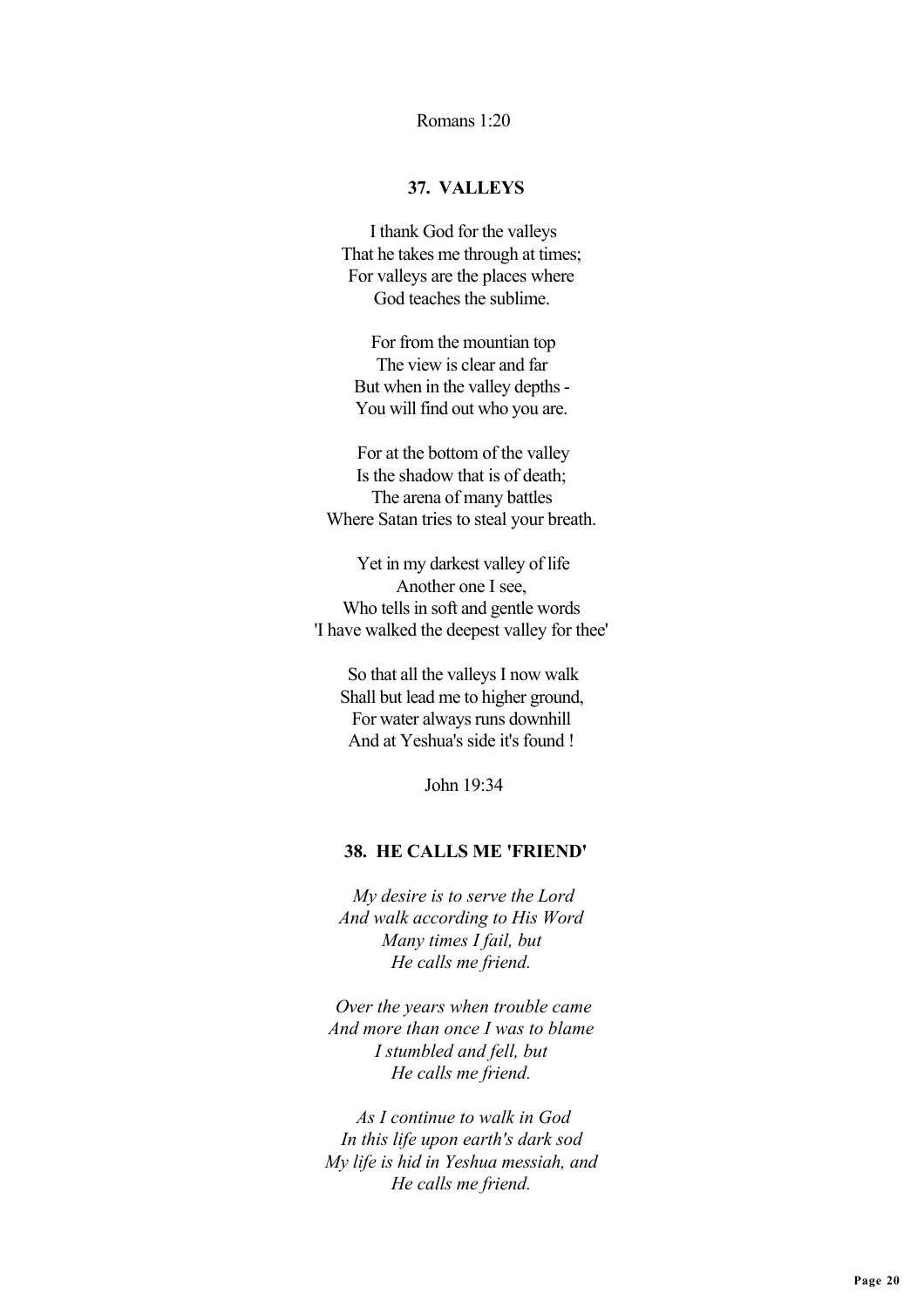Romans 1:20

### 37. VALLEYS

I thank God for the valleys
That he takes me through at times;
For valleys are the places where
God teaches the sublime.

For from the mountian top
The view is clear and far
But when in the valley depths -
You will find out who you are.

For at the bottom of the valley
Is the shadow that is of death;
The arena of many battles
Where Satan tries to steal your breath.

Yet in my darkest valley of life
Another one I see,
Who tells in soft and gentle words
'I have walked the deepest valley for thee'

So that all the valleys I now walk
Shall but lead me to higher ground,
For water always runs downhill
And at Yeshua's side it's found !

John 19:34

### 38. HE CALLS ME 'FRIEND'

*My desire is to serve the Lord*
*And walk according to His Word*
*Many times I fail, but*
*He calls me friend.*

*Over the years when trouble came*
*And more than once I was to blame*
*I stumbled and fell, but*
*He calls me friend.*

*As I continue to walk in God*
*In this life upon earth's dark sod*
*My life is hid in Yeshua messiah, and*
*He calls me friend.*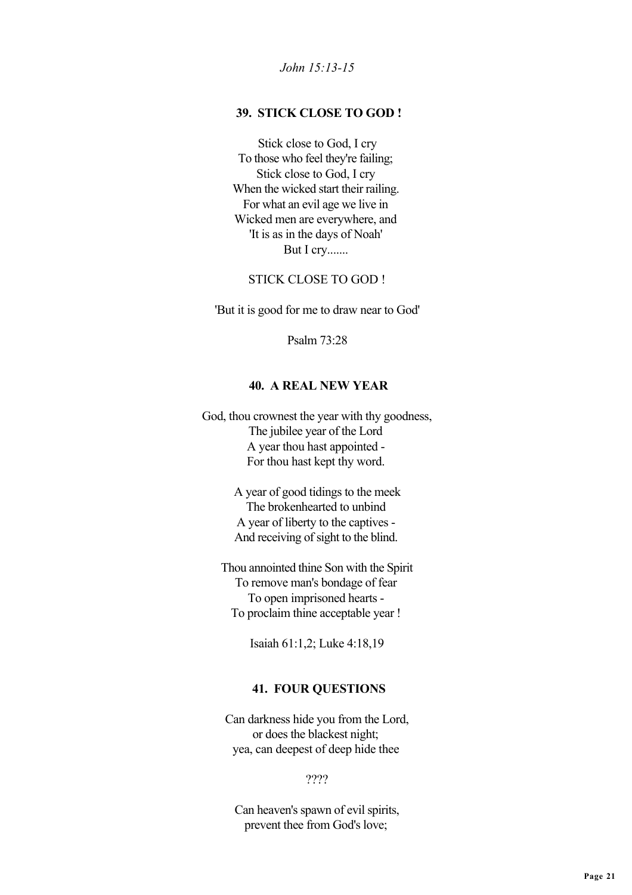*John 15:13-15*

## 39. STICK CLOSE TO GOD !

Stick close to God, I cry
To those who feel they're failing;
Stick close to God, I cry
When the wicked start their railing.
For what an evil age we live in
Wicked men are everywhere, and
'It is as in the days of Noah'
But I cry.......

STICK CLOSE TO GOD !

'But it is good for me to draw near to God'

Psalm 73:28

## 40. A REAL NEW YEAR

God, thou crownest the year with thy goodness,
The jubilee year of the Lord
A year thou hast appointed -
For thou hast kept thy word.

A year of good tidings to the meek
The brokenhearted to unbind
A year of liberty to the captives -
And receiving of sight to the blind.

Thou annointed thine Son with the Spirit
To remove man's bondage of fear
To open imprisoned hearts -
To proclaim thine acceptable year !

Isaiah 61:1,2; Luke 4:18,19

## 41. FOUR QUESTIONS

Can darkness hide you from the Lord,
or does the blackest night;
yea, can deepest of deep hide thee

????

Can heaven's spawn of evil spirits,
prevent thee from God's love;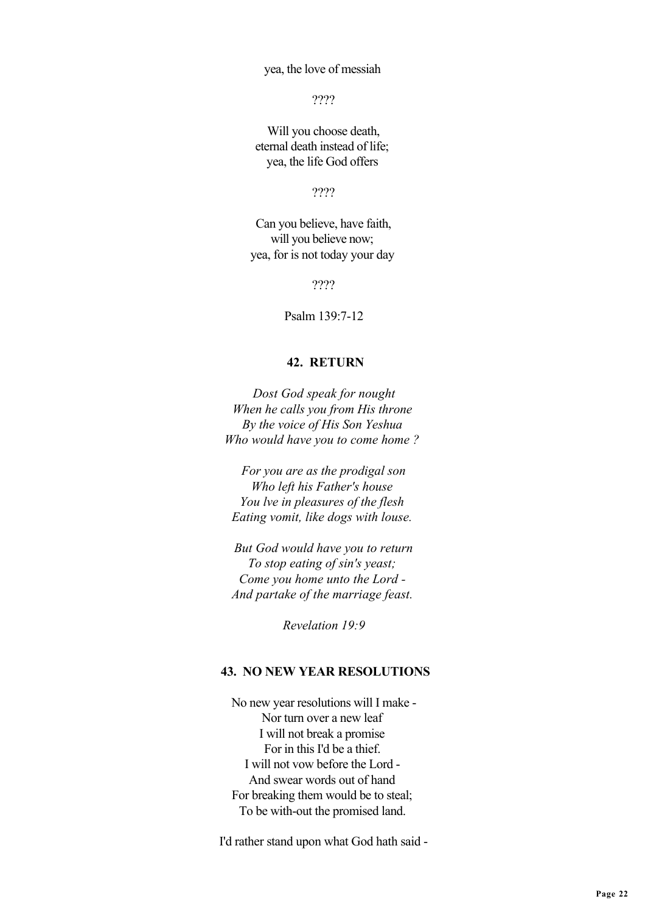yea, the love of messiah

????

Will you choose death,  
eternal death instead of life;  
yea, the life God offers

????

Can you believe, have faith,  
will you believe now;  
yea, for is not today your day

????

Psalm 139:7-12

### 42. RETURN

*Dost God speak for nought*  
*When he calls you from His throne*  
*By the voice of His Son Yeshua*  
*Who would have you to come home ?*

*For you are as the prodigal son*  
*Who left his Father's house*  
*You lve in pleasures of the flesh*  
*Eating vomit, like dogs with louse.*

*But God would have you to return*  
*To stop eating of sin's yeast;*  
*Come you home unto the Lord -*  
*And partake of the marriage feast.*

*Revelation 19:9*

### 43. NO NEW YEAR RESOLUTIONS

No new year resolutions will I make -  
Nor turn over a new leaf  
I will not break a promise  
For in this I'd be a thief.  
I will not vow before the Lord -  
And swear words out of hand  
For breaking them would be to steal;  
To be with-out the promised land.

I'd rather stand upon what God hath said -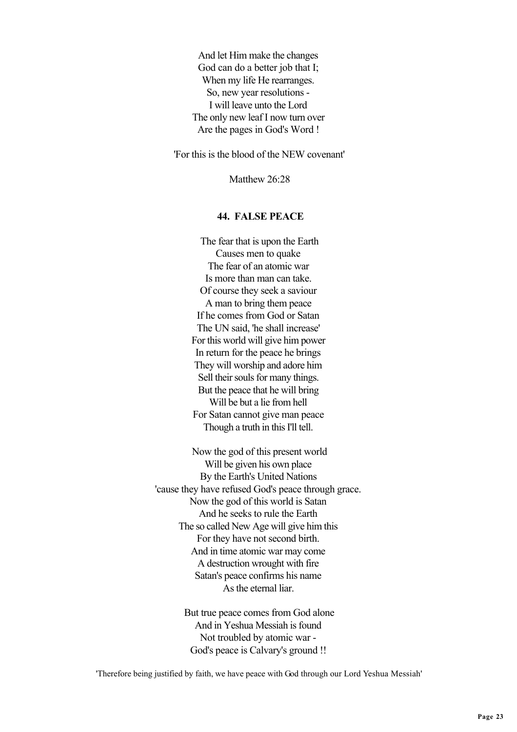And let Him make the changes
God can do a better job that I;
When my life He rearranges.
So, new year resolutions -
I will leave unto the Lord
The only new leaf I now turn over
Are the pages in God's Word !

'For this is the blood of the NEW covenant'

Matthew 26:28

### 44. FALSE PEACE

The fear that is upon the Earth
Causes men to quake
The fear of an atomic war
Is more than man can take.
Of course they seek a saviour
A man to bring them peace
If he comes from God or Satan
The UN said, 'he shall increase'
For this world will give him power
In return for the peace he brings
They will worship and adore him
Sell their souls for many things.
But the peace that he will bring
Will be but a lie from hell
For Satan cannot give man peace
Though a truth in this I'll tell.

Now the god of this present world
Will be given his own place
By the Earth's United Nations
'cause they have refused God's peace through grace.
Now the god of this world is Satan
And he seeks to rule the Earth
The so called New Age will give him this
For they have not second birth.
And in time atomic war may come
A destruction wrought with fire
Satan's peace confirms his name
As the eternal liar.

But true peace comes from God alone
And in Yeshua Messiah is found
Not troubled by atomic war -
God's peace is Calvary's ground !!

'Therefore being justified by faith, we have peace with God through our Lord Yeshua Messiah'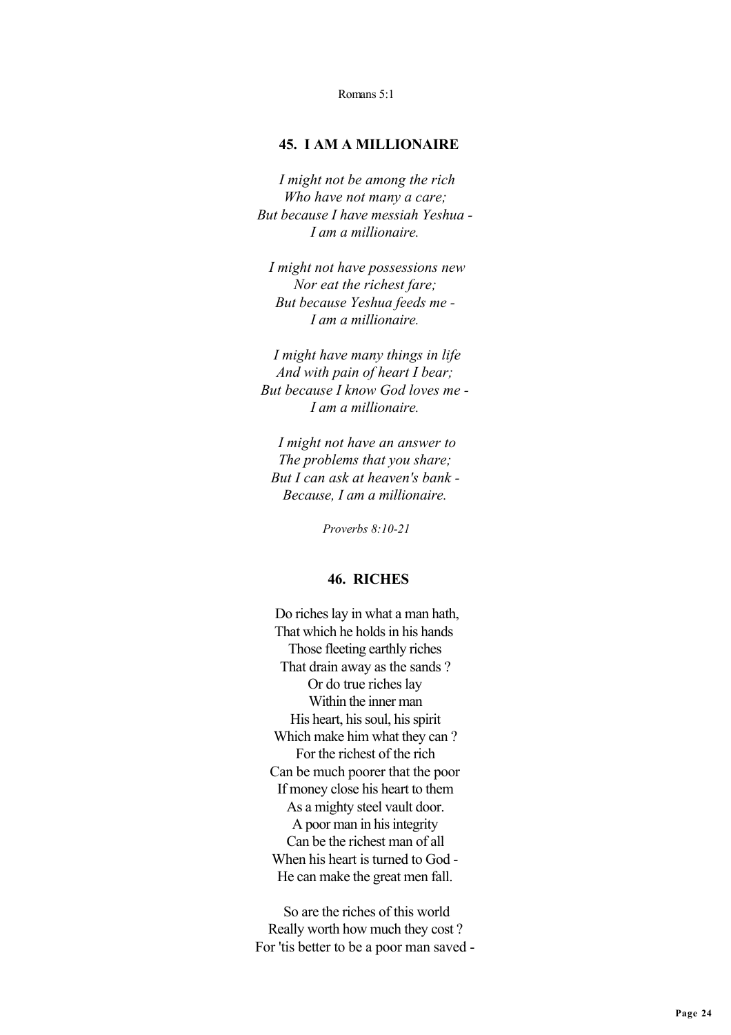Romans 5:1

## 45. I AM A MILLIONAIRE

*I might not be among the rich*
*Who have not many a care;*
*But because I have messiah Yeshua -*
*I am a millionaire.*

*I might not have possessions new*
*Nor eat the richest fare;*
*But because Yeshua feeds me -*
*I am a millionaire.*

*I might have many things in life*
*And with pain of heart I bear;*
*But because I know God loves me -*
*I am a millionaire.*

*I might not have an answer to*
*The problems that you share;*
*But I can ask at heaven's bank -*
*Because, I am a millionaire.*

*Proverbs 8:10-21*

## 46. RICHES

Do riches lay in what a man hath,
That which he holds in his hands
Those fleeting earthly riches
That drain away as the sands ?
Or do true riches lay
Within the inner man
His heart, his soul, his spirit
Which make him what they can ?
For the richest of the rich
Can be much poorer that the poor
If money close his heart to them
As a mighty steel vault door.
A poor man in his integrity
Can be the richest man of all
When his heart is turned to God -
He can make the great men fall.

So are the riches of this world
Really worth how much they cost ?
For 'tis better to be a poor man saved -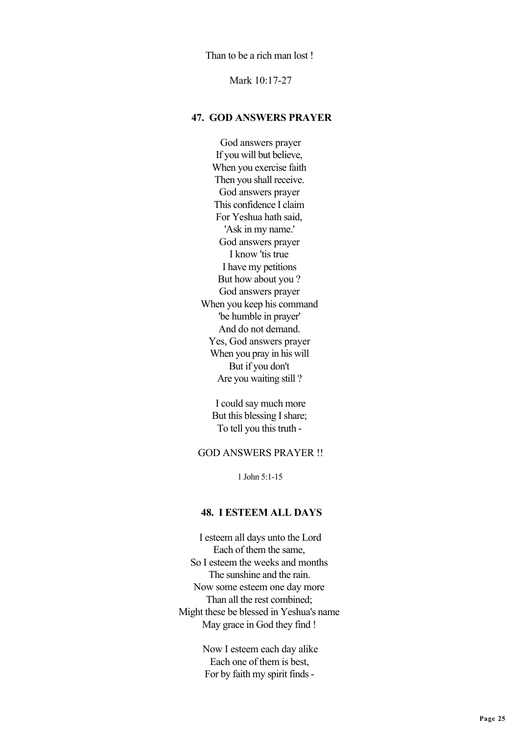Than to be a rich man lost !

Mark 10:17-27

### 47. GOD ANSWERS PRAYER

God answers prayer
If you will but believe,
When you exercise faith
Then you shall receive.
God answers prayer
This confidence I claim
For Yeshua hath said,
'Ask in my name.'
God answers prayer
I know 'tis true
I have my petitions
But how about you ?
God answers prayer
When you keep his command
'be humble in prayer'
And do not demand.
Yes, God answers prayer
When you pray in his will
But if you don't
Are you waiting still ?

I could say much more
But this blessing I share;
To tell you this truth -

GOD ANSWERS PRAYER !!

1 John 5:1-15

### 48. I ESTEEM ALL DAYS

I esteem all days unto the Lord
Each of them the same,
So I esteem the weeks and months
The sunshine and the rain.
Now some esteem one day more
Than all the rest combined;
Might these be blessed in Yeshua's name
May grace in God they find !

Now I esteem each day alike
Each one of them is best,
For by faith my spirit finds -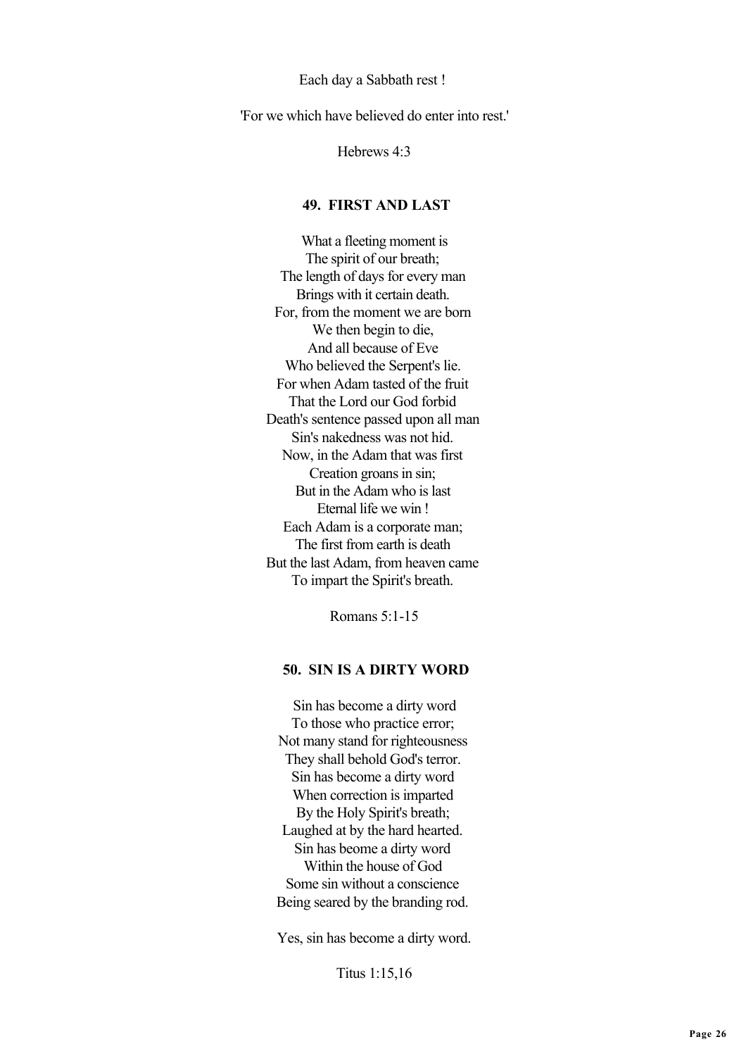Each day a Sabbath rest !

'For we which have believed do enter into rest.'

Hebrews 4:3

### 49. FIRST AND LAST

What a fleeting moment is
The spirit of our breath;
The length of days for every man
Brings with it certain death.
For, from the moment we are born
We then begin to die,
And all because of Eve
Who believed the Serpent's lie.
For when Adam tasted of the fruit
That the Lord our God forbid
Death's sentence passed upon all man
Sin's nakedness was not hid.
Now, in the Adam that was first
Creation groans in sin;
But in the Adam who is last
Eternal life we win !
Each Adam is a corporate man;
The first from earth is death
But the last Adam, from heaven came
To impart the Spirit's breath.

Romans 5:1-15

### 50. SIN IS A DIRTY WORD

Sin has become a dirty word
To those who practice error;
Not many stand for righteousness
They shall behold God's terror.
Sin has become a dirty word
When correction is imparted
By the Holy Spirit's breath;
Laughed at by the hard hearted.
Sin has beome a dirty word
Within the house of God
Some sin without a conscience
Being seared by the branding rod.

Yes, sin has become a dirty word.

Titus 1:15,16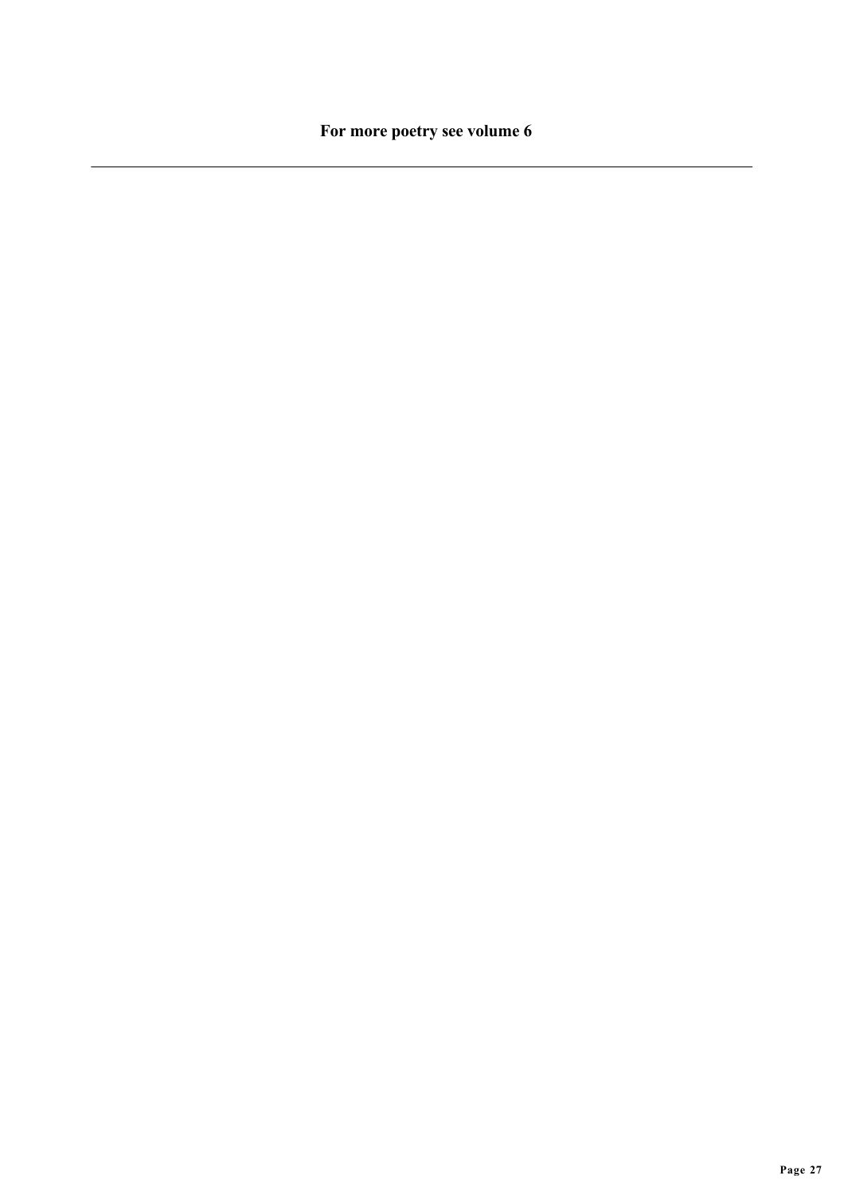**For more poetry see volume 6**

---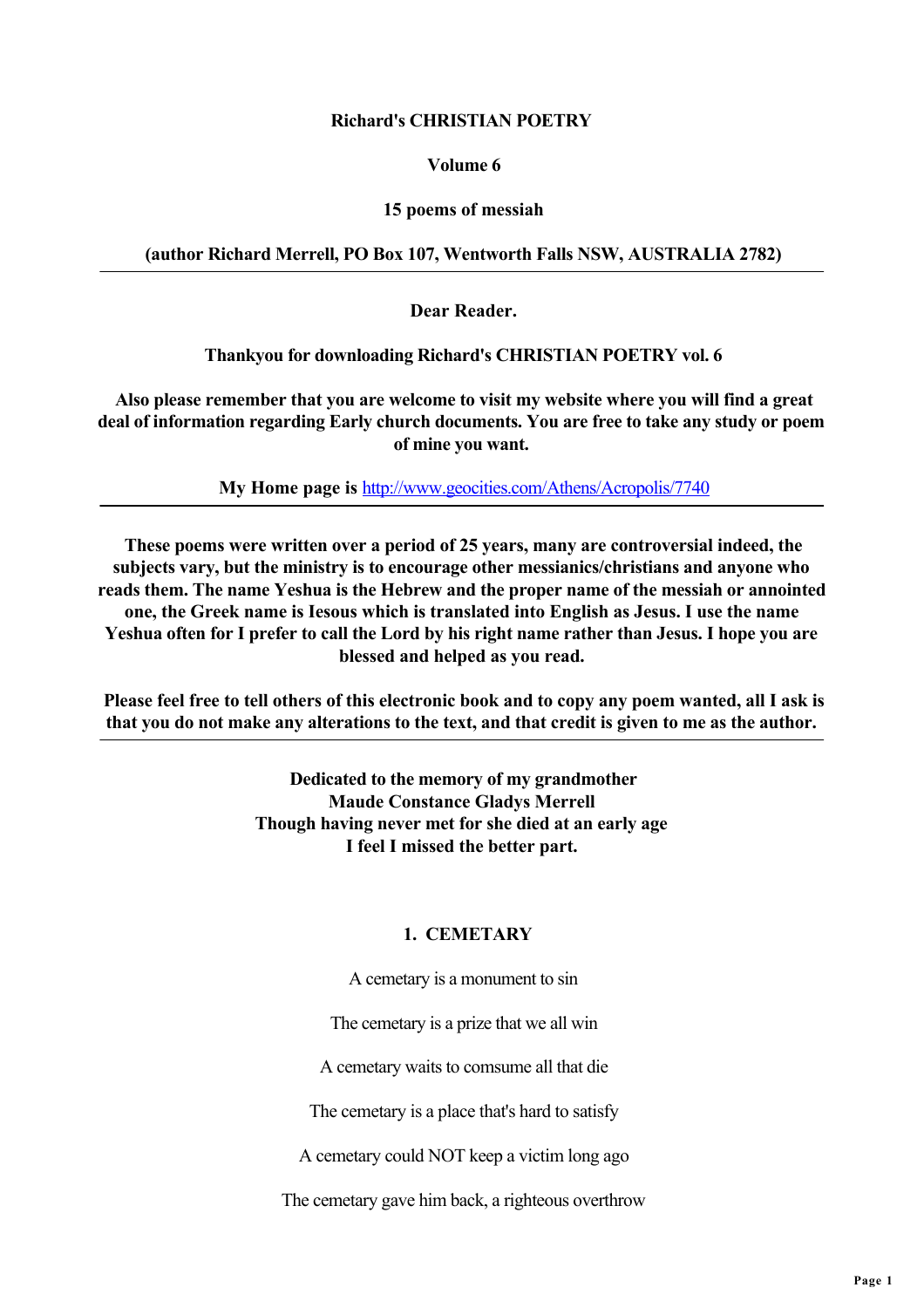**Richard's CHRISTIAN POETRY**

**Volume 6**

**15 poems of messiah**

**(author Richard Merrell, PO Box 107, Wentworth Falls NSW, AUSTRALIA 2782)**

---

**Dear Reader.**

**Thankyou for downloading Richard's CHRISTIAN POETRY vol. 6**

**Also please remember that you are welcome to visit my website where you will find a great deal of information regarding Early church documents. You are free to take any study or poem of mine you want.**

**My Home page is** http://www.geocities.com/Athens/Acropolis/7740

---

**These poems were written over a period of 25 years, many are controversial indeed, the subjects vary, but the ministry is to encourage other messianics/christians and anyone who reads them. The name Yeshua is the Hebrew and the proper name of the messiah or annointed one, the Greek name is Iesous which is translated into English as Jesus. I use the name Yeshua often for I prefer to call the Lord by his right name rather than Jesus. I hope you are blessed and helped as you read.**

**Please feel free to tell others of this electronic book and to copy any poem wanted, all I ask is that you do not make any alterations to the text, and that credit is given to me as the author.**

---

**Dedicated to the memory of my grandmother**
**Maude Constance Gladys Merrell**
**Though having never met for she died at an early age**
**I feel I missed the better part.**

## 1. CEMETARY

A cemetary is a monument to sin

The cemetary is a prize that we all win

A cemetary waits to comsume all that die

The cemetary is a place that's hard to satisfy

A cemetary could NOT keep a victim long ago

The cemetary gave him back, a righteous overthrow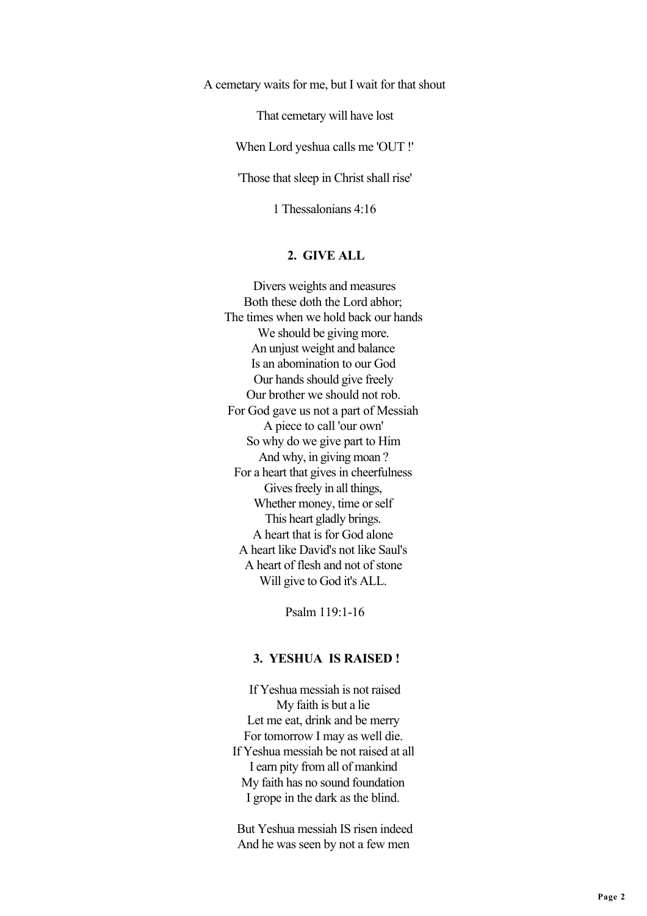A cemetary waits for me, but I wait for that shout

That cemetary will have lost

When Lord yeshua calls me 'OUT !'

'Those that sleep in Christ shall rise'

1 Thessalonians 4:16

### 2. GIVE ALL

Divers weights and measures  
Both these doth the Lord abhor;  
The times when we hold back our hands  
We should be giving more.  
An unjust weight and balance  
Is an abomination to our God  
Our hands should give freely  
Our brother we should not rob.  
For God gave us not a part of Messiah  
A piece to call 'our own'  
So why do we give part to Him  
And why, in giving moan ?  
For a heart that gives in cheerfulness  
Gives freely in all things,  
Whether money, time or self  
This heart gladly brings.  
A heart that is for God alone  
A heart like David's not like Saul's  
A heart of flesh and not of stone  
Will give to God it's ALL.

Psalm 119:1-16

### 3. YESHUA IS RAISED !

If Yeshua messiah is not raised  
My faith is but a lie  
Let me eat, drink and be merry  
For tomorrow I may as well die.  
If Yeshua messiah be not raised at all  
I earn pity from all of mankind  
My faith has no sound foundation  
I grope in the dark as the blind.

But Yeshua messiah IS risen indeed  
And he was seen by not a few men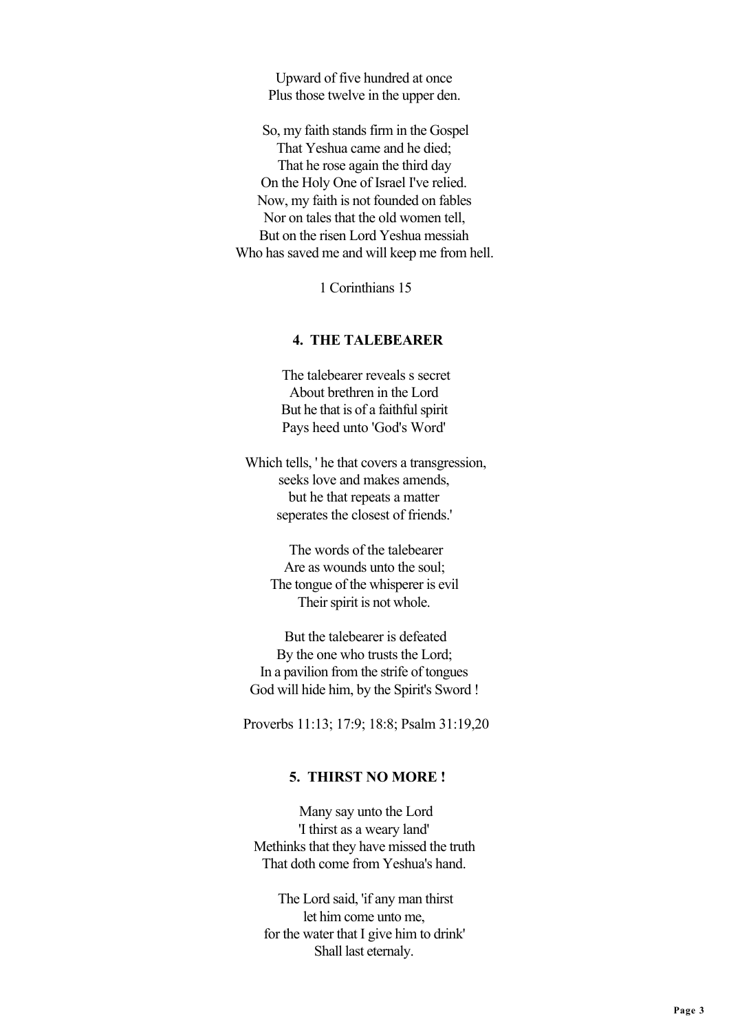Upward of five hundred at once
Plus those twelve in the upper den.

So, my faith stands firm in the Gospel
That Yeshua came and he died;
That he rose again the third day
On the Holy One of Israel I've relied.
Now, my faith is not founded on fables
Nor on tales that the old women tell,
But on the risen Lord Yeshua messiah
Who has saved me and will keep me from hell.

1 Corinthians 15

### 4. THE TALEBEARER

The talebearer reveals s secret
About brethren in the Lord
But he that is of a faithful spirit
Pays heed unto 'God's Word'

Which tells, ' he that covers a transgression,
seeks love and makes amends,
but he that repeats a matter
seperates the closest of friends.'

The words of the talebearer
Are as wounds unto the soul;
The tongue of the whisperer is evil
Their spirit is not whole.

But the talebearer is defeated
By the one who trusts the Lord;
In a pavilion from the strife of tongues
God will hide him, by the Spirit's Sword !

Proverbs 11:13; 17:9; 18:8; Psalm 31:19,20

### 5. THIRST NO MORE !

Many say unto the Lord
'I thirst as a weary land'
Methinks that they have missed the truth
That doth come from Yeshua's hand.

The Lord said, 'if any man thirst
let him come unto me,
for the water that I give him to drink'
Shall last eternaly.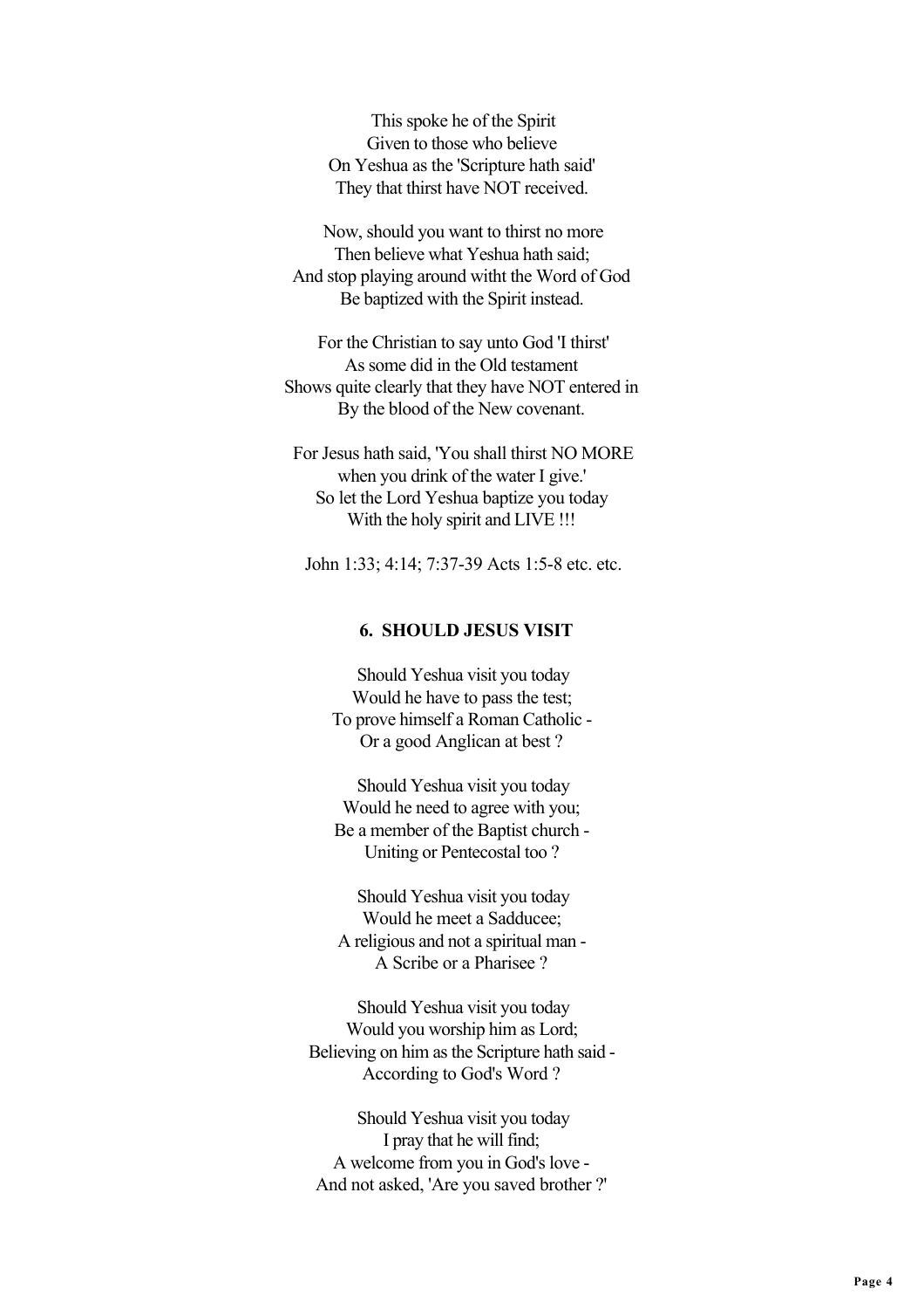This spoke he of the Spirit
Given to those who believe
On Yeshua as the 'Scripture hath said'
They that thirst have NOT received.

Now, should you want to thirst no more
Then believe what Yeshua hath said;
And stop playing around witht the Word of God
Be baptized with the Spirit instead.

For the Christian to say unto God 'I thirst'
As some did in the Old testament
Shows quite clearly that they have NOT entered in
By the blood of the New covenant.

For Jesus hath said, 'You shall thirst NO MORE
when you drink of the water I give.'
So let the Lord Yeshua baptize you today
With the holy spirit and LIVE !!!

John 1:33; 4:14; 7:37-39 Acts 1:5-8 etc. etc.

### 6. SHOULD JESUS VISIT

Should Yeshua visit you today
Would he have to pass the test;
To prove himself a Roman Catholic -
Or a good Anglican at best ?

Should Yeshua visit you today
Would he need to agree with you;
Be a member of the Baptist church -
Uniting or Pentecostal too ?

Should Yeshua visit you today
Would he meet a Sadducee;
A religious and not a spiritual man -
A Scribe or a Pharisee ?

Should Yeshua visit you today
Would you worship him as Lord;
Believing on him as the Scripture hath said -
According to God's Word ?

Should Yeshua visit you today
I pray that he will find;
A welcome from you in God's love -
And not asked, 'Are you saved brother ?'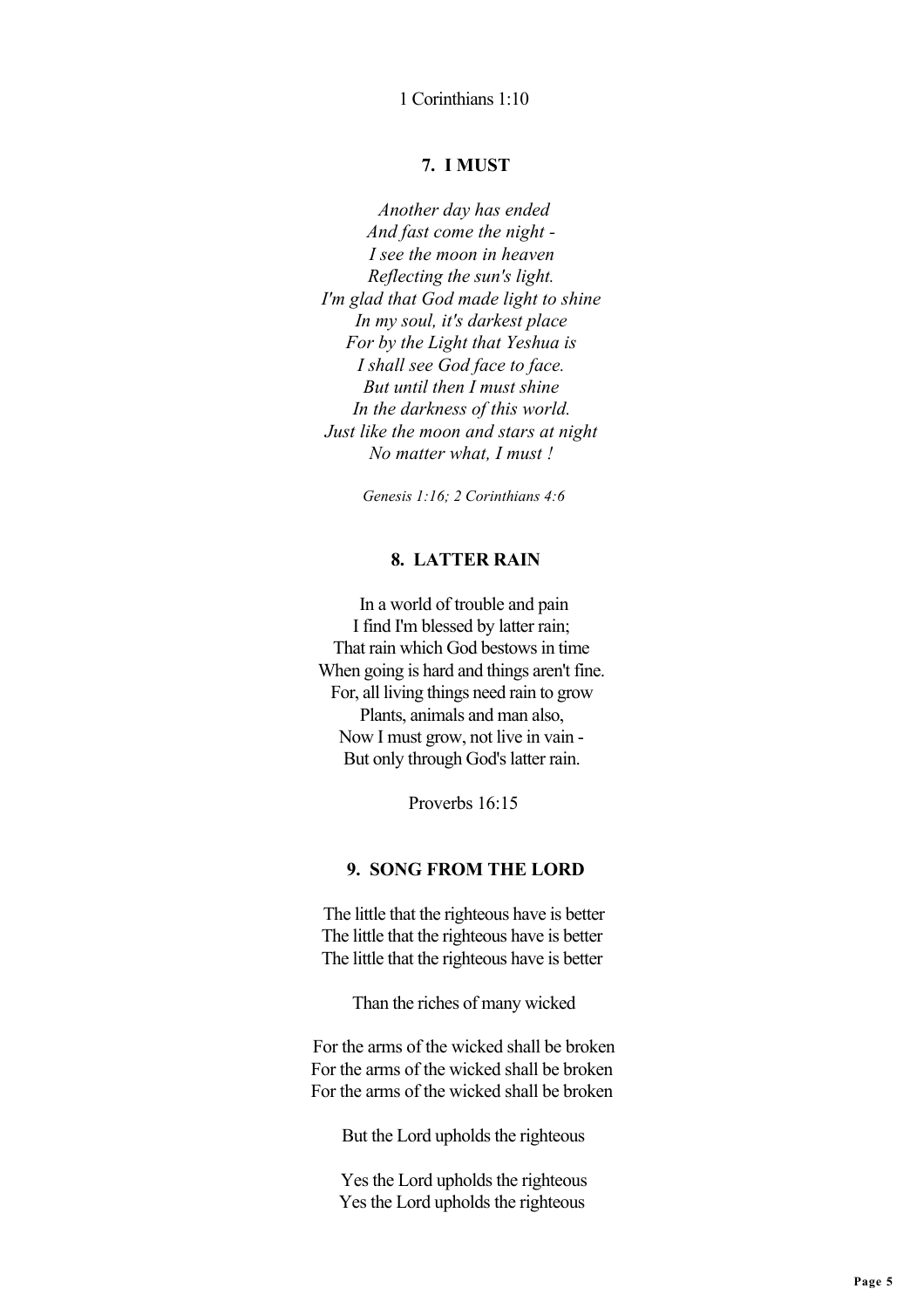1 Corinthians 1:10

### 7. I MUST

*Another day has ended*
*And fast come the night -*
*I see the moon in heaven*
*Reflecting the sun's light.*
*I'm glad that God made light to shine*
*In my soul, it's darkest place*
*For by the Light that Yeshua is*
*I shall see God face to face.*
*But until then I must shine*
*In the darkness of this world.*
*Just like the moon and stars at night*
*No matter what, I must !*

*Genesis 1:16; 2 Corinthians 4:6*

### 8. LATTER RAIN

In a world of trouble and pain
I find I'm blessed by latter rain;
That rain which God bestows in time
When going is hard and things aren't fine.
For, all living things need rain to grow
Plants, animals and man also,
Now I must grow, not live in vain -
But only through God's latter rain.

Proverbs 16:15

### 9. SONG FROM THE LORD

The little that the righteous have is better
The little that the righteous have is better
The little that the righteous have is better

Than the riches of many wicked

For the arms of the wicked shall be broken
For the arms of the wicked shall be broken
For the arms of the wicked shall be broken

But the Lord upholds the righteous

Yes the Lord upholds the righteous
Yes the Lord upholds the righteous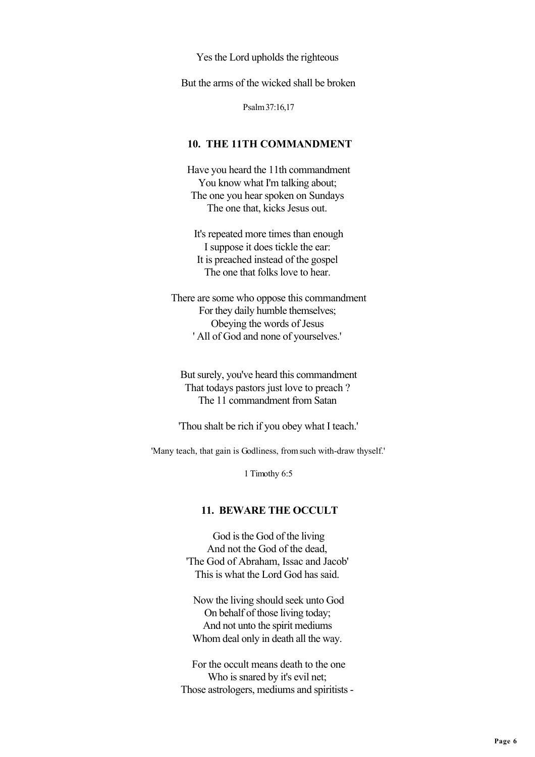Yes the Lord upholds the righteous

But the arms of the wicked shall be broken

Psalm 37:16,17

### 10. THE 11TH COMMANDMENT

Have you heard the 11th commandment
You know what I'm talking about;
The one you hear spoken on Sundays
The one that, kicks Jesus out.

It's repeated more times than enough
I suppose it does tickle the ear:
It is preached instead of the gospel
The one that folks love to hear.

There are some who oppose this commandment
For they daily humble themselves;
Obeying the words of Jesus
' All of God and none of yourselves.'

But surely, you've heard this commandment
That todays pastors just love to preach ?
The 11 commandment from Satan

'Thou shalt be rich if you obey what I teach.'

'Many teach, that gain is Godliness, from such with-draw thyself.'

1 Timothy 6:5

### 11. BEWARE THE OCCULT

God is the God of the living
And not the God of the dead,
'The God of Abraham, Issac and Jacob'
This is what the Lord God has said.

Now the living should seek unto God
On behalf of those living today;
And not unto the spirit mediums
Whom deal only in death all the way.

For the occult means death to the one
Who is snared by it's evil net;
Those astrologers, mediums and spiritists -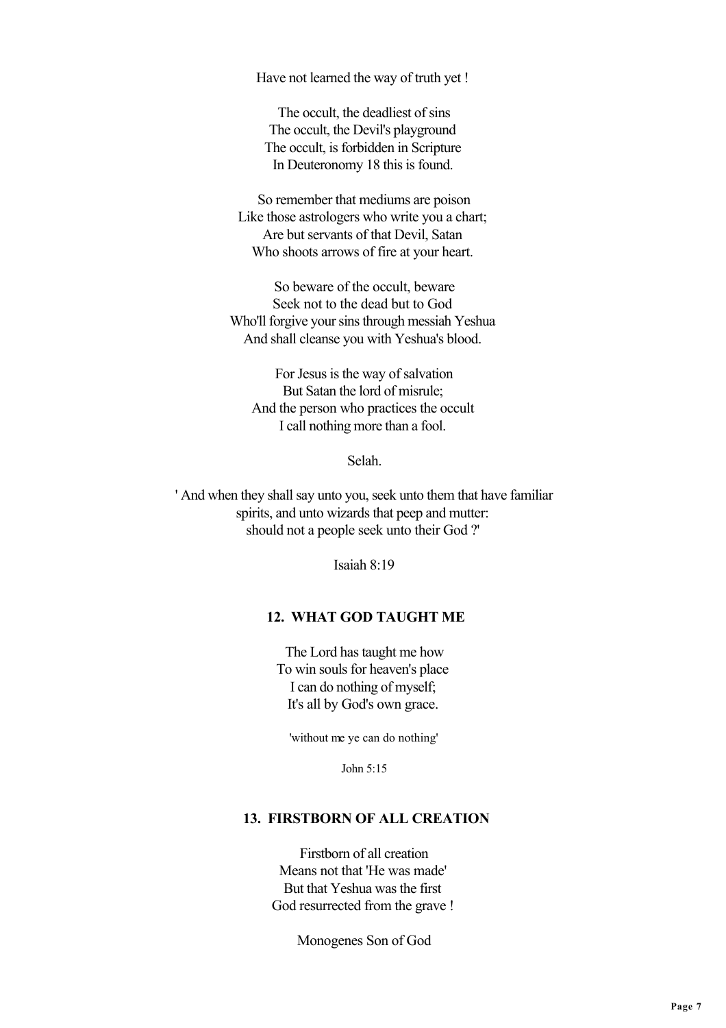Have not learned the way of truth yet !

The occult, the deadliest of sins
The occult, the Devil's playground
The occult, is forbidden in Scripture
In Deuteronomy 18 this is found.

So remember that mediums are poison
Like those astrologers who write you a chart;
Are but servants of that Devil, Satan
Who shoots arrows of fire at your heart.

So beware of the occult, beware
Seek not to the dead but to God
Who'll forgive your sins through messiah Yeshua
And shall cleanse you with Yeshua's blood.

For Jesus is the way of salvation
But Satan the lord of misrule;
And the person who practices the occult
I call nothing more than a fool.

Selah.

' And when they shall say unto you, seek unto them that have familiar spirits, and unto wizards that peep and mutter: should not a people seek unto their God ?'

Isaiah 8:19

### 12. WHAT GOD TAUGHT ME

The Lord has taught me how
To win souls for heaven's place
I can do nothing of myself;
It's all by God's own grace.

'without me ye can do nothing'

John 5:15

### 13. FIRSTBORN OF ALL CREATION

Firstborn of all creation
Means not that 'He was made'
But that Yeshua was the first
God resurrected from the grave !

Monogenes Son of God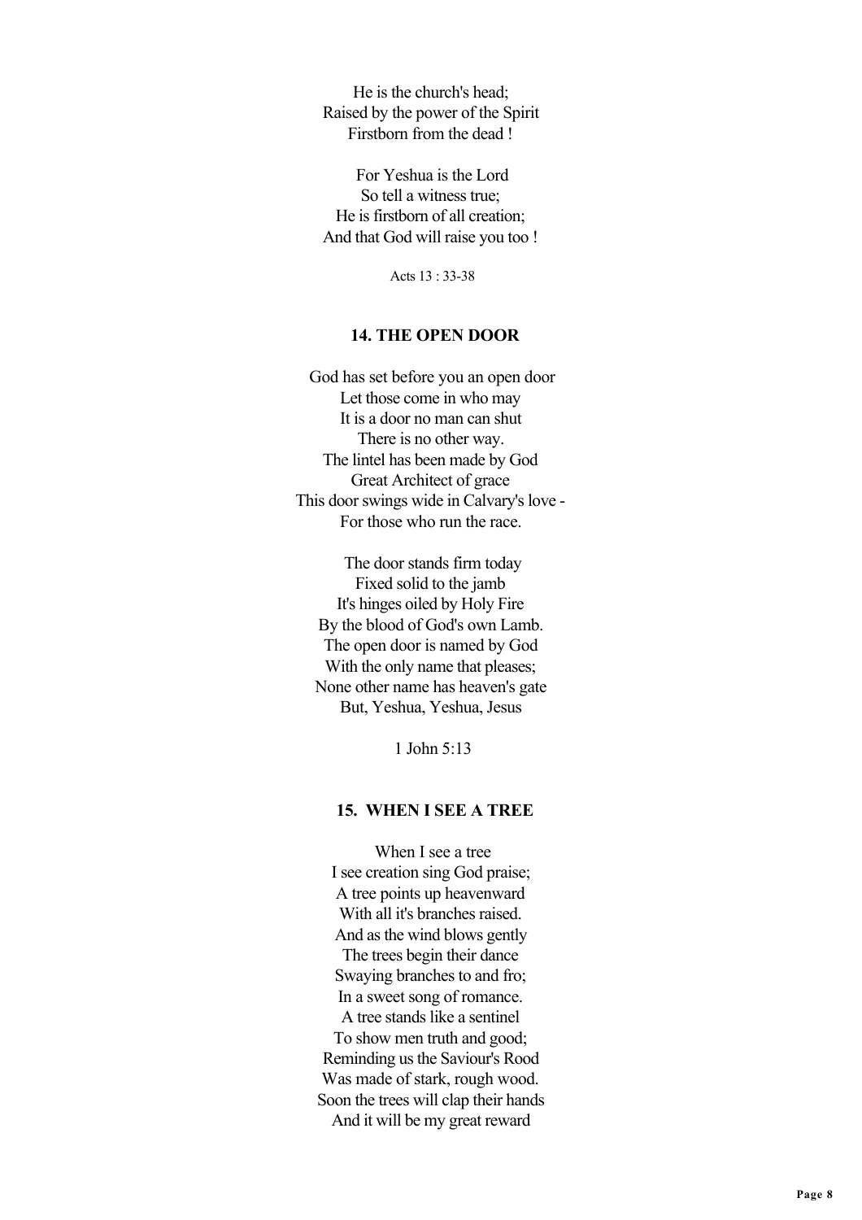He is the church's head;
Raised by the power of the Spirit
Firstborn from the dead !

For Yeshua is the Lord
So tell a witness true;
He is firstborn of all creation;
And that God will raise you too !

Acts 13 : 33-38

### 14. THE OPEN DOOR

God has set before you an open door
Let those come in who may
It is a door no man can shut
There is no other way.
The lintel has been made by God
Great Architect of grace
This door swings wide in Calvary's love -
For those who run the race.

The door stands firm today
Fixed solid to the jamb
It's hinges oiled by Holy Fire
By the blood of God's own Lamb.
The open door is named by God
With the only name that pleases;
None other name has heaven's gate
But, Yeshua, Yeshua, Jesus

1 John 5:13

### 15. WHEN I SEE A TREE

When I see a tree
I see creation sing God praise;
A tree points up heavenward
With all it's branches raised.
And as the wind blows gently
The trees begin their dance
Swaying branches to and fro;
In a sweet song of romance.
A tree stands like a sentinel
To show men truth and good;
Reminding us the Saviour's Rood
Was made of stark, rough wood.
Soon the trees will clap their hands
And it will be my great reward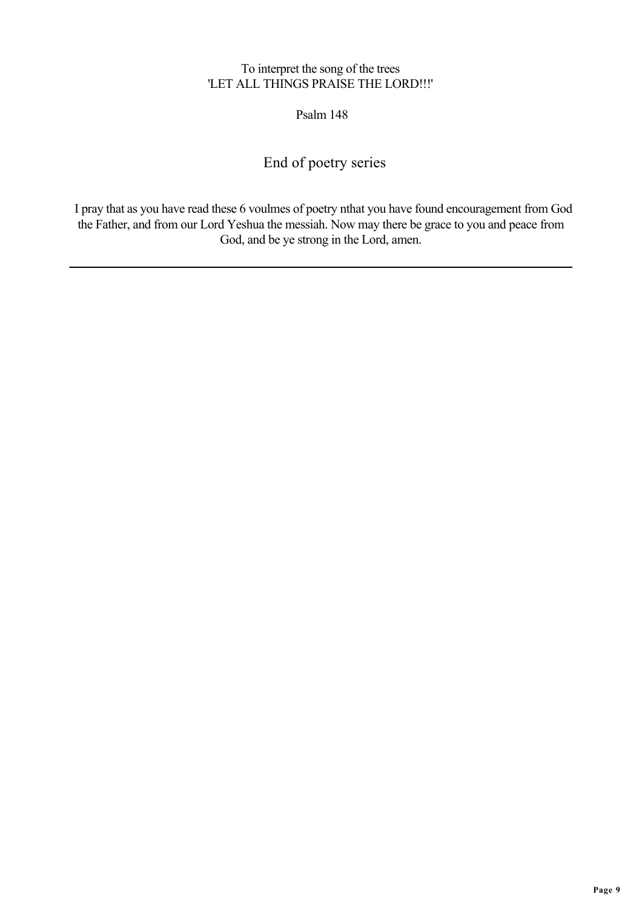To interpret the song of the trees
'LET ALL THINGS PRAISE THE LORD!!!'

Psalm 148

## End of poetry series

I pray that as you have read these 6 voulmes of poetry nthat you have found encouragement from God the Father, and from our Lord Yeshua the messiah. Now may there be grace to you and peace from God, and be ye strong in the Lord, amen.

---